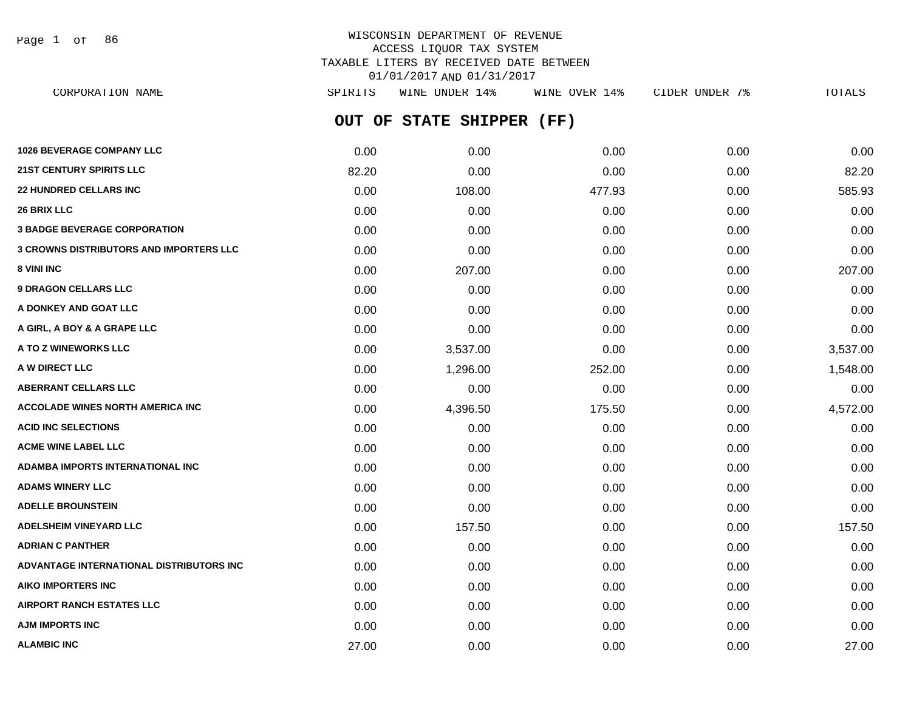WISCONSIN DEPARTMENT OF REVENUE
ACCESS LIQUOR TAX SYSTEM
TAXABLE LITERS BY RECEIVED DATE BETWEEN
01/01/2017 AND 01/31/2017

## OUT OF STATE SHIPPER (FF)

| CORPORATION NAME | SPIRITS | WINE UNDER 14% | WINE OVER 14% | CIDER UNDER 7% | TOTALS |
|---|---|---|---|---|---|
| **1026 BEVERAGE COMPANY LLC** | 0.00 | 0.00 | 0.00 | 0.00 | 0.00 |
| **21ST CENTURY SPIRITS LLC** | 82.20 | 0.00 | 0.00 | 0.00 | 82.20 |
| **22 HUNDRED CELLARS INC** | 0.00 | 108.00 | 477.93 | 0.00 | 585.93 |
| **26 BRIX LLC** | 0.00 | 0.00 | 0.00 | 0.00 | 0.00 |
| **3 BADGE BEVERAGE CORPORATION** | 0.00 | 0.00 | 0.00 | 0.00 | 0.00 |
| **3 CROWNS DISTRIBUTORS AND IMPORTERS LLC** | 0.00 | 0.00 | 0.00 | 0.00 | 0.00 |
| **8 VINI INC** | 0.00 | 207.00 | 0.00 | 0.00 | 207.00 |
| **9 DRAGON CELLARS LLC** | 0.00 | 0.00 | 0.00 | 0.00 | 0.00 |
| **A DONKEY AND GOAT LLC** | 0.00 | 0.00 | 0.00 | 0.00 | 0.00 |
| **A GIRL, A BOY & A GRAPE LLC** | 0.00 | 0.00 | 0.00 | 0.00 | 0.00 |
| **A TO Z WINEWORKS LLC** | 0.00 | 3,537.00 | 0.00 | 0.00 | 3,537.00 |
| **A W DIRECT LLC** | 0.00 | 1,296.00 | 252.00 | 0.00 | 1,548.00 |
| **ABERRANT CELLARS LLC** | 0.00 | 0.00 | 0.00 | 0.00 | 0.00 |
| **ACCOLADE WINES NORTH AMERICA INC** | 0.00 | 4,396.50 | 175.50 | 0.00 | 4,572.00 |
| **ACID INC SELECTIONS** | 0.00 | 0.00 | 0.00 | 0.00 | 0.00 |
| **ACME WINE LABEL LLC** | 0.00 | 0.00 | 0.00 | 0.00 | 0.00 |
| **ADAMBA IMPORTS INTERNATIONAL INC** | 0.00 | 0.00 | 0.00 | 0.00 | 0.00 |
| **ADAMS WINERY LLC** | 0.00 | 0.00 | 0.00 | 0.00 | 0.00 |
| **ADELLE BROUNSTEIN** | 0.00 | 0.00 | 0.00 | 0.00 | 0.00 |
| **ADELSHEIM VINEYARD LLC** | 0.00 | 157.50 | 0.00 | 0.00 | 157.50 |
| **ADRIAN C PANTHER** | 0.00 | 0.00 | 0.00 | 0.00 | 0.00 |
| **ADVANTAGE INTERNATIONAL DISTRIBUTORS INC** | 0.00 | 0.00 | 0.00 | 0.00 | 0.00 |
| **AIKO IMPORTERS INC** | 0.00 | 0.00 | 0.00 | 0.00 | 0.00 |
| **AIRPORT RANCH ESTATES LLC** | 0.00 | 0.00 | 0.00 | 0.00 | 0.00 |
| **AJM IMPORTS INC** | 0.00 | 0.00 | 0.00 | 0.00 | 0.00 |
| **ALAMBIC INC** | 27.00 | 0.00 | 0.00 | 0.00 | 27.00 |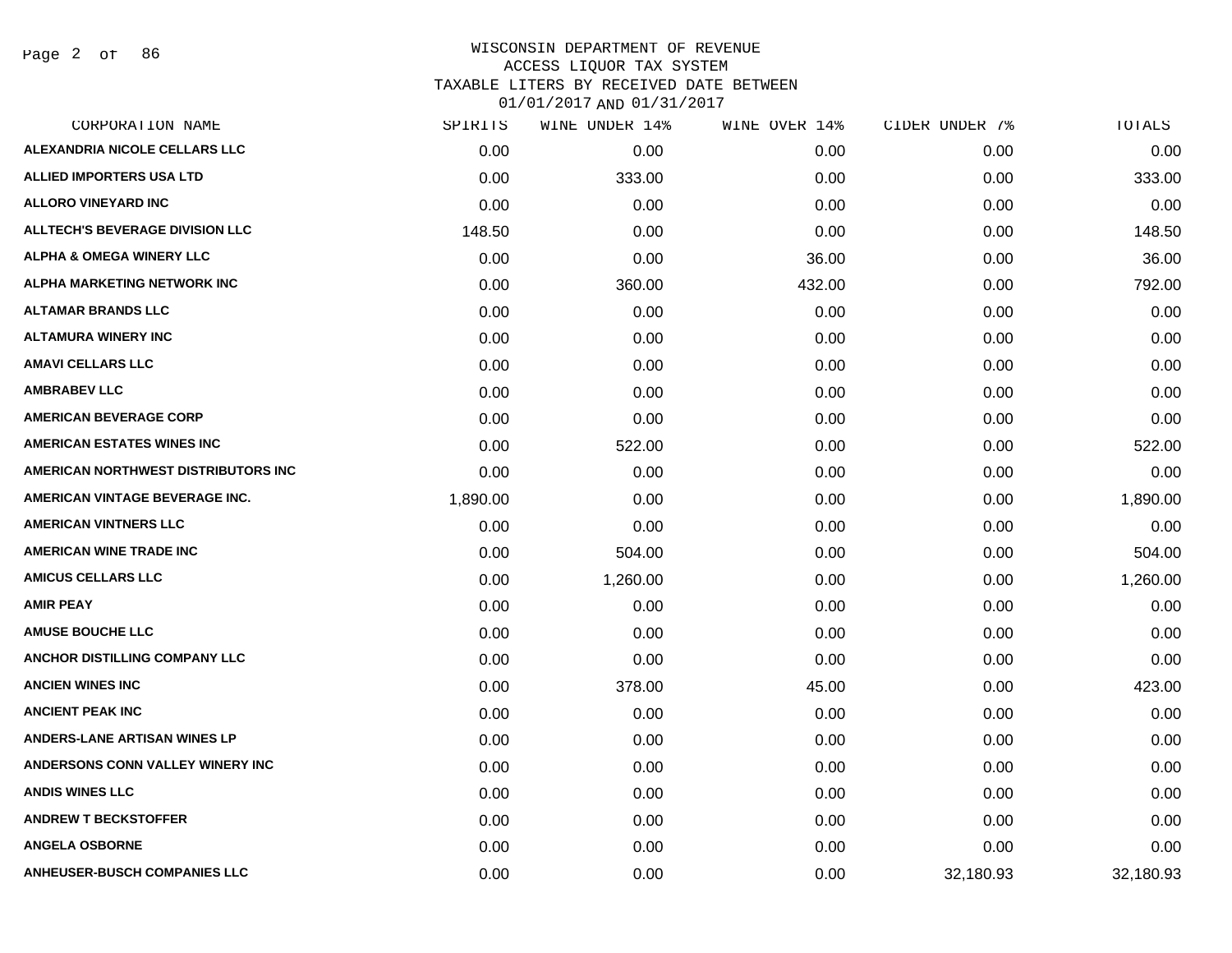# WISCONSIN DEPARTMENT OF REVENUE
## ACCESS LIQUOR TAX SYSTEM
## TAXABLE LITERS BY RECEIVED DATE BETWEEN 01/01/2017 AND 01/31/2017

| CORPORATION NAME | SPIRITS | WINE UNDER 14% | WINE OVER 14% | CIDER UNDER 7% | TOTALS |
|---|---|---|---|---|---|
| ALEXANDRIA NICOLE CELLARS LLC | 0.00 | 0.00 | 0.00 | 0.00 | 0.00 |
| ALLIED IMPORTERS USA LTD | 0.00 | 333.00 | 0.00 | 0.00 | 333.00 |
| ALLORO VINEYARD INC | 0.00 | 0.00 | 0.00 | 0.00 | 0.00 |
| ALLTECH'S BEVERAGE DIVISION LLC | 148.50 | 0.00 | 0.00 | 0.00 | 148.50 |
| ALPHA & OMEGA WINERY LLC | 0.00 | 0.00 | 36.00 | 0.00 | 36.00 |
| ALPHA MARKETING NETWORK INC | 0.00 | 360.00 | 432.00 | 0.00 | 792.00 |
| ALTAMAR BRANDS LLC | 0.00 | 0.00 | 0.00 | 0.00 | 0.00 |
| ALTAMURA WINERY INC | 0.00 | 0.00 | 0.00 | 0.00 | 0.00 |
| AMAVI CELLARS LLC | 0.00 | 0.00 | 0.00 | 0.00 | 0.00 |
| AMBRABEV LLC | 0.00 | 0.00 | 0.00 | 0.00 | 0.00 |
| AMERICAN BEVERAGE CORP | 0.00 | 0.00 | 0.00 | 0.00 | 0.00 |
| AMERICAN ESTATES WINES INC | 0.00 | 522.00 | 0.00 | 0.00 | 522.00 |
| AMERICAN NORTHWEST DISTRIBUTORS INC | 0.00 | 0.00 | 0.00 | 0.00 | 0.00 |
| AMERICAN VINTAGE BEVERAGE INC. | 1,890.00 | 0.00 | 0.00 | 0.00 | 1,890.00 |
| AMERICAN VINTNERS LLC | 0.00 | 0.00 | 0.00 | 0.00 | 0.00 |
| AMERICAN WINE TRADE INC | 0.00 | 504.00 | 0.00 | 0.00 | 504.00 |
| AMICUS CELLARS LLC | 0.00 | 1,260.00 | 0.00 | 0.00 | 1,260.00 |
| AMIR PEAY | 0.00 | 0.00 | 0.00 | 0.00 | 0.00 |
| AMUSE BOUCHE LLC | 0.00 | 0.00 | 0.00 | 0.00 | 0.00 |
| ANCHOR DISTILLING COMPANY LLC | 0.00 | 0.00 | 0.00 | 0.00 | 0.00 |
| ANCIEN WINES INC | 0.00 | 378.00 | 45.00 | 0.00 | 423.00 |
| ANCIENT PEAK INC | 0.00 | 0.00 | 0.00 | 0.00 | 0.00 |
| ANDERS-LANE ARTISAN WINES LP | 0.00 | 0.00 | 0.00 | 0.00 | 0.00 |
| ANDERSONS CONN VALLEY WINERY INC | 0.00 | 0.00 | 0.00 | 0.00 | 0.00 |
| ANDIS WINES LLC | 0.00 | 0.00 | 0.00 | 0.00 | 0.00 |
| ANDREW T BECKSTOFFER | 0.00 | 0.00 | 0.00 | 0.00 | 0.00 |
| ANGELA OSBORNE | 0.00 | 0.00 | 0.00 | 0.00 | 0.00 |
| ANHEUSER-BUSCH COMPANIES LLC | 0.00 | 0.00 | 0.00 | 32,180.93 | 32,180.93 |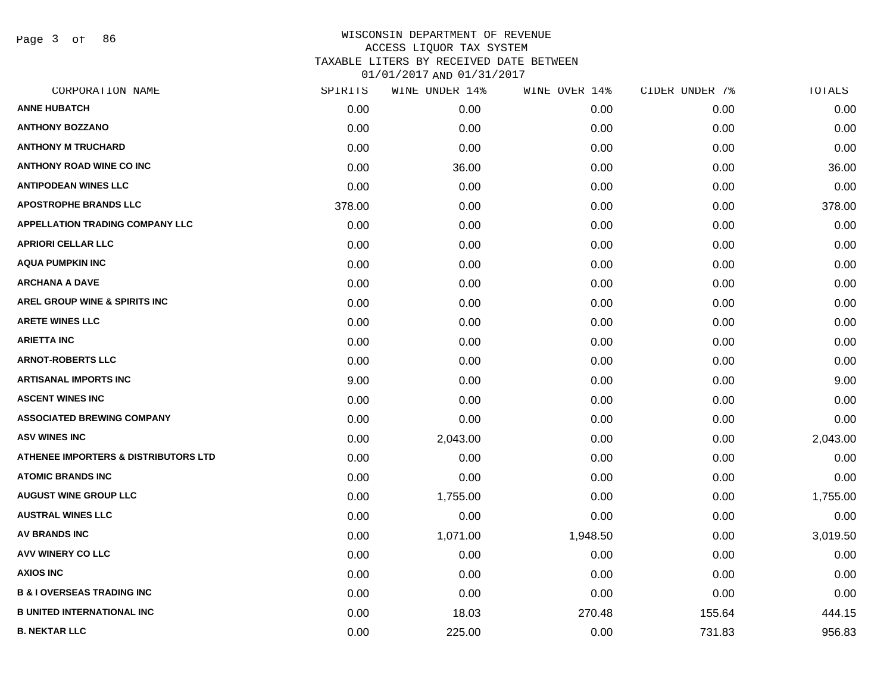# WISCONSIN DEPARTMENT OF REVENUE
## ACCESS LIQUOR TAX SYSTEM
### TAXABLE LITERS BY RECEIVED DATE BETWEEN 01/01/2017 AND 01/31/2017

| CORPORATION NAME | SPIRITS | WINE UNDER 14% | WINE OVER 14% | CIDER UNDER 7% | TOTALS |
|---|---|---|---|---|---|
| ANNE HUBATCH | 0.00 | 0.00 | 0.00 | 0.00 | 0.00 |
| ANTHONY BOZZANO | 0.00 | 0.00 | 0.00 | 0.00 | 0.00 |
| ANTHONY M TRUCHARD | 0.00 | 0.00 | 0.00 | 0.00 | 0.00 |
| ANTHONY ROAD WINE CO INC | 0.00 | 36.00 | 0.00 | 0.00 | 36.00 |
| ANTIPODEAN WINES LLC | 0.00 | 0.00 | 0.00 | 0.00 | 0.00 |
| APOSTROPHE BRANDS LLC | 378.00 | 0.00 | 0.00 | 0.00 | 378.00 |
| APPELLATION TRADING COMPANY LLC | 0.00 | 0.00 | 0.00 | 0.00 | 0.00 |
| APRIORI CELLAR LLC | 0.00 | 0.00 | 0.00 | 0.00 | 0.00 |
| AQUA PUMPKIN INC | 0.00 | 0.00 | 0.00 | 0.00 | 0.00 |
| ARCHANA A DAVE | 0.00 | 0.00 | 0.00 | 0.00 | 0.00 |
| AREL GROUP WINE & SPIRITS INC | 0.00 | 0.00 | 0.00 | 0.00 | 0.00 |
| ARETE WINES LLC | 0.00 | 0.00 | 0.00 | 0.00 | 0.00 |
| ARIETTA INC | 0.00 | 0.00 | 0.00 | 0.00 | 0.00 |
| ARNOT-ROBERTS LLC | 0.00 | 0.00 | 0.00 | 0.00 | 0.00 |
| ARTISANAL IMPORTS INC | 9.00 | 0.00 | 0.00 | 0.00 | 9.00 |
| ASCENT WINES INC | 0.00 | 0.00 | 0.00 | 0.00 | 0.00 |
| ASSOCIATED BREWING COMPANY | 0.00 | 0.00 | 0.00 | 0.00 | 0.00 |
| ASV WINES INC | 0.00 | 2,043.00 | 0.00 | 0.00 | 2,043.00 |
| ATHENEE IMPORTERS & DISTRIBUTORS LTD | 0.00 | 0.00 | 0.00 | 0.00 | 0.00 |
| ATOMIC BRANDS INC | 0.00 | 0.00 | 0.00 | 0.00 | 0.00 |
| AUGUST WINE GROUP LLC | 0.00 | 1,755.00 | 0.00 | 0.00 | 1,755.00 |
| AUSTRAL WINES LLC | 0.00 | 0.00 | 0.00 | 0.00 | 0.00 |
| AV BRANDS INC | 0.00 | 1,071.00 | 1,948.50 | 0.00 | 3,019.50 |
| AVV WINERY CO LLC | 0.00 | 0.00 | 0.00 | 0.00 | 0.00 |
| AXIOS INC | 0.00 | 0.00 | 0.00 | 0.00 | 0.00 |
| B & I OVERSEAS TRADING INC | 0.00 | 0.00 | 0.00 | 0.00 | 0.00 |
| B UNITED INTERNATIONAL INC | 0.00 | 18.03 | 270.48 | 155.64 | 444.15 |
| B. NEKTAR LLC | 0.00 | 225.00 | 0.00 | 731.83 | 956.83 |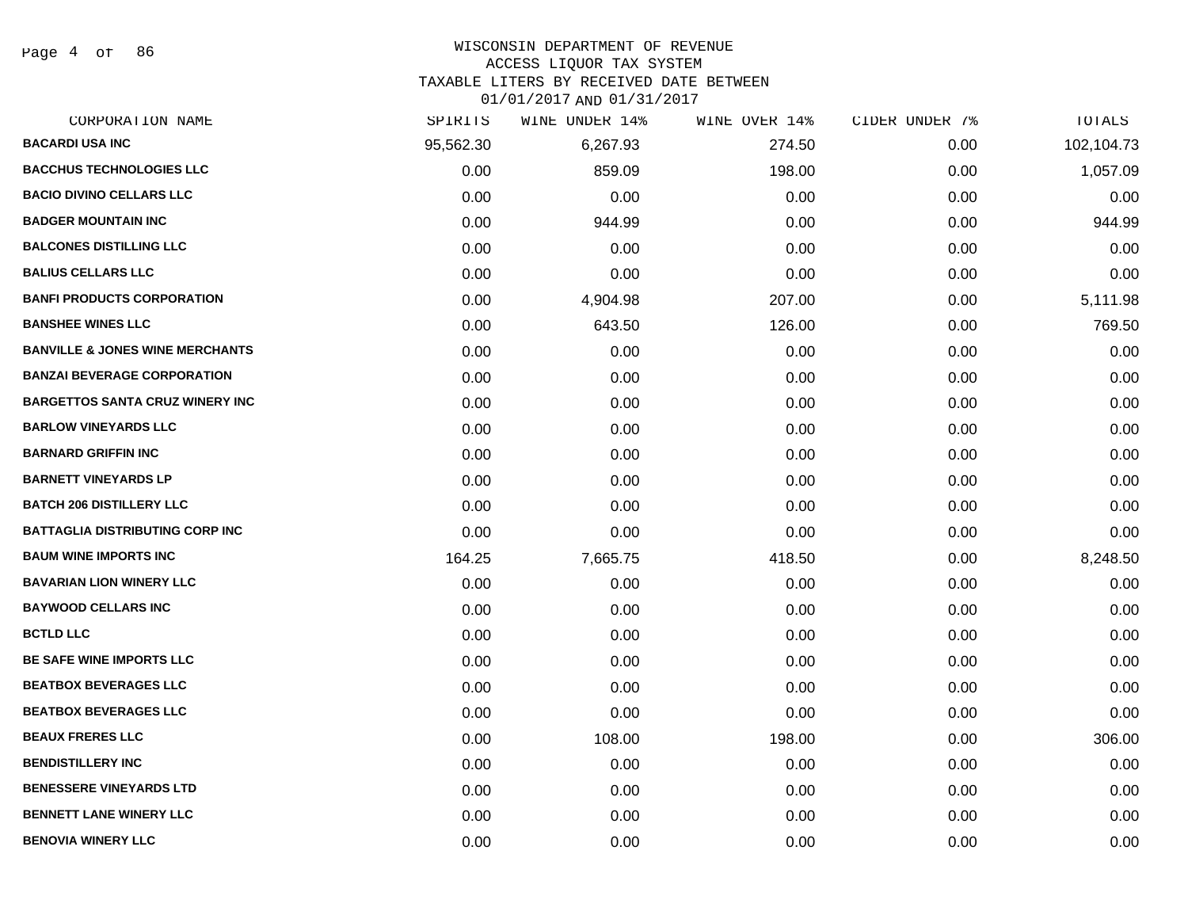# WISCONSIN DEPARTMENT OF REVENUE
## ACCESS LIQUOR TAX SYSTEM
### TAXABLE LITERS BY RECEIVED DATE BETWEEN 01/01/2017 AND 01/31/2017

| CORPORATION NAME | SPIRITS | WINE UNDER 14% | WINE OVER 14% | CIDER UNDER 7% | TOTALS |
|---|---|---|---|---|---|
| BACARDI USA INC | 95,562.30 | 6,267.93 | 274.50 | 0.00 | 102,104.73 |
| BACCHUS TECHNOLOGIES LLC | 0.00 | 859.09 | 198.00 | 0.00 | 1,057.09 |
| BACIO DIVINO CELLARS LLC | 0.00 | 0.00 | 0.00 | 0.00 | 0.00 |
| BADGER MOUNTAIN INC | 0.00 | 944.99 | 0.00 | 0.00 | 944.99 |
| BALCONES DISTILLING LLC | 0.00 | 0.00 | 0.00 | 0.00 | 0.00 |
| BALIUS CELLARS LLC | 0.00 | 0.00 | 0.00 | 0.00 | 0.00 |
| BANFI PRODUCTS CORPORATION | 0.00 | 4,904.98 | 207.00 | 0.00 | 5,111.98 |
| BANSHEE WINES LLC | 0.00 | 643.50 | 126.00 | 0.00 | 769.50 |
| BANVILLE & JONES WINE MERCHANTS | 0.00 | 0.00 | 0.00 | 0.00 | 0.00 |
| BANZAI BEVERAGE CORPORATION | 0.00 | 0.00 | 0.00 | 0.00 | 0.00 |
| BARGETTOS SANTA CRUZ WINERY INC | 0.00 | 0.00 | 0.00 | 0.00 | 0.00 |
| BARLOW VINEYARDS LLC | 0.00 | 0.00 | 0.00 | 0.00 | 0.00 |
| BARNARD GRIFFIN INC | 0.00 | 0.00 | 0.00 | 0.00 | 0.00 |
| BARNETT VINEYARDS LP | 0.00 | 0.00 | 0.00 | 0.00 | 0.00 |
| BATCH 206 DISTILLERY LLC | 0.00 | 0.00 | 0.00 | 0.00 | 0.00 |
| BATTAGLIA DISTRIBUTING CORP INC | 0.00 | 0.00 | 0.00 | 0.00 | 0.00 |
| BAUM WINE IMPORTS INC | 164.25 | 7,665.75 | 418.50 | 0.00 | 8,248.50 |
| BAVARIAN LION WINERY LLC | 0.00 | 0.00 | 0.00 | 0.00 | 0.00 |
| BAYWOOD CELLARS INC | 0.00 | 0.00 | 0.00 | 0.00 | 0.00 |
| BCTLD LLC | 0.00 | 0.00 | 0.00 | 0.00 | 0.00 |
| BE SAFE WINE IMPORTS LLC | 0.00 | 0.00 | 0.00 | 0.00 | 0.00 |
| BEATBOX BEVERAGES LLC | 0.00 | 0.00 | 0.00 | 0.00 | 0.00 |
| BEATBOX BEVERAGES LLC | 0.00 | 0.00 | 0.00 | 0.00 | 0.00 |
| BEAUX FRERES LLC | 0.00 | 108.00 | 198.00 | 0.00 | 306.00 |
| BENDISTILLERY INC | 0.00 | 0.00 | 0.00 | 0.00 | 0.00 |
| BENESSERE VINEYARDS LTD | 0.00 | 0.00 | 0.00 | 0.00 | 0.00 |
| BENNETT LANE WINERY LLC | 0.00 | 0.00 | 0.00 | 0.00 | 0.00 |
| BENOVIA WINERY LLC | 0.00 | 0.00 | 0.00 | 0.00 | 0.00 |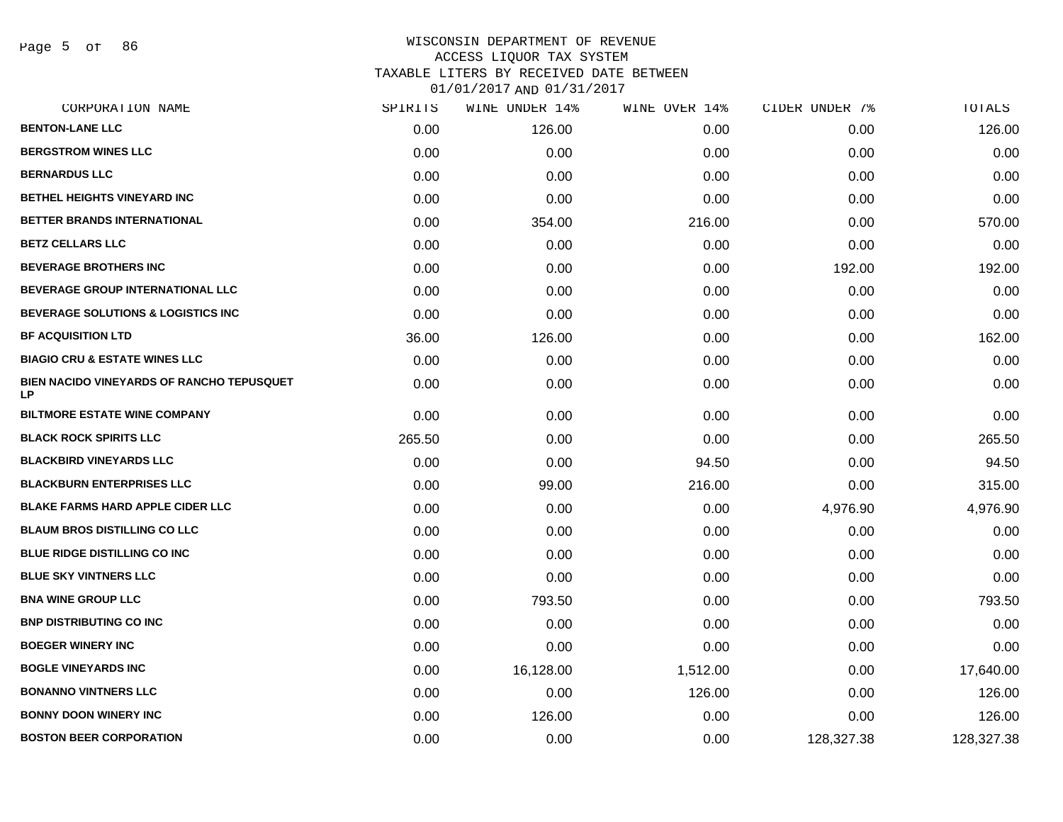# WISCONSIN DEPARTMENT OF REVENUE
## ACCESS LIQUOR TAX SYSTEM
## TAXABLE LITERS BY RECEIVED DATE BETWEEN 01/01/2017 AND 01/31/2017

| CORPORATION NAME | SPIRITS | WINE UNDER 14% | WINE OVER 14% | CIDER UNDER 7% | TOTALS |
|---|---|---|---|---|---|
| BENTON-LANE LLC | 0.00 | 126.00 | 0.00 | 0.00 | 126.00 |
| BERGSTROM WINES LLC | 0.00 | 0.00 | 0.00 | 0.00 | 0.00 |
| BERNARDUS LLC | 0.00 | 0.00 | 0.00 | 0.00 | 0.00 |
| BETHEL HEIGHTS VINEYARD INC | 0.00 | 0.00 | 0.00 | 0.00 | 0.00 |
| BETTER BRANDS INTERNATIONAL | 0.00 | 354.00 | 216.00 | 0.00 | 570.00 |
| BETZ CELLARS LLC | 0.00 | 0.00 | 0.00 | 0.00 | 0.00 |
| BEVERAGE BROTHERS INC | 0.00 | 0.00 | 0.00 | 192.00 | 192.00 |
| BEVERAGE GROUP INTERNATIONAL LLC | 0.00 | 0.00 | 0.00 | 0.00 | 0.00 |
| BEVERAGE SOLUTIONS & LOGISTICS INC | 0.00 | 0.00 | 0.00 | 0.00 | 0.00 |
| BF ACQUISITION LTD | 36.00 | 126.00 | 0.00 | 0.00 | 162.00 |
| BIAGIO CRU & ESTATE WINES LLC | 0.00 | 0.00 | 0.00 | 0.00 | 0.00 |
| BIEN NACIDO VINEYARDS OF RANCHO TEPUSQUET LP | 0.00 | 0.00 | 0.00 | 0.00 | 0.00 |
| BILTMORE ESTATE WINE COMPANY | 0.00 | 0.00 | 0.00 | 0.00 | 0.00 |
| BLACK ROCK SPIRITS LLC | 265.50 | 0.00 | 0.00 | 0.00 | 265.50 |
| BLACKBIRD VINEYARDS LLC | 0.00 | 0.00 | 94.50 | 0.00 | 94.50 |
| BLACKBURN ENTERPRISES LLC | 0.00 | 99.00 | 216.00 | 0.00 | 315.00 |
| BLAKE FARMS HARD APPLE CIDER LLC | 0.00 | 0.00 | 0.00 | 4,976.90 | 4,976.90 |
| BLAUM BROS DISTILLING CO LLC | 0.00 | 0.00 | 0.00 | 0.00 | 0.00 |
| BLUE RIDGE DISTILLING CO INC | 0.00 | 0.00 | 0.00 | 0.00 | 0.00 |
| BLUE SKY VINTNERS LLC | 0.00 | 0.00 | 0.00 | 0.00 | 0.00 |
| BNA WINE GROUP LLC | 0.00 | 793.50 | 0.00 | 0.00 | 793.50 |
| BNP DISTRIBUTING CO INC | 0.00 | 0.00 | 0.00 | 0.00 | 0.00 |
| BOEGER WINERY INC | 0.00 | 0.00 | 0.00 | 0.00 | 0.00 |
| BOGLE VINEYARDS INC | 0.00 | 16,128.00 | 1,512.00 | 0.00 | 17,640.00 |
| BONANNO VINTNERS LLC | 0.00 | 0.00 | 126.00 | 0.00 | 126.00 |
| BONNY DOON WINERY INC | 0.00 | 126.00 | 0.00 | 0.00 | 126.00 |
| BOSTON BEER CORPORATION | 0.00 | 0.00 | 0.00 | 128,327.38 | 128,327.38 |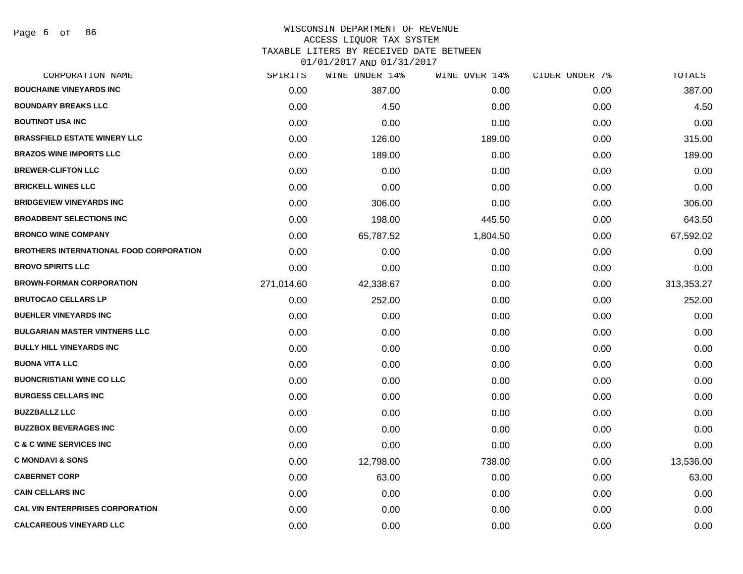# WISCONSIN DEPARTMENT OF REVENUE
## ACCESS LIQUOR TAX SYSTEM
### TAXABLE LITERS BY RECEIVED DATE BETWEEN 01/01/2017 AND 01/31/2017

| CORPORATION NAME | SPIRITS | WINE UNDER 14% | WINE OVER 14% | CIDER UNDER 7% | TOTALS |
|---|---|---|---|---|---|
| BOUCHAINE VINEYARDS INC | 0.00 | 387.00 | 0.00 | 0.00 | 387.00 |
| BOUNDARY BREAKS LLC | 0.00 | 4.50 | 0.00 | 0.00 | 4.50 |
| BOUTINOT USA INC | 0.00 | 0.00 | 0.00 | 0.00 | 0.00 |
| BRASSFIELD ESTATE WINERY LLC | 0.00 | 126.00 | 189.00 | 0.00 | 315.00 |
| BRAZOS WINE IMPORTS LLC | 0.00 | 189.00 | 0.00 | 0.00 | 189.00 |
| BREWER-CLIFTON LLC | 0.00 | 0.00 | 0.00 | 0.00 | 0.00 |
| BRICKELL WINES LLC | 0.00 | 0.00 | 0.00 | 0.00 | 0.00 |
| BRIDGEVIEW VINEYARDS INC | 0.00 | 306.00 | 0.00 | 0.00 | 306.00 |
| BROADBENT SELECTIONS INC | 0.00 | 198.00 | 445.50 | 0.00 | 643.50 |
| BRONCO WINE COMPANY | 0.00 | 65,787.52 | 1,804.50 | 0.00 | 67,592.02 |
| BROTHERS INTERNATIONAL FOOD CORPORATION | 0.00 | 0.00 | 0.00 | 0.00 | 0.00 |
| BROVO SPIRITS LLC | 0.00 | 0.00 | 0.00 | 0.00 | 0.00 |
| BROWN-FORMAN CORPORATION | 271,014.60 | 42,338.67 | 0.00 | 0.00 | 313,353.27 |
| BRUTOCAO CELLARS LP | 0.00 | 252.00 | 0.00 | 0.00 | 252.00 |
| BUEHLER VINEYARDS INC | 0.00 | 0.00 | 0.00 | 0.00 | 0.00 |
| BULGARIAN MASTER VINTNERS LLC | 0.00 | 0.00 | 0.00 | 0.00 | 0.00 |
| BULLY HILL VINEYARDS INC | 0.00 | 0.00 | 0.00 | 0.00 | 0.00 |
| BUONA VITA LLC | 0.00 | 0.00 | 0.00 | 0.00 | 0.00 |
| BUONCRISTIANI WINE CO LLC | 0.00 | 0.00 | 0.00 | 0.00 | 0.00 |
| BURGESS CELLARS INC | 0.00 | 0.00 | 0.00 | 0.00 | 0.00 |
| BUZZBALLZ LLC | 0.00 | 0.00 | 0.00 | 0.00 | 0.00 |
| BUZZBOX BEVERAGES INC | 0.00 | 0.00 | 0.00 | 0.00 | 0.00 |
| C & C WINE SERVICES INC | 0.00 | 0.00 | 0.00 | 0.00 | 0.00 |
| C MONDAVI & SONS | 0.00 | 12,798.00 | 738.00 | 0.00 | 13,536.00 |
| CABERNET CORP | 0.00 | 63.00 | 0.00 | 0.00 | 63.00 |
| CAIN CELLARS INC | 0.00 | 0.00 | 0.00 | 0.00 | 0.00 |
| CAL VIN ENTERPRISES CORPORATION | 0.00 | 0.00 | 0.00 | 0.00 | 0.00 |
| CALCAREOUS VINEYARD LLC | 0.00 | 0.00 | 0.00 | 0.00 | 0.00 |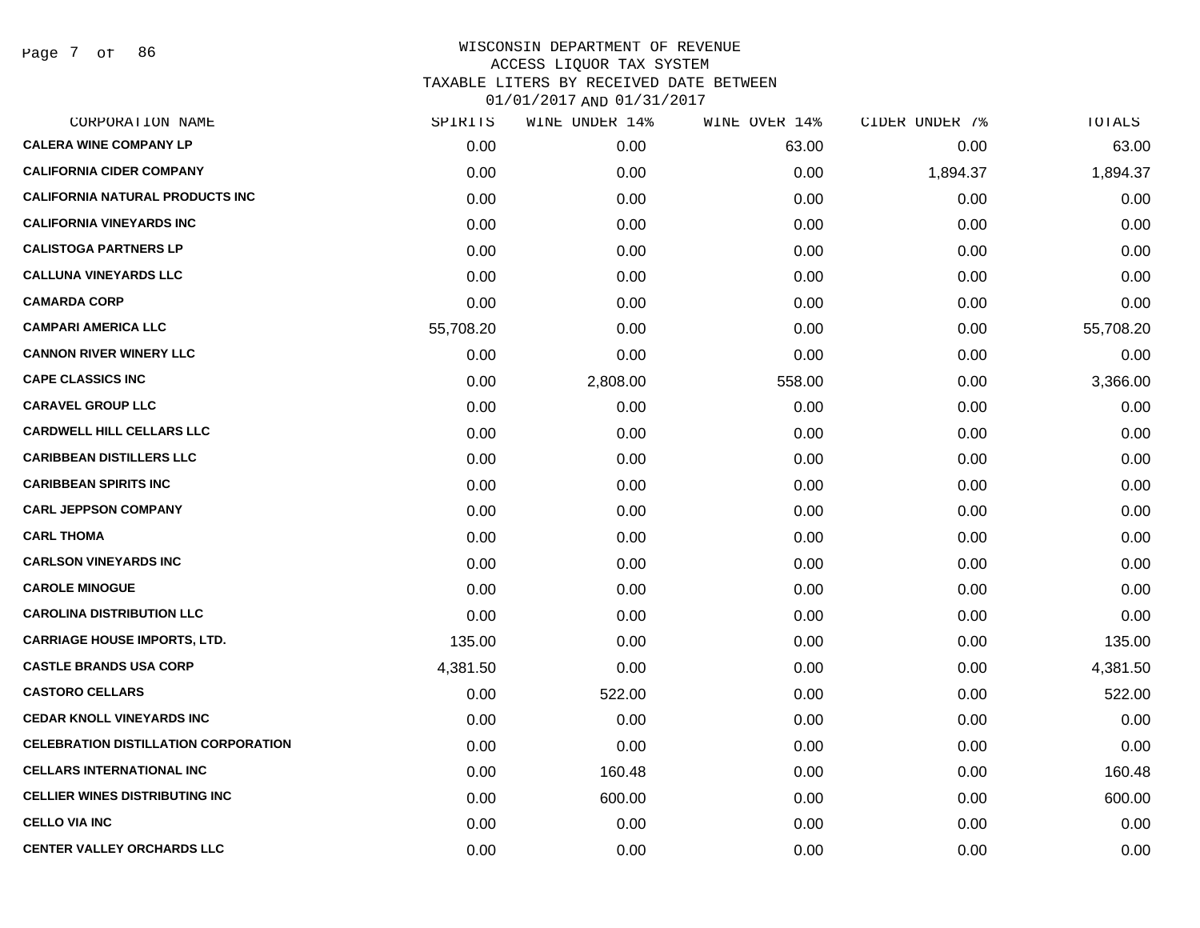# WISCONSIN DEPARTMENT OF REVENUE
## ACCESS LIQUOR TAX SYSTEM
### TAXABLE LITERS BY RECEIVED DATE BETWEEN 01/01/2017 AND 01/31/2017

| CORPORATION NAME | SPIRITS | WINE UNDER 14% | WINE OVER 14% | CIDER UNDER 7% | TOTALS |
|---|---|---|---|---|---|
| CALERA WINE COMPANY LP | 0.00 | 0.00 | 63.00 | 0.00 | 63.00 |
| CALIFORNIA CIDER COMPANY | 0.00 | 0.00 | 0.00 | 1,894.37 | 1,894.37 |
| CALIFORNIA NATURAL PRODUCTS INC | 0.00 | 0.00 | 0.00 | 0.00 | 0.00 |
| CALIFORNIA VINEYARDS INC | 0.00 | 0.00 | 0.00 | 0.00 | 0.00 |
| CALISTOGA PARTNERS LP | 0.00 | 0.00 | 0.00 | 0.00 | 0.00 |
| CALLUNA VINEYARDS LLC | 0.00 | 0.00 | 0.00 | 0.00 | 0.00 |
| CAMARDA CORP | 0.00 | 0.00 | 0.00 | 0.00 | 0.00 |
| CAMPARI AMERICA LLC | 55,708.20 | 0.00 | 0.00 | 0.00 | 55,708.20 |
| CANNON RIVER WINERY LLC | 0.00 | 0.00 | 0.00 | 0.00 | 0.00 |
| CAPE CLASSICS INC | 0.00 | 2,808.00 | 558.00 | 0.00 | 3,366.00 |
| CARAVEL GROUP LLC | 0.00 | 0.00 | 0.00 | 0.00 | 0.00 |
| CARDWELL HILL CELLARS LLC | 0.00 | 0.00 | 0.00 | 0.00 | 0.00 |
| CARIBBEAN DISTILLERS LLC | 0.00 | 0.00 | 0.00 | 0.00 | 0.00 |
| CARIBBEAN SPIRITS INC | 0.00 | 0.00 | 0.00 | 0.00 | 0.00 |
| CARL JEPPSON COMPANY | 0.00 | 0.00 | 0.00 | 0.00 | 0.00 |
| CARL THOMA | 0.00 | 0.00 | 0.00 | 0.00 | 0.00 |
| CARLSON VINEYARDS INC | 0.00 | 0.00 | 0.00 | 0.00 | 0.00 |
| CAROLE MINOGUE | 0.00 | 0.00 | 0.00 | 0.00 | 0.00 |
| CAROLINA DISTRIBUTION LLC | 0.00 | 0.00 | 0.00 | 0.00 | 0.00 |
| CARRIAGE HOUSE IMPORTS, LTD. | 135.00 | 0.00 | 0.00 | 0.00 | 135.00 |
| CASTLE BRANDS USA CORP | 4,381.50 | 0.00 | 0.00 | 0.00 | 4,381.50 |
| CASTORO CELLARS | 0.00 | 522.00 | 0.00 | 0.00 | 522.00 |
| CEDAR KNOLL VINEYARDS INC | 0.00 | 0.00 | 0.00 | 0.00 | 0.00 |
| CELEBRATION DISTILLATION CORPORATION | 0.00 | 0.00 | 0.00 | 0.00 | 0.00 |
| CELLARS INTERNATIONAL INC | 0.00 | 160.48 | 0.00 | 0.00 | 160.48 |
| CELLIER WINES DISTRIBUTING INC | 0.00 | 600.00 | 0.00 | 0.00 | 600.00 |
| CELLO VIA INC | 0.00 | 0.00 | 0.00 | 0.00 | 0.00 |
| CENTER VALLEY ORCHARDS LLC | 0.00 | 0.00 | 0.00 | 0.00 | 0.00 |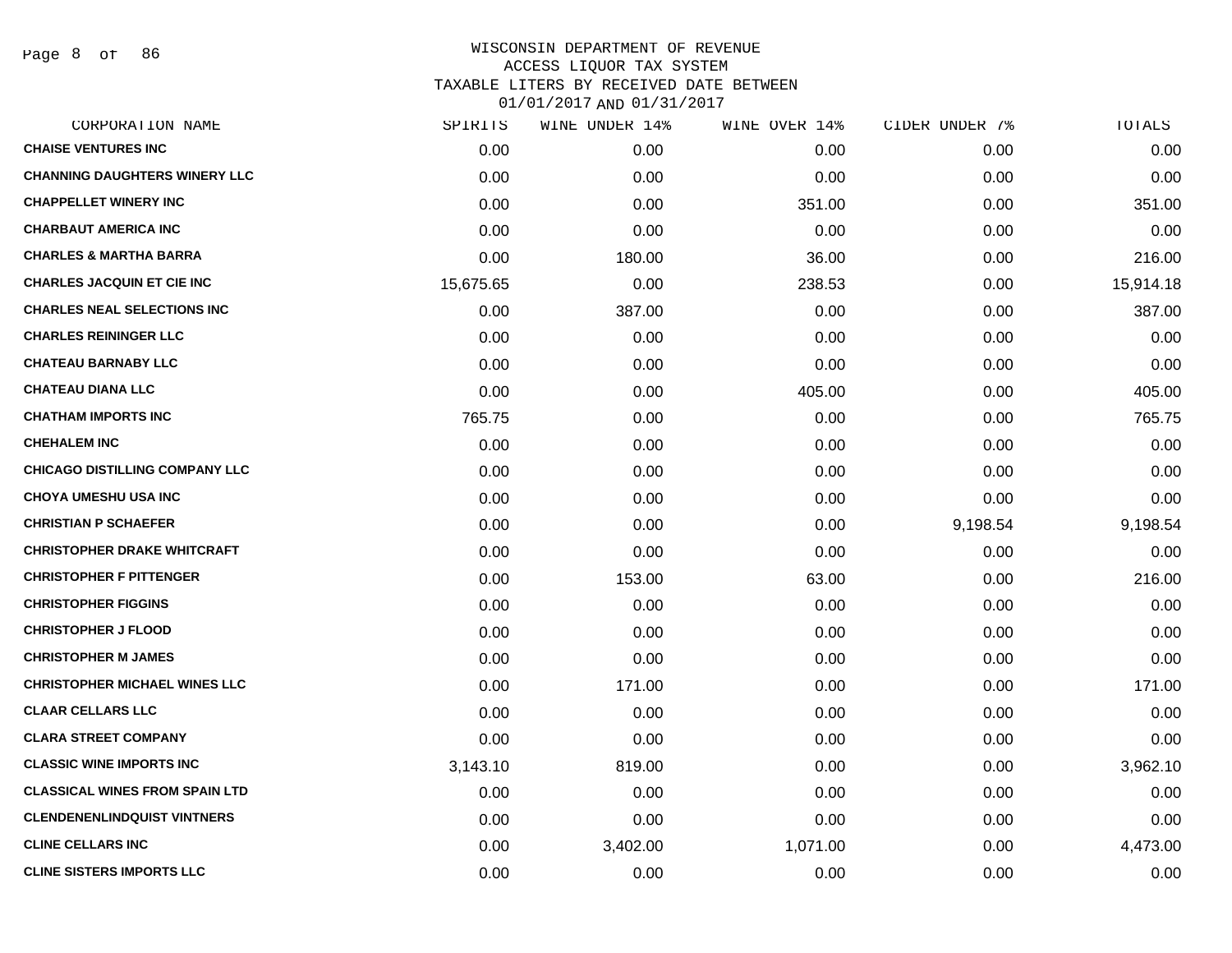# WISCONSIN DEPARTMENT OF REVENUE
## ACCESS LIQUOR TAX SYSTEM
### TAXABLE LITERS BY RECEIVED DATE BETWEEN 01/01/2017 AND 01/31/2017

| CORPORATION NAME | SPIRITS | WINE UNDER 14% | WINE OVER 14% | CIDER UNDER 7% | TOTALS |
|---|---|---|---|---|---|
| CHAISE VENTURES INC | 0.00 | 0.00 | 0.00 | 0.00 | 0.00 |
| CHANNING DAUGHTERS WINERY LLC | 0.00 | 0.00 | 0.00 | 0.00 | 0.00 |
| CHAPPELLET WINERY INC | 0.00 | 0.00 | 351.00 | 0.00 | 351.00 |
| CHARBAUT AMERICA INC | 0.00 | 0.00 | 0.00 | 0.00 | 0.00 |
| CHARLES & MARTHA BARRA | 0.00 | 180.00 | 36.00 | 0.00 | 216.00 |
| CHARLES JACQUIN ET CIE INC | 15,675.65 | 0.00 | 238.53 | 0.00 | 15,914.18 |
| CHARLES NEAL SELECTIONS INC | 0.00 | 387.00 | 0.00 | 0.00 | 387.00 |
| CHARLES REININGER LLC | 0.00 | 0.00 | 0.00 | 0.00 | 0.00 |
| CHATEAU BARNABY LLC | 0.00 | 0.00 | 0.00 | 0.00 | 0.00 |
| CHATEAU DIANA LLC | 0.00 | 0.00 | 405.00 | 0.00 | 405.00 |
| CHATHAM IMPORTS INC | 765.75 | 0.00 | 0.00 | 0.00 | 765.75 |
| CHEHALEM INC | 0.00 | 0.00 | 0.00 | 0.00 | 0.00 |
| CHICAGO DISTILLING COMPANY LLC | 0.00 | 0.00 | 0.00 | 0.00 | 0.00 |
| CHOYA UMESHU USA INC | 0.00 | 0.00 | 0.00 | 0.00 | 0.00 |
| CHRISTIAN P SCHAEFER | 0.00 | 0.00 | 0.00 | 9,198.54 | 9,198.54 |
| CHRISTOPHER DRAKE WHITCRAFT | 0.00 | 0.00 | 0.00 | 0.00 | 0.00 |
| CHRISTOPHER F PITTENGER | 0.00 | 153.00 | 63.00 | 0.00 | 216.00 |
| CHRISTOPHER FIGGINS | 0.00 | 0.00 | 0.00 | 0.00 | 0.00 |
| CHRISTOPHER J FLOOD | 0.00 | 0.00 | 0.00 | 0.00 | 0.00 |
| CHRISTOPHER M JAMES | 0.00 | 0.00 | 0.00 | 0.00 | 0.00 |
| CHRISTOPHER MICHAEL WINES LLC | 0.00 | 171.00 | 0.00 | 0.00 | 171.00 |
| CLAAR CELLARS LLC | 0.00 | 0.00 | 0.00 | 0.00 | 0.00 |
| CLARA STREET COMPANY | 0.00 | 0.00 | 0.00 | 0.00 | 0.00 |
| CLASSIC WINE IMPORTS INC | 3,143.10 | 819.00 | 0.00 | 0.00 | 3,962.10 |
| CLASSICAL WINES FROM SPAIN LTD | 0.00 | 0.00 | 0.00 | 0.00 | 0.00 |
| CLENDENENLINDQUIST VINTNERS | 0.00 | 0.00 | 0.00 | 0.00 | 0.00 |
| CLINE CELLARS INC | 0.00 | 3,402.00 | 1,071.00 | 0.00 | 4,473.00 |
| CLINE SISTERS IMPORTS LLC | 0.00 | 0.00 | 0.00 | 0.00 | 0.00 |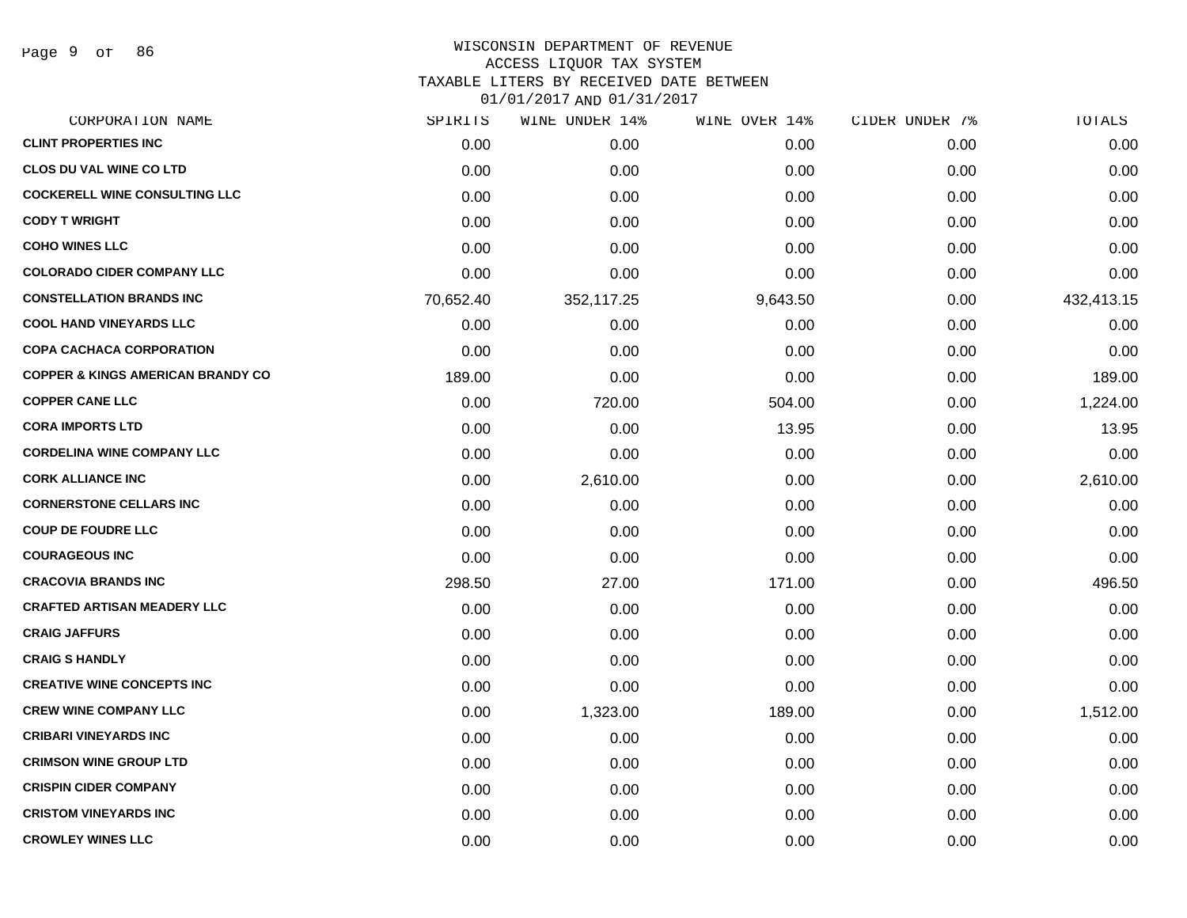WISCONSIN DEPARTMENT OF REVENUE
ACCESS LIQUOR TAX SYSTEM
TAXABLE LITERS BY RECEIVED DATE BETWEEN
01/01/2017 AND 01/31/2017

| CORPORATION NAME | SPIRITS | WINE UNDER 14% | WINE OVER 14% | CIDER UNDER 7% | TOTALS |
|---|---|---|---|---|---|
| CLINT PROPERTIES INC | 0.00 | 0.00 | 0.00 | 0.00 | 0.00 |
| CLOS DU VAL WINE CO LTD | 0.00 | 0.00 | 0.00 | 0.00 | 0.00 |
| COCKERELL WINE CONSULTING LLC | 0.00 | 0.00 | 0.00 | 0.00 | 0.00 |
| CODY T WRIGHT | 0.00 | 0.00 | 0.00 | 0.00 | 0.00 |
| COHO WINES LLC | 0.00 | 0.00 | 0.00 | 0.00 | 0.00 |
| COLORADO CIDER COMPANY LLC | 0.00 | 0.00 | 0.00 | 0.00 | 0.00 |
| CONSTELLATION BRANDS INC | 70,652.40 | 352,117.25 | 9,643.50 | 0.00 | 432,413.15 |
| COOL HAND VINEYARDS LLC | 0.00 | 0.00 | 0.00 | 0.00 | 0.00 |
| COPA CACHACA CORPORATION | 0.00 | 0.00 | 0.00 | 0.00 | 0.00 |
| COPPER & KINGS AMERICAN BRANDY CO | 189.00 | 0.00 | 0.00 | 0.00 | 189.00 |
| COPPER CANE LLC | 0.00 | 720.00 | 504.00 | 0.00 | 1,224.00 |
| CORA IMPORTS LTD | 0.00 | 0.00 | 13.95 | 0.00 | 13.95 |
| CORDELINA WINE COMPANY LLC | 0.00 | 0.00 | 0.00 | 0.00 | 0.00 |
| CORK ALLIANCE INC | 0.00 | 2,610.00 | 0.00 | 0.00 | 2,610.00 |
| CORNERSTONE CELLARS INC | 0.00 | 0.00 | 0.00 | 0.00 | 0.00 |
| COUP DE FOUDRE LLC | 0.00 | 0.00 | 0.00 | 0.00 | 0.00 |
| COURAGEOUS INC | 0.00 | 0.00 | 0.00 | 0.00 | 0.00 |
| CRACOVIA BRANDS INC | 298.50 | 27.00 | 171.00 | 0.00 | 496.50 |
| CRAFTED ARTISAN MEADERY LLC | 0.00 | 0.00 | 0.00 | 0.00 | 0.00 |
| CRAIG JAFFURS | 0.00 | 0.00 | 0.00 | 0.00 | 0.00 |
| CRAIG S HANDLY | 0.00 | 0.00 | 0.00 | 0.00 | 0.00 |
| CREATIVE WINE CONCEPTS INC | 0.00 | 0.00 | 0.00 | 0.00 | 0.00 |
| CREW WINE COMPANY LLC | 0.00 | 1,323.00 | 189.00 | 0.00 | 1,512.00 |
| CRIBARI VINEYARDS INC | 0.00 | 0.00 | 0.00 | 0.00 | 0.00 |
| CRIMSON WINE GROUP LTD | 0.00 | 0.00 | 0.00 | 0.00 | 0.00 |
| CRISPIN CIDER COMPANY | 0.00 | 0.00 | 0.00 | 0.00 | 0.00 |
| CRISTOM VINEYARDS INC | 0.00 | 0.00 | 0.00 | 0.00 | 0.00 |
| CROWLEY WINES LLC | 0.00 | 0.00 | 0.00 | 0.00 | 0.00 |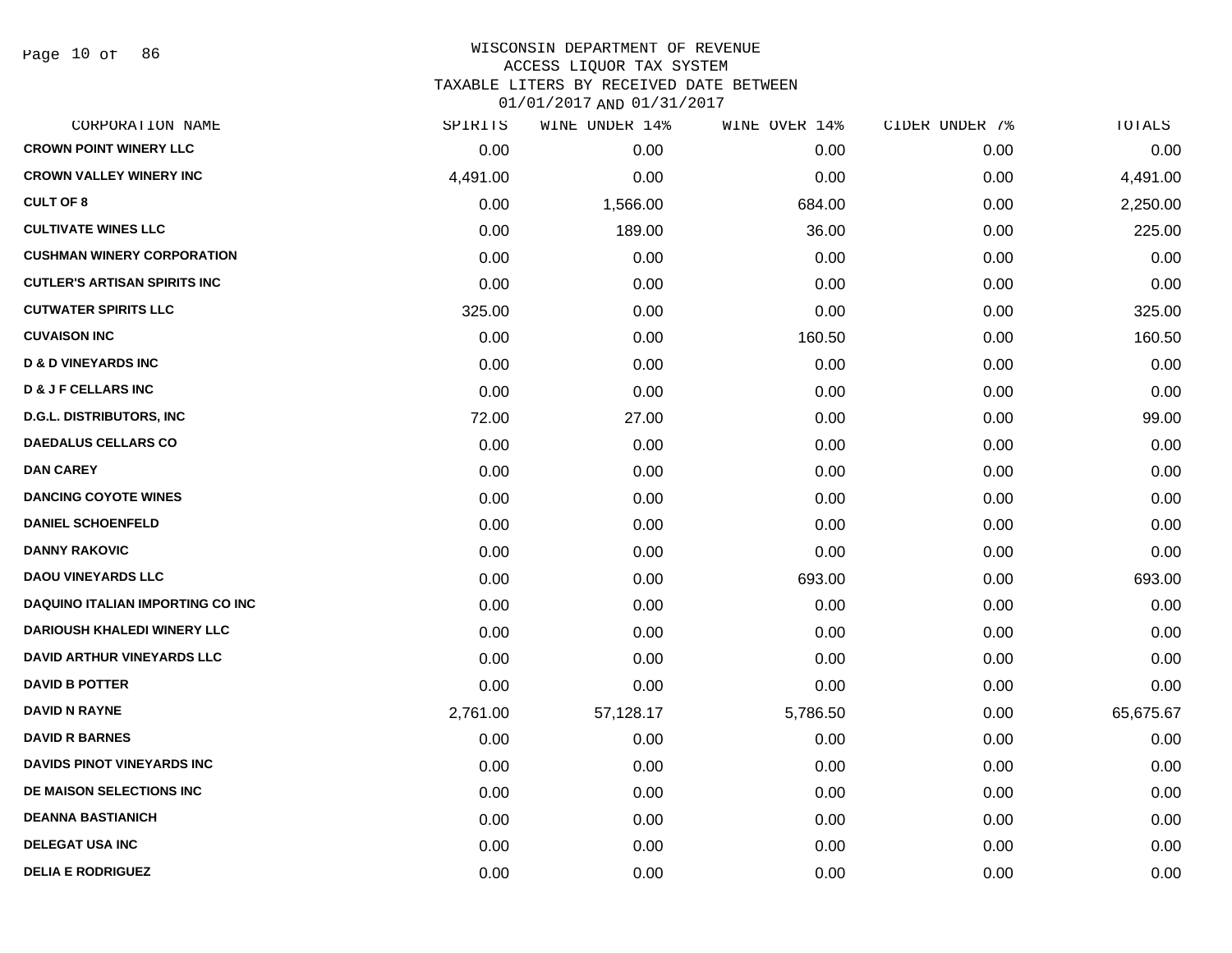WISCONSIN DEPARTMENT OF REVENUE
ACCESS LIQUOR TAX SYSTEM
TAXABLE LITERS BY RECEIVED DATE BETWEEN
01/01/2017 AND 01/31/2017

| CORPORATION NAME | SPIRITS | WINE UNDER 14% | WINE OVER 14% | CIDER UNDER 7% | TOTALS |
|---|---|---|---|---|---|
| CROWN POINT WINERY LLC | 0.00 | 0.00 | 0.00 | 0.00 | 0.00 |
| CROWN VALLEY WINERY INC | 4,491.00 | 0.00 | 0.00 | 0.00 | 4,491.00 |
| CULT OF 8 | 0.00 | 1,566.00 | 684.00 | 0.00 | 2,250.00 |
| CULTIVATE WINES LLC | 0.00 | 189.00 | 36.00 | 0.00 | 225.00 |
| CUSHMAN WINERY CORPORATION | 0.00 | 0.00 | 0.00 | 0.00 | 0.00 |
| CUTLER'S ARTISAN SPIRITS INC | 0.00 | 0.00 | 0.00 | 0.00 | 0.00 |
| CUTWATER SPIRITS LLC | 325.00 | 0.00 | 0.00 | 0.00 | 325.00 |
| CUVAISON INC | 0.00 | 0.00 | 160.50 | 0.00 | 160.50 |
| D & D VINEYARDS INC | 0.00 | 0.00 | 0.00 | 0.00 | 0.00 |
| D & J F CELLARS INC | 0.00 | 0.00 | 0.00 | 0.00 | 0.00 |
| D.G.L. DISTRIBUTORS, INC | 72.00 | 27.00 | 0.00 | 0.00 | 99.00 |
| DAEDALUS CELLARS CO | 0.00 | 0.00 | 0.00 | 0.00 | 0.00 |
| DAN CAREY | 0.00 | 0.00 | 0.00 | 0.00 | 0.00 |
| DANCING COYOTE WINES | 0.00 | 0.00 | 0.00 | 0.00 | 0.00 |
| DANIEL SCHOENFELD | 0.00 | 0.00 | 0.00 | 0.00 | 0.00 |
| DANNY RAKOVIC | 0.00 | 0.00 | 0.00 | 0.00 | 0.00 |
| DAOU VINEYARDS LLC | 0.00 | 0.00 | 693.00 | 0.00 | 693.00 |
| DAQUINO ITALIAN IMPORTING CO INC | 0.00 | 0.00 | 0.00 | 0.00 | 0.00 |
| DARIOUSH KHALEDI WINERY LLC | 0.00 | 0.00 | 0.00 | 0.00 | 0.00 |
| DAVID ARTHUR VINEYARDS LLC | 0.00 | 0.00 | 0.00 | 0.00 | 0.00 |
| DAVID B POTTER | 0.00 | 0.00 | 0.00 | 0.00 | 0.00 |
| DAVID N RAYNE | 2,761.00 | 57,128.17 | 5,786.50 | 0.00 | 65,675.67 |
| DAVID R BARNES | 0.00 | 0.00 | 0.00 | 0.00 | 0.00 |
| DAVIDS PINOT VINEYARDS INC | 0.00 | 0.00 | 0.00 | 0.00 | 0.00 |
| DE MAISON SELECTIONS INC | 0.00 | 0.00 | 0.00 | 0.00 | 0.00 |
| DEANNA BASTIANICH | 0.00 | 0.00 | 0.00 | 0.00 | 0.00 |
| DELEGAT USA INC | 0.00 | 0.00 | 0.00 | 0.00 | 0.00 |
| DELIA E RODRIGUEZ | 0.00 | 0.00 | 0.00 | 0.00 | 0.00 |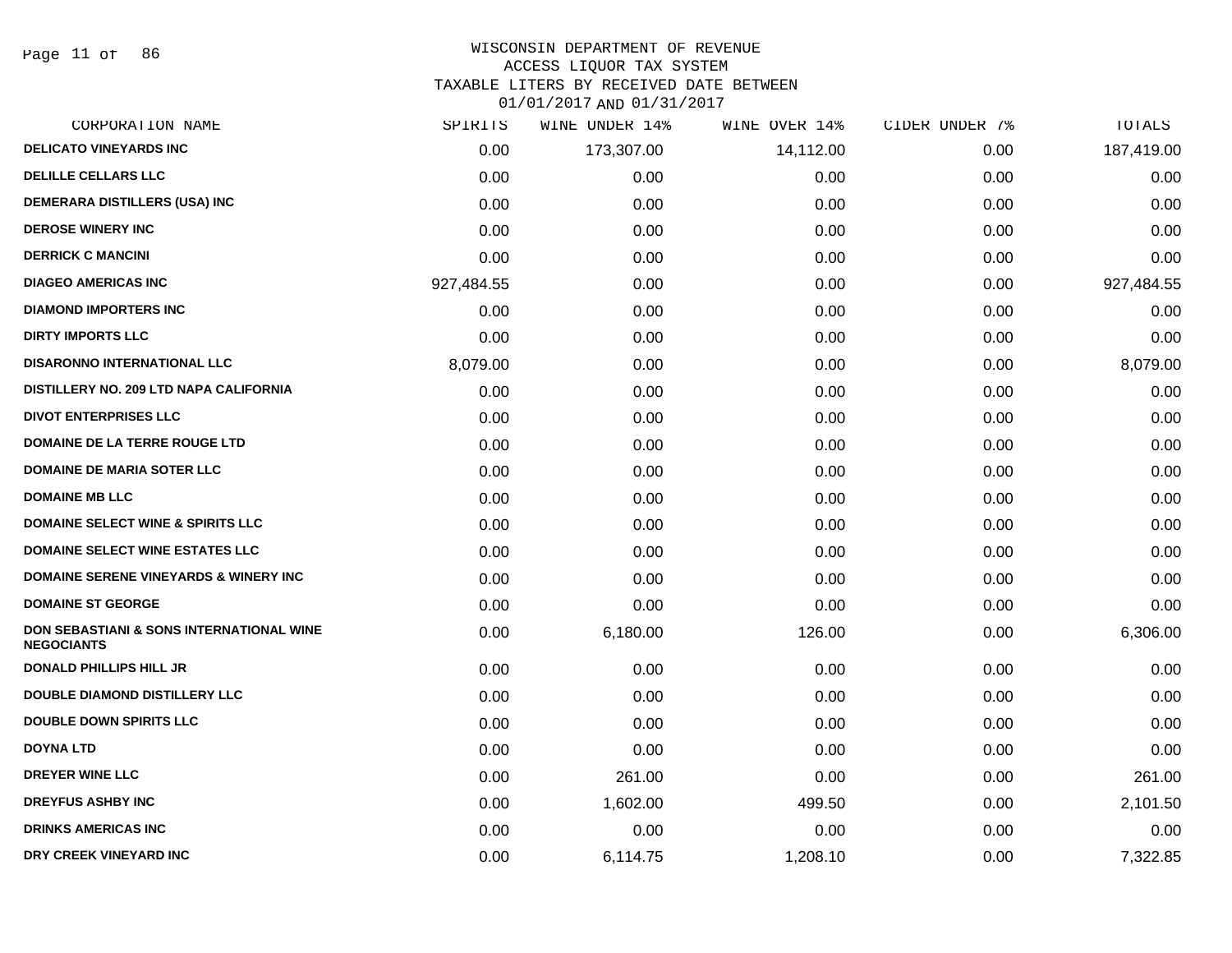# WISCONSIN DEPARTMENT OF REVENUE
## ACCESS LIQUOR TAX SYSTEM
### TAXABLE LITERS BY RECEIVED DATE BETWEEN 01/01/2017 AND 01/31/2017

| CORPORATION NAME | SPIRITS | WINE UNDER 14% | WINE OVER 14% | CIDER UNDER 7% | TOTALS |
|---|---|---|---|---|---|
| DELICATO VINEYARDS INC | 0.00 | 173,307.00 | 14,112.00 | 0.00 | 187,419.00 |
| DELILLE CELLARS LLC | 0.00 | 0.00 | 0.00 | 0.00 | 0.00 |
| DEMERARA DISTILLERS (USA) INC | 0.00 | 0.00 | 0.00 | 0.00 | 0.00 |
| DEROSE WINERY INC | 0.00 | 0.00 | 0.00 | 0.00 | 0.00 |
| DERRICK C MANCINI | 0.00 | 0.00 | 0.00 | 0.00 | 0.00 |
| DIAGEO AMERICAS INC | 927,484.55 | 0.00 | 0.00 | 0.00 | 927,484.55 |
| DIAMOND IMPORTERS INC | 0.00 | 0.00 | 0.00 | 0.00 | 0.00 |
| DIRTY IMPORTS LLC | 0.00 | 0.00 | 0.00 | 0.00 | 0.00 |
| DISARONNO INTERNATIONAL LLC | 8,079.00 | 0.00 | 0.00 | 0.00 | 8,079.00 |
| DISTILLERY NO. 209 LTD NAPA CALIFORNIA | 0.00 | 0.00 | 0.00 | 0.00 | 0.00 |
| DIVOT ENTERPRISES LLC | 0.00 | 0.00 | 0.00 | 0.00 | 0.00 |
| DOMAINE DE LA TERRE ROUGE LTD | 0.00 | 0.00 | 0.00 | 0.00 | 0.00 |
| DOMAINE DE MARIA SOTER LLC | 0.00 | 0.00 | 0.00 | 0.00 | 0.00 |
| DOMAINE MB LLC | 0.00 | 0.00 | 0.00 | 0.00 | 0.00 |
| DOMAINE SELECT WINE & SPIRITS LLC | 0.00 | 0.00 | 0.00 | 0.00 | 0.00 |
| DOMAINE SELECT WINE ESTATES LLC | 0.00 | 0.00 | 0.00 | 0.00 | 0.00 |
| DOMAINE SERENE VINEYARDS & WINERY INC | 0.00 | 0.00 | 0.00 | 0.00 | 0.00 |
| DOMAINE ST GEORGE | 0.00 | 0.00 | 0.00 | 0.00 | 0.00 |
| DON SEBASTIANI & SONS INTERNATIONAL WINE NEGOCIANTS | 0.00 | 6,180.00 | 126.00 | 0.00 | 6,306.00 |
| DONALD PHILLIPS HILL JR | 0.00 | 0.00 | 0.00 | 0.00 | 0.00 |
| DOUBLE DIAMOND DISTILLERY LLC | 0.00 | 0.00 | 0.00 | 0.00 | 0.00 |
| DOUBLE DOWN SPIRITS LLC | 0.00 | 0.00 | 0.00 | 0.00 | 0.00 |
| DOYNA LTD | 0.00 | 0.00 | 0.00 | 0.00 | 0.00 |
| DREYER WINE LLC | 0.00 | 261.00 | 0.00 | 0.00 | 261.00 |
| DREYFUS ASHBY INC | 0.00 | 1,602.00 | 499.50 | 0.00 | 2,101.50 |
| DRINKS AMERICAS INC | 0.00 | 0.00 | 0.00 | 0.00 | 0.00 |
| DRY CREEK VINEYARD INC | 0.00 | 6,114.75 | 1,208.10 | 0.00 | 7,322.85 |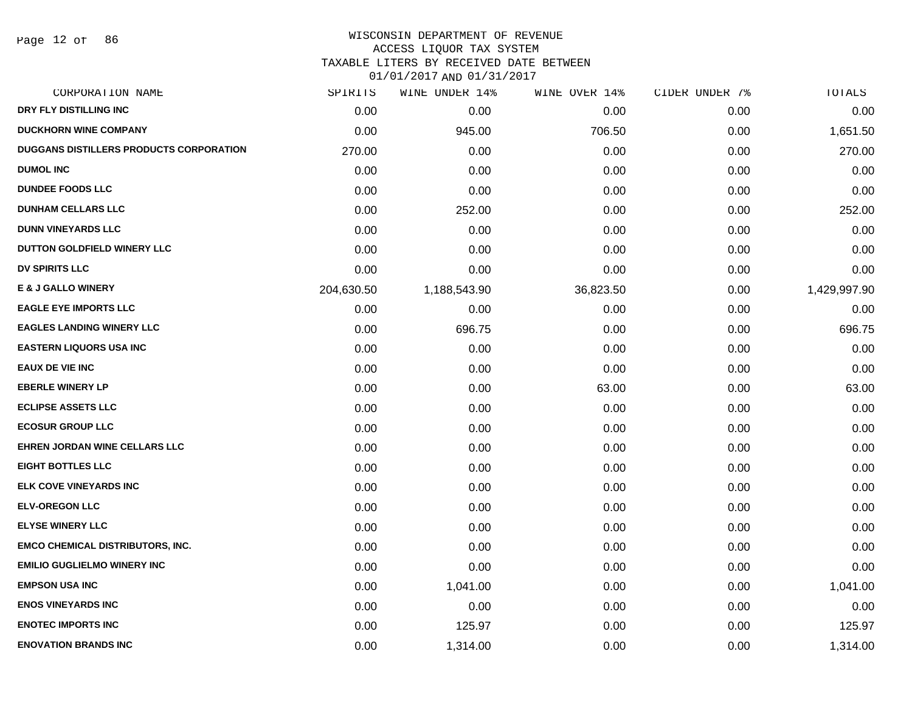# WISCONSIN DEPARTMENT OF REVENUE
## ACCESS LIQUOR TAX SYSTEM
### TAXABLE LITERS BY RECEIVED DATE BETWEEN 01/01/2017 AND 01/31/2017

| CORPORATION NAME | SPIRITS | WINE UNDER 14% | WINE OVER 14% | CIDER UNDER 7% | TOTALS |
|---|---|---|---|---|---|
| DRY FLY DISTILLING INC | 0.00 | 0.00 | 0.00 | 0.00 | 0.00 |
| DUCKHORN WINE COMPANY | 0.00 | 945.00 | 706.50 | 0.00 | 1,651.50 |
| DUGGANS DISTILLERS PRODUCTS CORPORATION | 270.00 | 0.00 | 0.00 | 0.00 | 270.00 |
| DUMOL INC | 0.00 | 0.00 | 0.00 | 0.00 | 0.00 |
| DUNDEE FOODS LLC | 0.00 | 0.00 | 0.00 | 0.00 | 0.00 |
| DUNHAM CELLARS LLC | 0.00 | 252.00 | 0.00 | 0.00 | 252.00 |
| DUNN VINEYARDS LLC | 0.00 | 0.00 | 0.00 | 0.00 | 0.00 |
| DUTTON GOLDFIELD WINERY LLC | 0.00 | 0.00 | 0.00 | 0.00 | 0.00 |
| DV SPIRITS LLC | 0.00 | 0.00 | 0.00 | 0.00 | 0.00 |
| E & J GALLO WINERY | 204,630.50 | 1,188,543.90 | 36,823.50 | 0.00 | 1,429,997.90 |
| EAGLE EYE IMPORTS LLC | 0.00 | 0.00 | 0.00 | 0.00 | 0.00 |
| EAGLES LANDING WINERY LLC | 0.00 | 696.75 | 0.00 | 0.00 | 696.75 |
| EASTERN LIQUORS USA INC | 0.00 | 0.00 | 0.00 | 0.00 | 0.00 |
| EAUX DE VIE INC | 0.00 | 0.00 | 0.00 | 0.00 | 0.00 |
| EBERLE WINERY LP | 0.00 | 0.00 | 63.00 | 0.00 | 63.00 |
| ECLIPSE ASSETS LLC | 0.00 | 0.00 | 0.00 | 0.00 | 0.00 |
| ECOSUR GROUP LLC | 0.00 | 0.00 | 0.00 | 0.00 | 0.00 |
| EHREN JORDAN WINE CELLARS LLC | 0.00 | 0.00 | 0.00 | 0.00 | 0.00 |
| EIGHT BOTTLES LLC | 0.00 | 0.00 | 0.00 | 0.00 | 0.00 |
| ELK COVE VINEYARDS INC | 0.00 | 0.00 | 0.00 | 0.00 | 0.00 |
| ELV-OREGON LLC | 0.00 | 0.00 | 0.00 | 0.00 | 0.00 |
| ELYSE WINERY LLC | 0.00 | 0.00 | 0.00 | 0.00 | 0.00 |
| EMCO CHEMICAL DISTRIBUTORS, INC. | 0.00 | 0.00 | 0.00 | 0.00 | 0.00 |
| EMILIO GUGLIELMO WINERY INC | 0.00 | 0.00 | 0.00 | 0.00 | 0.00 |
| EMPSON USA INC | 0.00 | 1,041.00 | 0.00 | 0.00 | 1,041.00 |
| ENOS VINEYARDS INC | 0.00 | 0.00 | 0.00 | 0.00 | 0.00 |
| ENOTEC IMPORTS INC | 0.00 | 125.97 | 0.00 | 0.00 | 125.97 |
| ENOVATION BRANDS INC | 0.00 | 1,314.00 | 0.00 | 0.00 | 1,314.00 |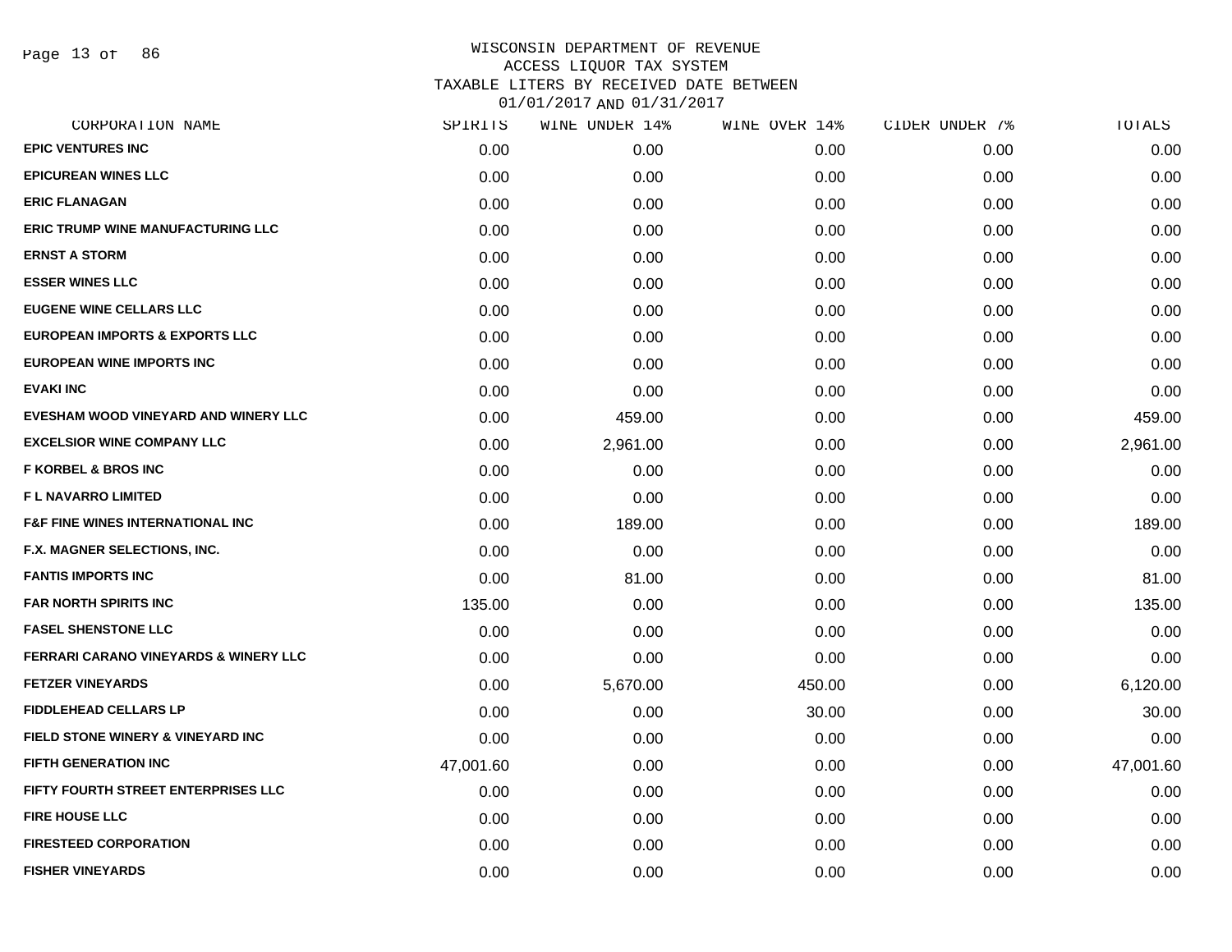WISCONSIN DEPARTMENT OF REVENUE
ACCESS LIQUOR TAX SYSTEM
TAXABLE LITERS BY RECEIVED DATE BETWEEN
01/01/2017 AND 01/31/2017

| CORPORATION NAME | SPIRITS | WINE UNDER 14% | WINE OVER 14% | CIDER UNDER 7% | TOTALS |
|---|---|---|---|---|---|
| EPIC VENTURES INC | 0.00 | 0.00 | 0.00 | 0.00 | 0.00 |
| EPICUREAN WINES LLC | 0.00 | 0.00 | 0.00 | 0.00 | 0.00 |
| ERIC FLANAGAN | 0.00 | 0.00 | 0.00 | 0.00 | 0.00 |
| ERIC TRUMP WINE MANUFACTURING LLC | 0.00 | 0.00 | 0.00 | 0.00 | 0.00 |
| ERNST A STORM | 0.00 | 0.00 | 0.00 | 0.00 | 0.00 |
| ESSER WINES LLC | 0.00 | 0.00 | 0.00 | 0.00 | 0.00 |
| EUGENE WINE CELLARS LLC | 0.00 | 0.00 | 0.00 | 0.00 | 0.00 |
| EUROPEAN IMPORTS & EXPORTS LLC | 0.00 | 0.00 | 0.00 | 0.00 | 0.00 |
| EUROPEAN WINE IMPORTS INC | 0.00 | 0.00 | 0.00 | 0.00 | 0.00 |
| EVAKI INC | 0.00 | 0.00 | 0.00 | 0.00 | 0.00 |
| EVESHAM WOOD VINEYARD AND WINERY LLC | 0.00 | 459.00 | 0.00 | 0.00 | 459.00 |
| EXCELSIOR WINE COMPANY LLC | 0.00 | 2,961.00 | 0.00 | 0.00 | 2,961.00 |
| F KORBEL & BROS INC | 0.00 | 0.00 | 0.00 | 0.00 | 0.00 |
| F L NAVARRO LIMITED | 0.00 | 0.00 | 0.00 | 0.00 | 0.00 |
| F&F FINE WINES INTERNATIONAL INC | 0.00 | 189.00 | 0.00 | 0.00 | 189.00 |
| F.X. MAGNER SELECTIONS, INC. | 0.00 | 0.00 | 0.00 | 0.00 | 0.00 |
| FANTIS IMPORTS INC | 0.00 | 81.00 | 0.00 | 0.00 | 81.00 |
| FAR NORTH SPIRITS INC | 135.00 | 0.00 | 0.00 | 0.00 | 135.00 |
| FASEL SHENSTONE LLC | 0.00 | 0.00 | 0.00 | 0.00 | 0.00 |
| FERRARI CARANO VINEYARDS & WINERY LLC | 0.00 | 0.00 | 0.00 | 0.00 | 0.00 |
| FETZER VINEYARDS | 0.00 | 5,670.00 | 450.00 | 0.00 | 6,120.00 |
| FIDDLEHEAD CELLARS LP | 0.00 | 0.00 | 30.00 | 0.00 | 30.00 |
| FIELD STONE WINERY & VINEYARD INC | 0.00 | 0.00 | 0.00 | 0.00 | 0.00 |
| FIFTH GENERATION INC | 47,001.60 | 0.00 | 0.00 | 0.00 | 47,001.60 |
| FIFTY FOURTH STREET ENTERPRISES LLC | 0.00 | 0.00 | 0.00 | 0.00 | 0.00 |
| FIRE HOUSE LLC | 0.00 | 0.00 | 0.00 | 0.00 | 0.00 |
| FIRESTEED CORPORATION | 0.00 | 0.00 | 0.00 | 0.00 | 0.00 |
| FISHER VINEYARDS | 0.00 | 0.00 | 0.00 | 0.00 | 0.00 |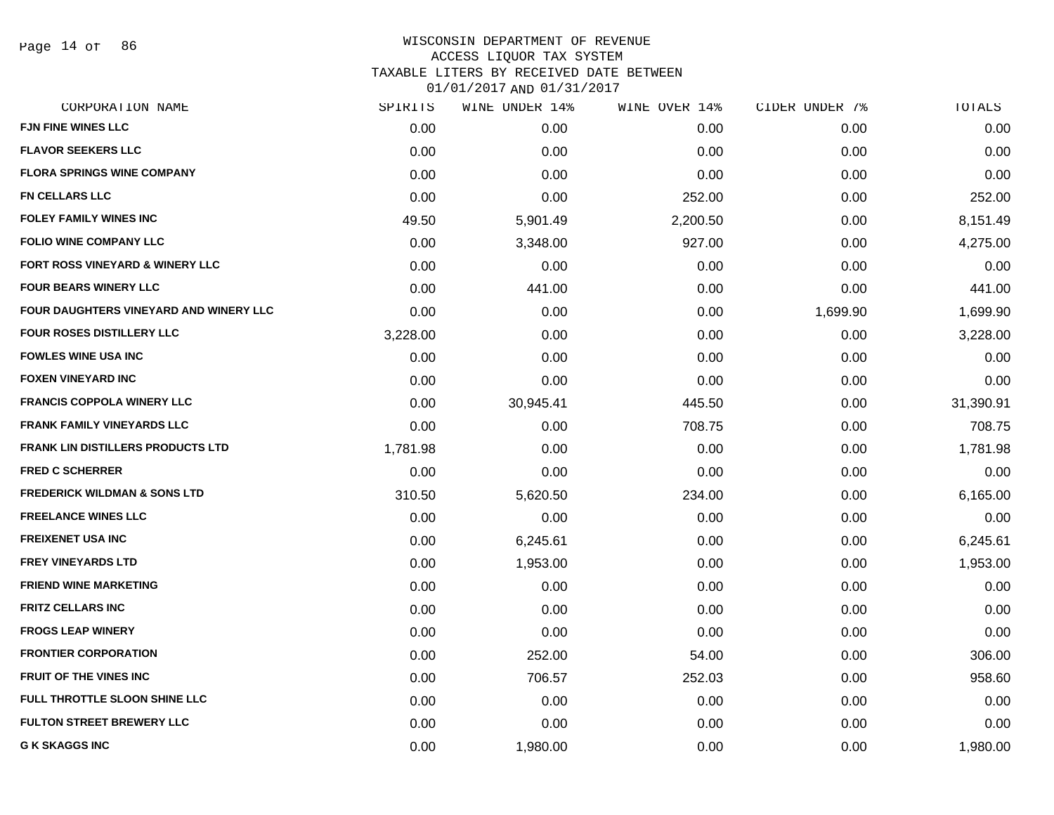WISCONSIN DEPARTMENT OF REVENUE
ACCESS LIQUOR TAX SYSTEM
TAXABLE LITERS BY RECEIVED DATE BETWEEN
01/01/2017 AND 01/31/2017

| CORPORATION NAME | SPIRITS | WINE UNDER 14% | WINE OVER 14% | CIDER UNDER 7% | TOTALS |
|---|---|---|---|---|---|
| FJN FINE WINES LLC | 0.00 | 0.00 | 0.00 | 0.00 | 0.00 |
| FLAVOR SEEKERS LLC | 0.00 | 0.00 | 0.00 | 0.00 | 0.00 |
| FLORA SPRINGS WINE COMPANY | 0.00 | 0.00 | 0.00 | 0.00 | 0.00 |
| FN CELLARS LLC | 0.00 | 0.00 | 252.00 | 0.00 | 252.00 |
| FOLEY FAMILY WINES INC | 49.50 | 5,901.49 | 2,200.50 | 0.00 | 8,151.49 |
| FOLIO WINE COMPANY LLC | 0.00 | 3,348.00 | 927.00 | 0.00 | 4,275.00 |
| FORT ROSS VINEYARD & WINERY LLC | 0.00 | 0.00 | 0.00 | 0.00 | 0.00 |
| FOUR BEARS WINERY LLC | 0.00 | 441.00 | 0.00 | 0.00 | 441.00 |
| FOUR DAUGHTERS VINEYARD AND WINERY LLC | 0.00 | 0.00 | 0.00 | 1,699.90 | 1,699.90 |
| FOUR ROSES DISTILLERY LLC | 3,228.00 | 0.00 | 0.00 | 0.00 | 3,228.00 |
| FOWLES WINE USA INC | 0.00 | 0.00 | 0.00 | 0.00 | 0.00 |
| FOXEN VINEYARD INC | 0.00 | 0.00 | 0.00 | 0.00 | 0.00 |
| FRANCIS COPPOLA WINERY LLC | 0.00 | 30,945.41 | 445.50 | 0.00 | 31,390.91 |
| FRANK FAMILY VINEYARDS LLC | 0.00 | 0.00 | 708.75 | 0.00 | 708.75 |
| FRANK LIN DISTILLERS PRODUCTS LTD | 1,781.98 | 0.00 | 0.00 | 0.00 | 1,781.98 |
| FRED C SCHERRER | 0.00 | 0.00 | 0.00 | 0.00 | 0.00 |
| FREDERICK WILDMAN & SONS LTD | 310.50 | 5,620.50 | 234.00 | 0.00 | 6,165.00 |
| FREELANCE WINES LLC | 0.00 | 0.00 | 0.00 | 0.00 | 0.00 |
| FREIXENET USA INC | 0.00 | 6,245.61 | 0.00 | 0.00 | 6,245.61 |
| FREY VINEYARDS LTD | 0.00 | 1,953.00 | 0.00 | 0.00 | 1,953.00 |
| FRIEND WINE MARKETING | 0.00 | 0.00 | 0.00 | 0.00 | 0.00 |
| FRITZ CELLARS INC | 0.00 | 0.00 | 0.00 | 0.00 | 0.00 |
| FROGS LEAP WINERY | 0.00 | 0.00 | 0.00 | 0.00 | 0.00 |
| FRONTIER CORPORATION | 0.00 | 252.00 | 54.00 | 0.00 | 306.00 |
| FRUIT OF THE VINES INC | 0.00 | 706.57 | 252.03 | 0.00 | 958.60 |
| FULL THROTTLE SLOON SHINE LLC | 0.00 | 0.00 | 0.00 | 0.00 | 0.00 |
| FULTON STREET BREWERY LLC | 0.00 | 0.00 | 0.00 | 0.00 | 0.00 |
| G K SKAGGS INC | 0.00 | 1,980.00 | 0.00 | 0.00 | 1,980.00 |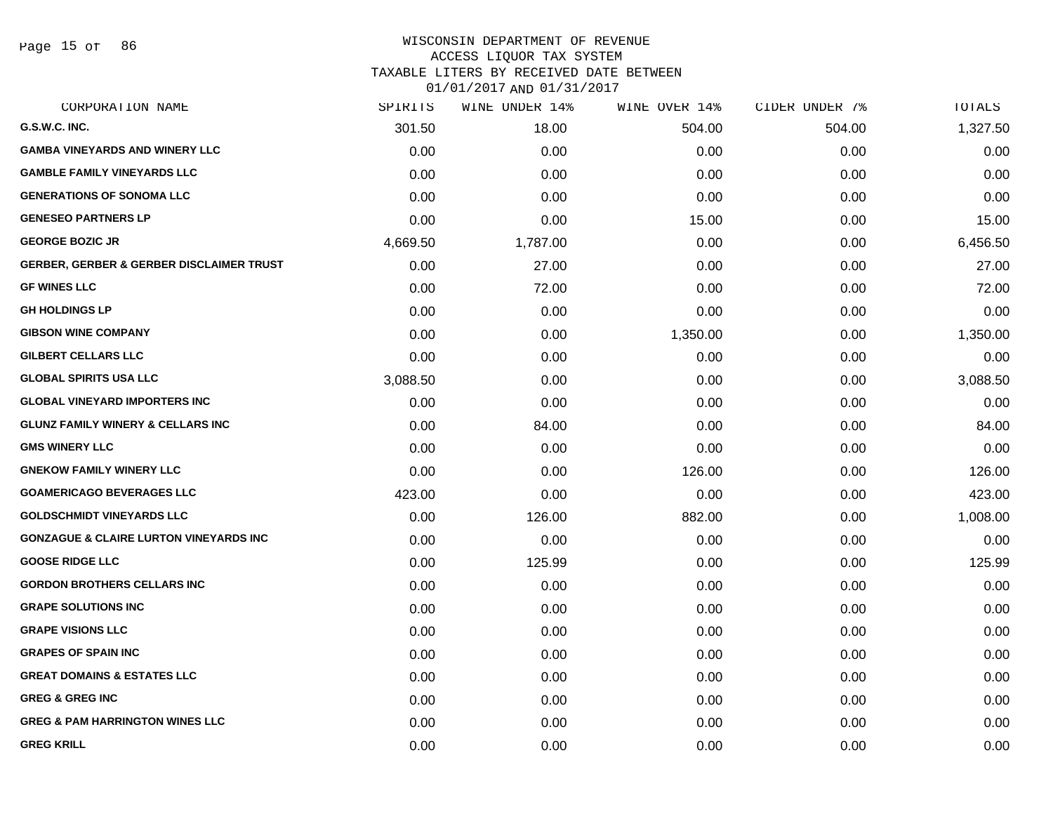WISCONSIN DEPARTMENT OF REVENUE
ACCESS LIQUOR TAX SYSTEM
TAXABLE LITERS BY RECEIVED DATE BETWEEN
01/01/2017 AND 01/31/2017

| CORPORATION NAME | SPIRITS | WINE UNDER 14% | WINE OVER 14% | CIDER UNDER 7% | TOTALS |
|---|---|---|---|---|---|
| G.S.W.C. INC. | 301.50 | 18.00 | 504.00 | 504.00 | 1,327.50 |
| GAMBA VINEYARDS AND WINERY LLC | 0.00 | 0.00 | 0.00 | 0.00 | 0.00 |
| GAMBLE FAMILY VINEYARDS LLC | 0.00 | 0.00 | 0.00 | 0.00 | 0.00 |
| GENERATIONS OF SONOMA LLC | 0.00 | 0.00 | 0.00 | 0.00 | 0.00 |
| GENESEO PARTNERS LP | 0.00 | 0.00 | 15.00 | 0.00 | 15.00 |
| GEORGE BOZIC JR | 4,669.50 | 1,787.00 | 0.00 | 0.00 | 6,456.50 |
| GERBER, GERBER & GERBER DISCLAIMER TRUST | 0.00 | 27.00 | 0.00 | 0.00 | 27.00 |
| GF WINES LLC | 0.00 | 72.00 | 0.00 | 0.00 | 72.00 |
| GH HOLDINGS LP | 0.00 | 0.00 | 0.00 | 0.00 | 0.00 |
| GIBSON WINE COMPANY | 0.00 | 0.00 | 1,350.00 | 0.00 | 1,350.00 |
| GILBERT CELLARS LLC | 0.00 | 0.00 | 0.00 | 0.00 | 0.00 |
| GLOBAL SPIRITS USA LLC | 3,088.50 | 0.00 | 0.00 | 0.00 | 3,088.50 |
| GLOBAL VINEYARD IMPORTERS INC | 0.00 | 0.00 | 0.00 | 0.00 | 0.00 |
| GLUNZ FAMILY WINERY & CELLARS INC | 0.00 | 84.00 | 0.00 | 0.00 | 84.00 |
| GMS WINERY LLC | 0.00 | 0.00 | 0.00 | 0.00 | 0.00 |
| GNEKOW FAMILY WINERY LLC | 0.00 | 0.00 | 126.00 | 0.00 | 126.00 |
| GOAMERICAGO BEVERAGES LLC | 423.00 | 0.00 | 0.00 | 0.00 | 423.00 |
| GOLDSCHMIDT VINEYARDS LLC | 0.00 | 126.00 | 882.00 | 0.00 | 1,008.00 |
| GONZAGUE & CLAIRE LURTON VINEYARDS INC | 0.00 | 0.00 | 0.00 | 0.00 | 0.00 |
| GOOSE RIDGE LLC | 0.00 | 125.99 | 0.00 | 0.00 | 125.99 |
| GORDON BROTHERS CELLARS INC | 0.00 | 0.00 | 0.00 | 0.00 | 0.00 |
| GRAPE SOLUTIONS INC | 0.00 | 0.00 | 0.00 | 0.00 | 0.00 |
| GRAPE VISIONS LLC | 0.00 | 0.00 | 0.00 | 0.00 | 0.00 |
| GRAPES OF SPAIN INC | 0.00 | 0.00 | 0.00 | 0.00 | 0.00 |
| GREAT DOMAINS & ESTATES LLC | 0.00 | 0.00 | 0.00 | 0.00 | 0.00 |
| GREG & GREG INC | 0.00 | 0.00 | 0.00 | 0.00 | 0.00 |
| GREG & PAM HARRINGTON WINES LLC | 0.00 | 0.00 | 0.00 | 0.00 | 0.00 |
| GREG KRILL | 0.00 | 0.00 | 0.00 | 0.00 | 0.00 |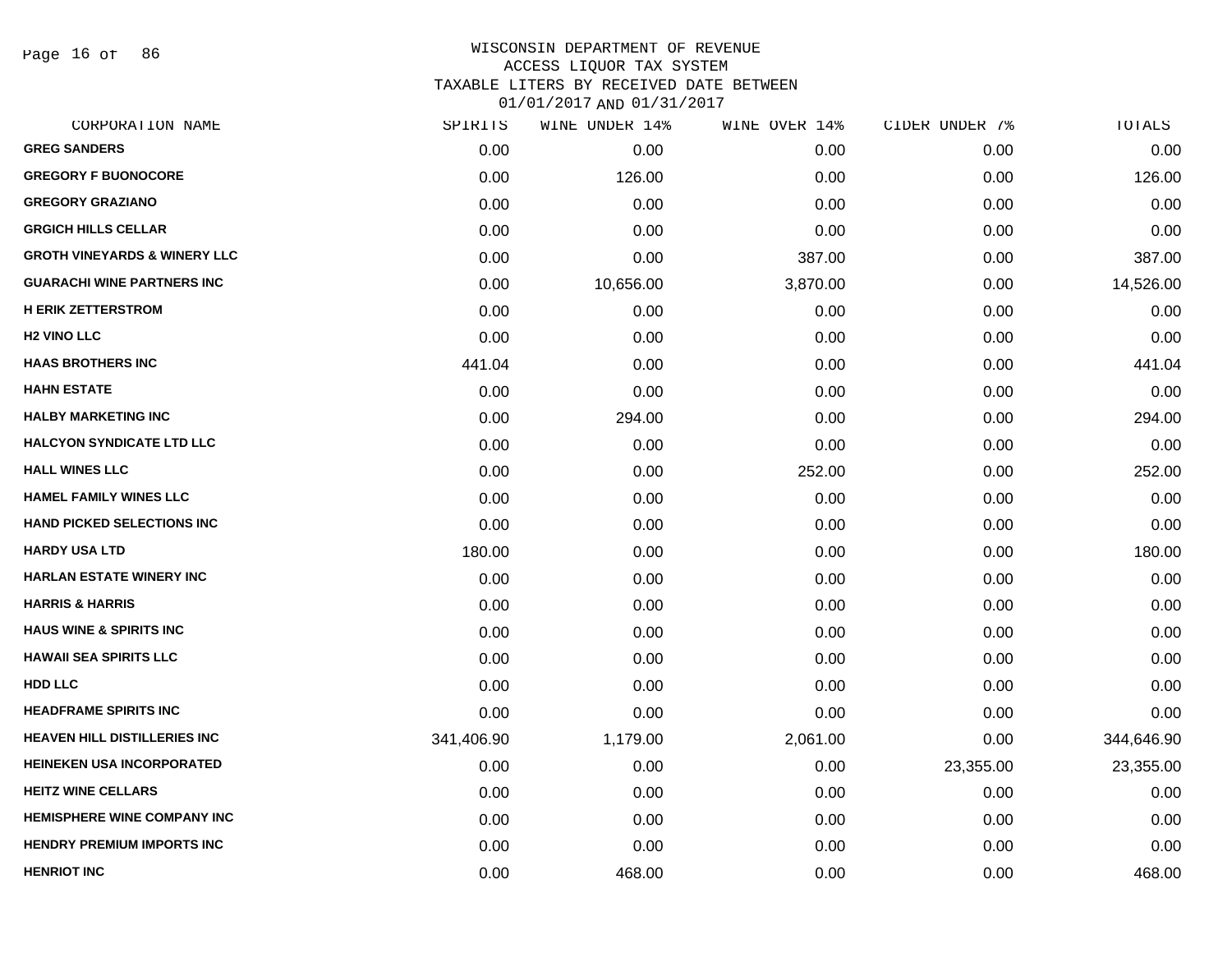WISCONSIN DEPARTMENT OF REVENUE
ACCESS LIQUOR TAX SYSTEM
TAXABLE LITERS BY RECEIVED DATE BETWEEN
01/01/2017 AND 01/31/2017

| CORPORATION NAME | SPIRITS | WINE UNDER 14% | WINE OVER 14% | CIDER UNDER 7% | TOTALS |
|---|---|---|---|---|---|
| GREG SANDERS | 0.00 | 0.00 | 0.00 | 0.00 | 0.00 |
| GREGORY F BUONOCORE | 0.00 | 126.00 | 0.00 | 0.00 | 126.00 |
| GREGORY GRAZIANO | 0.00 | 0.00 | 0.00 | 0.00 | 0.00 |
| GRGICH HILLS CELLAR | 0.00 | 0.00 | 0.00 | 0.00 | 0.00 |
| GROTH VINEYARDS & WINERY LLC | 0.00 | 0.00 | 387.00 | 0.00 | 387.00 |
| GUARACHI WINE PARTNERS INC | 0.00 | 10,656.00 | 3,870.00 | 0.00 | 14,526.00 |
| H ERIK ZETTERSTROM | 0.00 | 0.00 | 0.00 | 0.00 | 0.00 |
| H2 VINO LLC | 0.00 | 0.00 | 0.00 | 0.00 | 0.00 |
| HAAS BROTHERS INC | 441.04 | 0.00 | 0.00 | 0.00 | 441.04 |
| HAHN ESTATE | 0.00 | 0.00 | 0.00 | 0.00 | 0.00 |
| HALBY MARKETING INC | 0.00 | 294.00 | 0.00 | 0.00 | 294.00 |
| HALCYON SYNDICATE LTD LLC | 0.00 | 0.00 | 0.00 | 0.00 | 0.00 |
| HALL WINES LLC | 0.00 | 0.00 | 252.00 | 0.00 | 252.00 |
| HAMEL FAMILY WINES LLC | 0.00 | 0.00 | 0.00 | 0.00 | 0.00 |
| HAND PICKED SELECTIONS INC | 0.00 | 0.00 | 0.00 | 0.00 | 0.00 |
| HARDY USA LTD | 180.00 | 0.00 | 0.00 | 0.00 | 180.00 |
| HARLAN ESTATE WINERY INC | 0.00 | 0.00 | 0.00 | 0.00 | 0.00 |
| HARRIS & HARRIS | 0.00 | 0.00 | 0.00 | 0.00 | 0.00 |
| HAUS WINE & SPIRITS INC | 0.00 | 0.00 | 0.00 | 0.00 | 0.00 |
| HAWAII SEA SPIRITS LLC | 0.00 | 0.00 | 0.00 | 0.00 | 0.00 |
| HDD LLC | 0.00 | 0.00 | 0.00 | 0.00 | 0.00 |
| HEADFRAME SPIRITS INC | 0.00 | 0.00 | 0.00 | 0.00 | 0.00 |
| HEAVEN HILL DISTILLERIES INC | 341,406.90 | 1,179.00 | 2,061.00 | 0.00 | 344,646.90 |
| HEINEKEN USA INCORPORATED | 0.00 | 0.00 | 0.00 | 23,355.00 | 23,355.00 |
| HEITZ WINE CELLARS | 0.00 | 0.00 | 0.00 | 0.00 | 0.00 |
| HEMISPHERE WINE COMPANY INC | 0.00 | 0.00 | 0.00 | 0.00 | 0.00 |
| HENDRY PREMIUM IMPORTS INC | 0.00 | 0.00 | 0.00 | 0.00 | 0.00 |
| HENRIOT INC | 0.00 | 468.00 | 0.00 | 0.00 | 468.00 |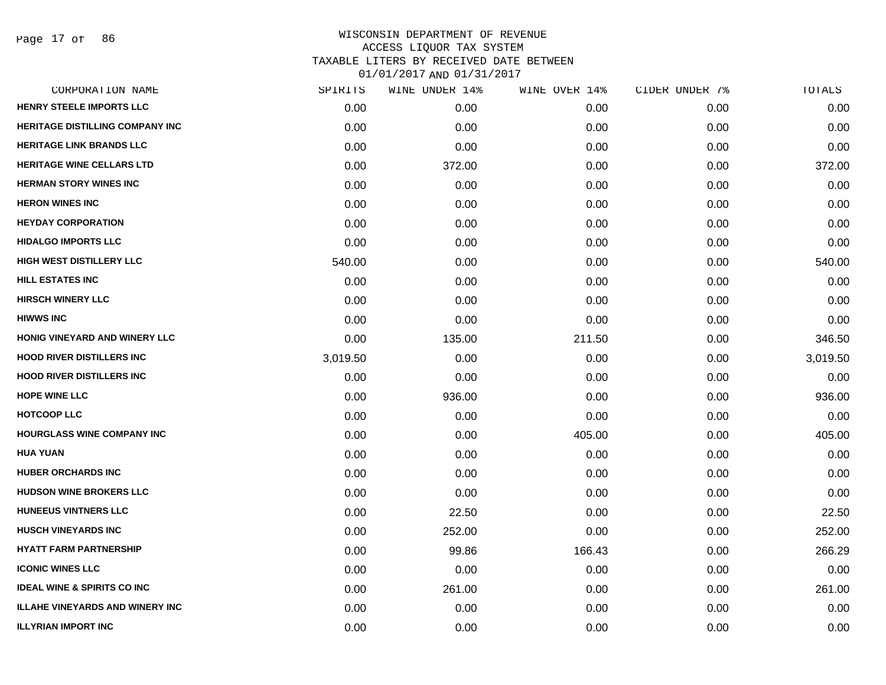WISCONSIN DEPARTMENT OF REVENUE
ACCESS LIQUOR TAX SYSTEM
TAXABLE LITERS BY RECEIVED DATE BETWEEN
01/01/2017 AND 01/31/2017

| CORPORATION NAME | SPIRITS | WINE UNDER 14% | WINE OVER 14% | CIDER UNDER 7% | TOTALS |
|---|---|---|---|---|---|
| HENRY STEELE IMPORTS LLC | 0.00 | 0.00 | 0.00 | 0.00 | 0.00 |
| HERITAGE DISTILLING COMPANY INC | 0.00 | 0.00 | 0.00 | 0.00 | 0.00 |
| HERITAGE LINK BRANDS LLC | 0.00 | 0.00 | 0.00 | 0.00 | 0.00 |
| HERITAGE WINE CELLARS LTD | 0.00 | 372.00 | 0.00 | 0.00 | 372.00 |
| HERMAN STORY WINES INC | 0.00 | 0.00 | 0.00 | 0.00 | 0.00 |
| HERON WINES INC | 0.00 | 0.00 | 0.00 | 0.00 | 0.00 |
| HEYDAY CORPORATION | 0.00 | 0.00 | 0.00 | 0.00 | 0.00 |
| HIDALGO IMPORTS LLC | 0.00 | 0.00 | 0.00 | 0.00 | 0.00 |
| HIGH WEST DISTILLERY LLC | 540.00 | 0.00 | 0.00 | 0.00 | 540.00 |
| HILL ESTATES INC | 0.00 | 0.00 | 0.00 | 0.00 | 0.00 |
| HIRSCH WINERY LLC | 0.00 | 0.00 | 0.00 | 0.00 | 0.00 |
| HIWWS INC | 0.00 | 0.00 | 0.00 | 0.00 | 0.00 |
| HONIG VINEYARD AND WINERY LLC | 0.00 | 135.00 | 211.50 | 0.00 | 346.50 |
| HOOD RIVER DISTILLERS INC | 3,019.50 | 0.00 | 0.00 | 0.00 | 3,019.50 |
| HOOD RIVER DISTILLERS INC | 0.00 | 0.00 | 0.00 | 0.00 | 0.00 |
| HOPE WINE LLC | 0.00 | 936.00 | 0.00 | 0.00 | 936.00 |
| HOTCOOP LLC | 0.00 | 0.00 | 0.00 | 0.00 | 0.00 |
| HOURGLASS WINE COMPANY INC | 0.00 | 0.00 | 405.00 | 0.00 | 405.00 |
| HUA YUAN | 0.00 | 0.00 | 0.00 | 0.00 | 0.00 |
| HUBER ORCHARDS INC | 0.00 | 0.00 | 0.00 | 0.00 | 0.00 |
| HUDSON WINE BROKERS LLC | 0.00 | 0.00 | 0.00 | 0.00 | 0.00 |
| HUNEEUS VINTNERS LLC | 0.00 | 22.50 | 0.00 | 0.00 | 22.50 |
| HUSCH VINEYARDS INC | 0.00 | 252.00 | 0.00 | 0.00 | 252.00 |
| HYATT FARM PARTNERSHIP | 0.00 | 99.86 | 166.43 | 0.00 | 266.29 |
| ICONIC WINES LLC | 0.00 | 0.00 | 0.00 | 0.00 | 0.00 |
| IDEAL WINE & SPIRITS CO INC | 0.00 | 261.00 | 0.00 | 0.00 | 261.00 |
| ILLAHE VINEYARDS AND WINERY INC | 0.00 | 0.00 | 0.00 | 0.00 | 0.00 |
| ILLYRIAN IMPORT INC | 0.00 | 0.00 | 0.00 | 0.00 | 0.00 |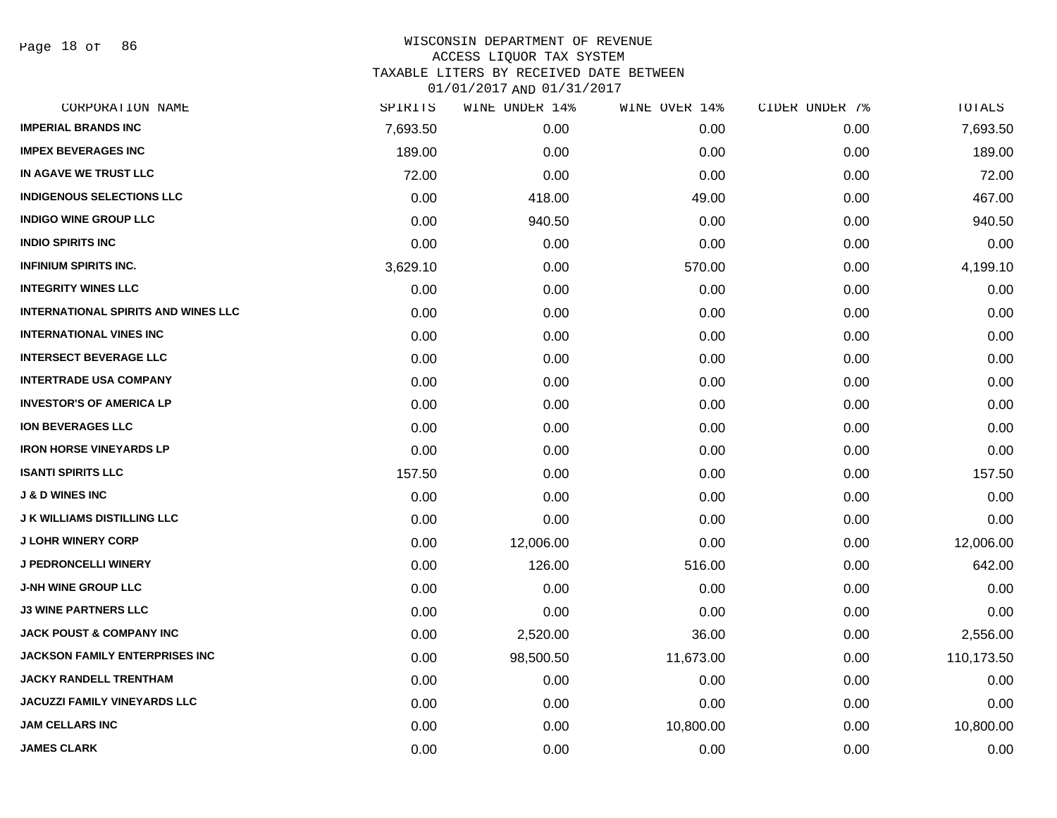WISCONSIN DEPARTMENT OF REVENUE
ACCESS LIQUOR TAX SYSTEM
TAXABLE LITERS BY RECEIVED DATE BETWEEN
01/01/2017 AND 01/31/2017

| CORPORATION NAME | SPIRITS | WINE UNDER 14% | WINE OVER 14% | CIDER UNDER 7% | TOTALS |
|---|---|---|---|---|---|
| IMPERIAL BRANDS INC | 7,693.50 | 0.00 | 0.00 | 0.00 | 7,693.50 |
| IMPEX BEVERAGES INC | 189.00 | 0.00 | 0.00 | 0.00 | 189.00 |
| IN AGAVE WE TRUST LLC | 72.00 | 0.00 | 0.00 | 0.00 | 72.00 |
| INDIGENOUS SELECTIONS LLC | 0.00 | 418.00 | 49.00 | 0.00 | 467.00 |
| INDIGO WINE GROUP LLC | 0.00 | 940.50 | 0.00 | 0.00 | 940.50 |
| INDIO SPIRITS INC | 0.00 | 0.00 | 0.00 | 0.00 | 0.00 |
| INFINIUM SPIRITS INC. | 3,629.10 | 0.00 | 570.00 | 0.00 | 4,199.10 |
| INTEGRITY WINES LLC | 0.00 | 0.00 | 0.00 | 0.00 | 0.00 |
| INTERNATIONAL SPIRITS AND WINES LLC | 0.00 | 0.00 | 0.00 | 0.00 | 0.00 |
| INTERNATIONAL VINES INC | 0.00 | 0.00 | 0.00 | 0.00 | 0.00 |
| INTERSECT BEVERAGE LLC | 0.00 | 0.00 | 0.00 | 0.00 | 0.00 |
| INTERTRADE USA COMPANY | 0.00 | 0.00 | 0.00 | 0.00 | 0.00 |
| INVESTOR'S OF AMERICA LP | 0.00 | 0.00 | 0.00 | 0.00 | 0.00 |
| ION BEVERAGES LLC | 0.00 | 0.00 | 0.00 | 0.00 | 0.00 |
| IRON HORSE VINEYARDS LP | 0.00 | 0.00 | 0.00 | 0.00 | 0.00 |
| ISANTI SPIRITS LLC | 157.50 | 0.00 | 0.00 | 0.00 | 157.50 |
| J & D WINES INC | 0.00 | 0.00 | 0.00 | 0.00 | 0.00 |
| J K WILLIAMS DISTILLING LLC | 0.00 | 0.00 | 0.00 | 0.00 | 0.00 |
| J LOHR WINERY CORP | 0.00 | 12,006.00 | 0.00 | 0.00 | 12,006.00 |
| J PEDRONCELLI WINERY | 0.00 | 126.00 | 516.00 | 0.00 | 642.00 |
| J-NH WINE GROUP LLC | 0.00 | 0.00 | 0.00 | 0.00 | 0.00 |
| J3 WINE PARTNERS LLC | 0.00 | 0.00 | 0.00 | 0.00 | 0.00 |
| JACK POUST & COMPANY INC | 0.00 | 2,520.00 | 36.00 | 0.00 | 2,556.00 |
| JACKSON FAMILY ENTERPRISES INC | 0.00 | 98,500.50 | 11,673.00 | 0.00 | 110,173.50 |
| JACKY RANDELL TRENTHAM | 0.00 | 0.00 | 0.00 | 0.00 | 0.00 |
| JACUZZI FAMILY VINEYARDS LLC | 0.00 | 0.00 | 0.00 | 0.00 | 0.00 |
| JAM CELLARS INC | 0.00 | 0.00 | 10,800.00 | 0.00 | 10,800.00 |
| JAMES CLARK | 0.00 | 0.00 | 0.00 | 0.00 | 0.00 |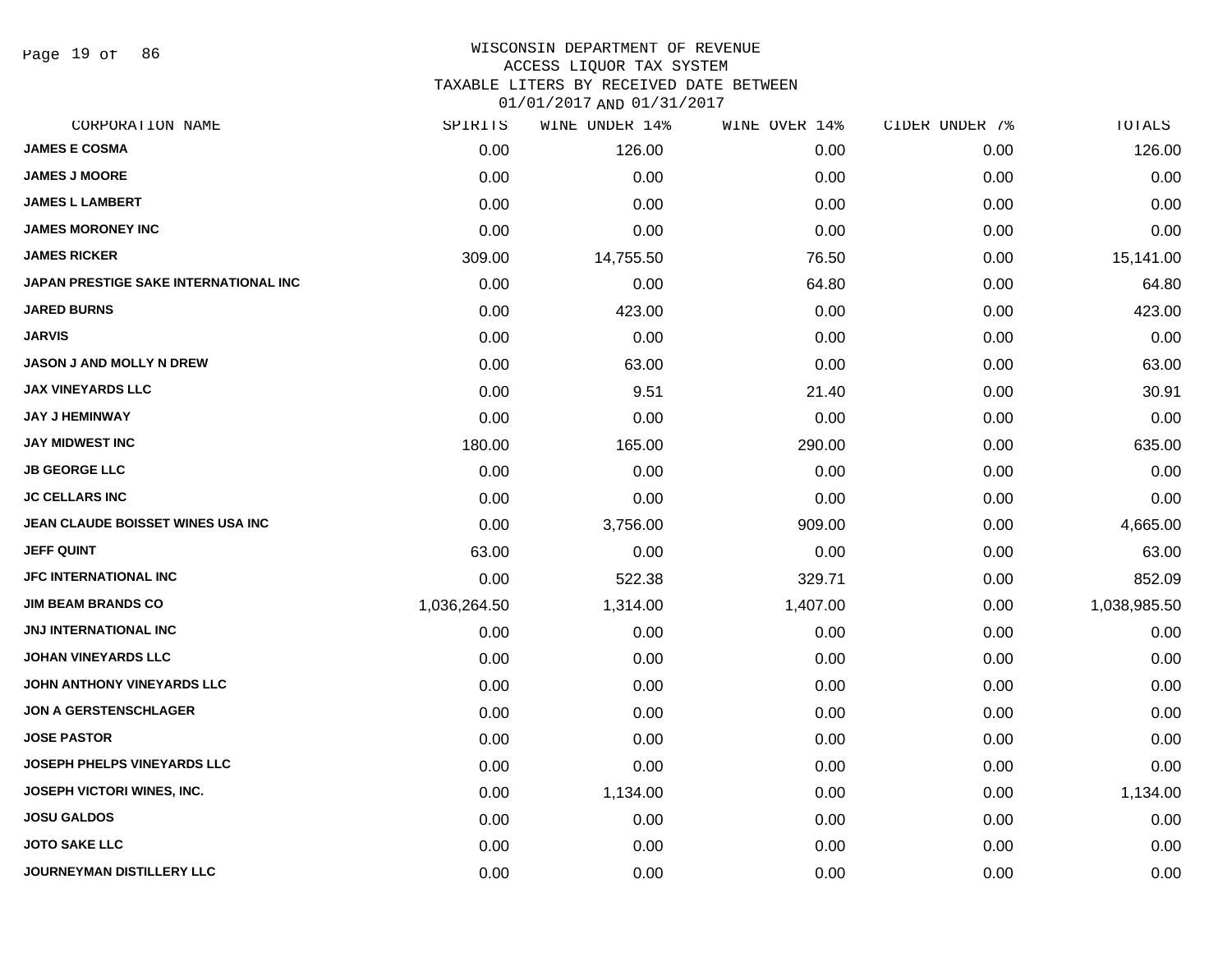# WISCONSIN DEPARTMENT OF REVENUE
## ACCESS LIQUOR TAX SYSTEM
## TAXABLE LITERS BY RECEIVED DATE BETWEEN 01/01/2017 AND 01/31/2017

| CORPORATION NAME | SPIRITS | WINE UNDER 14% | WINE OVER 14% | CIDER UNDER 7% | TOTALS |
|---|---|---|---|---|---|
| JAMES E COSMA | 0.00 | 126.00 | 0.00 | 0.00 | 126.00 |
| JAMES J MOORE | 0.00 | 0.00 | 0.00 | 0.00 | 0.00 |
| JAMES L LAMBERT | 0.00 | 0.00 | 0.00 | 0.00 | 0.00 |
| JAMES MORONEY INC | 0.00 | 0.00 | 0.00 | 0.00 | 0.00 |
| JAMES RICKER | 309.00 | 14,755.50 | 76.50 | 0.00 | 15,141.00 |
| JAPAN PRESTIGE SAKE INTERNATIONAL INC | 0.00 | 0.00 | 64.80 | 0.00 | 64.80 |
| JARED BURNS | 0.00 | 423.00 | 0.00 | 0.00 | 423.00 |
| JARVIS | 0.00 | 0.00 | 0.00 | 0.00 | 0.00 |
| JASON J AND MOLLY N DREW | 0.00 | 63.00 | 0.00 | 0.00 | 63.00 |
| JAX VINEYARDS LLC | 0.00 | 9.51 | 21.40 | 0.00 | 30.91 |
| JAY J HEMINWAY | 0.00 | 0.00 | 0.00 | 0.00 | 0.00 |
| JAY MIDWEST INC | 180.00 | 165.00 | 290.00 | 0.00 | 635.00 |
| JB GEORGE LLC | 0.00 | 0.00 | 0.00 | 0.00 | 0.00 |
| JC CELLARS INC | 0.00 | 0.00 | 0.00 | 0.00 | 0.00 |
| JEAN CLAUDE BOISSET WINES USA INC | 0.00 | 3,756.00 | 909.00 | 0.00 | 4,665.00 |
| JEFF QUINT | 63.00 | 0.00 | 0.00 | 0.00 | 63.00 |
| JFC INTERNATIONAL INC | 0.00 | 522.38 | 329.71 | 0.00 | 852.09 |
| JIM BEAM BRANDS CO | 1,036,264.50 | 1,314.00 | 1,407.00 | 0.00 | 1,038,985.50 |
| JNJ INTERNATIONAL INC | 0.00 | 0.00 | 0.00 | 0.00 | 0.00 |
| JOHAN VINEYARDS LLC | 0.00 | 0.00 | 0.00 | 0.00 | 0.00 |
| JOHN ANTHONY VINEYARDS LLC | 0.00 | 0.00 | 0.00 | 0.00 | 0.00 |
| JON A GERSTENSCHLAGER | 0.00 | 0.00 | 0.00 | 0.00 | 0.00 |
| JOSE PASTOR | 0.00 | 0.00 | 0.00 | 0.00 | 0.00 |
| JOSEPH PHELPS VINEYARDS LLC | 0.00 | 0.00 | 0.00 | 0.00 | 0.00 |
| JOSEPH VICTORI WINES, INC. | 0.00 | 1,134.00 | 0.00 | 0.00 | 1,134.00 |
| JOSU GALDOS | 0.00 | 0.00 | 0.00 | 0.00 | 0.00 |
| JOTO SAKE LLC | 0.00 | 0.00 | 0.00 | 0.00 | 0.00 |
| JOURNEYMAN DISTILLERY LLC | 0.00 | 0.00 | 0.00 | 0.00 | 0.00 |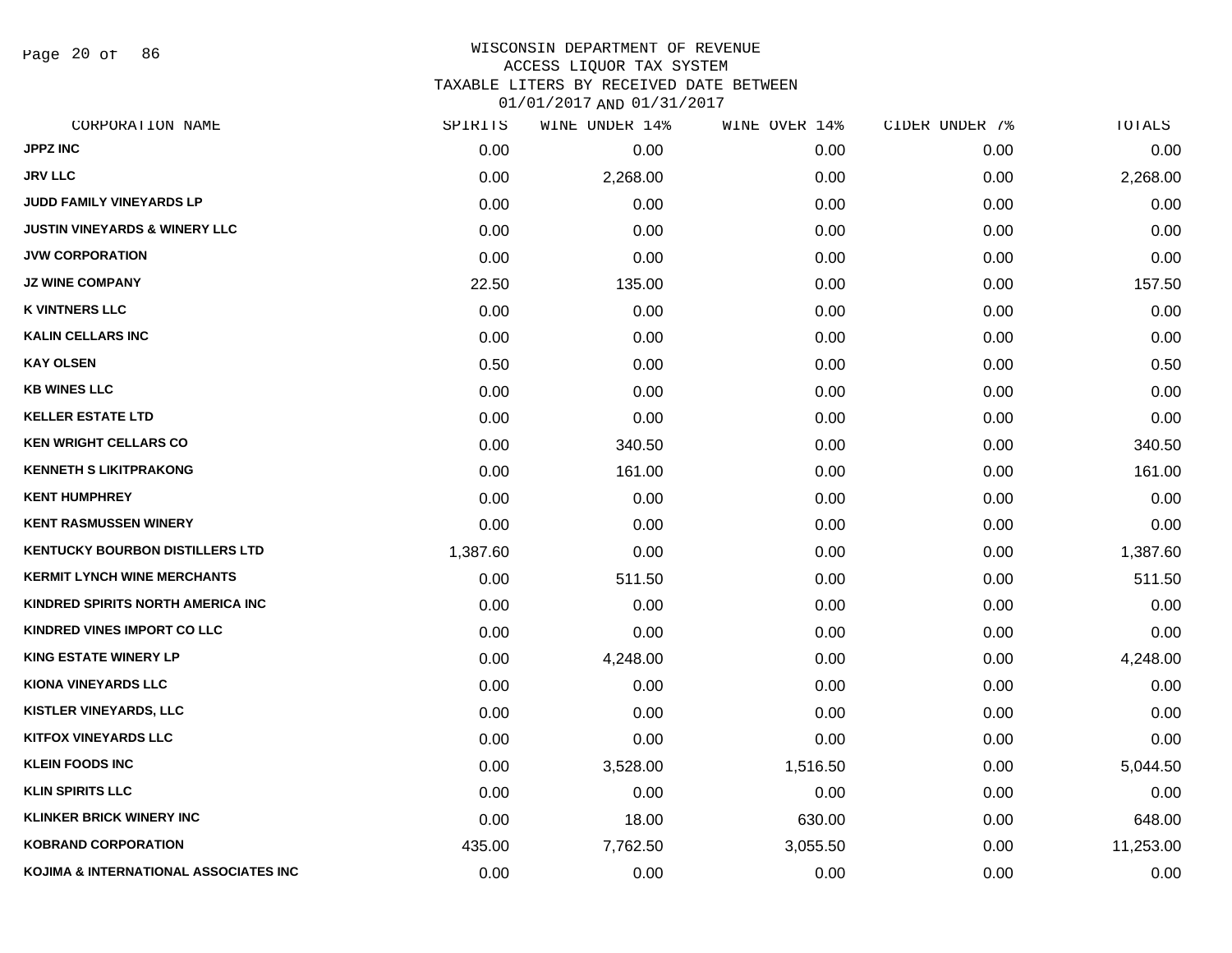# WISCONSIN DEPARTMENT OF REVENUE
## ACCESS LIQUOR TAX SYSTEM
### TAXABLE LITERS BY RECEIVED DATE BETWEEN 01/01/2017 AND 01/31/2017

| CORPORATION NAME | SPIRITS | WINE UNDER 14% | WINE OVER 14% | CIDER UNDER 7% | TOTALS |
|---|---|---|---|---|---|
| JPPZ INC | 0.00 | 0.00 | 0.00 | 0.00 | 0.00 |
| JRV LLC | 0.00 | 2,268.00 | 0.00 | 0.00 | 2,268.00 |
| JUDD FAMILY VINEYARDS LP | 0.00 | 0.00 | 0.00 | 0.00 | 0.00 |
| JUSTIN VINEYARDS & WINERY LLC | 0.00 | 0.00 | 0.00 | 0.00 | 0.00 |
| JVW CORPORATION | 0.00 | 0.00 | 0.00 | 0.00 | 0.00 |
| JZ WINE COMPANY | 22.50 | 135.00 | 0.00 | 0.00 | 157.50 |
| K VINTNERS LLC | 0.00 | 0.00 | 0.00 | 0.00 | 0.00 |
| KALIN CELLARS INC | 0.00 | 0.00 | 0.00 | 0.00 | 0.00 |
| KAY OLSEN | 0.50 | 0.00 | 0.00 | 0.00 | 0.50 |
| KB WINES LLC | 0.00 | 0.00 | 0.00 | 0.00 | 0.00 |
| KELLER ESTATE LTD | 0.00 | 0.00 | 0.00 | 0.00 | 0.00 |
| KEN WRIGHT CELLARS CO | 0.00 | 340.50 | 0.00 | 0.00 | 340.50 |
| KENNETH S LIKITPRAKONG | 0.00 | 161.00 | 0.00 | 0.00 | 161.00 |
| KENT HUMPHREY | 0.00 | 0.00 | 0.00 | 0.00 | 0.00 |
| KENT RASMUSSEN WINERY | 0.00 | 0.00 | 0.00 | 0.00 | 0.00 |
| KENTUCKY BOURBON DISTILLERS LTD | 1,387.60 | 0.00 | 0.00 | 0.00 | 1,387.60 |
| KERMIT LYNCH WINE MERCHANTS | 0.00 | 511.50 | 0.00 | 0.00 | 511.50 |
| KINDRED SPIRITS NORTH AMERICA INC | 0.00 | 0.00 | 0.00 | 0.00 | 0.00 |
| KINDRED VINES IMPORT CO LLC | 0.00 | 0.00 | 0.00 | 0.00 | 0.00 |
| KING ESTATE WINERY LP | 0.00 | 4,248.00 | 0.00 | 0.00 | 4,248.00 |
| KIONA VINEYARDS LLC | 0.00 | 0.00 | 0.00 | 0.00 | 0.00 |
| KISTLER VINEYARDS, LLC | 0.00 | 0.00 | 0.00 | 0.00 | 0.00 |
| KITFOX VINEYARDS LLC | 0.00 | 0.00 | 0.00 | 0.00 | 0.00 |
| KLEIN FOODS INC | 0.00 | 3,528.00 | 1,516.50 | 0.00 | 5,044.50 |
| KLIN SPIRITS LLC | 0.00 | 0.00 | 0.00 | 0.00 | 0.00 |
| KLINKER BRICK WINERY INC | 0.00 | 18.00 | 630.00 | 0.00 | 648.00 |
| KOBRAND CORPORATION | 435.00 | 7,762.50 | 3,055.50 | 0.00 | 11,253.00 |
| KOJIMA & INTERNATIONAL ASSOCIATES INC | 0.00 | 0.00 | 0.00 | 0.00 | 0.00 |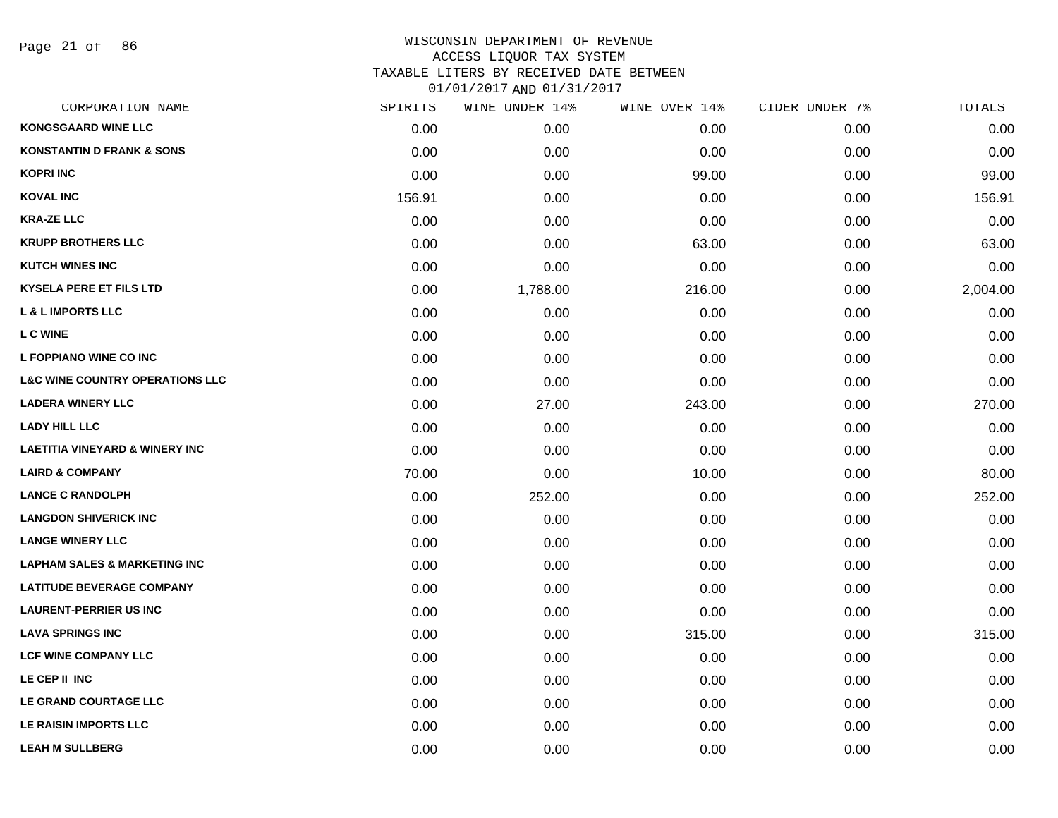# WISCONSIN DEPARTMENT OF REVENUE
## ACCESS LIQUOR TAX SYSTEM
## TAXABLE LITERS BY RECEIVED DATE BETWEEN 01/01/2017 AND 01/31/2017

| CORPORATION NAME | SPIRITS | WINE UNDER 14% | WINE OVER 14% | CIDER UNDER 7% | TOTALS |
|---|---|---|---|---|---|
| KONGSGAARD WINE LLC | 0.00 | 0.00 | 0.00 | 0.00 | 0.00 |
| KONSTANTIN D FRANK & SONS | 0.00 | 0.00 | 0.00 | 0.00 | 0.00 |
| KOPRI INC | 0.00 | 0.00 | 99.00 | 0.00 | 99.00 |
| KOVAL INC | 156.91 | 0.00 | 0.00 | 0.00 | 156.91 |
| KRA-ZE LLC | 0.00 | 0.00 | 0.00 | 0.00 | 0.00 |
| KRUPP BROTHERS LLC | 0.00 | 0.00 | 63.00 | 0.00 | 63.00 |
| KUTCH WINES INC | 0.00 | 0.00 | 0.00 | 0.00 | 0.00 |
| KYSELA PERE ET FILS LTD | 0.00 | 1,788.00 | 216.00 | 0.00 | 2,004.00 |
| L & L IMPORTS LLC | 0.00 | 0.00 | 0.00 | 0.00 | 0.00 |
| L C WINE | 0.00 | 0.00 | 0.00 | 0.00 | 0.00 |
| L FOPPIANO WINE CO INC | 0.00 | 0.00 | 0.00 | 0.00 | 0.00 |
| L&C WINE COUNTRY OPERATIONS LLC | 0.00 | 0.00 | 0.00 | 0.00 | 0.00 |
| LADERA WINERY LLC | 0.00 | 27.00 | 243.00 | 0.00 | 270.00 |
| LADY HILL LLC | 0.00 | 0.00 | 0.00 | 0.00 | 0.00 |
| LAETITIA VINEYARD & WINERY INC | 0.00 | 0.00 | 0.00 | 0.00 | 0.00 |
| LAIRD & COMPANY | 70.00 | 0.00 | 10.00 | 0.00 | 80.00 |
| LANCE C RANDOLPH | 0.00 | 252.00 | 0.00 | 0.00 | 252.00 |
| LANGDON SHIVERICK INC | 0.00 | 0.00 | 0.00 | 0.00 | 0.00 |
| LANGE WINERY LLC | 0.00 | 0.00 | 0.00 | 0.00 | 0.00 |
| LAPHAM SALES & MARKETING INC | 0.00 | 0.00 | 0.00 | 0.00 | 0.00 |
| LATITUDE BEVERAGE COMPANY | 0.00 | 0.00 | 0.00 | 0.00 | 0.00 |
| LAURENT-PERRIER US INC | 0.00 | 0.00 | 0.00 | 0.00 | 0.00 |
| LAVA SPRINGS INC | 0.00 | 0.00 | 315.00 | 0.00 | 315.00 |
| LCF WINE COMPANY LLC | 0.00 | 0.00 | 0.00 | 0.00 | 0.00 |
| LE CEP II INC | 0.00 | 0.00 | 0.00 | 0.00 | 0.00 |
| LE GRAND COURTAGE LLC | 0.00 | 0.00 | 0.00 | 0.00 | 0.00 |
| LE RAISIN IMPORTS LLC | 0.00 | 0.00 | 0.00 | 0.00 | 0.00 |
| LEAH M SULLBERG | 0.00 | 0.00 | 0.00 | 0.00 | 0.00 |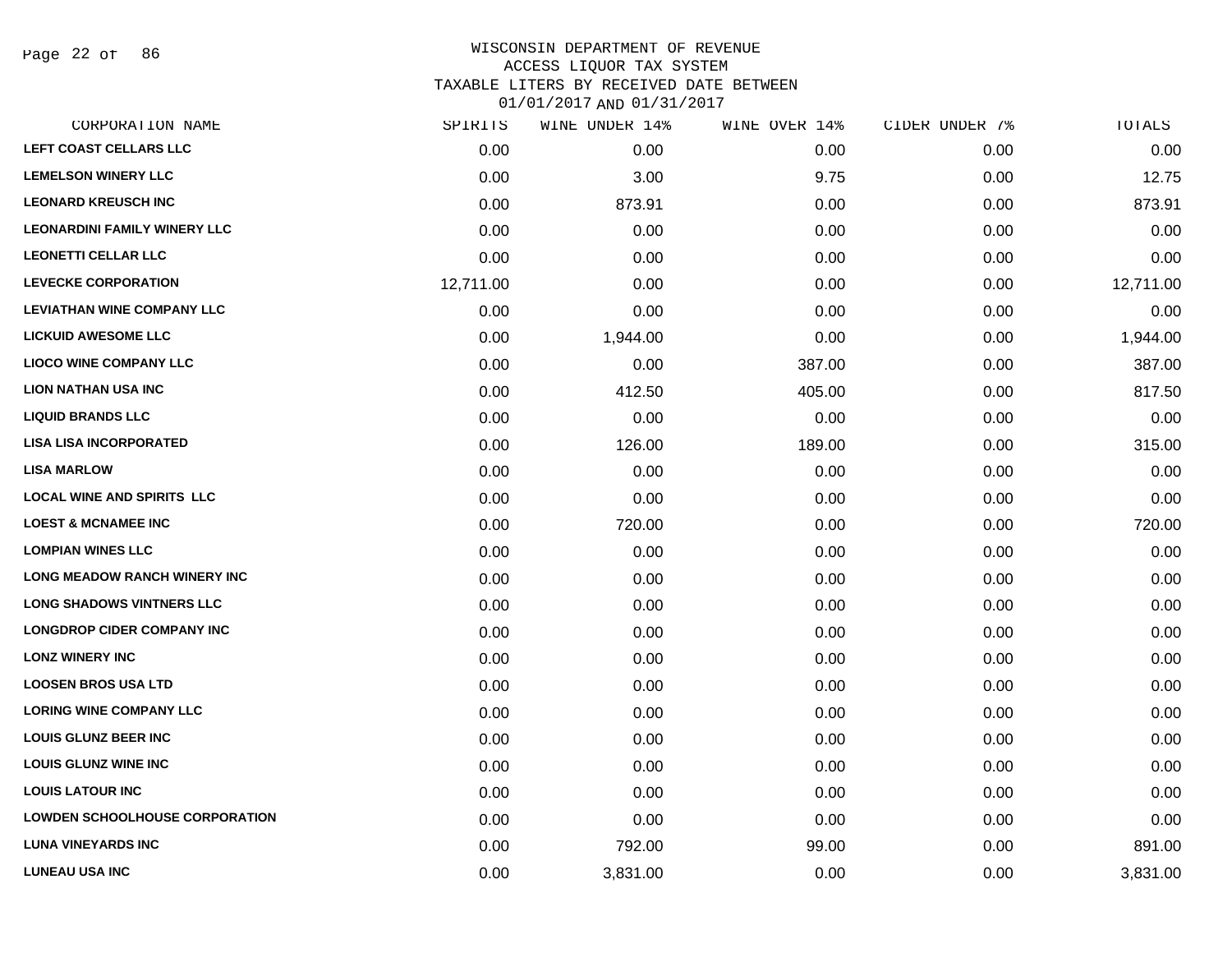WISCONSIN DEPARTMENT OF REVENUE
ACCESS LIQUOR TAX SYSTEM
TAXABLE LITERS BY RECEIVED DATE BETWEEN
01/01/2017 AND 01/31/2017

| CORPORATION NAME | SPIRITS | WINE UNDER 14% | WINE OVER 14% | CIDER UNDER 7% | TOTALS |
|---|---|---|---|---|---|
| LEFT COAST CELLARS LLC | 0.00 | 0.00 | 0.00 | 0.00 | 0.00 |
| LEMELSON WINERY LLC | 0.00 | 3.00 | 9.75 | 0.00 | 12.75 |
| LEONARD KREUSCH INC | 0.00 | 873.91 | 0.00 | 0.00 | 873.91 |
| LEONARDINI FAMILY WINERY LLC | 0.00 | 0.00 | 0.00 | 0.00 | 0.00 |
| LEONETTI CELLAR LLC | 0.00 | 0.00 | 0.00 | 0.00 | 0.00 |
| LEVECKE CORPORATION | 12,711.00 | 0.00 | 0.00 | 0.00 | 12,711.00 |
| LEVIATHAN WINE COMPANY LLC | 0.00 | 0.00 | 0.00 | 0.00 | 0.00 |
| LICKUID AWESOME LLC | 0.00 | 1,944.00 | 0.00 | 0.00 | 1,944.00 |
| LIOCO WINE COMPANY LLC | 0.00 | 0.00 | 387.00 | 0.00 | 387.00 |
| LION NATHAN USA INC | 0.00 | 412.50 | 405.00 | 0.00 | 817.50 |
| LIQUID BRANDS LLC | 0.00 | 0.00 | 0.00 | 0.00 | 0.00 |
| LISA LISA INCORPORATED | 0.00 | 126.00 | 189.00 | 0.00 | 315.00 |
| LISA MARLOW | 0.00 | 0.00 | 0.00 | 0.00 | 0.00 |
| LOCAL WINE AND SPIRITS LLC | 0.00 | 0.00 | 0.00 | 0.00 | 0.00 |
| LOEST & MCNAMEE INC | 0.00 | 720.00 | 0.00 | 0.00 | 720.00 |
| LOMPIAN WINES LLC | 0.00 | 0.00 | 0.00 | 0.00 | 0.00 |
| LONG MEADOW RANCH WINERY INC | 0.00 | 0.00 | 0.00 | 0.00 | 0.00 |
| LONG SHADOWS VINTNERS LLC | 0.00 | 0.00 | 0.00 | 0.00 | 0.00 |
| LONGDROP CIDER COMPANY INC | 0.00 | 0.00 | 0.00 | 0.00 | 0.00 |
| LONZ WINERY INC | 0.00 | 0.00 | 0.00 | 0.00 | 0.00 |
| LOOSEN BROS USA LTD | 0.00 | 0.00 | 0.00 | 0.00 | 0.00 |
| LORING WINE COMPANY LLC | 0.00 | 0.00 | 0.00 | 0.00 | 0.00 |
| LOUIS GLUNZ BEER INC | 0.00 | 0.00 | 0.00 | 0.00 | 0.00 |
| LOUIS GLUNZ WINE INC | 0.00 | 0.00 | 0.00 | 0.00 | 0.00 |
| LOUIS LATOUR INC | 0.00 | 0.00 | 0.00 | 0.00 | 0.00 |
| LOWDEN SCHOOLHOUSE CORPORATION | 0.00 | 0.00 | 0.00 | 0.00 | 0.00 |
| LUNA VINEYARDS INC | 0.00 | 792.00 | 99.00 | 0.00 | 891.00 |
| LUNEAU USA INC | 0.00 | 3,831.00 | 0.00 | 0.00 | 3,831.00 |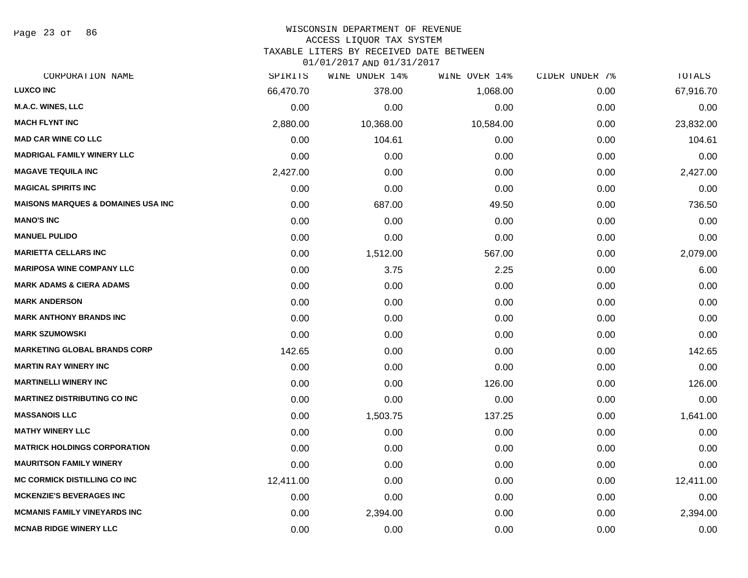WISCONSIN DEPARTMENT OF REVENUE
ACCESS LIQUOR TAX SYSTEM
TAXABLE LITERS BY RECEIVED DATE BETWEEN
01/01/2017 AND 01/31/2017

| CORPORATION NAME | SPIRITS | WINE UNDER 14% | WINE OVER 14% | CIDER UNDER 7% | TOTALS |
|---|---|---|---|---|---|
| **LUXCO INC** | 66,470.70 | 378.00 | 1,068.00 | 0.00 | 67,916.70 |
| **M.A.C. WINES, LLC** | 0.00 | 0.00 | 0.00 | 0.00 | 0.00 |
| **MACH FLYNT INC** | 2,880.00 | 10,368.00 | 10,584.00 | 0.00 | 23,832.00 |
| **MAD CAR WINE CO LLC** | 0.00 | 104.61 | 0.00 | 0.00 | 104.61 |
| **MADRIGAL FAMILY WINERY LLC** | 0.00 | 0.00 | 0.00 | 0.00 | 0.00 |
| **MAGAVE TEQUILA INC** | 2,427.00 | 0.00 | 0.00 | 0.00 | 2,427.00 |
| **MAGICAL SPIRITS INC** | 0.00 | 0.00 | 0.00 | 0.00 | 0.00 |
| **MAISONS MARQUES & DOMAINES USA INC** | 0.00 | 687.00 | 49.50 | 0.00 | 736.50 |
| **MANO'S INC** | 0.00 | 0.00 | 0.00 | 0.00 | 0.00 |
| **MANUEL PULIDO** | 0.00 | 0.00 | 0.00 | 0.00 | 0.00 |
| **MARIETTA CELLARS INC** | 0.00 | 1,512.00 | 567.00 | 0.00 | 2,079.00 |
| **MARIPOSA WINE COMPANY LLC** | 0.00 | 3.75 | 2.25 | 0.00 | 6.00 |
| **MARK ADAMS & CIERA ADAMS** | 0.00 | 0.00 | 0.00 | 0.00 | 0.00 |
| **MARK ANDERSON** | 0.00 | 0.00 | 0.00 | 0.00 | 0.00 |
| **MARK ANTHONY BRANDS INC** | 0.00 | 0.00 | 0.00 | 0.00 | 0.00 |
| **MARK SZUMOWSKI** | 0.00 | 0.00 | 0.00 | 0.00 | 0.00 |
| **MARKETING GLOBAL BRANDS CORP** | 142.65 | 0.00 | 0.00 | 0.00 | 142.65 |
| **MARTIN RAY WINERY INC** | 0.00 | 0.00 | 0.00 | 0.00 | 0.00 |
| **MARTINELLI WINERY INC** | 0.00 | 0.00 | 126.00 | 0.00 | 126.00 |
| **MARTINEZ DISTRIBUTING CO INC** | 0.00 | 0.00 | 0.00 | 0.00 | 0.00 |
| **MASSANOIS LLC** | 0.00 | 1,503.75 | 137.25 | 0.00 | 1,641.00 |
| **MATHY WINERY LLC** | 0.00 | 0.00 | 0.00 | 0.00 | 0.00 |
| **MATRICK HOLDINGS CORPORATION** | 0.00 | 0.00 | 0.00 | 0.00 | 0.00 |
| **MAURITSON FAMILY WINERY** | 0.00 | 0.00 | 0.00 | 0.00 | 0.00 |
| **MC CORMICK DISTILLING CO INC** | 12,411.00 | 0.00 | 0.00 | 0.00 | 12,411.00 |
| **MCKENZIE'S BEVERAGES INC** | 0.00 | 0.00 | 0.00 | 0.00 | 0.00 |
| **MCMANIS FAMILY VINEYARDS INC** | 0.00 | 2,394.00 | 0.00 | 0.00 | 2,394.00 |
| **MCNAB RIDGE WINERY LLC** | 0.00 | 0.00 | 0.00 | 0.00 | 0.00 |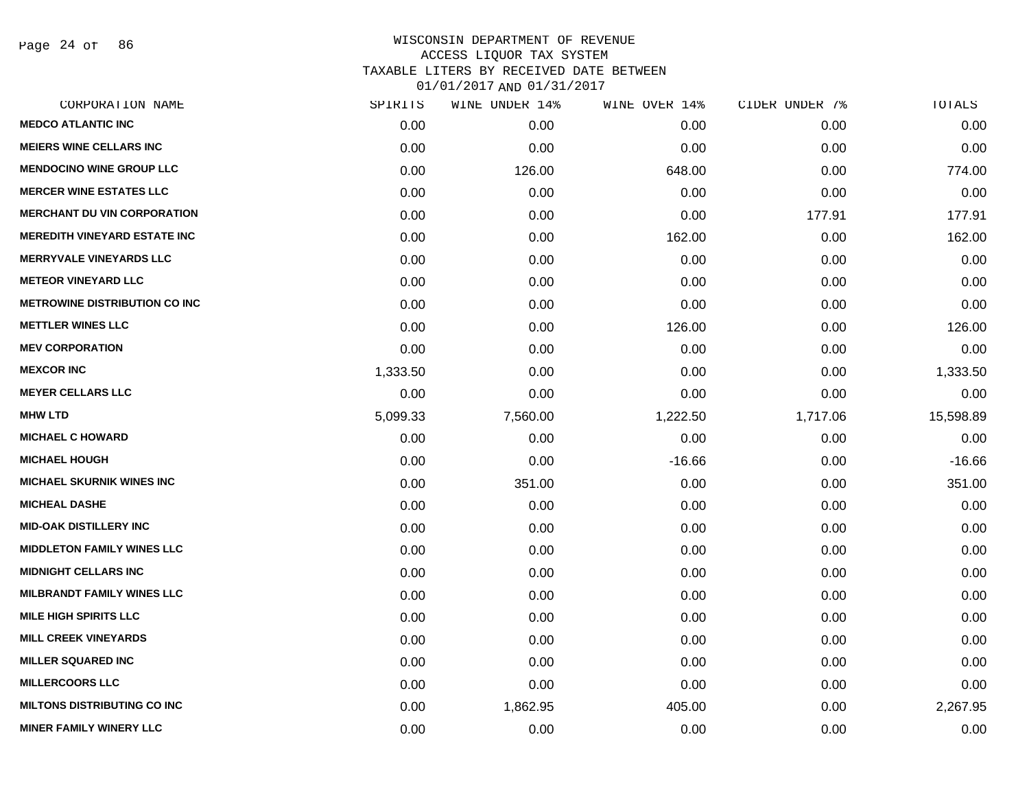WISCONSIN DEPARTMENT OF REVENUE
ACCESS LIQUOR TAX SYSTEM
TAXABLE LITERS BY RECEIVED DATE BETWEEN
01/01/2017 AND 01/31/2017

| CORPORATION NAME | SPIRITS | WINE UNDER 14% | WINE OVER 14% | CIDER UNDER 7% | TOTALS |
|---|---|---|---|---|---|
| MEDCO ATLANTIC INC | 0.00 | 0.00 | 0.00 | 0.00 | 0.00 |
| MEIERS WINE CELLARS INC | 0.00 | 0.00 | 0.00 | 0.00 | 0.00 |
| MENDOCINO WINE GROUP LLC | 0.00 | 126.00 | 648.00 | 0.00 | 774.00 |
| MERCER WINE ESTATES LLC | 0.00 | 0.00 | 0.00 | 0.00 | 0.00 |
| MERCHANT DU VIN CORPORATION | 0.00 | 0.00 | 0.00 | 177.91 | 177.91 |
| MEREDITH VINEYARD ESTATE INC | 0.00 | 0.00 | 162.00 | 0.00 | 162.00 |
| MERRYVALE VINEYARDS LLC | 0.00 | 0.00 | 0.00 | 0.00 | 0.00 |
| METEOR VINEYARD LLC | 0.00 | 0.00 | 0.00 | 0.00 | 0.00 |
| METROWINE DISTRIBUTION CO INC | 0.00 | 0.00 | 0.00 | 0.00 | 0.00 |
| METTLER WINES LLC | 0.00 | 0.00 | 126.00 | 0.00 | 126.00 |
| MEV CORPORATION | 0.00 | 0.00 | 0.00 | 0.00 | 0.00 |
| MEXCOR INC | 1,333.50 | 0.00 | 0.00 | 0.00 | 1,333.50 |
| MEYER CELLARS LLC | 0.00 | 0.00 | 0.00 | 0.00 | 0.00 |
| MHW LTD | 5,099.33 | 7,560.00 | 1,222.50 | 1,717.06 | 15,598.89 |
| MICHAEL C HOWARD | 0.00 | 0.00 | 0.00 | 0.00 | 0.00 |
| MICHAEL HOUGH | 0.00 | 0.00 | -16.66 | 0.00 | -16.66 |
| MICHAEL SKURNIK WINES INC | 0.00 | 351.00 | 0.00 | 0.00 | 351.00 |
| MICHEAL DASHE | 0.00 | 0.00 | 0.00 | 0.00 | 0.00 |
| MID-OAK DISTILLERY INC | 0.00 | 0.00 | 0.00 | 0.00 | 0.00 |
| MIDDLETON FAMILY WINES LLC | 0.00 | 0.00 | 0.00 | 0.00 | 0.00 |
| MIDNIGHT CELLARS INC | 0.00 | 0.00 | 0.00 | 0.00 | 0.00 |
| MILBRANDT FAMILY WINES LLC | 0.00 | 0.00 | 0.00 | 0.00 | 0.00 |
| MILE HIGH SPIRITS LLC | 0.00 | 0.00 | 0.00 | 0.00 | 0.00 |
| MILL CREEK VINEYARDS | 0.00 | 0.00 | 0.00 | 0.00 | 0.00 |
| MILLER SQUARED INC | 0.00 | 0.00 | 0.00 | 0.00 | 0.00 |
| MILLERCOORS LLC | 0.00 | 0.00 | 0.00 | 0.00 | 0.00 |
| MILTONS DISTRIBUTING CO INC | 0.00 | 1,862.95 | 405.00 | 0.00 | 2,267.95 |
| MINER FAMILY WINERY LLC | 0.00 | 0.00 | 0.00 | 0.00 | 0.00 |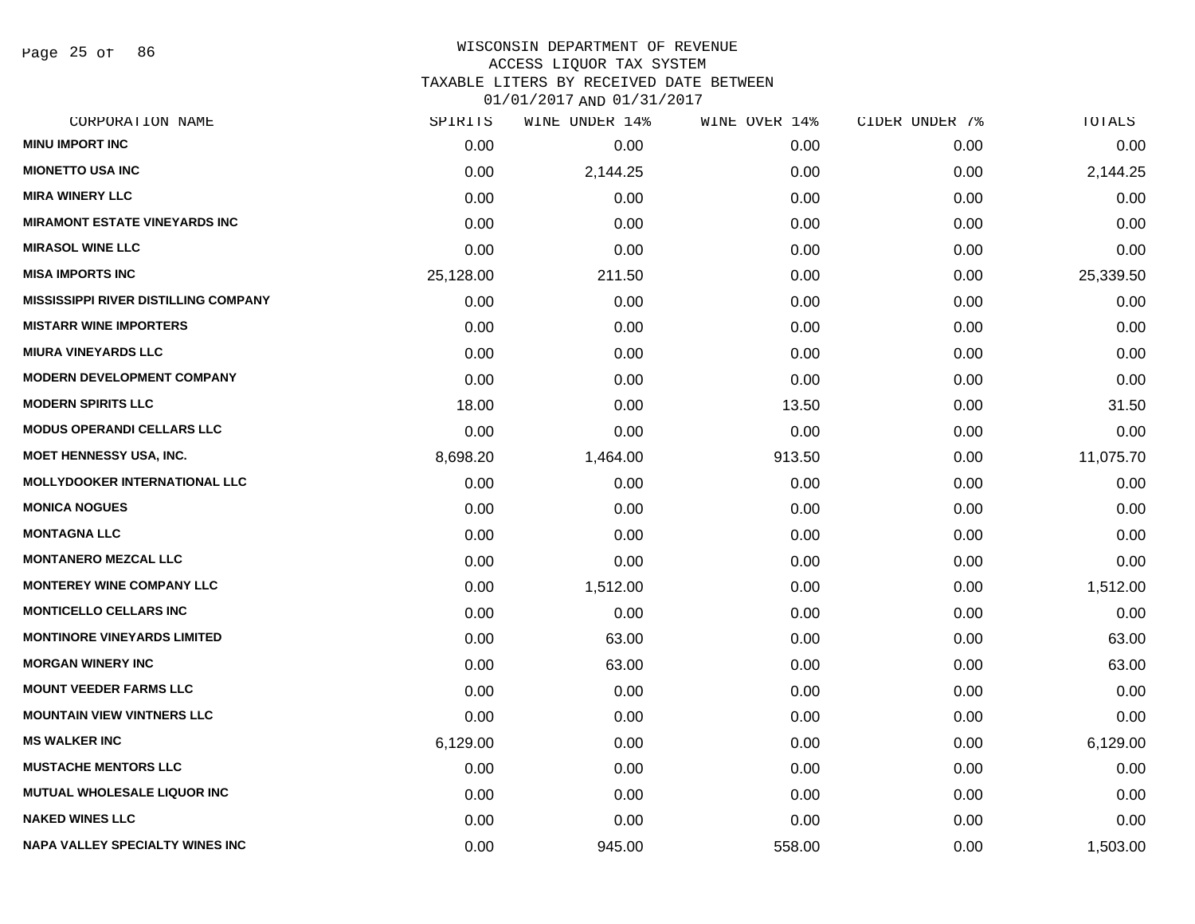WISCONSIN DEPARTMENT OF REVENUE
ACCESS LIQUOR TAX SYSTEM
TAXABLE LITERS BY RECEIVED DATE BETWEEN
01/01/2017 AND 01/31/2017

| CORPORATION NAME | SPIRITS | WINE UNDER 14% | WINE OVER 14% | CIDER UNDER 7% | TOTALS |
|---|---|---|---|---|---|
| MINU IMPORT INC | 0.00 | 0.00 | 0.00 | 0.00 | 0.00 |
| MIONETTO USA INC | 0.00 | 2,144.25 | 0.00 | 0.00 | 2,144.25 |
| MIRA WINERY LLC | 0.00 | 0.00 | 0.00 | 0.00 | 0.00 |
| MIRAMONT ESTATE VINEYARDS INC | 0.00 | 0.00 | 0.00 | 0.00 | 0.00 |
| MIRASOL WINE LLC | 0.00 | 0.00 | 0.00 | 0.00 | 0.00 |
| MISA IMPORTS INC | 25,128.00 | 211.50 | 0.00 | 0.00 | 25,339.50 |
| MISSISSIPPI RIVER DISTILLING COMPANY | 0.00 | 0.00 | 0.00 | 0.00 | 0.00 |
| MISTARR WINE IMPORTERS | 0.00 | 0.00 | 0.00 | 0.00 | 0.00 |
| MIURA VINEYARDS LLC | 0.00 | 0.00 | 0.00 | 0.00 | 0.00 |
| MODERN DEVELOPMENT COMPANY | 0.00 | 0.00 | 0.00 | 0.00 | 0.00 |
| MODERN SPIRITS LLC | 18.00 | 0.00 | 13.50 | 0.00 | 31.50 |
| MODUS OPERANDI CELLARS LLC | 0.00 | 0.00 | 0.00 | 0.00 | 0.00 |
| MOET HENNESSY USA, INC. | 8,698.20 | 1,464.00 | 913.50 | 0.00 | 11,075.70 |
| MOLLYDOOKER INTERNATIONAL LLC | 0.00 | 0.00 | 0.00 | 0.00 | 0.00 |
| MONICA NOGUES | 0.00 | 0.00 | 0.00 | 0.00 | 0.00 |
| MONTAGNA LLC | 0.00 | 0.00 | 0.00 | 0.00 | 0.00 |
| MONTANERO MEZCAL LLC | 0.00 | 0.00 | 0.00 | 0.00 | 0.00 |
| MONTEREY WINE COMPANY LLC | 0.00 | 1,512.00 | 0.00 | 0.00 | 1,512.00 |
| MONTICELLO CELLARS INC | 0.00 | 0.00 | 0.00 | 0.00 | 0.00 |
| MONTINORE VINEYARDS LIMITED | 0.00 | 63.00 | 0.00 | 0.00 | 63.00 |
| MORGAN WINERY INC | 0.00 | 63.00 | 0.00 | 0.00 | 63.00 |
| MOUNT VEEDER FARMS LLC | 0.00 | 0.00 | 0.00 | 0.00 | 0.00 |
| MOUNTAIN VIEW VINTNERS LLC | 0.00 | 0.00 | 0.00 | 0.00 | 0.00 |
| MS WALKER INC | 6,129.00 | 0.00 | 0.00 | 0.00 | 6,129.00 |
| MUSTACHE MENTORS LLC | 0.00 | 0.00 | 0.00 | 0.00 | 0.00 |
| MUTUAL WHOLESALE LIQUOR INC | 0.00 | 0.00 | 0.00 | 0.00 | 0.00 |
| NAKED WINES LLC | 0.00 | 0.00 | 0.00 | 0.00 | 0.00 |
| NAPA VALLEY SPECIALTY WINES INC | 0.00 | 945.00 | 558.00 | 0.00 | 1,503.00 |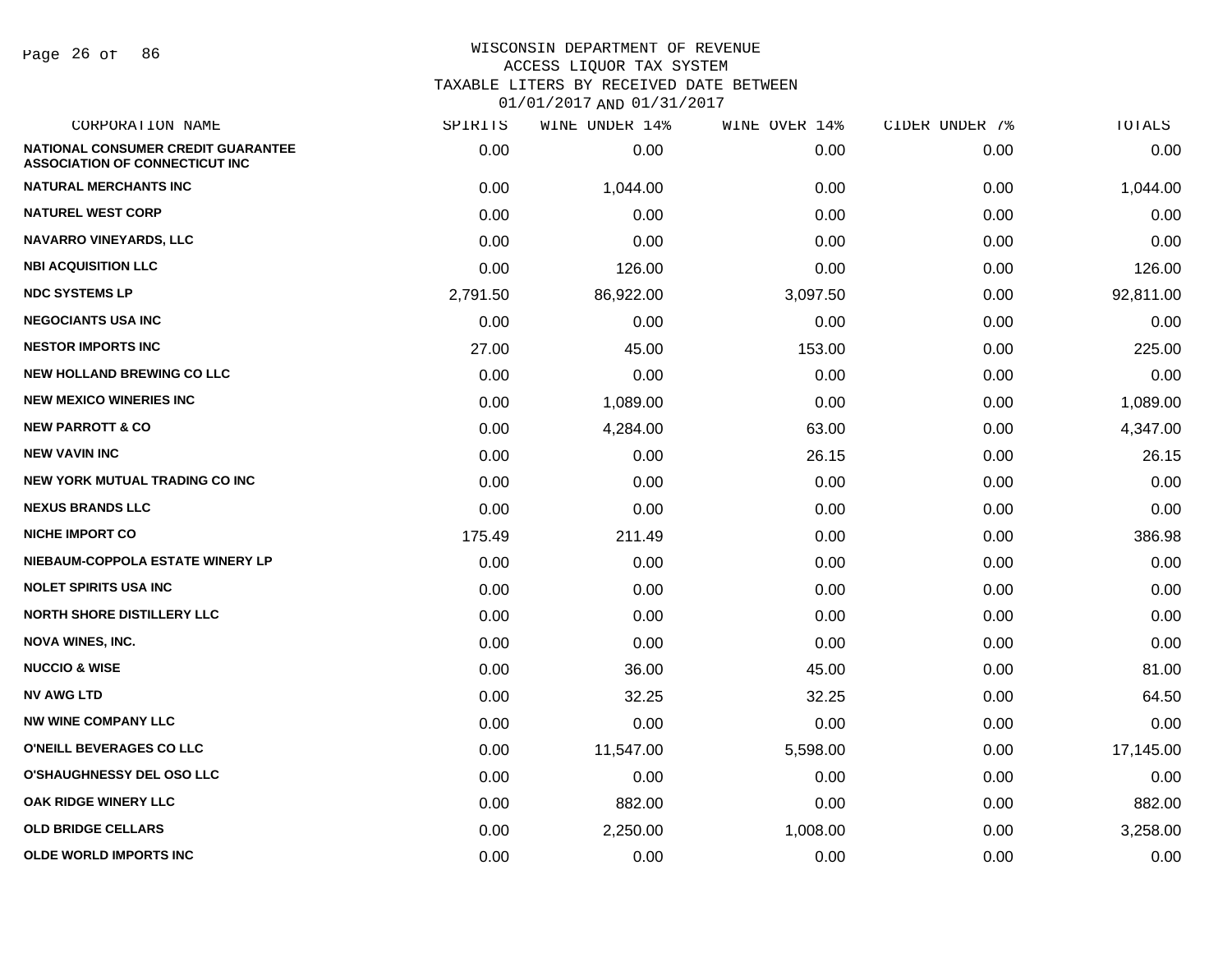WISCONSIN DEPARTMENT OF REVENUE
ACCESS LIQUOR TAX SYSTEM
TAXABLE LITERS BY RECEIVED DATE BETWEEN
01/01/2017 AND 01/31/2017

| CORPORATION NAME | SPIRITS | WINE UNDER 14% | WINE OVER 14% | CIDER UNDER 7% | TOTALS |
|---|---|---|---|---|---|
| NATIONAL CONSUMER CREDIT GUARANTEE ASSOCIATION OF CONNECTICUT INC | 0.00 | 0.00 | 0.00 | 0.00 | 0.00 |
| NATURAL MERCHANTS INC | 0.00 | 1,044.00 | 0.00 | 0.00 | 1,044.00 |
| NATUREL WEST CORP | 0.00 | 0.00 | 0.00 | 0.00 | 0.00 |
| NAVARRO VINEYARDS, LLC | 0.00 | 0.00 | 0.00 | 0.00 | 0.00 |
| NBI ACQUISITION LLC | 0.00 | 126.00 | 0.00 | 0.00 | 126.00 |
| NDC SYSTEMS LP | 2,791.50 | 86,922.00 | 3,097.50 | 0.00 | 92,811.00 |
| NEGOCIANTS USA INC | 0.00 | 0.00 | 0.00 | 0.00 | 0.00 |
| NESTOR IMPORTS INC | 27.00 | 45.00 | 153.00 | 0.00 | 225.00 |
| NEW HOLLAND BREWING CO LLC | 0.00 | 0.00 | 0.00 | 0.00 | 0.00 |
| NEW MEXICO WINERIES INC | 0.00 | 1,089.00 | 0.00 | 0.00 | 1,089.00 |
| NEW PARROTT & CO | 0.00 | 4,284.00 | 63.00 | 0.00 | 4,347.00 |
| NEW VAVIN INC | 0.00 | 0.00 | 26.15 | 0.00 | 26.15 |
| NEW YORK MUTUAL TRADING CO INC | 0.00 | 0.00 | 0.00 | 0.00 | 0.00 |
| NEXUS BRANDS LLC | 0.00 | 0.00 | 0.00 | 0.00 | 0.00 |
| NICHE IMPORT CO | 175.49 | 211.49 | 0.00 | 0.00 | 386.98 |
| NIEBAUM-COPPOLA ESTATE WINERY LP | 0.00 | 0.00 | 0.00 | 0.00 | 0.00 |
| NOLET SPIRITS USA INC | 0.00 | 0.00 | 0.00 | 0.00 | 0.00 |
| NORTH SHORE DISTILLERY LLC | 0.00 | 0.00 | 0.00 | 0.00 | 0.00 |
| NOVA WINES, INC. | 0.00 | 0.00 | 0.00 | 0.00 | 0.00 |
| NUCCIO & WISE | 0.00 | 36.00 | 45.00 | 0.00 | 81.00 |
| NV AWG LTD | 0.00 | 32.25 | 32.25 | 0.00 | 64.50 |
| NW WINE COMPANY LLC | 0.00 | 0.00 | 0.00 | 0.00 | 0.00 |
| O'NEILL BEVERAGES CO LLC | 0.00 | 11,547.00 | 5,598.00 | 0.00 | 17,145.00 |
| O'SHAUGHNESSY DEL OSO LLC | 0.00 | 0.00 | 0.00 | 0.00 | 0.00 |
| OAK RIDGE WINERY LLC | 0.00 | 882.00 | 0.00 | 0.00 | 882.00 |
| OLD BRIDGE CELLARS | 0.00 | 2,250.00 | 1,008.00 | 0.00 | 3,258.00 |
| OLDE WORLD IMPORTS INC | 0.00 | 0.00 | 0.00 | 0.00 | 0.00 |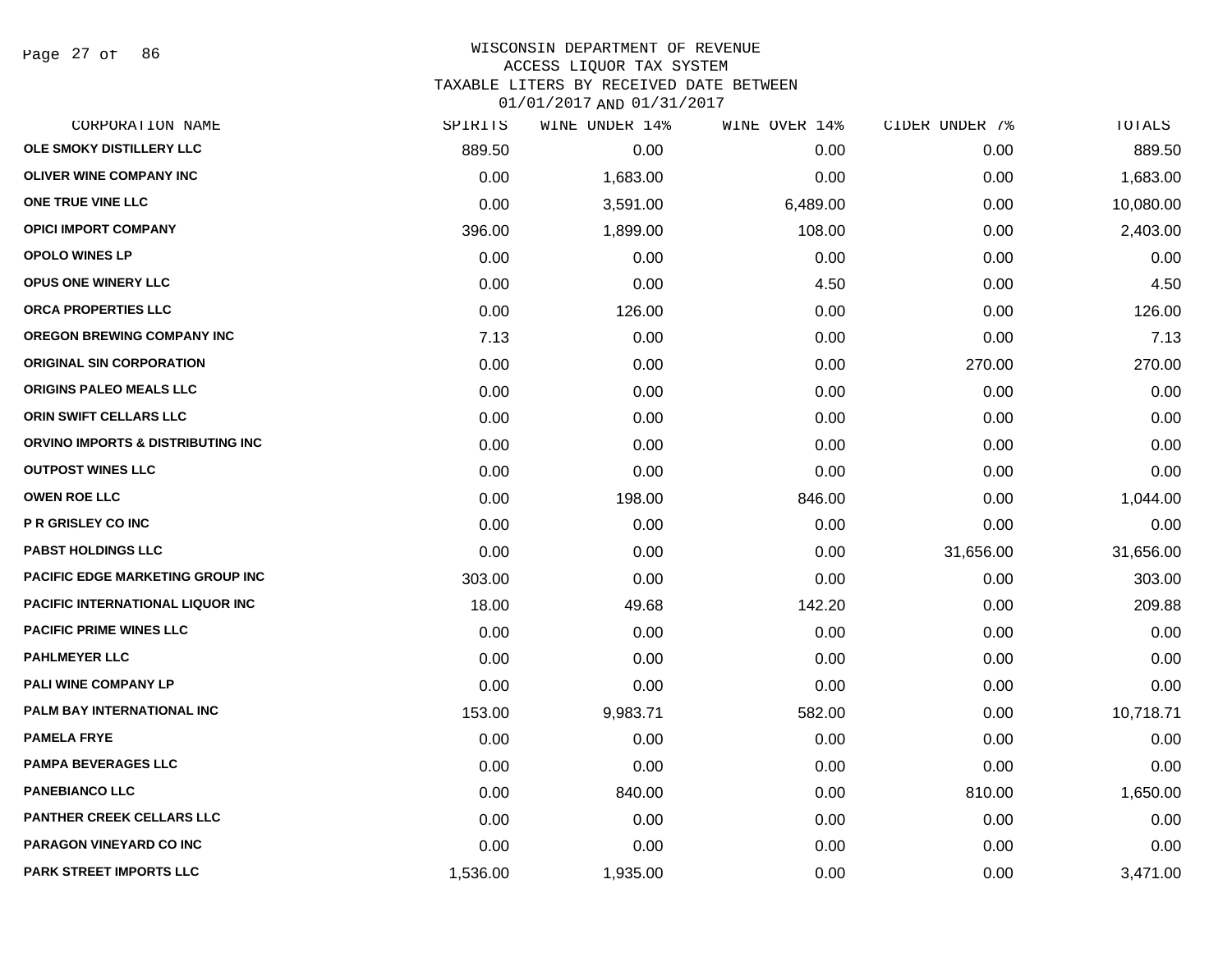WISCONSIN DEPARTMENT OF REVENUE
ACCESS LIQUOR TAX SYSTEM
TAXABLE LITERS BY RECEIVED DATE BETWEEN
01/01/2017 AND 01/31/2017

| CORPORATION NAME | SPIRITS | WINE UNDER 14% | WINE OVER 14% | CIDER UNDER 7% | TOTALS |
|---|---|---|---|---|---|
| OLE SMOKY DISTILLERY LLC | 889.50 | 0.00 | 0.00 | 0.00 | 889.50 |
| OLIVER WINE COMPANY INC | 0.00 | 1,683.00 | 0.00 | 0.00 | 1,683.00 |
| ONE TRUE VINE LLC | 0.00 | 3,591.00 | 6,489.00 | 0.00 | 10,080.00 |
| OPICI IMPORT COMPANY | 396.00 | 1,899.00 | 108.00 | 0.00 | 2,403.00 |
| OPOLO WINES LP | 0.00 | 0.00 | 0.00 | 0.00 | 0.00 |
| OPUS ONE WINERY LLC | 0.00 | 0.00 | 4.50 | 0.00 | 4.50 |
| ORCA PROPERTIES LLC | 0.00 | 126.00 | 0.00 | 0.00 | 126.00 |
| OREGON BREWING COMPANY INC | 7.13 | 0.00 | 0.00 | 0.00 | 7.13 |
| ORIGINAL SIN CORPORATION | 0.00 | 0.00 | 0.00 | 270.00 | 270.00 |
| ORIGINS PALEO MEALS LLC | 0.00 | 0.00 | 0.00 | 0.00 | 0.00 |
| ORIN SWIFT CELLARS LLC | 0.00 | 0.00 | 0.00 | 0.00 | 0.00 |
| ORVINO IMPORTS & DISTRIBUTING INC | 0.00 | 0.00 | 0.00 | 0.00 | 0.00 |
| OUTPOST WINES LLC | 0.00 | 0.00 | 0.00 | 0.00 | 0.00 |
| OWEN ROE LLC | 0.00 | 198.00 | 846.00 | 0.00 | 1,044.00 |
| P R GRISLEY CO INC | 0.00 | 0.00 | 0.00 | 0.00 | 0.00 |
| PABST HOLDINGS LLC | 0.00 | 0.00 | 0.00 | 31,656.00 | 31,656.00 |
| PACIFIC EDGE MARKETING GROUP INC | 303.00 | 0.00 | 0.00 | 0.00 | 303.00 |
| PACIFIC INTERNATIONAL LIQUOR INC | 18.00 | 49.68 | 142.20 | 0.00 | 209.88 |
| PACIFIC PRIME WINES LLC | 0.00 | 0.00 | 0.00 | 0.00 | 0.00 |
| PAHLMEYER LLC | 0.00 | 0.00 | 0.00 | 0.00 | 0.00 |
| PALI WINE COMPANY LP | 0.00 | 0.00 | 0.00 | 0.00 | 0.00 |
| PALM BAY INTERNATIONAL INC | 153.00 | 9,983.71 | 582.00 | 0.00 | 10,718.71 |
| PAMELA FRYE | 0.00 | 0.00 | 0.00 | 0.00 | 0.00 |
| PAMPA BEVERAGES LLC | 0.00 | 0.00 | 0.00 | 0.00 | 0.00 |
| PANEBIANCO LLC | 0.00 | 840.00 | 0.00 | 810.00 | 1,650.00 |
| PANTHER CREEK CELLARS LLC | 0.00 | 0.00 | 0.00 | 0.00 | 0.00 |
| PARAGON VINEYARD CO INC | 0.00 | 0.00 | 0.00 | 0.00 | 0.00 |
| PARK STREET IMPORTS LLC | 1,536.00 | 1,935.00 | 0.00 | 0.00 | 3,471.00 |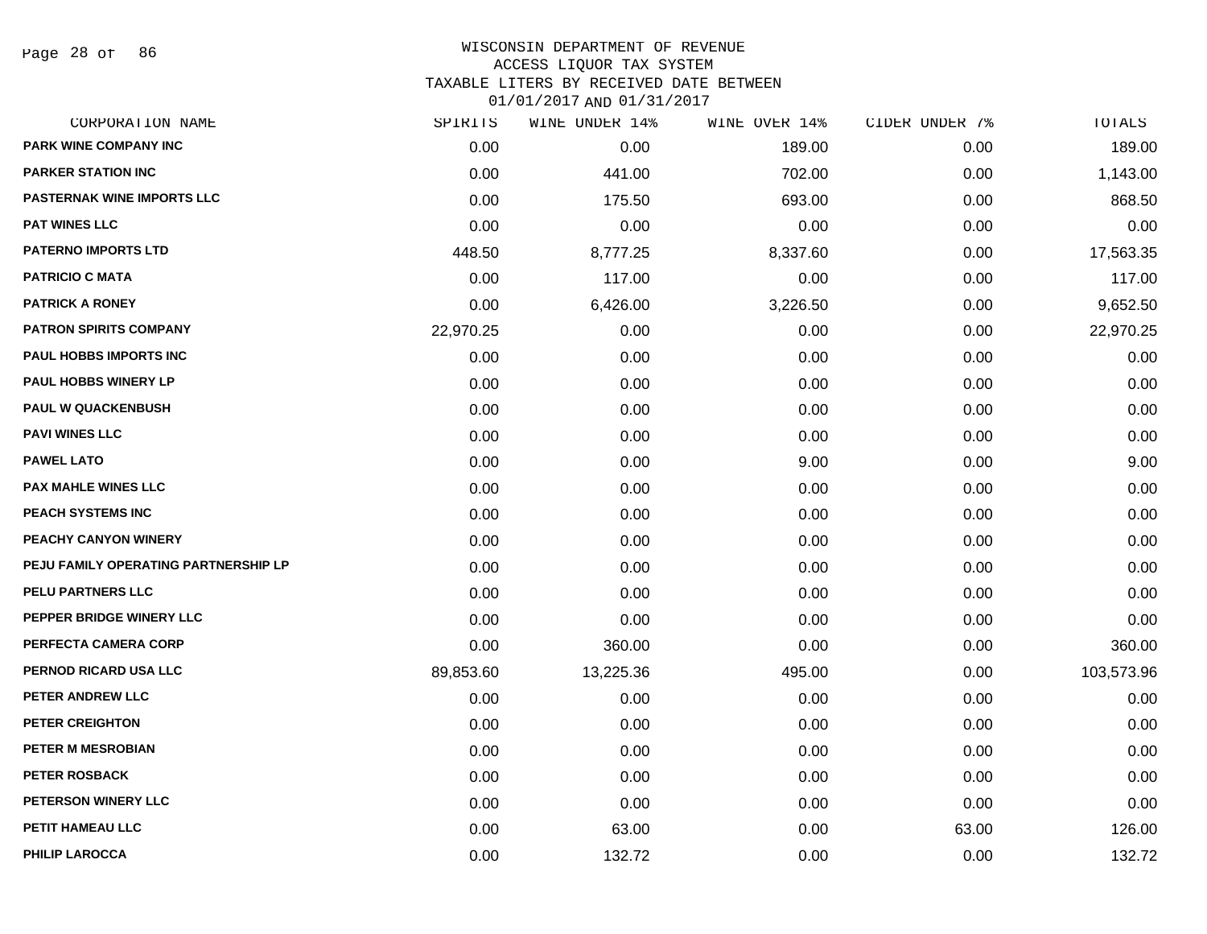WISCONSIN DEPARTMENT OF REVENUE
ACCESS LIQUOR TAX SYSTEM
TAXABLE LITERS BY RECEIVED DATE BETWEEN
01/01/2017 AND 01/31/2017

| CORPORATION NAME | SPIRITS | WINE UNDER 14% | WINE OVER 14% | CIDER UNDER 7% | TOTALS |
|---|---|---|---|---|---|
| PARK WINE COMPANY INC | 0.00 | 0.00 | 189.00 | 0.00 | 189.00 |
| PARKER STATION INC | 0.00 | 441.00 | 702.00 | 0.00 | 1,143.00 |
| PASTERNAK WINE IMPORTS LLC | 0.00 | 175.50 | 693.00 | 0.00 | 868.50 |
| PAT WINES LLC | 0.00 | 0.00 | 0.00 | 0.00 | 0.00 |
| PATERNO IMPORTS LTD | 448.50 | 8,777.25 | 8,337.60 | 0.00 | 17,563.35 |
| PATRICIO C MATA | 0.00 | 117.00 | 0.00 | 0.00 | 117.00 |
| PATRICK A RONEY | 0.00 | 6,426.00 | 3,226.50 | 0.00 | 9,652.50 |
| PATRON SPIRITS COMPANY | 22,970.25 | 0.00 | 0.00 | 0.00 | 22,970.25 |
| PAUL HOBBS IMPORTS INC | 0.00 | 0.00 | 0.00 | 0.00 | 0.00 |
| PAUL HOBBS WINERY LP | 0.00 | 0.00 | 0.00 | 0.00 | 0.00 |
| PAUL W QUACKENBUSH | 0.00 | 0.00 | 0.00 | 0.00 | 0.00 |
| PAVI WINES LLC | 0.00 | 0.00 | 0.00 | 0.00 | 0.00 |
| PAWEL LATO | 0.00 | 0.00 | 9.00 | 0.00 | 9.00 |
| PAX MAHLE WINES LLC | 0.00 | 0.00 | 0.00 | 0.00 | 0.00 |
| PEACH SYSTEMS INC | 0.00 | 0.00 | 0.00 | 0.00 | 0.00 |
| PEACHY CANYON WINERY | 0.00 | 0.00 | 0.00 | 0.00 | 0.00 |
| PEJU FAMILY OPERATING PARTNERSHIP LP | 0.00 | 0.00 | 0.00 | 0.00 | 0.00 |
| PELU PARTNERS LLC | 0.00 | 0.00 | 0.00 | 0.00 | 0.00 |
| PEPPER BRIDGE WINERY LLC | 0.00 | 0.00 | 0.00 | 0.00 | 0.00 |
| PERFECTA CAMERA CORP | 0.00 | 360.00 | 0.00 | 0.00 | 360.00 |
| PERNOD RICARD USA LLC | 89,853.60 | 13,225.36 | 495.00 | 0.00 | 103,573.96 |
| PETER ANDREW LLC | 0.00 | 0.00 | 0.00 | 0.00 | 0.00 |
| PETER CREIGHTON | 0.00 | 0.00 | 0.00 | 0.00 | 0.00 |
| PETER M MESROBIAN | 0.00 | 0.00 | 0.00 | 0.00 | 0.00 |
| PETER ROSBACK | 0.00 | 0.00 | 0.00 | 0.00 | 0.00 |
| PETERSON WINERY LLC | 0.00 | 0.00 | 0.00 | 0.00 | 0.00 |
| PETIT HAMEAU LLC | 0.00 | 63.00 | 0.00 | 63.00 | 126.00 |
| PHILIP LAROCCA | 0.00 | 132.72 | 0.00 | 0.00 | 132.72 |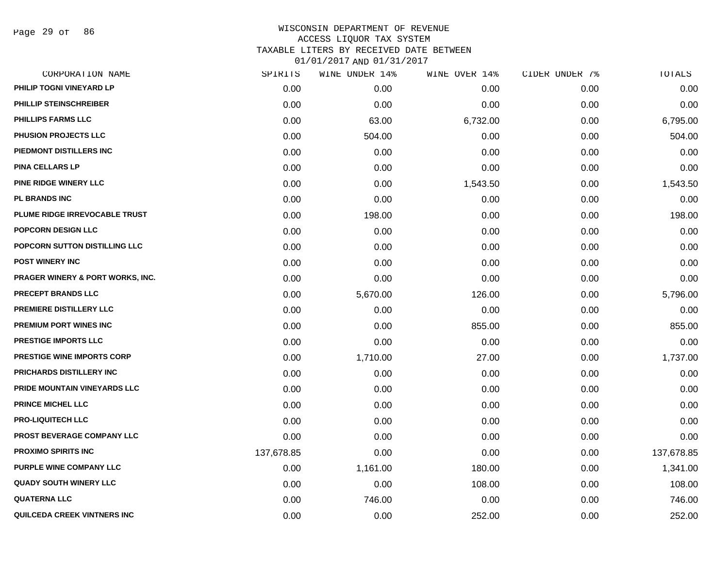WISCONSIN DEPARTMENT OF REVENUE
ACCESS LIQUOR TAX SYSTEM
TAXABLE LITERS BY RECEIVED DATE BETWEEN
01/01/2017 AND 01/31/2017

| CORPORATION NAME | SPIRITS | WINE UNDER 14% | WINE OVER 14% | CIDER UNDER 7% | TOTALS |
|---|---|---|---|---|---|
| PHILIP TOGNI VINEYARD LP | 0.00 | 0.00 | 0.00 | 0.00 | 0.00 |
| PHILLIP STEINSCHREIBER | 0.00 | 0.00 | 0.00 | 0.00 | 0.00 |
| PHILLIPS FARMS LLC | 0.00 | 63.00 | 6,732.00 | 0.00 | 6,795.00 |
| PHUSION PROJECTS LLC | 0.00 | 504.00 | 0.00 | 0.00 | 504.00 |
| PIEDMONT DISTILLERS INC | 0.00 | 0.00 | 0.00 | 0.00 | 0.00 |
| PINA CELLARS LP | 0.00 | 0.00 | 0.00 | 0.00 | 0.00 |
| PINE RIDGE WINERY LLC | 0.00 | 0.00 | 1,543.50 | 0.00 | 1,543.50 |
| PL BRANDS INC | 0.00 | 0.00 | 0.00 | 0.00 | 0.00 |
| PLUME RIDGE IRREVOCABLE TRUST | 0.00 | 198.00 | 0.00 | 0.00 | 198.00 |
| POPCORN DESIGN LLC | 0.00 | 0.00 | 0.00 | 0.00 | 0.00 |
| POPCORN SUTTON DISTILLING LLC | 0.00 | 0.00 | 0.00 | 0.00 | 0.00 |
| POST WINERY INC | 0.00 | 0.00 | 0.00 | 0.00 | 0.00 |
| PRAGER WINERY & PORT WORKS, INC. | 0.00 | 0.00 | 0.00 | 0.00 | 0.00 |
| PRECEPT BRANDS LLC | 0.00 | 5,670.00 | 126.00 | 0.00 | 5,796.00 |
| PREMIERE DISTILLERY LLC | 0.00 | 0.00 | 0.00 | 0.00 | 0.00 |
| PREMIUM PORT WINES INC | 0.00 | 0.00 | 855.00 | 0.00 | 855.00 |
| PRESTIGE IMPORTS LLC | 0.00 | 0.00 | 0.00 | 0.00 | 0.00 |
| PRESTIGE WINE IMPORTS CORP | 0.00 | 1,710.00 | 27.00 | 0.00 | 1,737.00 |
| PRICHARDS DISTILLERY INC | 0.00 | 0.00 | 0.00 | 0.00 | 0.00 |
| PRIDE MOUNTAIN VINEYARDS LLC | 0.00 | 0.00 | 0.00 | 0.00 | 0.00 |
| PRINCE MICHEL LLC | 0.00 | 0.00 | 0.00 | 0.00 | 0.00 |
| PRO-LIQUITECH LLC | 0.00 | 0.00 | 0.00 | 0.00 | 0.00 |
| PROST BEVERAGE COMPANY LLC | 0.00 | 0.00 | 0.00 | 0.00 | 0.00 |
| PROXIMO SPIRITS INC | 137,678.85 | 0.00 | 0.00 | 0.00 | 137,678.85 |
| PURPLE WINE COMPANY LLC | 0.00 | 1,161.00 | 180.00 | 0.00 | 1,341.00 |
| QUADY SOUTH WINERY LLC | 0.00 | 0.00 | 108.00 | 0.00 | 108.00 |
| QUATERNA LLC | 0.00 | 746.00 | 0.00 | 0.00 | 746.00 |
| QUILCEDA CREEK VINTNERS INC | 0.00 | 0.00 | 252.00 | 0.00 | 252.00 |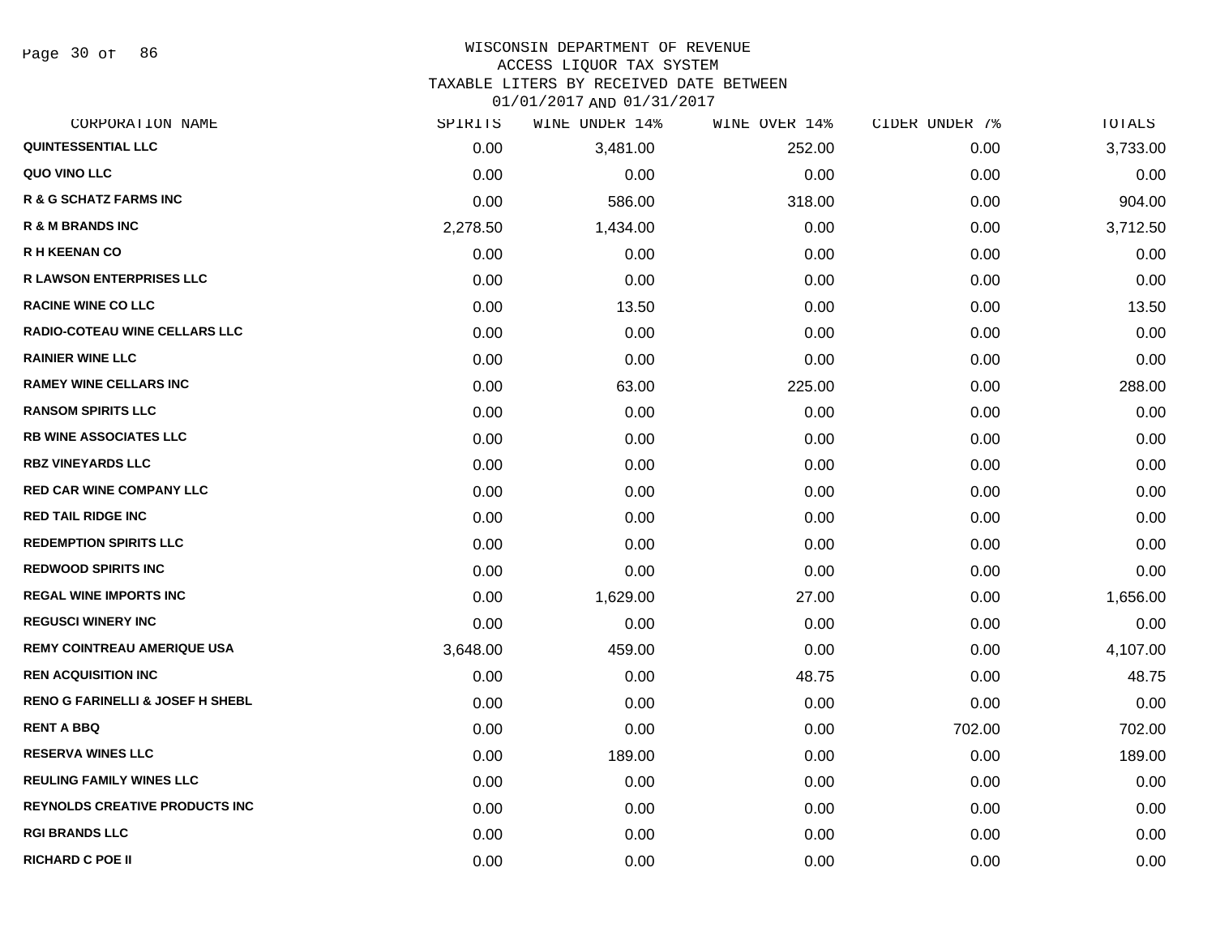WISCONSIN DEPARTMENT OF REVENUE
ACCESS LIQUOR TAX SYSTEM
TAXABLE LITERS BY RECEIVED DATE BETWEEN
01/01/2017 AND 01/31/2017

| CORPORATION NAME | SPIRITS | WINE UNDER 14% | WINE OVER 14% | CIDER UNDER 7% | TOTALS |
|---|---|---|---|---|---|
| QUINTESSENTIAL LLC | 0.00 | 3,481.00 | 252.00 | 0.00 | 3,733.00 |
| QUO VINO LLC | 0.00 | 0.00 | 0.00 | 0.00 | 0.00 |
| R & G SCHATZ FARMS INC | 0.00 | 586.00 | 318.00 | 0.00 | 904.00 |
| R & M BRANDS INC | 2,278.50 | 1,434.00 | 0.00 | 0.00 | 3,712.50 |
| R H KEENAN CO | 0.00 | 0.00 | 0.00 | 0.00 | 0.00 |
| R LAWSON ENTERPRISES LLC | 0.00 | 0.00 | 0.00 | 0.00 | 0.00 |
| RACINE WINE CO LLC | 0.00 | 13.50 | 0.00 | 0.00 | 13.50 |
| RADIO-COTEAU WINE CELLARS LLC | 0.00 | 0.00 | 0.00 | 0.00 | 0.00 |
| RAINIER WINE LLC | 0.00 | 0.00 | 0.00 | 0.00 | 0.00 |
| RAMEY WINE CELLARS INC | 0.00 | 63.00 | 225.00 | 0.00 | 288.00 |
| RANSOM SPIRITS LLC | 0.00 | 0.00 | 0.00 | 0.00 | 0.00 |
| RB WINE ASSOCIATES LLC | 0.00 | 0.00 | 0.00 | 0.00 | 0.00 |
| RBZ VINEYARDS LLC | 0.00 | 0.00 | 0.00 | 0.00 | 0.00 |
| RED CAR WINE COMPANY LLC | 0.00 | 0.00 | 0.00 | 0.00 | 0.00 |
| RED TAIL RIDGE INC | 0.00 | 0.00 | 0.00 | 0.00 | 0.00 |
| REDEMPTION SPIRITS LLC | 0.00 | 0.00 | 0.00 | 0.00 | 0.00 |
| REDWOOD SPIRITS INC | 0.00 | 0.00 | 0.00 | 0.00 | 0.00 |
| REGAL WINE IMPORTS INC | 0.00 | 1,629.00 | 27.00 | 0.00 | 1,656.00 |
| REGUSCI WINERY INC | 0.00 | 0.00 | 0.00 | 0.00 | 0.00 |
| REMY COINTREAU AMERIQUE USA | 3,648.00 | 459.00 | 0.00 | 0.00 | 4,107.00 |
| REN ACQUISITION INC | 0.00 | 0.00 | 48.75 | 0.00 | 48.75 |
| RENO G FARINELLI & JOSEF H SHEBL | 0.00 | 0.00 | 0.00 | 0.00 | 0.00 |
| RENT A BBQ | 0.00 | 0.00 | 0.00 | 702.00 | 702.00 |
| RESERVA WINES LLC | 0.00 | 189.00 | 0.00 | 0.00 | 189.00 |
| REULING FAMILY WINES LLC | 0.00 | 0.00 | 0.00 | 0.00 | 0.00 |
| REYNOLDS CREATIVE PRODUCTS INC | 0.00 | 0.00 | 0.00 | 0.00 | 0.00 |
| RGI BRANDS LLC | 0.00 | 0.00 | 0.00 | 0.00 | 0.00 |
| RICHARD C POE II | 0.00 | 0.00 | 0.00 | 0.00 | 0.00 |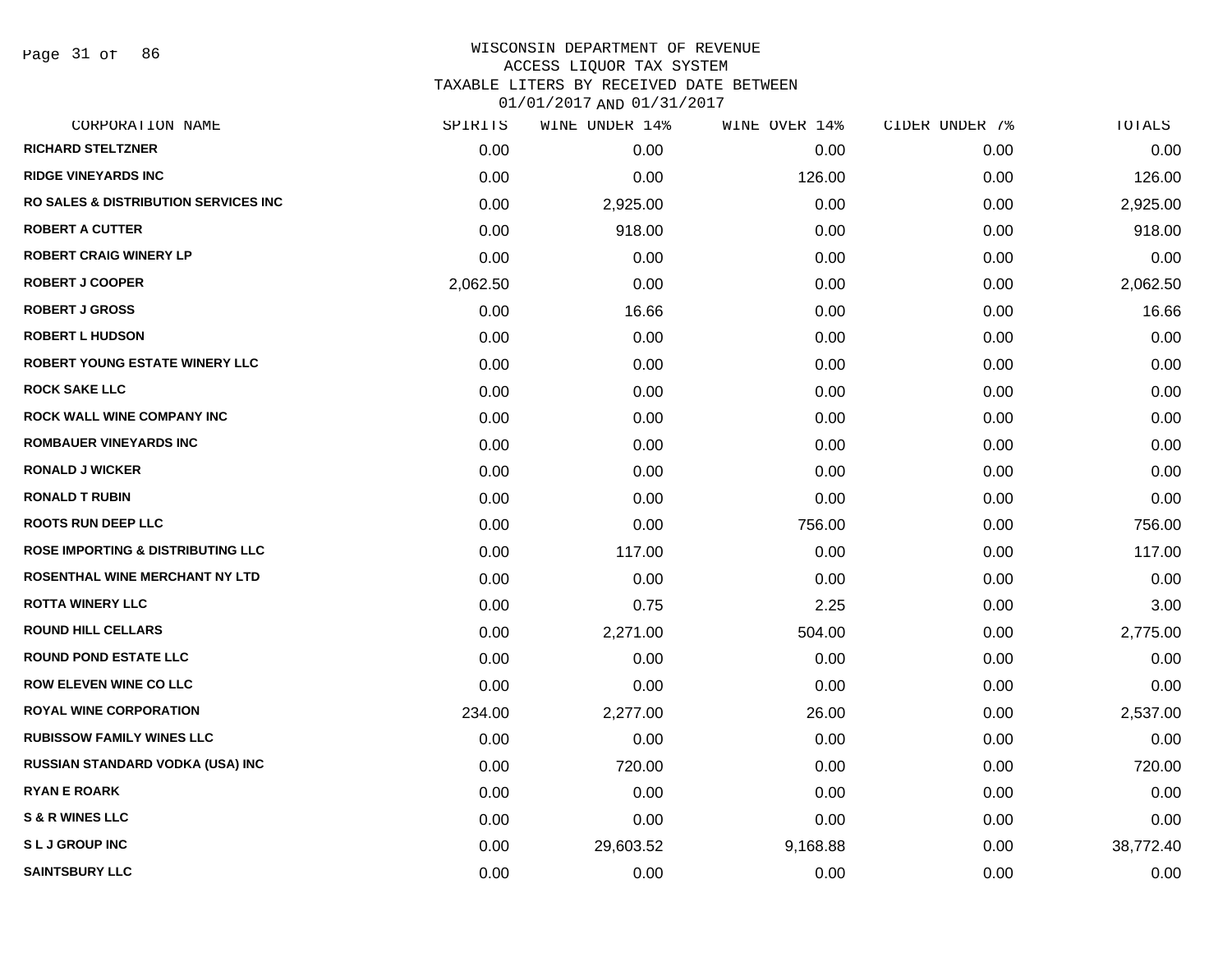WISCONSIN DEPARTMENT OF REVENUE
ACCESS LIQUOR TAX SYSTEM
TAXABLE LITERS BY RECEIVED DATE BETWEEN
01/01/2017 AND 01/31/2017

| CORPORATION NAME | SPIRITS | WINE UNDER 14% | WINE OVER 14% | CIDER UNDER 7% | TOTALS |
|---|---|---|---|---|---|
| RICHARD STELTZNER | 0.00 | 0.00 | 0.00 | 0.00 | 0.00 |
| RIDGE VINEYARDS INC | 0.00 | 0.00 | 126.00 | 0.00 | 126.00 |
| RO SALES & DISTRIBUTION SERVICES INC | 0.00 | 2,925.00 | 0.00 | 0.00 | 2,925.00 |
| ROBERT A CUTTER | 0.00 | 918.00 | 0.00 | 0.00 | 918.00 |
| ROBERT CRAIG WINERY LP | 0.00 | 0.00 | 0.00 | 0.00 | 0.00 |
| ROBERT J COOPER | 2,062.50 | 0.00 | 0.00 | 0.00 | 2,062.50 |
| ROBERT J GROSS | 0.00 | 16.66 | 0.00 | 0.00 | 16.66 |
| ROBERT L HUDSON | 0.00 | 0.00 | 0.00 | 0.00 | 0.00 |
| ROBERT YOUNG ESTATE WINERY LLC | 0.00 | 0.00 | 0.00 | 0.00 | 0.00 |
| ROCK SAKE LLC | 0.00 | 0.00 | 0.00 | 0.00 | 0.00 |
| ROCK WALL WINE COMPANY INC | 0.00 | 0.00 | 0.00 | 0.00 | 0.00 |
| ROMBAUER VINEYARDS INC | 0.00 | 0.00 | 0.00 | 0.00 | 0.00 |
| RONALD J WICKER | 0.00 | 0.00 | 0.00 | 0.00 | 0.00 |
| RONALD T RUBIN | 0.00 | 0.00 | 0.00 | 0.00 | 0.00 |
| ROOTS RUN DEEP LLC | 0.00 | 0.00 | 756.00 | 0.00 | 756.00 |
| ROSE IMPORTING & DISTRIBUTING LLC | 0.00 | 117.00 | 0.00 | 0.00 | 117.00 |
| ROSENTHAL WINE MERCHANT NY LTD | 0.00 | 0.00 | 0.00 | 0.00 | 0.00 |
| ROTTA WINERY LLC | 0.00 | 0.75 | 2.25 | 0.00 | 3.00 |
| ROUND HILL CELLARS | 0.00 | 2,271.00 | 504.00 | 0.00 | 2,775.00 |
| ROUND POND ESTATE LLC | 0.00 | 0.00 | 0.00 | 0.00 | 0.00 |
| ROW ELEVEN WINE CO LLC | 0.00 | 0.00 | 0.00 | 0.00 | 0.00 |
| ROYAL WINE CORPORATION | 234.00 | 2,277.00 | 26.00 | 0.00 | 2,537.00 |
| RUBISSOW FAMILY WINES LLC | 0.00 | 0.00 | 0.00 | 0.00 | 0.00 |
| RUSSIAN STANDARD VODKA (USA) INC | 0.00 | 720.00 | 0.00 | 0.00 | 720.00 |
| RYAN E ROARK | 0.00 | 0.00 | 0.00 | 0.00 | 0.00 |
| S & R WINES LLC | 0.00 | 0.00 | 0.00 | 0.00 | 0.00 |
| S L J GROUP INC | 0.00 | 29,603.52 | 9,168.88 | 0.00 | 38,772.40 |
| SAINTSBURY LLC | 0.00 | 0.00 | 0.00 | 0.00 | 0.00 |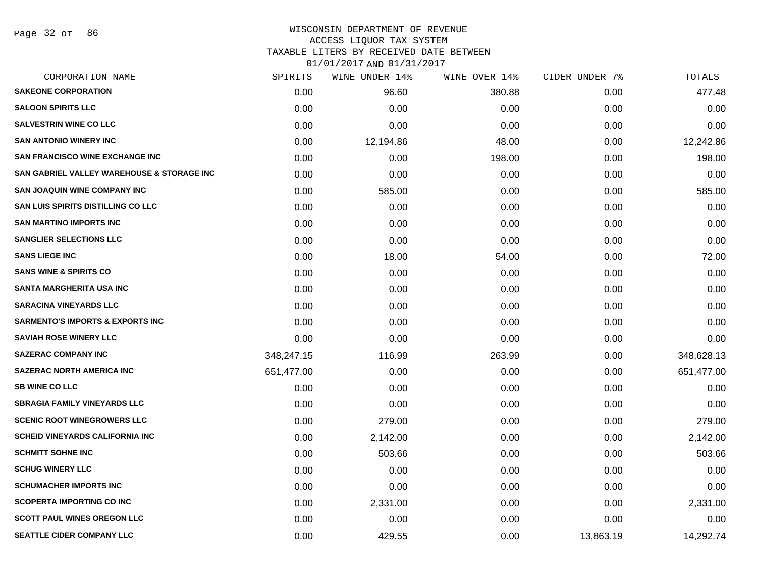# WISCONSIN DEPARTMENT OF REVENUE
## ACCESS LIQUOR TAX SYSTEM
### TAXABLE LITERS BY RECEIVED DATE BETWEEN 01/01/2017 AND 01/31/2017

| CORPORATION NAME | SPIRITS | WINE UNDER 14% | WINE OVER 14% | CIDER UNDER 7% | TOTALS |
|---|---|---|---|---|---|
| SAKEONE CORPORATION | 0.00 | 96.60 | 380.88 | 0.00 | 477.48 |
| SALOON SPIRITS LLC | 0.00 | 0.00 | 0.00 | 0.00 | 0.00 |
| SALVESTRIN WINE CO LLC | 0.00 | 0.00 | 0.00 | 0.00 | 0.00 |
| SAN ANTONIO WINERY INC | 0.00 | 12,194.86 | 48.00 | 0.00 | 12,242.86 |
| SAN FRANCISCO WINE EXCHANGE INC | 0.00 | 0.00 | 198.00 | 0.00 | 198.00 |
| SAN GABRIEL VALLEY WAREHOUSE & STORAGE INC | 0.00 | 0.00 | 0.00 | 0.00 | 0.00 |
| SAN JOAQUIN WINE COMPANY INC | 0.00 | 585.00 | 0.00 | 0.00 | 585.00 |
| SAN LUIS SPIRITS DISTILLING CO LLC | 0.00 | 0.00 | 0.00 | 0.00 | 0.00 |
| SAN MARTINO IMPORTS INC | 0.00 | 0.00 | 0.00 | 0.00 | 0.00 |
| SANGLIER SELECTIONS LLC | 0.00 | 0.00 | 0.00 | 0.00 | 0.00 |
| SANS LIEGE INC | 0.00 | 18.00 | 54.00 | 0.00 | 72.00 |
| SANS WINE & SPIRITS CO | 0.00 | 0.00 | 0.00 | 0.00 | 0.00 |
| SANTA MARGHERITA USA INC | 0.00 | 0.00 | 0.00 | 0.00 | 0.00 |
| SARACINA VINEYARDS LLC | 0.00 | 0.00 | 0.00 | 0.00 | 0.00 |
| SARMENTO'S IMPORTS & EXPORTS INC | 0.00 | 0.00 | 0.00 | 0.00 | 0.00 |
| SAVIAH ROSE WINERY LLC | 0.00 | 0.00 | 0.00 | 0.00 | 0.00 |
| SAZERAC COMPANY INC | 348,247.15 | 116.99 | 263.99 | 0.00 | 348,628.13 |
| SAZERAC NORTH AMERICA INC | 651,477.00 | 0.00 | 0.00 | 0.00 | 651,477.00 |
| SB WINE CO LLC | 0.00 | 0.00 | 0.00 | 0.00 | 0.00 |
| SBRAGIA FAMILY VINEYARDS LLC | 0.00 | 0.00 | 0.00 | 0.00 | 0.00 |
| SCENIC ROOT WINEGROWERS LLC | 0.00 | 279.00 | 0.00 | 0.00 | 279.00 |
| SCHEID VINEYARDS CALIFORNIA INC | 0.00 | 2,142.00 | 0.00 | 0.00 | 2,142.00 |
| SCHMITT SOHNE INC | 0.00 | 503.66 | 0.00 | 0.00 | 503.66 |
| SCHUG WINERY LLC | 0.00 | 0.00 | 0.00 | 0.00 | 0.00 |
| SCHUMACHER IMPORTS INC | 0.00 | 0.00 | 0.00 | 0.00 | 0.00 |
| SCOPERTA IMPORTING CO INC | 0.00 | 2,331.00 | 0.00 | 0.00 | 2,331.00 |
| SCOTT PAUL WINES OREGON LLC | 0.00 | 0.00 | 0.00 | 0.00 | 0.00 |
| SEATTLE CIDER COMPANY LLC | 0.00 | 429.55 | 0.00 | 13,863.19 | 14,292.74 |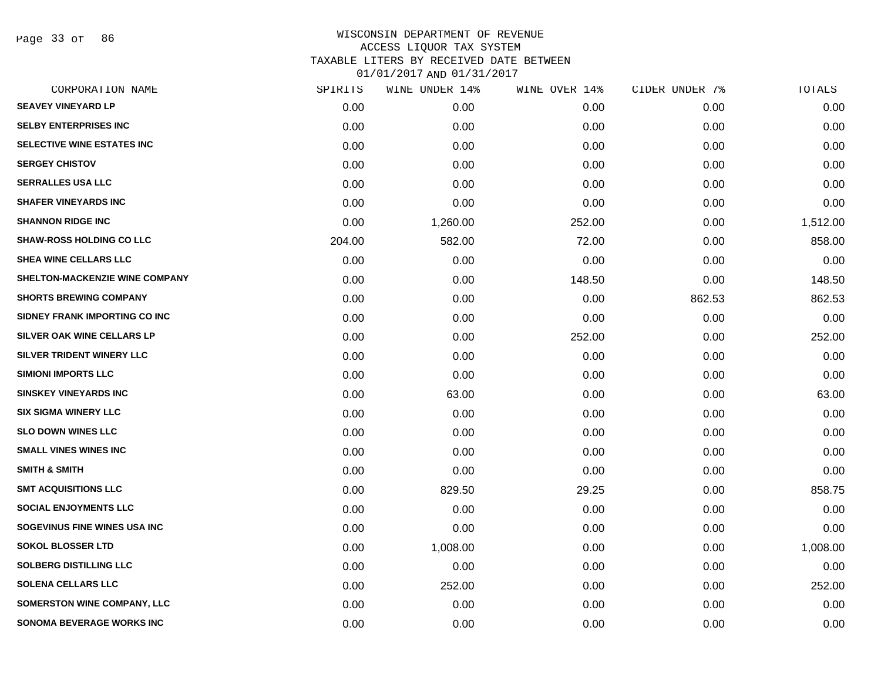# WISCONSIN DEPARTMENT OF REVENUE
## ACCESS LIQUOR TAX SYSTEM
### TAXABLE LITERS BY RECEIVED DATE BETWEEN 01/01/2017 AND 01/31/2017

| CORPORATION NAME | SPIRITS | WINE UNDER 14% | WINE OVER 14% | CIDER UNDER 7% | TOTALS |
|---|---|---|---|---|---|
| SEAVEY VINEYARD LP | 0.00 | 0.00 | 0.00 | 0.00 | 0.00 |
| SELBY ENTERPRISES INC | 0.00 | 0.00 | 0.00 | 0.00 | 0.00 |
| SELECTIVE WINE ESTATES INC | 0.00 | 0.00 | 0.00 | 0.00 | 0.00 |
| SERGEY CHISTOV | 0.00 | 0.00 | 0.00 | 0.00 | 0.00 |
| SERRALLES USA LLC | 0.00 | 0.00 | 0.00 | 0.00 | 0.00 |
| SHAFER VINEYARDS INC | 0.00 | 0.00 | 0.00 | 0.00 | 0.00 |
| SHANNON RIDGE INC | 0.00 | 1,260.00 | 252.00 | 0.00 | 1,512.00 |
| SHAW-ROSS HOLDING CO LLC | 204.00 | 582.00 | 72.00 | 0.00 | 858.00 |
| SHEA WINE CELLARS LLC | 0.00 | 0.00 | 0.00 | 0.00 | 0.00 |
| SHELTON-MACKENZIE WINE COMPANY | 0.00 | 0.00 | 148.50 | 0.00 | 148.50 |
| SHORTS BREWING COMPANY | 0.00 | 0.00 | 0.00 | 862.53 | 862.53 |
| SIDNEY FRANK IMPORTING CO INC | 0.00 | 0.00 | 0.00 | 0.00 | 0.00 |
| SILVER OAK WINE CELLARS LP | 0.00 | 0.00 | 252.00 | 0.00 | 252.00 |
| SILVER TRIDENT WINERY LLC | 0.00 | 0.00 | 0.00 | 0.00 | 0.00 |
| SIMIONI IMPORTS LLC | 0.00 | 0.00 | 0.00 | 0.00 | 0.00 |
| SINSKEY VINEYARDS INC | 0.00 | 63.00 | 0.00 | 0.00 | 63.00 |
| SIX SIGMA WINERY LLC | 0.00 | 0.00 | 0.00 | 0.00 | 0.00 |
| SLO DOWN WINES LLC | 0.00 | 0.00 | 0.00 | 0.00 | 0.00 |
| SMALL VINES WINES INC | 0.00 | 0.00 | 0.00 | 0.00 | 0.00 |
| SMITH & SMITH | 0.00 | 0.00 | 0.00 | 0.00 | 0.00 |
| SMT ACQUISITIONS LLC | 0.00 | 829.50 | 29.25 | 0.00 | 858.75 |
| SOCIAL ENJOYMENTS LLC | 0.00 | 0.00 | 0.00 | 0.00 | 0.00 |
| SOGEVINUS FINE WINES USA INC | 0.00 | 0.00 | 0.00 | 0.00 | 0.00 |
| SOKOL BLOSSER LTD | 0.00 | 1,008.00 | 0.00 | 0.00 | 1,008.00 |
| SOLBERG DISTILLING LLC | 0.00 | 0.00 | 0.00 | 0.00 | 0.00 |
| SOLENA CELLARS LLC | 0.00 | 252.00 | 0.00 | 0.00 | 252.00 |
| SOMERSTON WINE COMPANY, LLC | 0.00 | 0.00 | 0.00 | 0.00 | 0.00 |
| SONOMA BEVERAGE WORKS INC | 0.00 | 0.00 | 0.00 | 0.00 | 0.00 |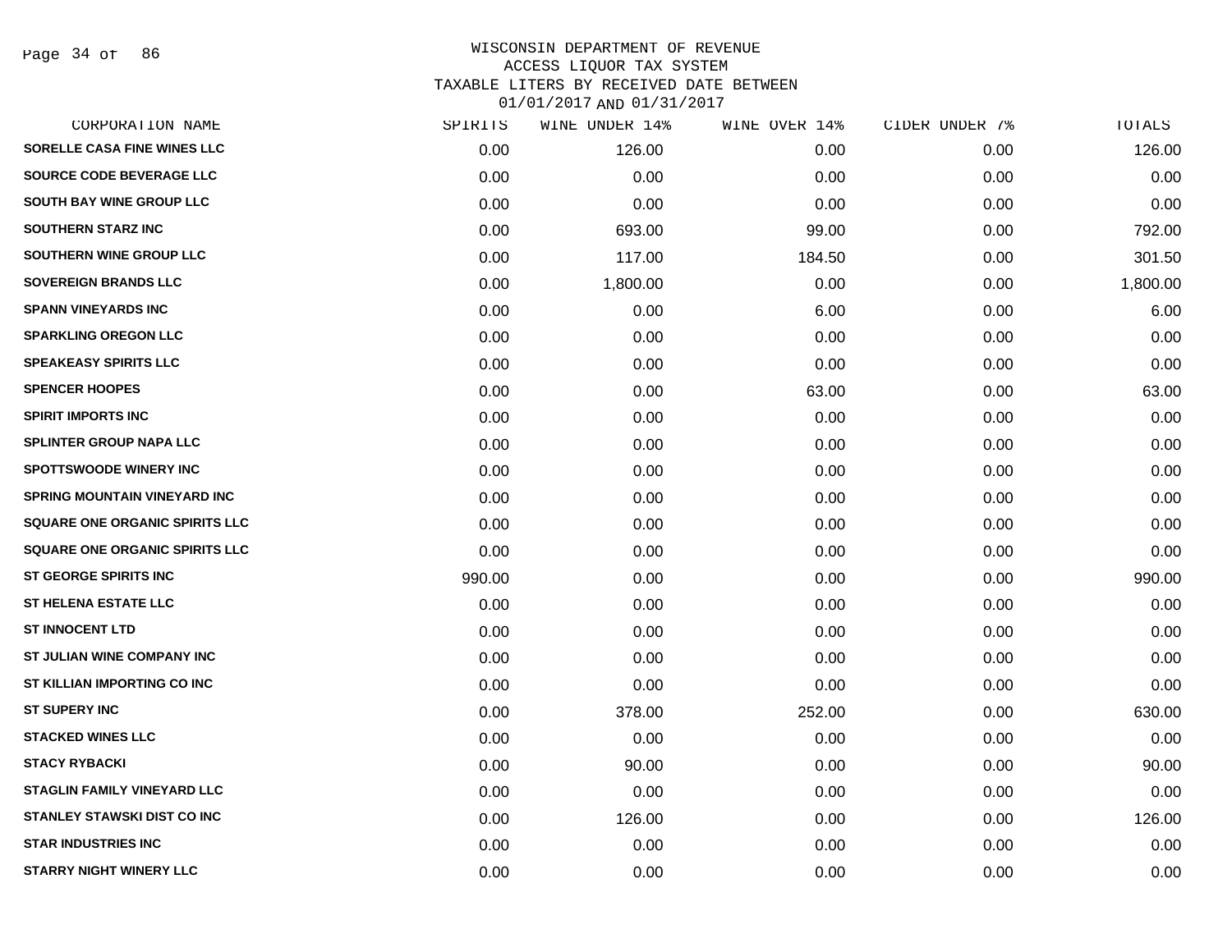WISCONSIN DEPARTMENT OF REVENUE
ACCESS LIQUOR TAX SYSTEM
TAXABLE LITERS BY RECEIVED DATE BETWEEN
01/01/2017 AND 01/31/2017

| CORPORATION NAME | SPIRITS | WINE UNDER 14% | WINE OVER 14% | CIDER UNDER 7% | TOTALS |
|---|---|---|---|---|---|
| SORELLE CASA FINE WINES LLC | 0.00 | 126.00 | 0.00 | 0.00 | 126.00 |
| SOURCE CODE BEVERAGE LLC | 0.00 | 0.00 | 0.00 | 0.00 | 0.00 |
| SOUTH BAY WINE GROUP LLC | 0.00 | 0.00 | 0.00 | 0.00 | 0.00 |
| SOUTHERN STARZ INC | 0.00 | 693.00 | 99.00 | 0.00 | 792.00 |
| SOUTHERN WINE GROUP LLC | 0.00 | 117.00 | 184.50 | 0.00 | 301.50 |
| SOVEREIGN BRANDS LLC | 0.00 | 1,800.00 | 0.00 | 0.00 | 1,800.00 |
| SPANN VINEYARDS INC | 0.00 | 0.00 | 6.00 | 0.00 | 6.00 |
| SPARKLING OREGON LLC | 0.00 | 0.00 | 0.00 | 0.00 | 0.00 |
| SPEAKEASY SPIRITS LLC | 0.00 | 0.00 | 0.00 | 0.00 | 0.00 |
| SPENCER HOOPES | 0.00 | 0.00 | 63.00 | 0.00 | 63.00 |
| SPIRIT IMPORTS INC | 0.00 | 0.00 | 0.00 | 0.00 | 0.00 |
| SPLINTER GROUP NAPA LLC | 0.00 | 0.00 | 0.00 | 0.00 | 0.00 |
| SPOTTSWOODE WINERY INC | 0.00 | 0.00 | 0.00 | 0.00 | 0.00 |
| SPRING MOUNTAIN VINEYARD INC | 0.00 | 0.00 | 0.00 | 0.00 | 0.00 |
| SQUARE ONE ORGANIC SPIRITS LLC | 0.00 | 0.00 | 0.00 | 0.00 | 0.00 |
| SQUARE ONE ORGANIC SPIRITS LLC | 0.00 | 0.00 | 0.00 | 0.00 | 0.00 |
| ST GEORGE SPIRITS INC | 990.00 | 0.00 | 0.00 | 0.00 | 990.00 |
| ST HELENA ESTATE LLC | 0.00 | 0.00 | 0.00 | 0.00 | 0.00 |
| ST INNOCENT LTD | 0.00 | 0.00 | 0.00 | 0.00 | 0.00 |
| ST JULIAN WINE COMPANY INC | 0.00 | 0.00 | 0.00 | 0.00 | 0.00 |
| ST KILLIAN IMPORTING CO INC | 0.00 | 0.00 | 0.00 | 0.00 | 0.00 |
| ST SUPERY INC | 0.00 | 378.00 | 252.00 | 0.00 | 630.00 |
| STACKED WINES LLC | 0.00 | 0.00 | 0.00 | 0.00 | 0.00 |
| STACY RYBACKI | 0.00 | 90.00 | 0.00 | 0.00 | 90.00 |
| STAGLIN FAMILY VINEYARD LLC | 0.00 | 0.00 | 0.00 | 0.00 | 0.00 |
| STANLEY STAWSKI DIST CO INC | 0.00 | 126.00 | 0.00 | 0.00 | 126.00 |
| STAR INDUSTRIES INC | 0.00 | 0.00 | 0.00 | 0.00 | 0.00 |
| STARRY NIGHT WINERY LLC | 0.00 | 0.00 | 0.00 | 0.00 | 0.00 |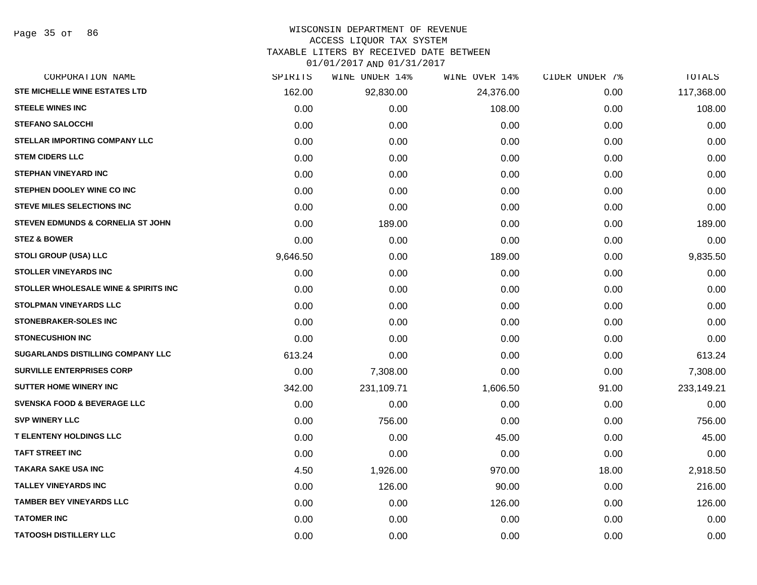# WISCONSIN DEPARTMENT OF REVENUE
## ACCESS LIQUOR TAX SYSTEM
### TAXABLE LITERS BY RECEIVED DATE BETWEEN 01/01/2017 AND 01/31/2017

| CORPORATION NAME | SPIRITS | WINE UNDER 14% | WINE OVER 14% | CIDER UNDER 7% | TOTALS |
|---|---|---|---|---|---|
| STE MICHELLE WINE ESTATES LTD | 162.00 | 92,830.00 | 24,376.00 | 0.00 | 117,368.00 |
| STEELE WINES INC | 0.00 | 0.00 | 108.00 | 0.00 | 108.00 |
| STEFANO SALOCCHI | 0.00 | 0.00 | 0.00 | 0.00 | 0.00 |
| STELLAR IMPORTING COMPANY LLC | 0.00 | 0.00 | 0.00 | 0.00 | 0.00 |
| STEM CIDERS LLC | 0.00 | 0.00 | 0.00 | 0.00 | 0.00 |
| STEPHAN VINEYARD INC | 0.00 | 0.00 | 0.00 | 0.00 | 0.00 |
| STEPHEN DOOLEY WINE CO INC | 0.00 | 0.00 | 0.00 | 0.00 | 0.00 |
| STEVE MILES SELECTIONS INC | 0.00 | 0.00 | 0.00 | 0.00 | 0.00 |
| STEVEN EDMUNDS & CORNELIA ST JOHN | 0.00 | 189.00 | 0.00 | 0.00 | 189.00 |
| STEZ & BOWER | 0.00 | 0.00 | 0.00 | 0.00 | 0.00 |
| STOLI GROUP (USA) LLC | 9,646.50 | 0.00 | 189.00 | 0.00 | 9,835.50 |
| STOLLER VINEYARDS INC | 0.00 | 0.00 | 0.00 | 0.00 | 0.00 |
| STOLLER WHOLESALE WINE & SPIRITS INC | 0.00 | 0.00 | 0.00 | 0.00 | 0.00 |
| STOLPMAN VINEYARDS LLC | 0.00 | 0.00 | 0.00 | 0.00 | 0.00 |
| STONEBRAKER-SOLES INC | 0.00 | 0.00 | 0.00 | 0.00 | 0.00 |
| STONECUSHION INC | 0.00 | 0.00 | 0.00 | 0.00 | 0.00 |
| SUGARLANDS DISTILLING COMPANY LLC | 613.24 | 0.00 | 0.00 | 0.00 | 613.24 |
| SURVILLE ENTERPRISES CORP | 0.00 | 7,308.00 | 0.00 | 0.00 | 7,308.00 |
| SUTTER HOME WINERY INC | 342.00 | 231,109.71 | 1,606.50 | 91.00 | 233,149.21 |
| SVENSKA FOOD & BEVERAGE LLC | 0.00 | 0.00 | 0.00 | 0.00 | 0.00 |
| SVP WINERY LLC | 0.00 | 756.00 | 0.00 | 0.00 | 756.00 |
| T ELENTENY HOLDINGS LLC | 0.00 | 0.00 | 45.00 | 0.00 | 45.00 |
| TAFT STREET INC | 0.00 | 0.00 | 0.00 | 0.00 | 0.00 |
| TAKARA SAKE USA INC | 4.50 | 1,926.00 | 970.00 | 18.00 | 2,918.50 |
| TALLEY VINEYARDS INC | 0.00 | 126.00 | 90.00 | 0.00 | 216.00 |
| TAMBER BEY VINEYARDS LLC | 0.00 | 0.00 | 126.00 | 0.00 | 126.00 |
| TATOMER INC | 0.00 | 0.00 | 0.00 | 0.00 | 0.00 |
| TATOOSH DISTILLERY LLC | 0.00 | 0.00 | 0.00 | 0.00 | 0.00 |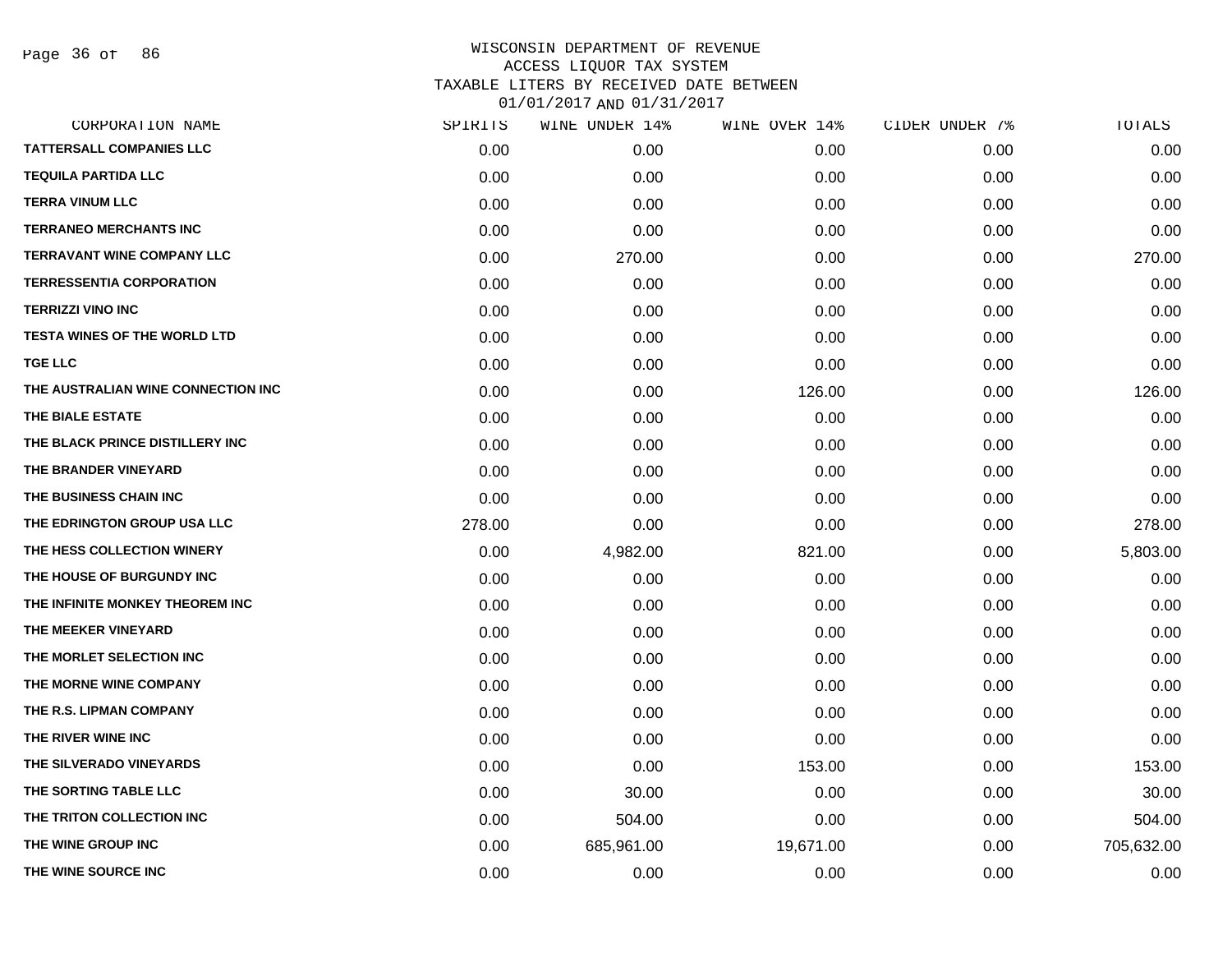# WISCONSIN DEPARTMENT OF REVENUE
## ACCESS LIQUOR TAX SYSTEM
### TAXABLE LITERS BY RECEIVED DATE BETWEEN 01/01/2017 AND 01/31/2017

| CORPORATION NAME | SPIRITS | WINE UNDER 14% | WINE OVER 14% | CIDER UNDER 7% | TOTALS |
|---|---|---|---|---|---|
| TATTERSALL COMPANIES LLC | 0.00 | 0.00 | 0.00 | 0.00 | 0.00 |
| TEQUILA PARTIDA LLC | 0.00 | 0.00 | 0.00 | 0.00 | 0.00 |
| TERRA VINUM LLC | 0.00 | 0.00 | 0.00 | 0.00 | 0.00 |
| TERRANEO MERCHANTS INC | 0.00 | 0.00 | 0.00 | 0.00 | 0.00 |
| TERRAVANT WINE COMPANY LLC | 0.00 | 270.00 | 0.00 | 0.00 | 270.00 |
| TERRESSENTIA CORPORATION | 0.00 | 0.00 | 0.00 | 0.00 | 0.00 |
| TERRIZZI VINO INC | 0.00 | 0.00 | 0.00 | 0.00 | 0.00 |
| TESTA WINES OF THE WORLD LTD | 0.00 | 0.00 | 0.00 | 0.00 | 0.00 |
| TGE LLC | 0.00 | 0.00 | 0.00 | 0.00 | 0.00 |
| THE AUSTRALIAN WINE CONNECTION INC | 0.00 | 0.00 | 126.00 | 0.00 | 126.00 |
| THE BIALE ESTATE | 0.00 | 0.00 | 0.00 | 0.00 | 0.00 |
| THE BLACK PRINCE DISTILLERY INC | 0.00 | 0.00 | 0.00 | 0.00 | 0.00 |
| THE BRANDER VINEYARD | 0.00 | 0.00 | 0.00 | 0.00 | 0.00 |
| THE BUSINESS CHAIN INC | 0.00 | 0.00 | 0.00 | 0.00 | 0.00 |
| THE EDRINGTON GROUP USA LLC | 278.00 | 0.00 | 0.00 | 0.00 | 278.00 |
| THE HESS COLLECTION WINERY | 0.00 | 4,982.00 | 821.00 | 0.00 | 5,803.00 |
| THE HOUSE OF BURGUNDY INC | 0.00 | 0.00 | 0.00 | 0.00 | 0.00 |
| THE INFINITE MONKEY THEOREM INC | 0.00 | 0.00 | 0.00 | 0.00 | 0.00 |
| THE MEEKER VINEYARD | 0.00 | 0.00 | 0.00 | 0.00 | 0.00 |
| THE MORLET SELECTION INC | 0.00 | 0.00 | 0.00 | 0.00 | 0.00 |
| THE MORNE WINE COMPANY | 0.00 | 0.00 | 0.00 | 0.00 | 0.00 |
| THE R.S. LIPMAN COMPANY | 0.00 | 0.00 | 0.00 | 0.00 | 0.00 |
| THE RIVER WINE INC | 0.00 | 0.00 | 0.00 | 0.00 | 0.00 |
| THE SILVERADO VINEYARDS | 0.00 | 0.00 | 153.00 | 0.00 | 153.00 |
| THE SORTING TABLE LLC | 0.00 | 30.00 | 0.00 | 0.00 | 30.00 |
| THE TRITON COLLECTION INC | 0.00 | 504.00 | 0.00 | 0.00 | 504.00 |
| THE WINE GROUP INC | 0.00 | 685,961.00 | 19,671.00 | 0.00 | 705,632.00 |
| THE WINE SOURCE INC | 0.00 | 0.00 | 0.00 | 0.00 | 0.00 |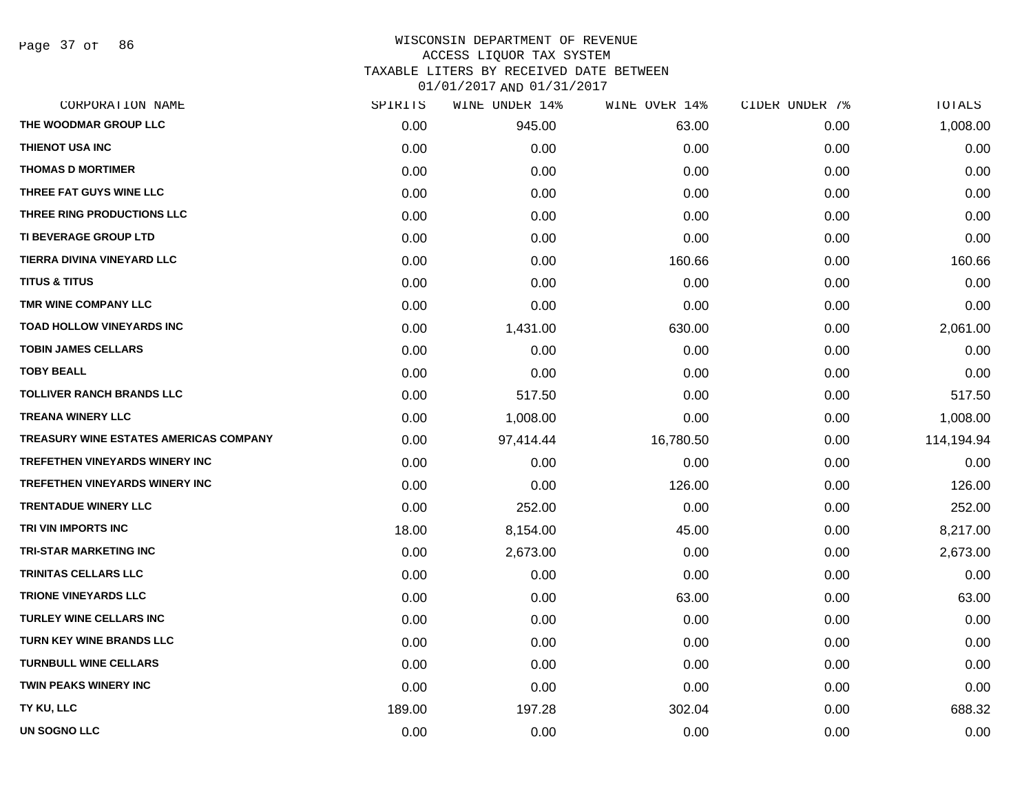WISCONSIN DEPARTMENT OF REVENUE
ACCESS LIQUOR TAX SYSTEM
TAXABLE LITERS BY RECEIVED DATE BETWEEN
01/01/2017 AND 01/31/2017

| CORPORATION NAME | SPIRITS | WINE UNDER 14% | WINE OVER 14% | CIDER UNDER 7% | TOTALS |
|---|---|---|---|---|---|
| THE WOODMAR GROUP LLC | 0.00 | 945.00 | 63.00 | 0.00 | 1,008.00 |
| THIENOT USA INC | 0.00 | 0.00 | 0.00 | 0.00 | 0.00 |
| THOMAS D MORTIMER | 0.00 | 0.00 | 0.00 | 0.00 | 0.00 |
| THREE FAT GUYS WINE LLC | 0.00 | 0.00 | 0.00 | 0.00 | 0.00 |
| THREE RING PRODUCTIONS LLC | 0.00 | 0.00 | 0.00 | 0.00 | 0.00 |
| TI BEVERAGE GROUP LTD | 0.00 | 0.00 | 0.00 | 0.00 | 0.00 |
| TIERRA DIVINA VINEYARD LLC | 0.00 | 0.00 | 160.66 | 0.00 | 160.66 |
| TITUS & TITUS | 0.00 | 0.00 | 0.00 | 0.00 | 0.00 |
| TMR WINE COMPANY LLC | 0.00 | 0.00 | 0.00 | 0.00 | 0.00 |
| TOAD HOLLOW VINEYARDS INC | 0.00 | 1,431.00 | 630.00 | 0.00 | 2,061.00 |
| TOBIN JAMES CELLARS | 0.00 | 0.00 | 0.00 | 0.00 | 0.00 |
| TOBY BEALL | 0.00 | 0.00 | 0.00 | 0.00 | 0.00 |
| TOLLIVER RANCH BRANDS LLC | 0.00 | 517.50 | 0.00 | 0.00 | 517.50 |
| TREANA WINERY LLC | 0.00 | 1,008.00 | 0.00 | 0.00 | 1,008.00 |
| TREASURY WINE ESTATES AMERICAS COMPANY | 0.00 | 97,414.44 | 16,780.50 | 0.00 | 114,194.94 |
| TREFETHEN VINEYARDS WINERY INC | 0.00 | 0.00 | 0.00 | 0.00 | 0.00 |
| TREFETHEN VINEYARDS WINERY INC | 0.00 | 0.00 | 126.00 | 0.00 | 126.00 |
| TRENTADUE WINERY LLC | 0.00 | 252.00 | 0.00 | 0.00 | 252.00 |
| TRI VIN IMPORTS INC | 18.00 | 8,154.00 | 45.00 | 0.00 | 8,217.00 |
| TRI-STAR MARKETING INC | 0.00 | 2,673.00 | 0.00 | 0.00 | 2,673.00 |
| TRINITAS CELLARS LLC | 0.00 | 0.00 | 0.00 | 0.00 | 0.00 |
| TRIONE VINEYARDS LLC | 0.00 | 0.00 | 63.00 | 0.00 | 63.00 |
| TURLEY WINE CELLARS INC | 0.00 | 0.00 | 0.00 | 0.00 | 0.00 |
| TURN KEY WINE BRANDS LLC | 0.00 | 0.00 | 0.00 | 0.00 | 0.00 |
| TURNBULL WINE CELLARS | 0.00 | 0.00 | 0.00 | 0.00 | 0.00 |
| TWIN PEAKS WINERY INC | 0.00 | 0.00 | 0.00 | 0.00 | 0.00 |
| TY KU, LLC | 189.00 | 197.28 | 302.04 | 0.00 | 688.32 |
| UN SOGNO LLC | 0.00 | 0.00 | 0.00 | 0.00 | 0.00 |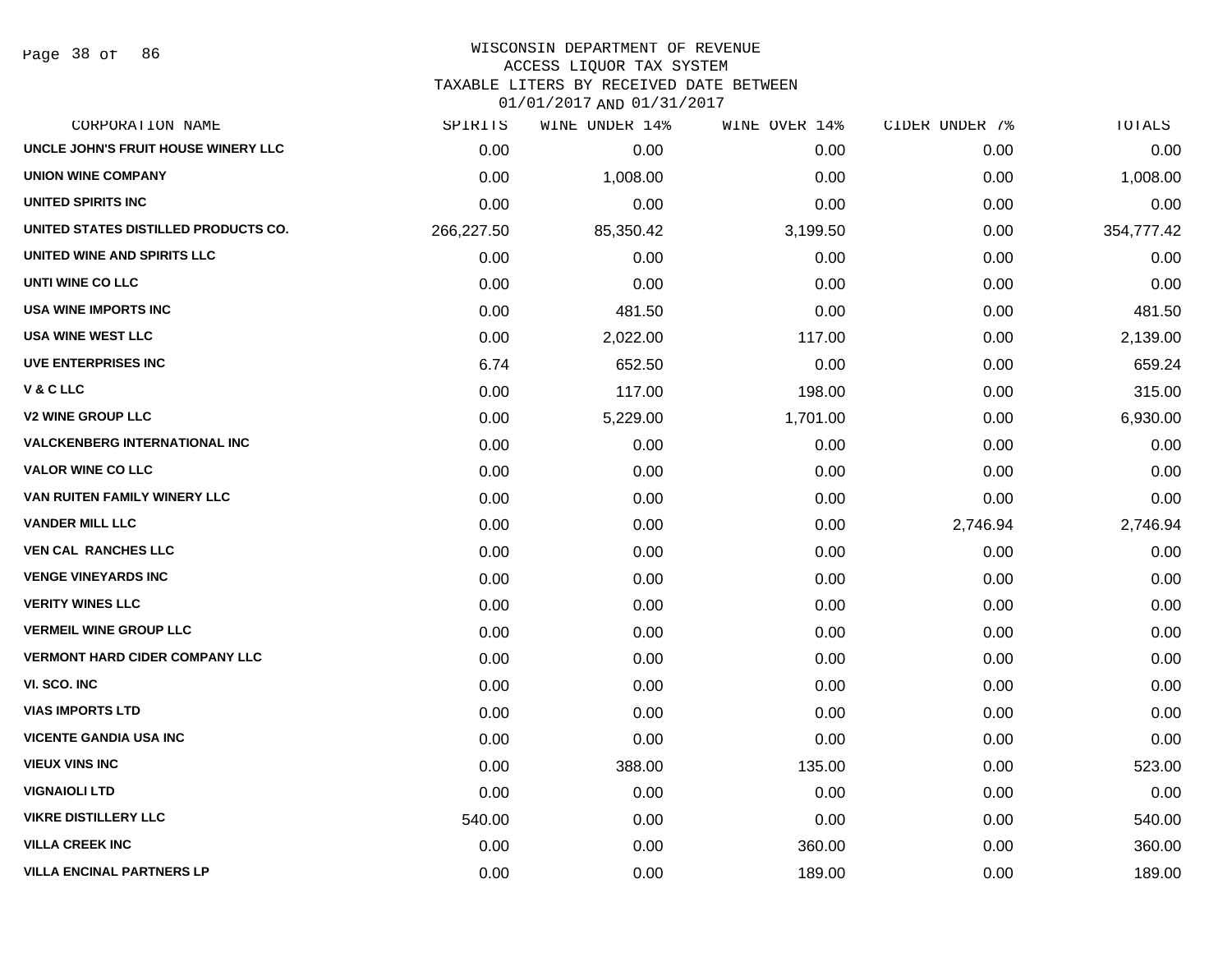WISCONSIN DEPARTMENT OF REVENUE
ACCESS LIQUOR TAX SYSTEM
TAXABLE LITERS BY RECEIVED DATE BETWEEN
01/01/2017 AND 01/31/2017

| CORPORATION NAME | SPIRITS | WINE UNDER 14% | WINE OVER 14% | CIDER UNDER 7% | TOTALS |
|---|---|---|---|---|---|
| UNCLE JOHN'S FRUIT HOUSE WINERY LLC | 0.00 | 0.00 | 0.00 | 0.00 | 0.00 |
| UNION WINE COMPANY | 0.00 | 1,008.00 | 0.00 | 0.00 | 1,008.00 |
| UNITED SPIRITS INC | 0.00 | 0.00 | 0.00 | 0.00 | 0.00 |
| UNITED STATES DISTILLED PRODUCTS CO. | 266,227.50 | 85,350.42 | 3,199.50 | 0.00 | 354,777.42 |
| UNITED WINE AND SPIRITS LLC | 0.00 | 0.00 | 0.00 | 0.00 | 0.00 |
| UNTI WINE CO LLC | 0.00 | 0.00 | 0.00 | 0.00 | 0.00 |
| USA WINE IMPORTS INC | 0.00 | 481.50 | 0.00 | 0.00 | 481.50 |
| USA WINE WEST LLC | 0.00 | 2,022.00 | 117.00 | 0.00 | 2,139.00 |
| UVE ENTERPRISES INC | 6.74 | 652.50 | 0.00 | 0.00 | 659.24 |
| V & C LLC | 0.00 | 117.00 | 198.00 | 0.00 | 315.00 |
| V2 WINE GROUP LLC | 0.00 | 5,229.00 | 1,701.00 | 0.00 | 6,930.00 |
| VALCKENBERG INTERNATIONAL INC | 0.00 | 0.00 | 0.00 | 0.00 | 0.00 |
| VALOR WINE CO LLC | 0.00 | 0.00 | 0.00 | 0.00 | 0.00 |
| VAN RUITEN FAMILY WINERY LLC | 0.00 | 0.00 | 0.00 | 0.00 | 0.00 |
| VANDER MILL LLC | 0.00 | 0.00 | 0.00 | 2,746.94 | 2,746.94 |
| VEN CAL RANCHES LLC | 0.00 | 0.00 | 0.00 | 0.00 | 0.00 |
| VENGE VINEYARDS INC | 0.00 | 0.00 | 0.00 | 0.00 | 0.00 |
| VERITY WINES LLC | 0.00 | 0.00 | 0.00 | 0.00 | 0.00 |
| VERMEIL WINE GROUP LLC | 0.00 | 0.00 | 0.00 | 0.00 | 0.00 |
| VERMONT HARD CIDER COMPANY LLC | 0.00 | 0.00 | 0.00 | 0.00 | 0.00 |
| VI. SCO. INC | 0.00 | 0.00 | 0.00 | 0.00 | 0.00 |
| VIAS IMPORTS LTD | 0.00 | 0.00 | 0.00 | 0.00 | 0.00 |
| VICENTE GANDIA USA INC | 0.00 | 0.00 | 0.00 | 0.00 | 0.00 |
| VIEUX VINS INC | 0.00 | 388.00 | 135.00 | 0.00 | 523.00 |
| VIGNAIOLI LTD | 0.00 | 0.00 | 0.00 | 0.00 | 0.00 |
| VIKRE DISTILLERY LLC | 540.00 | 0.00 | 0.00 | 0.00 | 540.00 |
| VILLA CREEK INC | 0.00 | 0.00 | 360.00 | 0.00 | 360.00 |
| VILLA ENCINAL PARTNERS LP | 0.00 | 0.00 | 189.00 | 0.00 | 189.00 |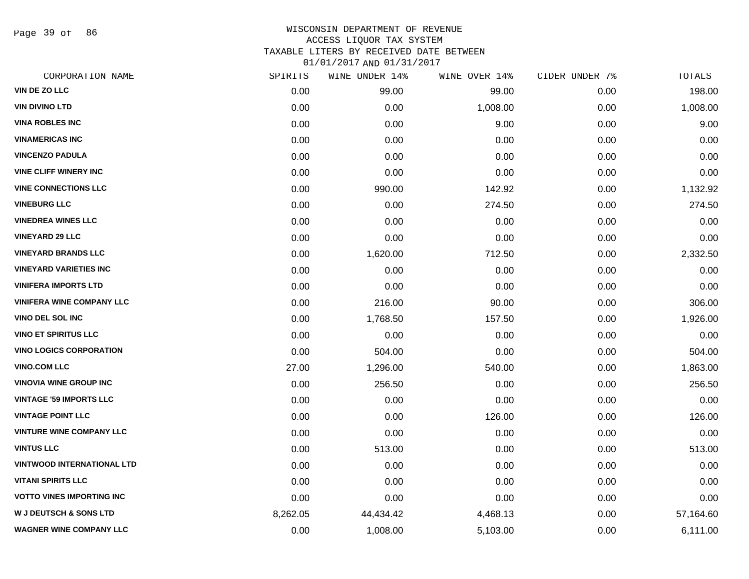WISCONSIN DEPARTMENT OF REVENUE
ACCESS LIQUOR TAX SYSTEM
TAXABLE LITERS BY RECEIVED DATE BETWEEN
01/01/2017 AND 01/31/2017

| CORPORATION NAME | SPIRITS | WINE UNDER 14% | WINE OVER 14% | CIDER UNDER 7% | TOTALS |
|---|---|---|---|---|---|
| VIN DE ZO LLC | 0.00 | 99.00 | 99.00 | 0.00 | 198.00 |
| VIN DIVINO LTD | 0.00 | 0.00 | 1,008.00 | 0.00 | 1,008.00 |
| VINA ROBLES INC | 0.00 | 0.00 | 9.00 | 0.00 | 9.00 |
| VINAMERICAS INC | 0.00 | 0.00 | 0.00 | 0.00 | 0.00 |
| VINCENZO PADULA | 0.00 | 0.00 | 0.00 | 0.00 | 0.00 |
| VINE CLIFF WINERY INC | 0.00 | 0.00 | 0.00 | 0.00 | 0.00 |
| VINE CONNECTIONS LLC | 0.00 | 990.00 | 142.92 | 0.00 | 1,132.92 |
| VINEBURG LLC | 0.00 | 0.00 | 274.50 | 0.00 | 274.50 |
| VINEDREA WINES LLC | 0.00 | 0.00 | 0.00 | 0.00 | 0.00 |
| VINEYARD 29 LLC | 0.00 | 0.00 | 0.00 | 0.00 | 0.00 |
| VINEYARD BRANDS LLC | 0.00 | 1,620.00 | 712.50 | 0.00 | 2,332.50 |
| VINEYARD VARIETIES INC | 0.00 | 0.00 | 0.00 | 0.00 | 0.00 |
| VINIFERA IMPORTS LTD | 0.00 | 0.00 | 0.00 | 0.00 | 0.00 |
| VINIFERA WINE COMPANY LLC | 0.00 | 216.00 | 90.00 | 0.00 | 306.00 |
| VINO DEL SOL INC | 0.00 | 1,768.50 | 157.50 | 0.00 | 1,926.00 |
| VINO ET SPIRITUS LLC | 0.00 | 0.00 | 0.00 | 0.00 | 0.00 |
| VINO LOGICS CORPORATION | 0.00 | 504.00 | 0.00 | 0.00 | 504.00 |
| VINO.COM LLC | 27.00 | 1,296.00 | 540.00 | 0.00 | 1,863.00 |
| VINOVIA WINE GROUP INC | 0.00 | 256.50 | 0.00 | 0.00 | 256.50 |
| VINTAGE '59 IMPORTS LLC | 0.00 | 0.00 | 0.00 | 0.00 | 0.00 |
| VINTAGE POINT LLC | 0.00 | 0.00 | 126.00 | 0.00 | 126.00 |
| VINTURE WINE COMPANY LLC | 0.00 | 0.00 | 0.00 | 0.00 | 0.00 |
| VINTUS LLC | 0.00 | 513.00 | 0.00 | 0.00 | 513.00 |
| VINTWOOD INTERNATIONAL LTD | 0.00 | 0.00 | 0.00 | 0.00 | 0.00 |
| VITANI SPIRITS LLC | 0.00 | 0.00 | 0.00 | 0.00 | 0.00 |
| VOTTO VINES IMPORTING INC | 0.00 | 0.00 | 0.00 | 0.00 | 0.00 |
| W J DEUTSCH & SONS LTD | 8,262.05 | 44,434.42 | 4,468.13 | 0.00 | 57,164.60 |
| WAGNER WINE COMPANY LLC | 0.00 | 1,008.00 | 5,103.00 | 0.00 | 6,111.00 |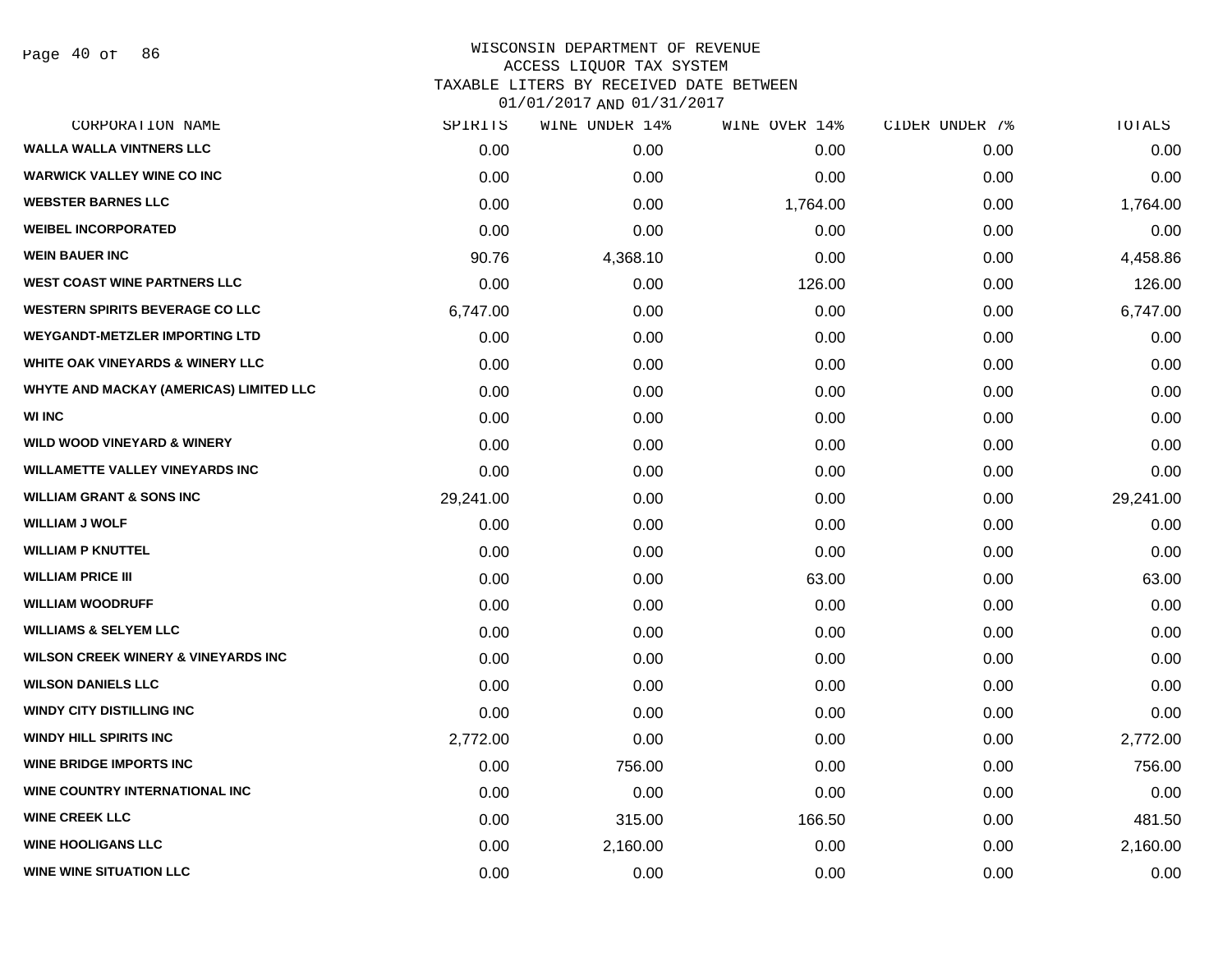# WISCONSIN DEPARTMENT OF REVENUE
ACCESS LIQUOR TAX SYSTEM
TAXABLE LITERS BY RECEIVED DATE BETWEEN
01/01/2017 AND 01/31/2017

| CORPORATION NAME | SPIRITS | WINE UNDER 14% | WINE OVER 14% | CIDER UNDER 7% | TOTALS |
|---|---|---|---|---|---|
| WALLA WALLA VINTNERS LLC | 0.00 | 0.00 | 0.00 | 0.00 | 0.00 |
| WARWICK VALLEY WINE CO INC | 0.00 | 0.00 | 0.00 | 0.00 | 0.00 |
| WEBSTER BARNES LLC | 0.00 | 0.00 | 1,764.00 | 0.00 | 1,764.00 |
| WEIBEL INCORPORATED | 0.00 | 0.00 | 0.00 | 0.00 | 0.00 |
| WEIN BAUER INC | 90.76 | 4,368.10 | 0.00 | 0.00 | 4,458.86 |
| WEST COAST WINE PARTNERS LLC | 0.00 | 0.00 | 126.00 | 0.00 | 126.00 |
| WESTERN SPIRITS BEVERAGE CO LLC | 6,747.00 | 0.00 | 0.00 | 0.00 | 6,747.00 |
| WEYGANDT-METZLER IMPORTING LTD | 0.00 | 0.00 | 0.00 | 0.00 | 0.00 |
| WHITE OAK VINEYARDS & WINERY LLC | 0.00 | 0.00 | 0.00 | 0.00 | 0.00 |
| WHYTE AND MACKAY (AMERICAS) LIMITED LLC | 0.00 | 0.00 | 0.00 | 0.00 | 0.00 |
| WI INC | 0.00 | 0.00 | 0.00 | 0.00 | 0.00 |
| WILD WOOD VINEYARD & WINERY | 0.00 | 0.00 | 0.00 | 0.00 | 0.00 |
| WILLAMETTE VALLEY VINEYARDS INC | 0.00 | 0.00 | 0.00 | 0.00 | 0.00 |
| WILLIAM GRANT & SONS INC | 29,241.00 | 0.00 | 0.00 | 0.00 | 29,241.00 |
| WILLIAM J WOLF | 0.00 | 0.00 | 0.00 | 0.00 | 0.00 |
| WILLIAM P KNUTTEL | 0.00 | 0.00 | 0.00 | 0.00 | 0.00 |
| WILLIAM PRICE III | 0.00 | 0.00 | 63.00 | 0.00 | 63.00 |
| WILLIAM WOODRUFF | 0.00 | 0.00 | 0.00 | 0.00 | 0.00 |
| WILLIAMS & SELYEM LLC | 0.00 | 0.00 | 0.00 | 0.00 | 0.00 |
| WILSON CREEK WINERY & VINEYARDS INC | 0.00 | 0.00 | 0.00 | 0.00 | 0.00 |
| WILSON DANIELS LLC | 0.00 | 0.00 | 0.00 | 0.00 | 0.00 |
| WINDY CITY DISTILLING INC | 0.00 | 0.00 | 0.00 | 0.00 | 0.00 |
| WINDY HILL SPIRITS INC | 2,772.00 | 0.00 | 0.00 | 0.00 | 2,772.00 |
| WINE BRIDGE IMPORTS INC | 0.00 | 756.00 | 0.00 | 0.00 | 756.00 |
| WINE COUNTRY INTERNATIONAL INC | 0.00 | 0.00 | 0.00 | 0.00 | 0.00 |
| WINE CREEK LLC | 0.00 | 315.00 | 166.50 | 0.00 | 481.50 |
| WINE HOOLIGANS LLC | 0.00 | 2,160.00 | 0.00 | 0.00 | 2,160.00 |
| WINE WINE SITUATION LLC | 0.00 | 0.00 | 0.00 | 0.00 | 0.00 |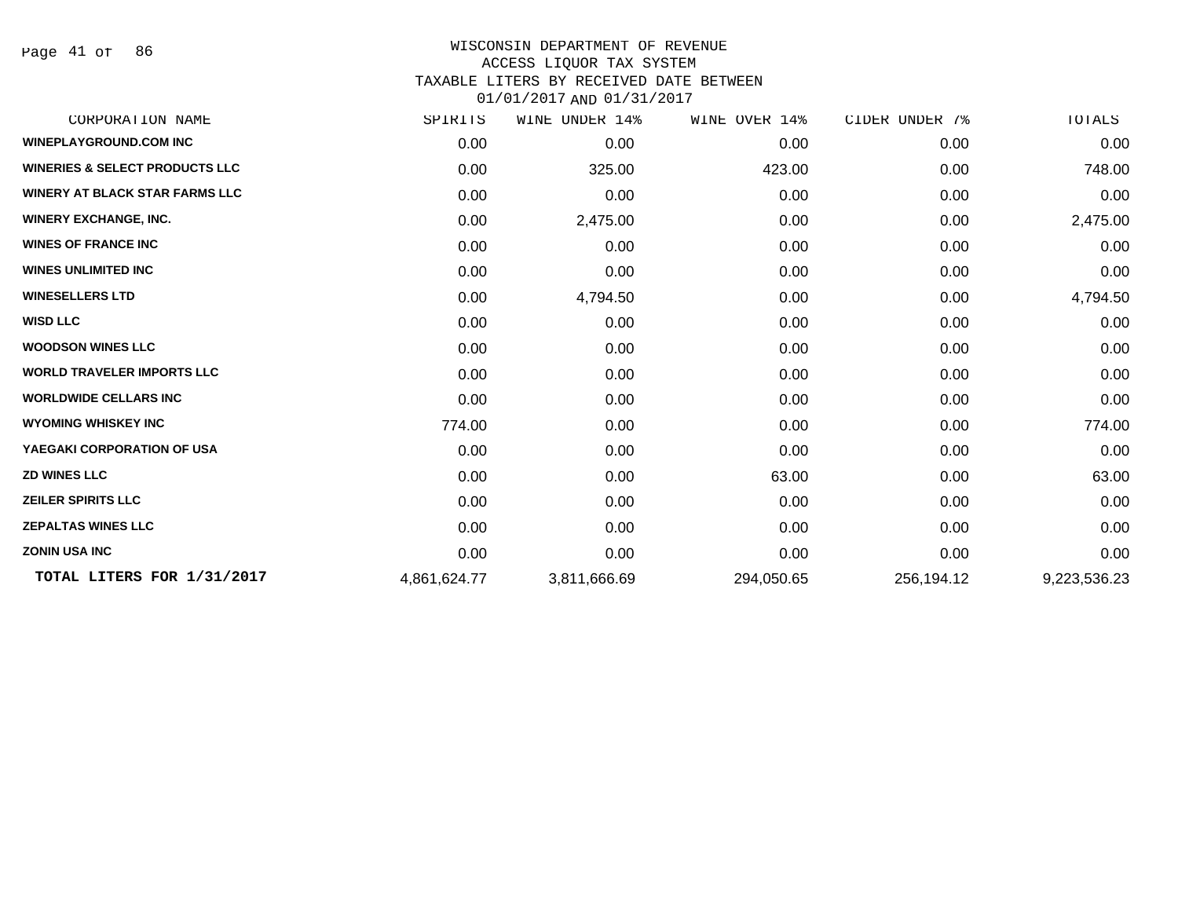WISCONSIN DEPARTMENT OF REVENUE
ACCESS LIQUOR TAX SYSTEM
TAXABLE LITERS BY RECEIVED DATE BETWEEN
01/01/2017 AND 01/31/2017

| CORPORATION NAME | SPIRITS | WINE UNDER 14% | WINE OVER 14% | CIDER UNDER 7% | TOTALS |
|---|---|---|---|---|---|
| WINEPLAYGROUND.COM INC | 0.00 | 0.00 | 0.00 | 0.00 | 0.00 |
| WINERIES & SELECT PRODUCTS LLC | 0.00 | 325.00 | 423.00 | 0.00 | 748.00 |
| WINERY AT BLACK STAR FARMS LLC | 0.00 | 0.00 | 0.00 | 0.00 | 0.00 |
| WINERY EXCHANGE, INC. | 0.00 | 2,475.00 | 0.00 | 0.00 | 2,475.00 |
| WINES OF FRANCE INC | 0.00 | 0.00 | 0.00 | 0.00 | 0.00 |
| WINES UNLIMITED INC | 0.00 | 0.00 | 0.00 | 0.00 | 0.00 |
| WINESELLERS LTD | 0.00 | 4,794.50 | 0.00 | 0.00 | 4,794.50 |
| WISD LLC | 0.00 | 0.00 | 0.00 | 0.00 | 0.00 |
| WOODSON WINES LLC | 0.00 | 0.00 | 0.00 | 0.00 | 0.00 |
| WORLD TRAVELER IMPORTS LLC | 0.00 | 0.00 | 0.00 | 0.00 | 0.00 |
| WORLDWIDE CELLARS INC | 0.00 | 0.00 | 0.00 | 0.00 | 0.00 |
| WYOMING WHISKEY INC | 774.00 | 0.00 | 0.00 | 0.00 | 774.00 |
| YAEGAKI CORPORATION OF USA | 0.00 | 0.00 | 0.00 | 0.00 | 0.00 |
| ZD WINES LLC | 0.00 | 0.00 | 63.00 | 0.00 | 63.00 |
| ZEILER SPIRITS LLC | 0.00 | 0.00 | 0.00 | 0.00 | 0.00 |
| ZEPALTAS WINES LLC | 0.00 | 0.00 | 0.00 | 0.00 | 0.00 |
| ZONIN USA INC | 0.00 | 0.00 | 0.00 | 0.00 | 0.00 |
| **TOTAL LITERS FOR 1/31/2017** | 4,861,624.77 | 3,811,666.69 | 294,050.65 | 256,194.12 | 9,223,536.23 |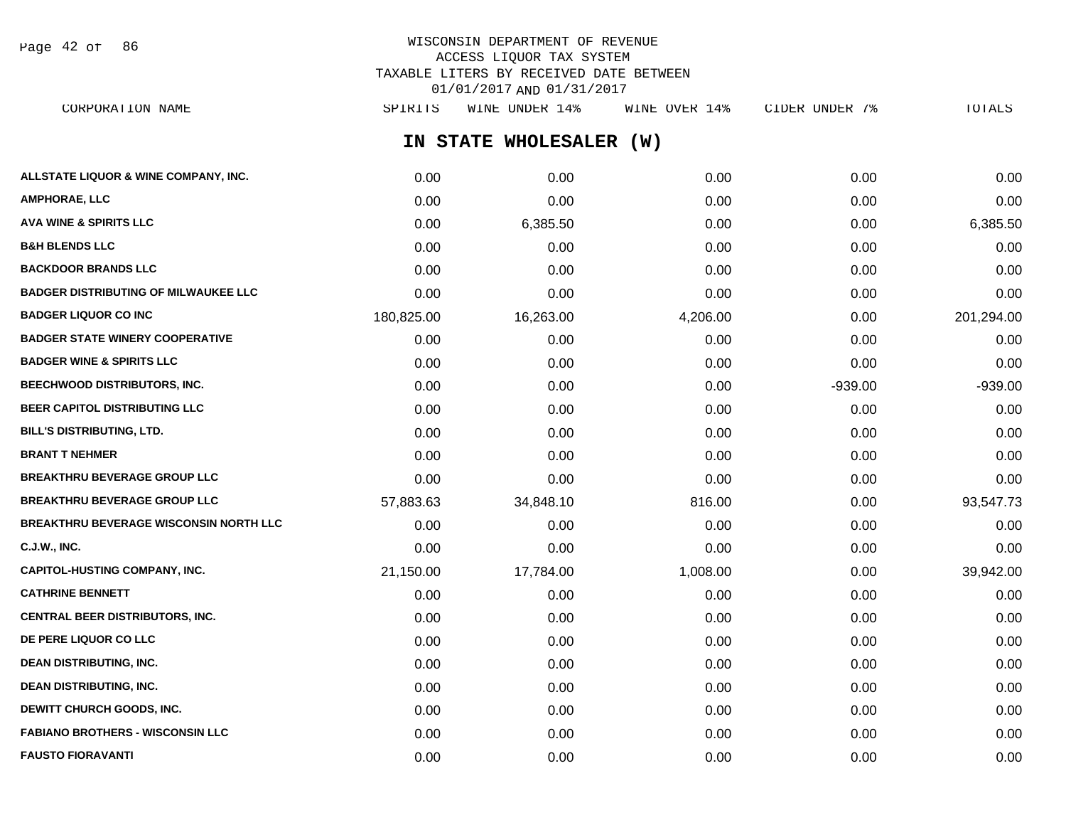WISCONSIN DEPARTMENT OF REVENUE
ACCESS LIQUOR TAX SYSTEM
TAXABLE LITERS BY RECEIVED DATE BETWEEN
01/01/2017 AND 01/31/2017

## IN STATE WHOLESALER (W)

| CORPORATION NAME | SPIRITS | WINE UNDER 14% | WINE OVER 14% | CIDER UNDER 7% | TOTALS |
|---|---|---|---|---|---|
| ALLSTATE LIQUOR & WINE COMPANY, INC. | 0.00 | 0.00 | 0.00 | 0.00 | 0.00 |
| AMPHORAE, LLC | 0.00 | 0.00 | 0.00 | 0.00 | 0.00 |
| AVA WINE & SPIRITS LLC | 0.00 | 6,385.50 | 0.00 | 0.00 | 6,385.50 |
| B&H BLENDS LLC | 0.00 | 0.00 | 0.00 | 0.00 | 0.00 |
| BACKDOOR BRANDS LLC | 0.00 | 0.00 | 0.00 | 0.00 | 0.00 |
| BADGER DISTRIBUTING OF MILWAUKEE LLC | 0.00 | 0.00 | 0.00 | 0.00 | 0.00 |
| BADGER LIQUOR CO INC | 180,825.00 | 16,263.00 | 4,206.00 | 0.00 | 201,294.00 |
| BADGER STATE WINERY COOPERATIVE | 0.00 | 0.00 | 0.00 | 0.00 | 0.00 |
| BADGER WINE & SPIRITS LLC | 0.00 | 0.00 | 0.00 | 0.00 | 0.00 |
| BEECHWOOD DISTRIBUTORS, INC. | 0.00 | 0.00 | 0.00 | -939.00 | -939.00 |
| BEER CAPITOL DISTRIBUTING LLC | 0.00 | 0.00 | 0.00 | 0.00 | 0.00 |
| BILL'S DISTRIBUTING, LTD. | 0.00 | 0.00 | 0.00 | 0.00 | 0.00 |
| BRANT T NEHMER | 0.00 | 0.00 | 0.00 | 0.00 | 0.00 |
| BREAKTHRU BEVERAGE GROUP LLC | 0.00 | 0.00 | 0.00 | 0.00 | 0.00 |
| BREAKTHRU BEVERAGE GROUP LLC | 57,883.63 | 34,848.10 | 816.00 | 0.00 | 93,547.73 |
| BREAKTHRU BEVERAGE WISCONSIN NORTH LLC | 0.00 | 0.00 | 0.00 | 0.00 | 0.00 |
| C.J.W., INC. | 0.00 | 0.00 | 0.00 | 0.00 | 0.00 |
| CAPITOL-HUSTING COMPANY, INC. | 21,150.00 | 17,784.00 | 1,008.00 | 0.00 | 39,942.00 |
| CATHRINE BENNETT | 0.00 | 0.00 | 0.00 | 0.00 | 0.00 |
| CENTRAL BEER DISTRIBUTORS, INC. | 0.00 | 0.00 | 0.00 | 0.00 | 0.00 |
| DE PERE LIQUOR CO LLC | 0.00 | 0.00 | 0.00 | 0.00 | 0.00 |
| DEAN DISTRIBUTING, INC. | 0.00 | 0.00 | 0.00 | 0.00 | 0.00 |
| DEAN DISTRIBUTING, INC. | 0.00 | 0.00 | 0.00 | 0.00 | 0.00 |
| DEWITT CHURCH GOODS, INC. | 0.00 | 0.00 | 0.00 | 0.00 | 0.00 |
| FABIANO BROTHERS - WISCONSIN LLC | 0.00 | 0.00 | 0.00 | 0.00 | 0.00 |
| FAUSTO FIORAVANTI | 0.00 | 0.00 | 0.00 | 0.00 | 0.00 |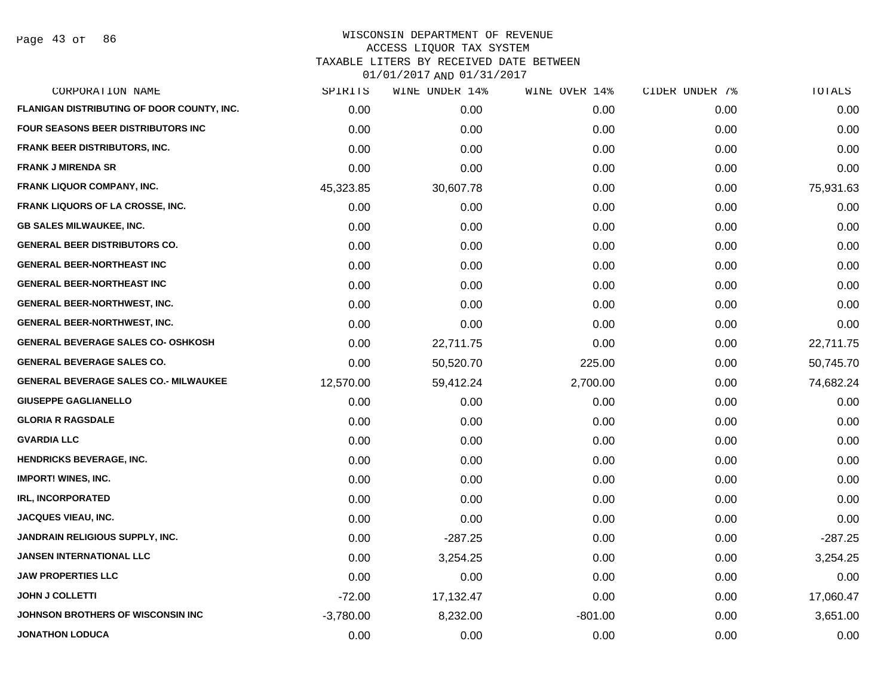WISCONSIN DEPARTMENT OF REVENUE
ACCESS LIQUOR TAX SYSTEM
TAXABLE LITERS BY RECEIVED DATE BETWEEN
01/01/2017 AND 01/31/2017

| CORPORATION NAME | SPIRITS | WINE UNDER 14% | WINE OVER 14% | CIDER UNDER 7% | TOTALS |
|---|---|---|---|---|---|
| FLANIGAN DISTRIBUTING OF DOOR COUNTY, INC. | 0.00 | 0.00 | 0.00 | 0.00 | 0.00 |
| FOUR SEASONS BEER DISTRIBUTORS INC | 0.00 | 0.00 | 0.00 | 0.00 | 0.00 |
| FRANK BEER DISTRIBUTORS, INC. | 0.00 | 0.00 | 0.00 | 0.00 | 0.00 |
| FRANK J MIRENDA SR | 0.00 | 0.00 | 0.00 | 0.00 | 0.00 |
| FRANK LIQUOR COMPANY, INC. | 45,323.85 | 30,607.78 | 0.00 | 0.00 | 75,931.63 |
| FRANK LIQUORS OF LA CROSSE, INC. | 0.00 | 0.00 | 0.00 | 0.00 | 0.00 |
| GB SALES MILWAUKEE, INC. | 0.00 | 0.00 | 0.00 | 0.00 | 0.00 |
| GENERAL BEER DISTRIBUTORS CO. | 0.00 | 0.00 | 0.00 | 0.00 | 0.00 |
| GENERAL BEER-NORTHEAST INC | 0.00 | 0.00 | 0.00 | 0.00 | 0.00 |
| GENERAL BEER-NORTHEAST INC | 0.00 | 0.00 | 0.00 | 0.00 | 0.00 |
| GENERAL BEER-NORTHWEST, INC. | 0.00 | 0.00 | 0.00 | 0.00 | 0.00 |
| GENERAL BEER-NORTHWEST, INC. | 0.00 | 0.00 | 0.00 | 0.00 | 0.00 |
| GENERAL BEVERAGE SALES CO- OSHKOSH | 0.00 | 22,711.75 | 0.00 | 0.00 | 22,711.75 |
| GENERAL BEVERAGE SALES CO. | 0.00 | 50,520.70 | 225.00 | 0.00 | 50,745.70 |
| GENERAL BEVERAGE SALES CO.- MILWAUKEE | 12,570.00 | 59,412.24 | 2,700.00 | 0.00 | 74,682.24 |
| GIUSEPPE GAGLIANELLO | 0.00 | 0.00 | 0.00 | 0.00 | 0.00 |
| GLORIA R RAGSDALE | 0.00 | 0.00 | 0.00 | 0.00 | 0.00 |
| GVARDIA LLC | 0.00 | 0.00 | 0.00 | 0.00 | 0.00 |
| HENDRICKS BEVERAGE, INC. | 0.00 | 0.00 | 0.00 | 0.00 | 0.00 |
| IMPORT! WINES, INC. | 0.00 | 0.00 | 0.00 | 0.00 | 0.00 |
| IRL, INCORPORATED | 0.00 | 0.00 | 0.00 | 0.00 | 0.00 |
| JACQUES VIEAU, INC. | 0.00 | 0.00 | 0.00 | 0.00 | 0.00 |
| JANDRAIN RELIGIOUS SUPPLY, INC. | 0.00 | -287.25 | 0.00 | 0.00 | -287.25 |
| JANSEN INTERNATIONAL LLC | 0.00 | 3,254.25 | 0.00 | 0.00 | 3,254.25 |
| JAW PROPERTIES LLC | 0.00 | 0.00 | 0.00 | 0.00 | 0.00 |
| JOHN J COLLETTI | -72.00 | 17,132.47 | 0.00 | 0.00 | 17,060.47 |
| JOHNSON BROTHERS OF WISCONSIN INC | -3,780.00 | 8,232.00 | -801.00 | 0.00 | 3,651.00 |
| JONATHON LODUCA | 0.00 | 0.00 | 0.00 | 0.00 | 0.00 |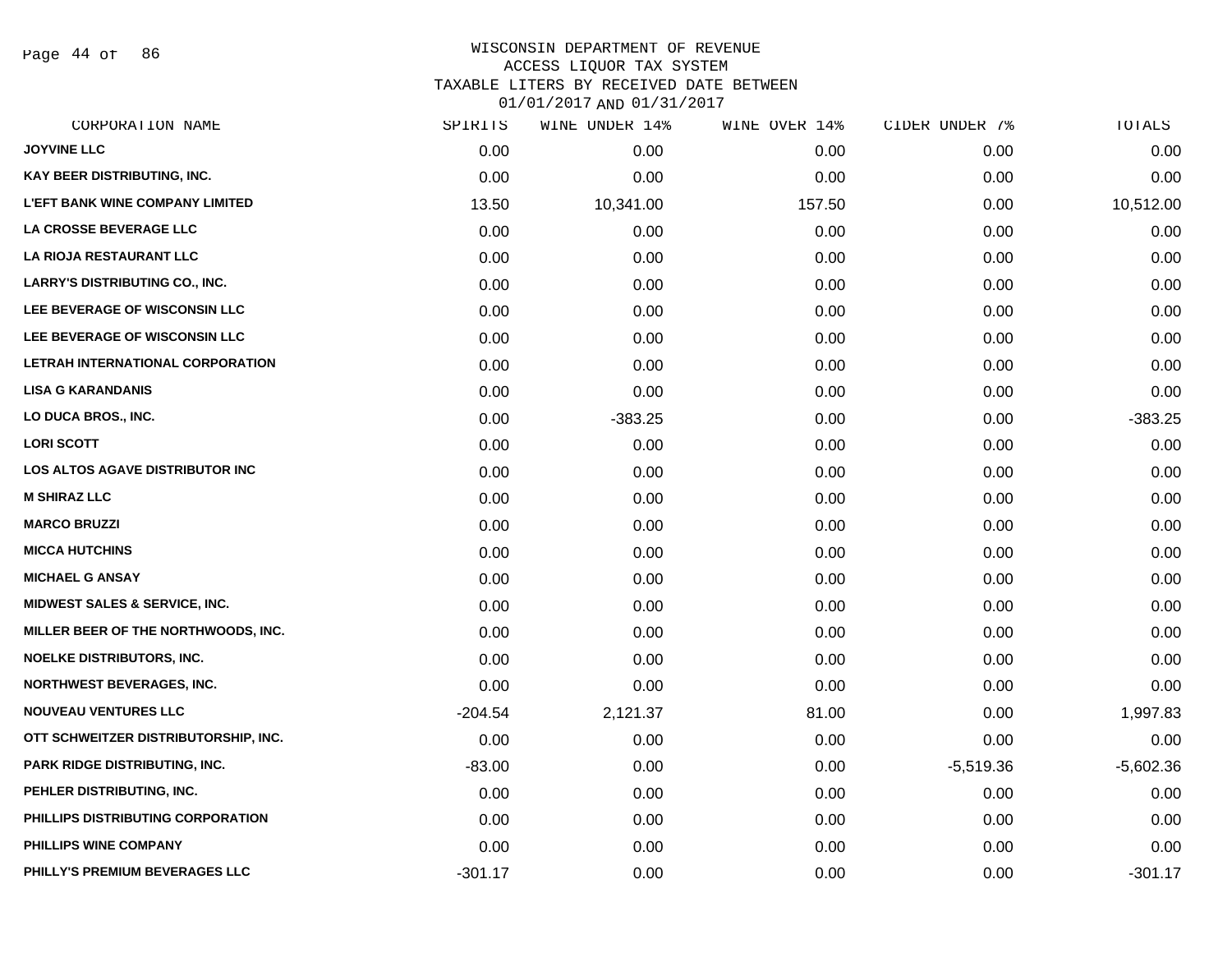WISCONSIN DEPARTMENT OF REVENUE
ACCESS LIQUOR TAX SYSTEM
TAXABLE LITERS BY RECEIVED DATE BETWEEN
01/01/2017 AND 01/31/2017

| CORPORATION NAME | SPIRITS | WINE UNDER 14% | WINE OVER 14% | CIDER UNDER 7% | TOTALS |
|---|---|---|---|---|---|
| JOYVINE LLC | 0.00 | 0.00 | 0.00 | 0.00 | 0.00 |
| KAY BEER DISTRIBUTING, INC. | 0.00 | 0.00 | 0.00 | 0.00 | 0.00 |
| L'EFT BANK WINE COMPANY LIMITED | 13.50 | 10,341.00 | 157.50 | 0.00 | 10,512.00 |
| LA CROSSE BEVERAGE LLC | 0.00 | 0.00 | 0.00 | 0.00 | 0.00 |
| LA RIOJA RESTAURANT LLC | 0.00 | 0.00 | 0.00 | 0.00 | 0.00 |
| LARRY'S DISTRIBUTING CO., INC. | 0.00 | 0.00 | 0.00 | 0.00 | 0.00 |
| LEE BEVERAGE OF WISCONSIN LLC | 0.00 | 0.00 | 0.00 | 0.00 | 0.00 |
| LEE BEVERAGE OF WISCONSIN LLC | 0.00 | 0.00 | 0.00 | 0.00 | 0.00 |
| LETRAH INTERNATIONAL CORPORATION | 0.00 | 0.00 | 0.00 | 0.00 | 0.00 |
| LISA G KARANDANIS | 0.00 | 0.00 | 0.00 | 0.00 | 0.00 |
| LO DUCA BROS., INC. | 0.00 | -383.25 | 0.00 | 0.00 | -383.25 |
| LORI SCOTT | 0.00 | 0.00 | 0.00 | 0.00 | 0.00 |
| LOS ALTOS AGAVE DISTRIBUTOR INC | 0.00 | 0.00 | 0.00 | 0.00 | 0.00 |
| M SHIRAZ LLC | 0.00 | 0.00 | 0.00 | 0.00 | 0.00 |
| MARCO BRUZZI | 0.00 | 0.00 | 0.00 | 0.00 | 0.00 |
| MICCA HUTCHINS | 0.00 | 0.00 | 0.00 | 0.00 | 0.00 |
| MICHAEL G ANSAY | 0.00 | 0.00 | 0.00 | 0.00 | 0.00 |
| MIDWEST SALES & SERVICE, INC. | 0.00 | 0.00 | 0.00 | 0.00 | 0.00 |
| MILLER BEER OF THE NORTHWOODS, INC. | 0.00 | 0.00 | 0.00 | 0.00 | 0.00 |
| NOELKE DISTRIBUTORS, INC. | 0.00 | 0.00 | 0.00 | 0.00 | 0.00 |
| NORTHWEST BEVERAGES, INC. | 0.00 | 0.00 | 0.00 | 0.00 | 0.00 |
| NOUVEAU VENTURES LLC | -204.54 | 2,121.37 | 81.00 | 0.00 | 1,997.83 |
| OTT SCHWEITZER DISTRIBUTORSHIP, INC. | 0.00 | 0.00 | 0.00 | 0.00 | 0.00 |
| PARK RIDGE DISTRIBUTING, INC. | -83.00 | 0.00 | 0.00 | -5,519.36 | -5,602.36 |
| PEHLER DISTRIBUTING, INC. | 0.00 | 0.00 | 0.00 | 0.00 | 0.00 |
| PHILLIPS DISTRIBUTING CORPORATION | 0.00 | 0.00 | 0.00 | 0.00 | 0.00 |
| PHILLIPS WINE COMPANY | 0.00 | 0.00 | 0.00 | 0.00 | 0.00 |
| PHILLY'S PREMIUM BEVERAGES LLC | -301.17 | 0.00 | 0.00 | 0.00 | -301.17 |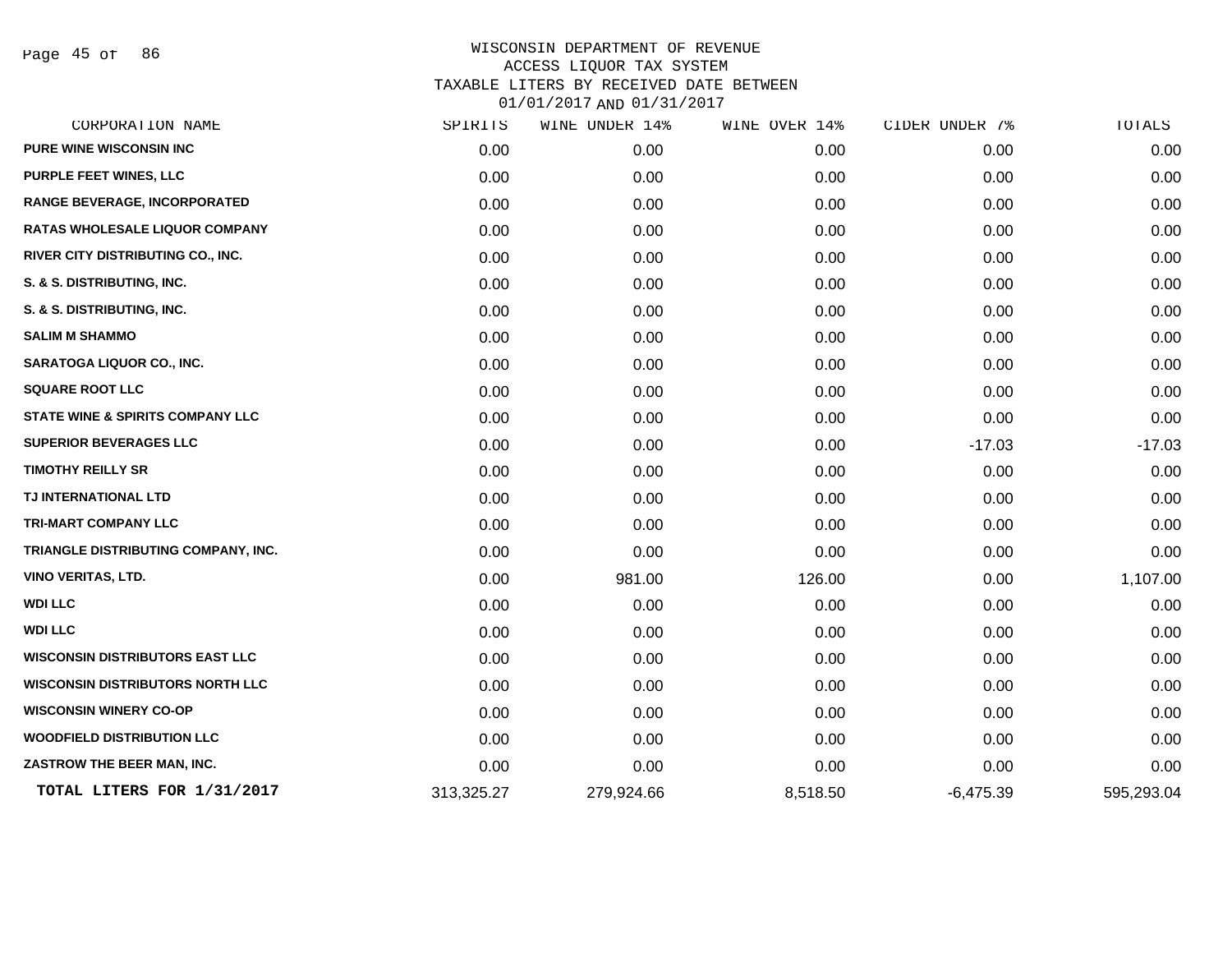# WISCONSIN DEPARTMENT OF REVENUE
## ACCESS LIQUOR TAX SYSTEM
## TAXABLE LITERS BY RECEIVED DATE BETWEEN 01/01/2017 AND 01/31/2017

| CORPORATION NAME | SPIRITS | WINE UNDER 14% | WINE OVER 14% | CIDER UNDER 7% | TOTALS |
|---|---|---|---|---|---|
| PURE WINE WISCONSIN INC | 0.00 | 0.00 | 0.00 | 0.00 | 0.00 |
| PURPLE FEET WINES, LLC | 0.00 | 0.00 | 0.00 | 0.00 | 0.00 |
| RANGE BEVERAGE, INCORPORATED | 0.00 | 0.00 | 0.00 | 0.00 | 0.00 |
| RATAS WHOLESALE LIQUOR COMPANY | 0.00 | 0.00 | 0.00 | 0.00 | 0.00 |
| RIVER CITY DISTRIBUTING CO., INC. | 0.00 | 0.00 | 0.00 | 0.00 | 0.00 |
| S. & S. DISTRIBUTING, INC. | 0.00 | 0.00 | 0.00 | 0.00 | 0.00 |
| S. & S. DISTRIBUTING, INC. | 0.00 | 0.00 | 0.00 | 0.00 | 0.00 |
| SALIM M SHAMMO | 0.00 | 0.00 | 0.00 | 0.00 | 0.00 |
| SARATOGA LIQUOR CO., INC. | 0.00 | 0.00 | 0.00 | 0.00 | 0.00 |
| SQUARE ROOT LLC | 0.00 | 0.00 | 0.00 | 0.00 | 0.00 |
| STATE WINE & SPIRITS COMPANY LLC | 0.00 | 0.00 | 0.00 | 0.00 | 0.00 |
| SUPERIOR BEVERAGES LLC | 0.00 | 0.00 | 0.00 | -17.03 | -17.03 |
| TIMOTHY REILLY SR | 0.00 | 0.00 | 0.00 | 0.00 | 0.00 |
| TJ INTERNATIONAL LTD | 0.00 | 0.00 | 0.00 | 0.00 | 0.00 |
| TRI-MART COMPANY LLC | 0.00 | 0.00 | 0.00 | 0.00 | 0.00 |
| TRIANGLE DISTRIBUTING COMPANY, INC. | 0.00 | 0.00 | 0.00 | 0.00 | 0.00 |
| VINO VERITAS, LTD. | 0.00 | 981.00 | 126.00 | 0.00 | 1,107.00 |
| WDI LLC | 0.00 | 0.00 | 0.00 | 0.00 | 0.00 |
| WDI LLC | 0.00 | 0.00 | 0.00 | 0.00 | 0.00 |
| WISCONSIN DISTRIBUTORS EAST LLC | 0.00 | 0.00 | 0.00 | 0.00 | 0.00 |
| WISCONSIN DISTRIBUTORS NORTH LLC | 0.00 | 0.00 | 0.00 | 0.00 | 0.00 |
| WISCONSIN WINERY CO-OP | 0.00 | 0.00 | 0.00 | 0.00 | 0.00 |
| WOODFIELD DISTRIBUTION LLC | 0.00 | 0.00 | 0.00 | 0.00 | 0.00 |
| ZASTROW THE BEER MAN, INC. | 0.00 | 0.00 | 0.00 | 0.00 | 0.00 |
| **TOTAL LITERS FOR 1/31/2017** | 313,325.27 | 279,924.66 | 8,518.50 | -6,475.39 | 595,293.04 |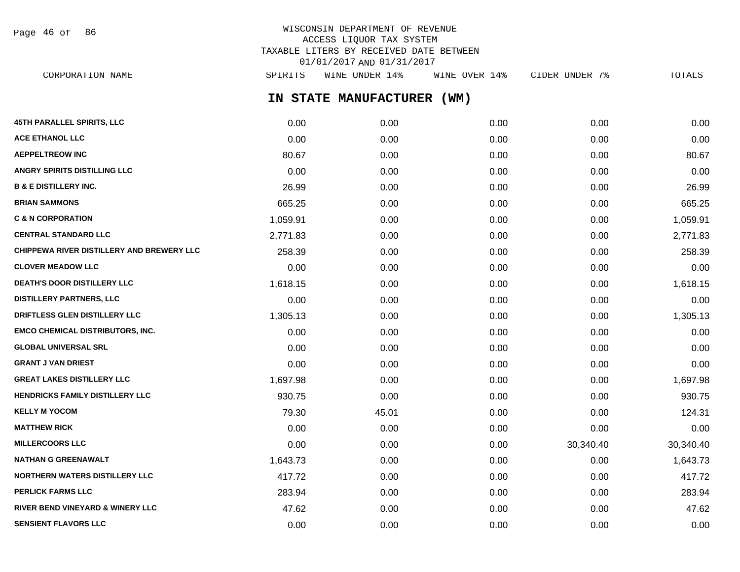WISCONSIN DEPARTMENT OF REVENUE
ACCESS LIQUOR TAX SYSTEM
TAXABLE LITERS BY RECEIVED DATE BETWEEN
01/01/2017 AND 01/31/2017

## IN STATE MANUFACTURER (WM)

| CORPORATION NAME | SPIRITS | WINE UNDER 14% | WINE OVER 14% | CIDER UNDER 7% | TOTALS |
|---|---|---|---|---|---|
| 45TH PARALLEL SPIRITS, LLC | 0.00 | 0.00 | 0.00 | 0.00 | 0.00 |
| ACE ETHANOL LLC | 0.00 | 0.00 | 0.00 | 0.00 | 0.00 |
| AEPPELTREOW INC | 80.67 | 0.00 | 0.00 | 0.00 | 80.67 |
| ANGRY SPIRITS DISTILLING LLC | 0.00 | 0.00 | 0.00 | 0.00 | 0.00 |
| B & E DISTILLERY INC. | 26.99 | 0.00 | 0.00 | 0.00 | 26.99 |
| BRIAN SAMMONS | 665.25 | 0.00 | 0.00 | 0.00 | 665.25 |
| C & N CORPORATION | 1,059.91 | 0.00 | 0.00 | 0.00 | 1,059.91 |
| CENTRAL STANDARD LLC | 2,771.83 | 0.00 | 0.00 | 0.00 | 2,771.83 |
| CHIPPEWA RIVER DISTILLERY AND BREWERY LLC | 258.39 | 0.00 | 0.00 | 0.00 | 258.39 |
| CLOVER MEADOW LLC | 0.00 | 0.00 | 0.00 | 0.00 | 0.00 |
| DEATH'S DOOR DISTILLERY LLC | 1,618.15 | 0.00 | 0.00 | 0.00 | 1,618.15 |
| DISTILLERY PARTNERS, LLC | 0.00 | 0.00 | 0.00 | 0.00 | 0.00 |
| DRIFTLESS GLEN DISTILLERY LLC | 1,305.13 | 0.00 | 0.00 | 0.00 | 1,305.13 |
| EMCO CHEMICAL DISTRIBUTORS, INC. | 0.00 | 0.00 | 0.00 | 0.00 | 0.00 |
| GLOBAL UNIVERSAL SRL | 0.00 | 0.00 | 0.00 | 0.00 | 0.00 |
| GRANT J VAN DRIEST | 0.00 | 0.00 | 0.00 | 0.00 | 0.00 |
| GREAT LAKES DISTILLERY LLC | 1,697.98 | 0.00 | 0.00 | 0.00 | 1,697.98 |
| HENDRICKS FAMILY DISTILLERY LLC | 930.75 | 0.00 | 0.00 | 0.00 | 930.75 |
| KELLY M YOCOM | 79.30 | 45.01 | 0.00 | 0.00 | 124.31 |
| MATTHEW RICK | 0.00 | 0.00 | 0.00 | 0.00 | 0.00 |
| MILLERCOORS LLC | 0.00 | 0.00 | 0.00 | 30,340.40 | 30,340.40 |
| NATHAN G GREENAWALT | 1,643.73 | 0.00 | 0.00 | 0.00 | 1,643.73 |
| NORTHERN WATERS DISTILLERY LLC | 417.72 | 0.00 | 0.00 | 0.00 | 417.72 |
| PERLICK FARMS LLC | 283.94 | 0.00 | 0.00 | 0.00 | 283.94 |
| RIVER BEND VINEYARD & WINERY LLC | 47.62 | 0.00 | 0.00 | 0.00 | 47.62 |
| SENSIENT FLAVORS LLC | 0.00 | 0.00 | 0.00 | 0.00 | 0.00 |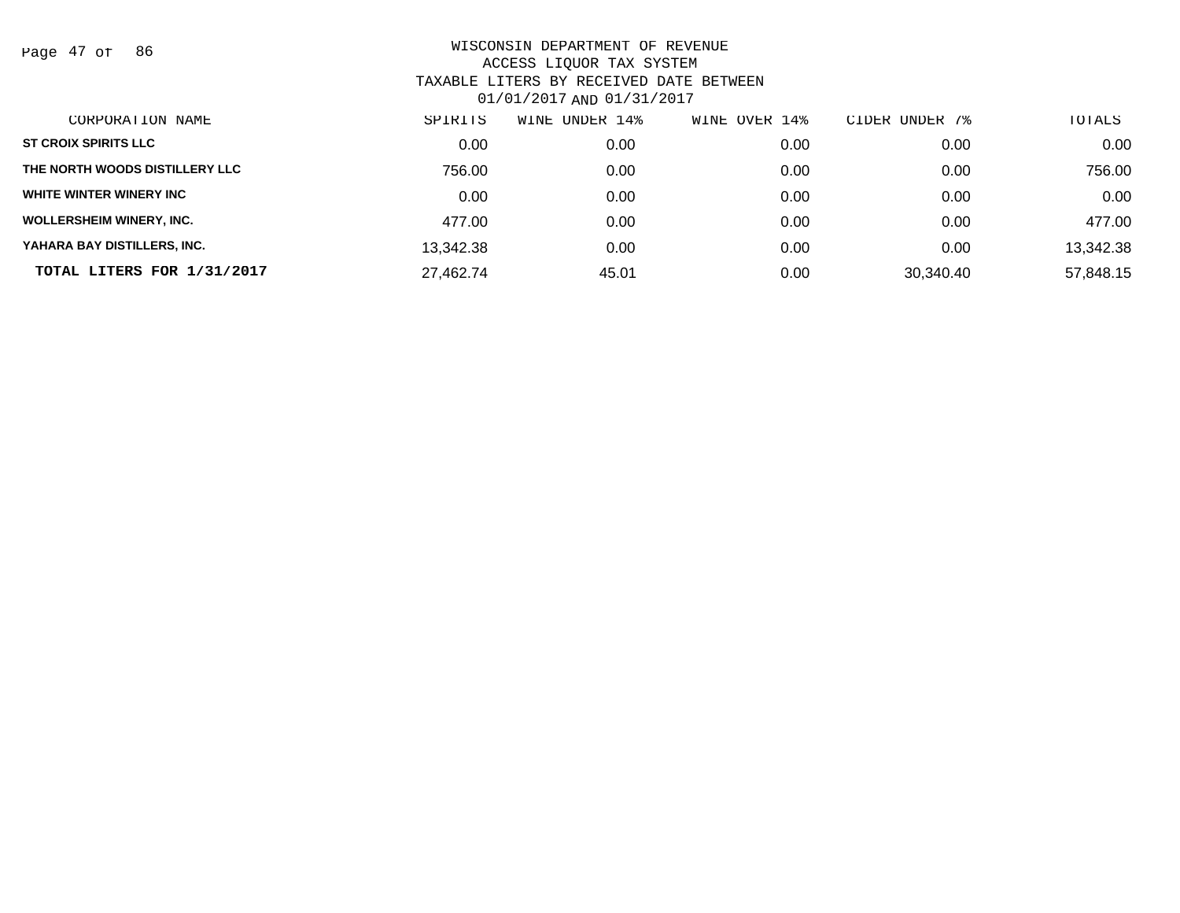WISCONSIN DEPARTMENT OF REVENUE
ACCESS LIQUOR TAX SYSTEM
TAXABLE LITERS BY RECEIVED DATE BETWEEN
01/01/2017 AND 01/31/2017

| CORPORATION NAME | SPIRITS | WINE UNDER 14% | WINE OVER 14% | CIDER UNDER 7% | TOTALS |
|---|---|---|---|---|---|
| ST CROIX SPIRITS LLC | 0.00 | 0.00 | 0.00 | 0.00 | 0.00 |
| THE NORTH WOODS DISTILLERY LLC | 756.00 | 0.00 | 0.00 | 0.00 | 756.00 |
| WHITE WINTER WINERY INC | 0.00 | 0.00 | 0.00 | 0.00 | 0.00 |
| WOLLERSHEIM WINERY, INC. | 477.00 | 0.00 | 0.00 | 0.00 | 477.00 |
| YAHARA BAY DISTILLERS, INC. | 13,342.38 | 0.00 | 0.00 | 0.00 | 13,342.38 |
| **TOTAL LITERS FOR 1/31/2017** | 27,462.74 | 45.01 | 0.00 | 30,340.40 | 57,848.15 |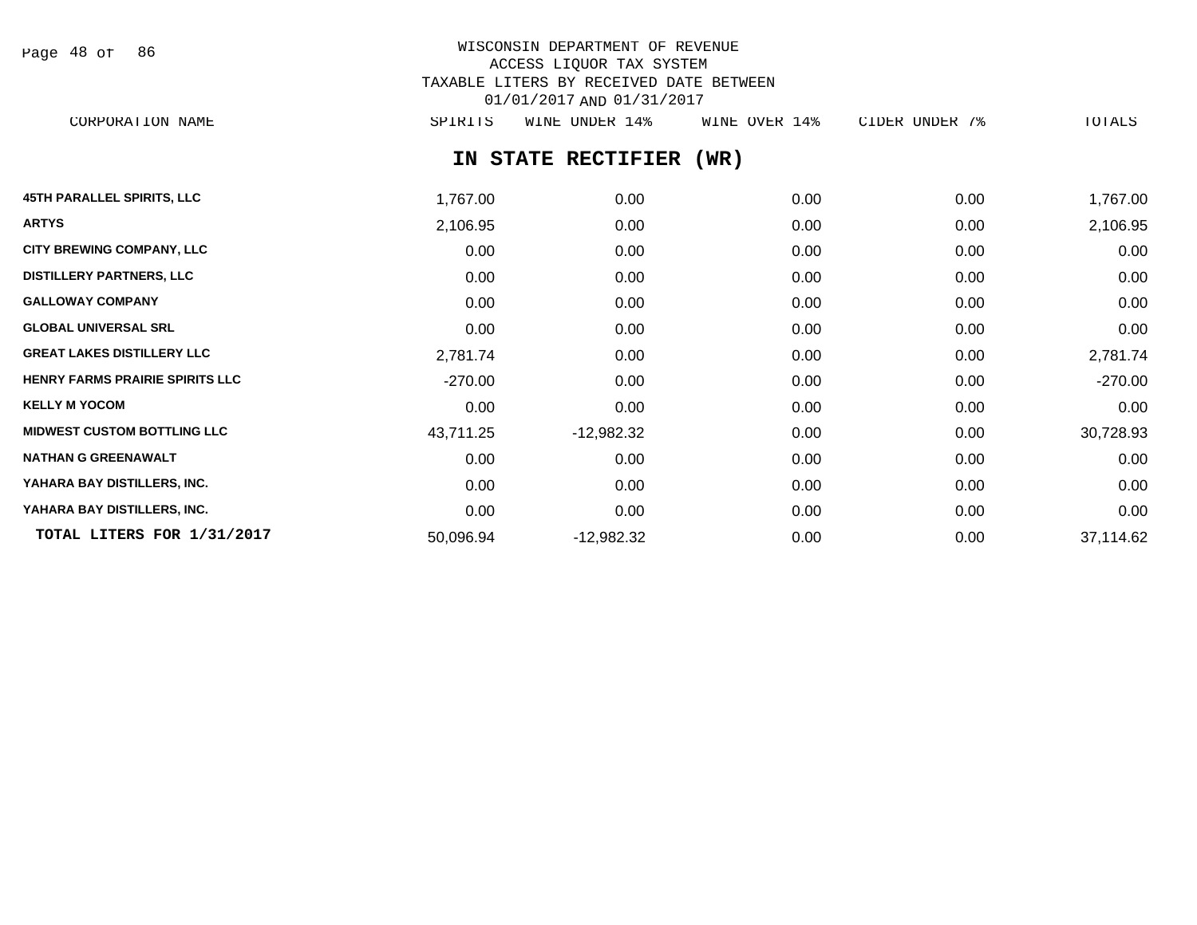WISCONSIN DEPARTMENT OF REVENUE
ACCESS LIQUOR TAX SYSTEM
TAXABLE LITERS BY RECEIVED DATE BETWEEN
01/01/2017 AND 01/31/2017

## IN STATE RECTIFIER (WR)

| CORPORATION NAME | SPIRITS | WINE UNDER 14% | WINE OVER 14% | CIDER UNDER 7% | TOTALS |
|---|---|---|---|---|---|
| 45TH PARALLEL SPIRITS, LLC | 1,767.00 | 0.00 | 0.00 | 0.00 | 1,767.00 |
| ARTYS | 2,106.95 | 0.00 | 0.00 | 0.00 | 2,106.95 |
| CITY BREWING COMPANY, LLC | 0.00 | 0.00 | 0.00 | 0.00 | 0.00 |
| DISTILLERY PARTNERS, LLC | 0.00 | 0.00 | 0.00 | 0.00 | 0.00 |
| GALLOWAY COMPANY | 0.00 | 0.00 | 0.00 | 0.00 | 0.00 |
| GLOBAL UNIVERSAL SRL | 0.00 | 0.00 | 0.00 | 0.00 | 0.00 |
| GREAT LAKES DISTILLERY LLC | 2,781.74 | 0.00 | 0.00 | 0.00 | 2,781.74 |
| HENRY FARMS PRAIRIE SPIRITS LLC | -270.00 | 0.00 | 0.00 | 0.00 | -270.00 |
| KELLY M YOCOM | 0.00 | 0.00 | 0.00 | 0.00 | 0.00 |
| MIDWEST CUSTOM BOTTLING LLC | 43,711.25 | -12,982.32 | 0.00 | 0.00 | 30,728.93 |
| NATHAN G GREENAWALT | 0.00 | 0.00 | 0.00 | 0.00 | 0.00 |
| YAHARA BAY DISTILLERS, INC. | 0.00 | 0.00 | 0.00 | 0.00 | 0.00 |
| YAHARA BAY DISTILLERS, INC. | 0.00 | 0.00 | 0.00 | 0.00 | 0.00 |
| **TOTAL LITERS FOR 1/31/2017** | 50,096.94 | -12,982.32 | 0.00 | 0.00 | 37,114.62 |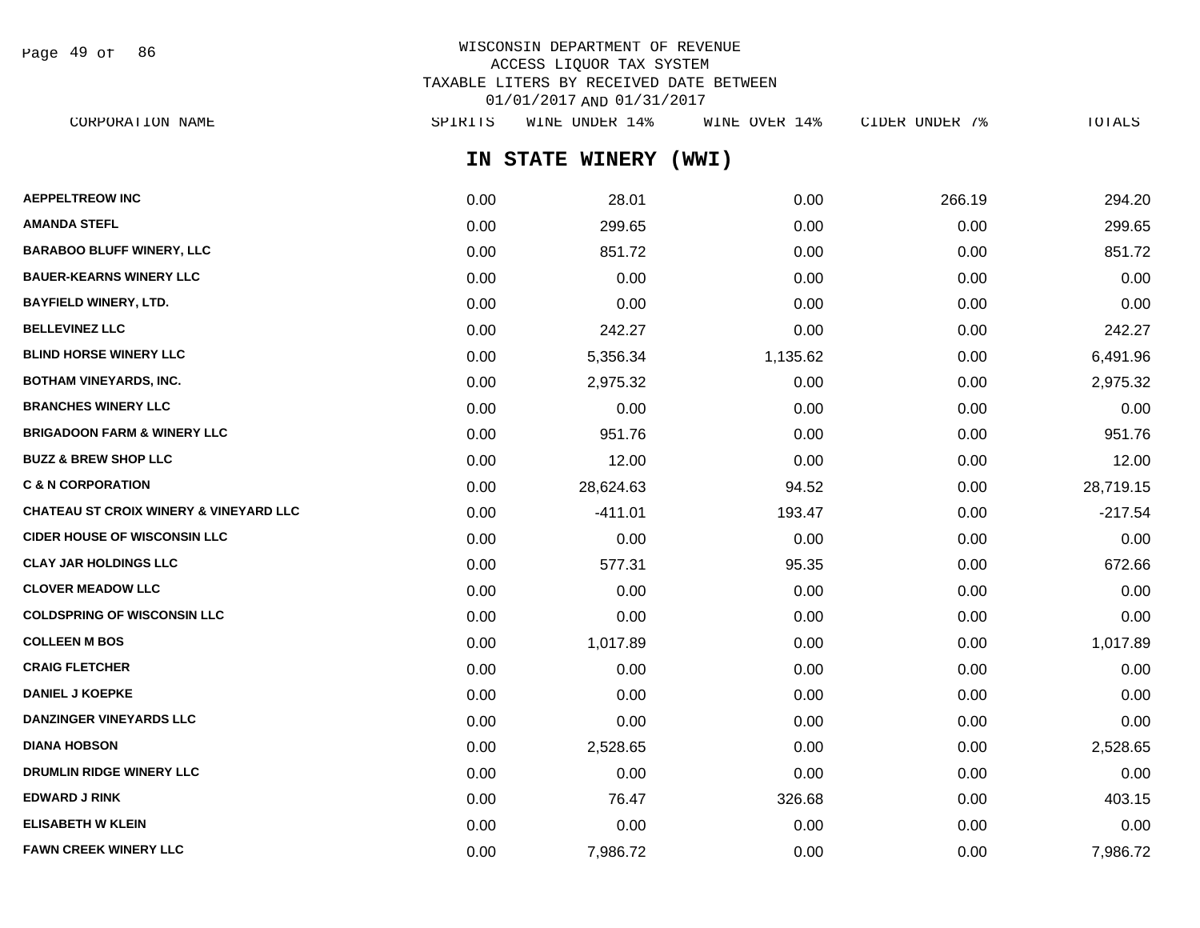WISCONSIN DEPARTMENT OF REVENUE
ACCESS LIQUOR TAX SYSTEM
TAXABLE LITERS BY RECEIVED DATE BETWEEN
01/01/2017 AND 01/31/2017

## IN STATE WINERY (WWI)

| CORPORATION NAME | SPIRITS | WINE UNDER 14% | WINE OVER 14% | CIDER UNDER 7% | TOTALS |
|---|---|---|---|---|---|
| AEPPELTREOW INC | 0.00 | 28.01 | 0.00 | 266.19 | 294.20 |
| AMANDA STEFL | 0.00 | 299.65 | 0.00 | 0.00 | 299.65 |
| BARABOO BLUFF WINERY, LLC | 0.00 | 851.72 | 0.00 | 0.00 | 851.72 |
| BAUER-KEARNS WINERY LLC | 0.00 | 0.00 | 0.00 | 0.00 | 0.00 |
| BAYFIELD WINERY, LTD. | 0.00 | 0.00 | 0.00 | 0.00 | 0.00 |
| BELLEVINEZ LLC | 0.00 | 242.27 | 0.00 | 0.00 | 242.27 |
| BLIND HORSE WINERY LLC | 0.00 | 5,356.34 | 1,135.62 | 0.00 | 6,491.96 |
| BOTHAM VINEYARDS, INC. | 0.00 | 2,975.32 | 0.00 | 0.00 | 2,975.32 |
| BRANCHES WINERY LLC | 0.00 | 0.00 | 0.00 | 0.00 | 0.00 |
| BRIGADOON FARM & WINERY LLC | 0.00 | 951.76 | 0.00 | 0.00 | 951.76 |
| BUZZ & BREW SHOP LLC | 0.00 | 12.00 | 0.00 | 0.00 | 12.00 |
| C & N CORPORATION | 0.00 | 28,624.63 | 94.52 | 0.00 | 28,719.15 |
| CHATEAU ST CROIX WINERY & VINEYARD LLC | 0.00 | -411.01 | 193.47 | 0.00 | -217.54 |
| CIDER HOUSE OF WISCONSIN LLC | 0.00 | 0.00 | 0.00 | 0.00 | 0.00 |
| CLAY JAR HOLDINGS LLC | 0.00 | 577.31 | 95.35 | 0.00 | 672.66 |
| CLOVER MEADOW LLC | 0.00 | 0.00 | 0.00 | 0.00 | 0.00 |
| COLDSPRING OF WISCONSIN LLC | 0.00 | 0.00 | 0.00 | 0.00 | 0.00 |
| COLLEEN M BOS | 0.00 | 1,017.89 | 0.00 | 0.00 | 1,017.89 |
| CRAIG FLETCHER | 0.00 | 0.00 | 0.00 | 0.00 | 0.00 |
| DANIEL J KOEPKE | 0.00 | 0.00 | 0.00 | 0.00 | 0.00 |
| DANZINGER VINEYARDS LLC | 0.00 | 0.00 | 0.00 | 0.00 | 0.00 |
| DIANA HOBSON | 0.00 | 2,528.65 | 0.00 | 0.00 | 2,528.65 |
| DRUMLIN RIDGE WINERY LLC | 0.00 | 0.00 | 0.00 | 0.00 | 0.00 |
| EDWARD J RINK | 0.00 | 76.47 | 326.68 | 0.00 | 403.15 |
| ELISABETH W KLEIN | 0.00 | 0.00 | 0.00 | 0.00 | 0.00 |
| FAWN CREEK WINERY LLC | 0.00 | 7,986.72 | 0.00 | 0.00 | 7,986.72 |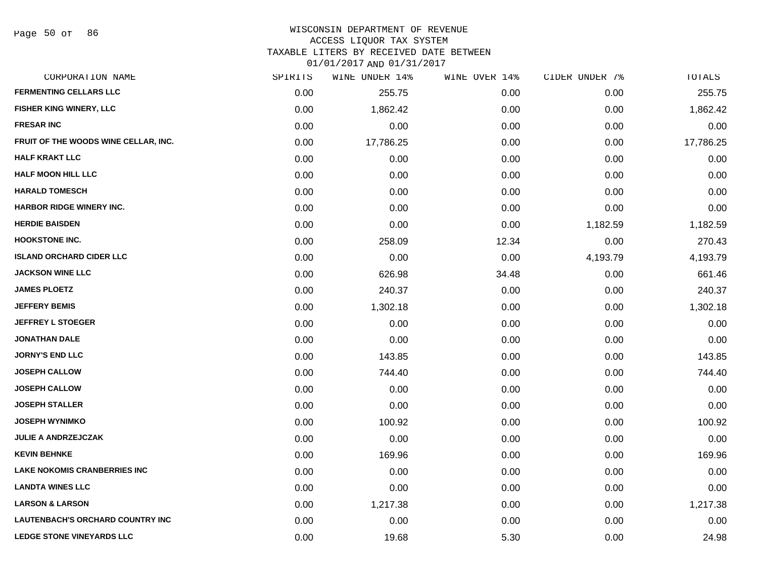WISCONSIN DEPARTMENT OF REVENUE
ACCESS LIQUOR TAX SYSTEM
TAXABLE LITERS BY RECEIVED DATE BETWEEN
01/01/2017 AND 01/31/2017

| CORPORATION NAME | SPIRITS | WINE UNDER 14% | WINE OVER 14% | CIDER UNDER 7% | TOTALS |
|---|---|---|---|---|---|
| FERMENTING CELLARS LLC | 0.00 | 255.75 | 0.00 | 0.00 | 255.75 |
| FISHER KING WINERY, LLC | 0.00 | 1,862.42 | 0.00 | 0.00 | 1,862.42 |
| FRESAR INC | 0.00 | 0.00 | 0.00 | 0.00 | 0.00 |
| FRUIT OF THE WOODS WINE CELLAR, INC. | 0.00 | 17,786.25 | 0.00 | 0.00 | 17,786.25 |
| HALF KRAKT LLC | 0.00 | 0.00 | 0.00 | 0.00 | 0.00 |
| HALF MOON HILL LLC | 0.00 | 0.00 | 0.00 | 0.00 | 0.00 |
| HARALD TOMESCH | 0.00 | 0.00 | 0.00 | 0.00 | 0.00 |
| HARBOR RIDGE WINERY INC. | 0.00 | 0.00 | 0.00 | 0.00 | 0.00 |
| HERDIE BAISDEN | 0.00 | 0.00 | 0.00 | 1,182.59 | 1,182.59 |
| HOOKSTONE INC. | 0.00 | 258.09 | 12.34 | 0.00 | 270.43 |
| ISLAND ORCHARD CIDER LLC | 0.00 | 0.00 | 0.00 | 4,193.79 | 4,193.79 |
| JACKSON WINE LLC | 0.00 | 626.98 | 34.48 | 0.00 | 661.46 |
| JAMES PLOETZ | 0.00 | 240.37 | 0.00 | 0.00 | 240.37 |
| JEFFERY BEMIS | 0.00 | 1,302.18 | 0.00 | 0.00 | 1,302.18 |
| JEFFREY L STOEGER | 0.00 | 0.00 | 0.00 | 0.00 | 0.00 |
| JONATHAN DALE | 0.00 | 0.00 | 0.00 | 0.00 | 0.00 |
| JORNY'S END LLC | 0.00 | 143.85 | 0.00 | 0.00 | 143.85 |
| JOSEPH CALLOW | 0.00 | 744.40 | 0.00 | 0.00 | 744.40 |
| JOSEPH CALLOW | 0.00 | 0.00 | 0.00 | 0.00 | 0.00 |
| JOSEPH STALLER | 0.00 | 0.00 | 0.00 | 0.00 | 0.00 |
| JOSEPH WYNIMKO | 0.00 | 100.92 | 0.00 | 0.00 | 100.92 |
| JULIE A ANDRZEJCZAK | 0.00 | 0.00 | 0.00 | 0.00 | 0.00 |
| KEVIN BEHNKE | 0.00 | 169.96 | 0.00 | 0.00 | 169.96 |
| LAKE NOKOMIS CRANBERRIES INC | 0.00 | 0.00 | 0.00 | 0.00 | 0.00 |
| LANDTA WINES LLC | 0.00 | 0.00 | 0.00 | 0.00 | 0.00 |
| LARSON & LARSON | 0.00 | 1,217.38 | 0.00 | 0.00 | 1,217.38 |
| LAUTENBACH'S ORCHARD COUNTRY INC | 0.00 | 0.00 | 0.00 | 0.00 | 0.00 |
| LEDGE STONE VINEYARDS LLC | 0.00 | 19.68 | 5.30 | 0.00 | 24.98 |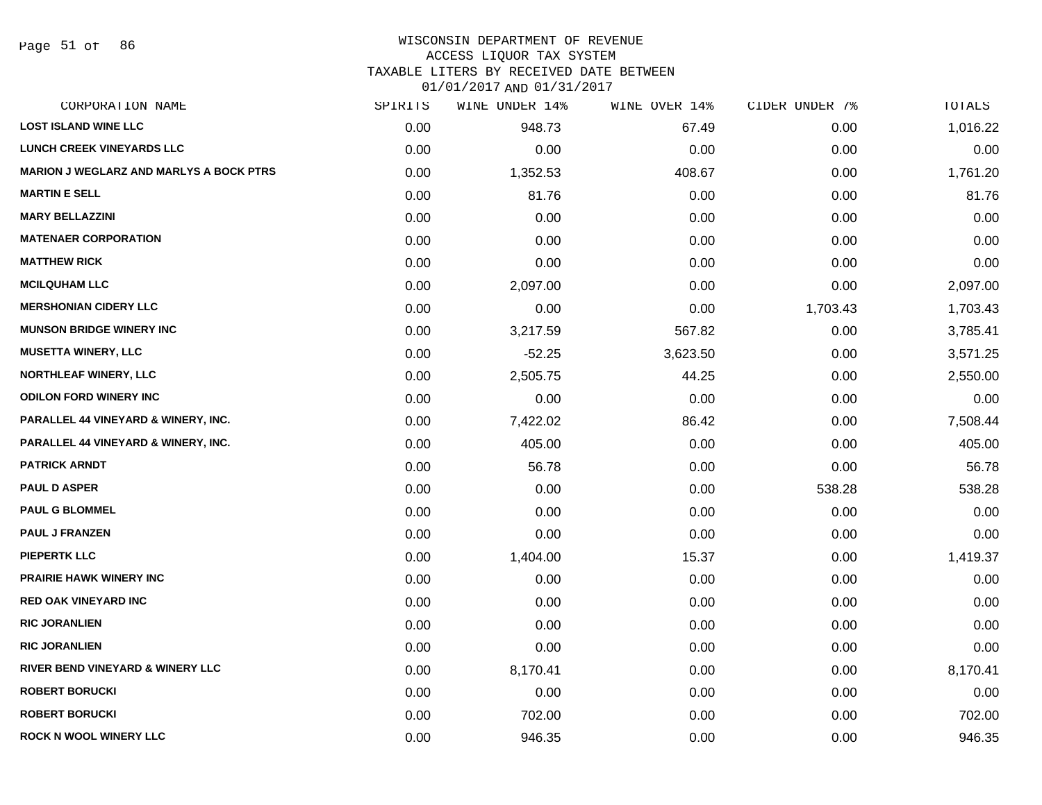WISCONSIN DEPARTMENT OF REVENUE
ACCESS LIQUOR TAX SYSTEM
TAXABLE LITERS BY RECEIVED DATE BETWEEN
01/01/2017 AND 01/31/2017

| CORPORATION NAME | SPIRITS | WINE UNDER 14% | WINE OVER 14% | CIDER UNDER 7% | TOTALS |
|---|---|---|---|---|---|
| LOST ISLAND WINE LLC | 0.00 | 948.73 | 67.49 | 0.00 | 1,016.22 |
| LUNCH CREEK VINEYARDS LLC | 0.00 | 0.00 | 0.00 | 0.00 | 0.00 |
| MARION J WEGLARZ AND MARLYS A BOCK PTRS | 0.00 | 1,352.53 | 408.67 | 0.00 | 1,761.20 |
| MARTIN E SELL | 0.00 | 81.76 | 0.00 | 0.00 | 81.76 |
| MARY BELLAZZINI | 0.00 | 0.00 | 0.00 | 0.00 | 0.00 |
| MATENAER CORPORATION | 0.00 | 0.00 | 0.00 | 0.00 | 0.00 |
| MATTHEW RICK | 0.00 | 0.00 | 0.00 | 0.00 | 0.00 |
| MCILQUHAM LLC | 0.00 | 2,097.00 | 0.00 | 0.00 | 2,097.00 |
| MERSHONIAN CIDERY LLC | 0.00 | 0.00 | 0.00 | 1,703.43 | 1,703.43 |
| MUNSON BRIDGE WINERY INC | 0.00 | 3,217.59 | 567.82 | 0.00 | 3,785.41 |
| MUSETTA WINERY, LLC | 0.00 | -52.25 | 3,623.50 | 0.00 | 3,571.25 |
| NORTHLEAF WINERY, LLC | 0.00 | 2,505.75 | 44.25 | 0.00 | 2,550.00 |
| ODILON FORD WINERY INC | 0.00 | 0.00 | 0.00 | 0.00 | 0.00 |
| PARALLEL 44 VINEYARD & WINERY, INC. | 0.00 | 7,422.02 | 86.42 | 0.00 | 7,508.44 |
| PARALLEL 44 VINEYARD & WINERY, INC. | 0.00 | 405.00 | 0.00 | 0.00 | 405.00 |
| PATRICK ARNDT | 0.00 | 56.78 | 0.00 | 0.00 | 56.78 |
| PAUL D ASPER | 0.00 | 0.00 | 0.00 | 538.28 | 538.28 |
| PAUL G BLOMMEL | 0.00 | 0.00 | 0.00 | 0.00 | 0.00 |
| PAUL J FRANZEN | 0.00 | 0.00 | 0.00 | 0.00 | 0.00 |
| PIEPERTK LLC | 0.00 | 1,404.00 | 15.37 | 0.00 | 1,419.37 |
| PRAIRIE HAWK WINERY INC | 0.00 | 0.00 | 0.00 | 0.00 | 0.00 |
| RED OAK VINEYARD INC | 0.00 | 0.00 | 0.00 | 0.00 | 0.00 |
| RIC JORANLIEN | 0.00 | 0.00 | 0.00 | 0.00 | 0.00 |
| RIC JORANLIEN | 0.00 | 0.00 | 0.00 | 0.00 | 0.00 |
| RIVER BEND VINEYARD & WINERY LLC | 0.00 | 8,170.41 | 0.00 | 0.00 | 8,170.41 |
| ROBERT BORUCKI | 0.00 | 0.00 | 0.00 | 0.00 | 0.00 |
| ROBERT BORUCKI | 0.00 | 702.00 | 0.00 | 0.00 | 702.00 |
| ROCK N WOOL WINERY LLC | 0.00 | 946.35 | 0.00 | 0.00 | 946.35 |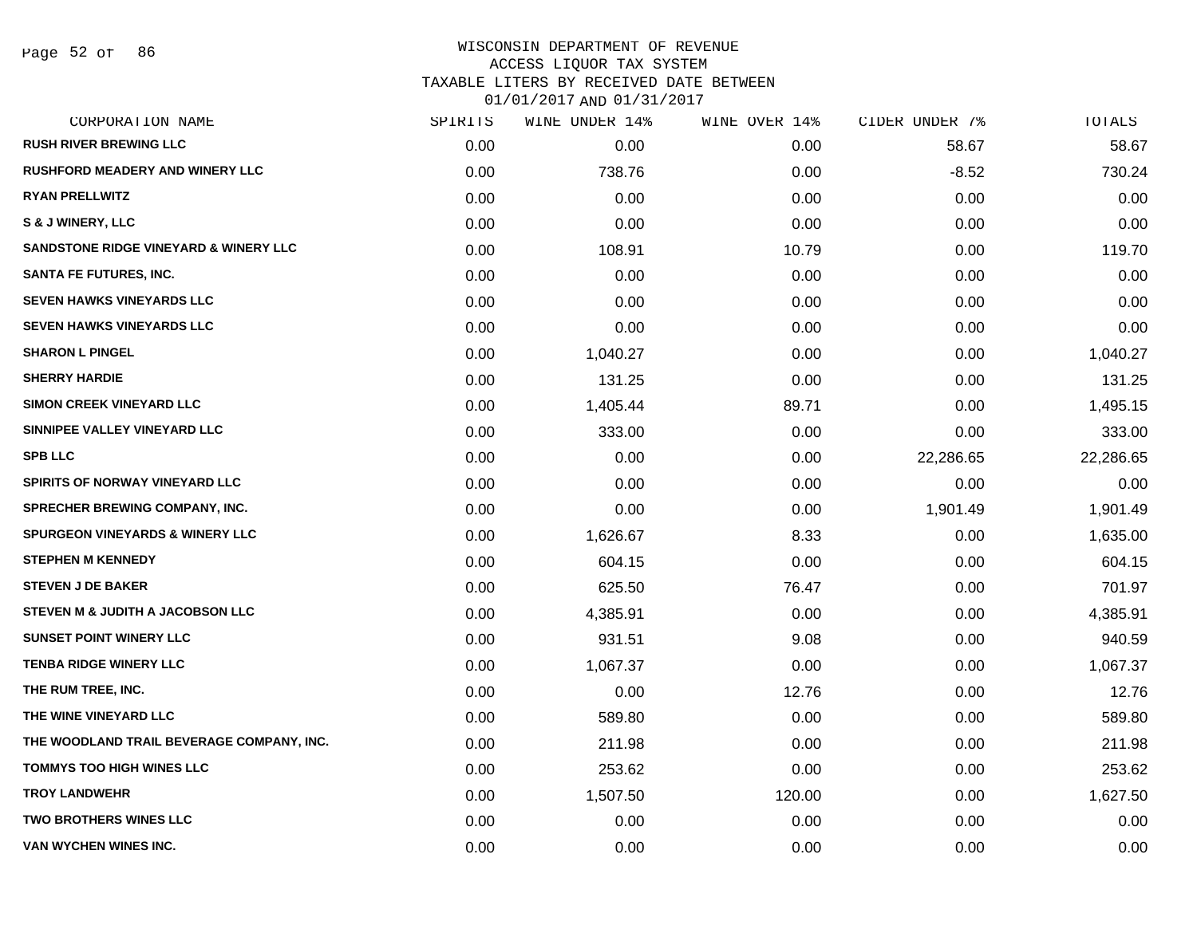WISCONSIN DEPARTMENT OF REVENUE
ACCESS LIQUOR TAX SYSTEM
TAXABLE LITERS BY RECEIVED DATE BETWEEN
01/01/2017 AND 01/31/2017

| CORPORATION NAME | SPIRITS | WINE UNDER 14% | WINE OVER 14% | CIDER UNDER 7% | TOTALS |
|---|---|---|---|---|---|
| RUSH RIVER BREWING LLC | 0.00 | 0.00 | 0.00 | 58.67 | 58.67 |
| RUSHFORD MEADERY AND WINERY LLC | 0.00 | 738.76 | 0.00 | -8.52 | 730.24 |
| RYAN PRELLWITZ | 0.00 | 0.00 | 0.00 | 0.00 | 0.00 |
| S & J WINERY, LLC | 0.00 | 0.00 | 0.00 | 0.00 | 0.00 |
| SANDSTONE RIDGE VINEYARD & WINERY LLC | 0.00 | 108.91 | 10.79 | 0.00 | 119.70 |
| SANTA FE FUTURES, INC. | 0.00 | 0.00 | 0.00 | 0.00 | 0.00 |
| SEVEN HAWKS VINEYARDS LLC | 0.00 | 0.00 | 0.00 | 0.00 | 0.00 |
| SEVEN HAWKS VINEYARDS LLC | 0.00 | 0.00 | 0.00 | 0.00 | 0.00 |
| SHARON L PINGEL | 0.00 | 1,040.27 | 0.00 | 0.00 | 1,040.27 |
| SHERRY HARDIE | 0.00 | 131.25 | 0.00 | 0.00 | 131.25 |
| SIMON CREEK VINEYARD LLC | 0.00 | 1,405.44 | 89.71 | 0.00 | 1,495.15 |
| SINNIPEE VALLEY VINEYARD LLC | 0.00 | 333.00 | 0.00 | 0.00 | 333.00 |
| SPB LLC | 0.00 | 0.00 | 0.00 | 22,286.65 | 22,286.65 |
| SPIRITS OF NORWAY VINEYARD LLC | 0.00 | 0.00 | 0.00 | 0.00 | 0.00 |
| SPRECHER BREWING COMPANY, INC. | 0.00 | 0.00 | 0.00 | 1,901.49 | 1,901.49 |
| SPURGEON VINEYARDS & WINERY LLC | 0.00 | 1,626.67 | 8.33 | 0.00 | 1,635.00 |
| STEPHEN M KENNEDY | 0.00 | 604.15 | 0.00 | 0.00 | 604.15 |
| STEVEN J DE BAKER | 0.00 | 625.50 | 76.47 | 0.00 | 701.97 |
| STEVEN M & JUDITH A JACOBSON LLC | 0.00 | 4,385.91 | 0.00 | 0.00 | 4,385.91 |
| SUNSET POINT WINERY LLC | 0.00 | 931.51 | 9.08 | 0.00 | 940.59 |
| TENBA RIDGE WINERY LLC | 0.00 | 1,067.37 | 0.00 | 0.00 | 1,067.37 |
| THE RUM TREE, INC. | 0.00 | 0.00 | 12.76 | 0.00 | 12.76 |
| THE WINE VINEYARD LLC | 0.00 | 589.80 | 0.00 | 0.00 | 589.80 |
| THE WOODLAND TRAIL BEVERAGE COMPANY, INC. | 0.00 | 211.98 | 0.00 | 0.00 | 211.98 |
| TOMMYS TOO HIGH WINES LLC | 0.00 | 253.62 | 0.00 | 0.00 | 253.62 |
| TROY LANDWEHR | 0.00 | 1,507.50 | 120.00 | 0.00 | 1,627.50 |
| TWO BROTHERS WINES LLC | 0.00 | 0.00 | 0.00 | 0.00 | 0.00 |
| VAN WYCHEN WINES INC. | 0.00 | 0.00 | 0.00 | 0.00 | 0.00 |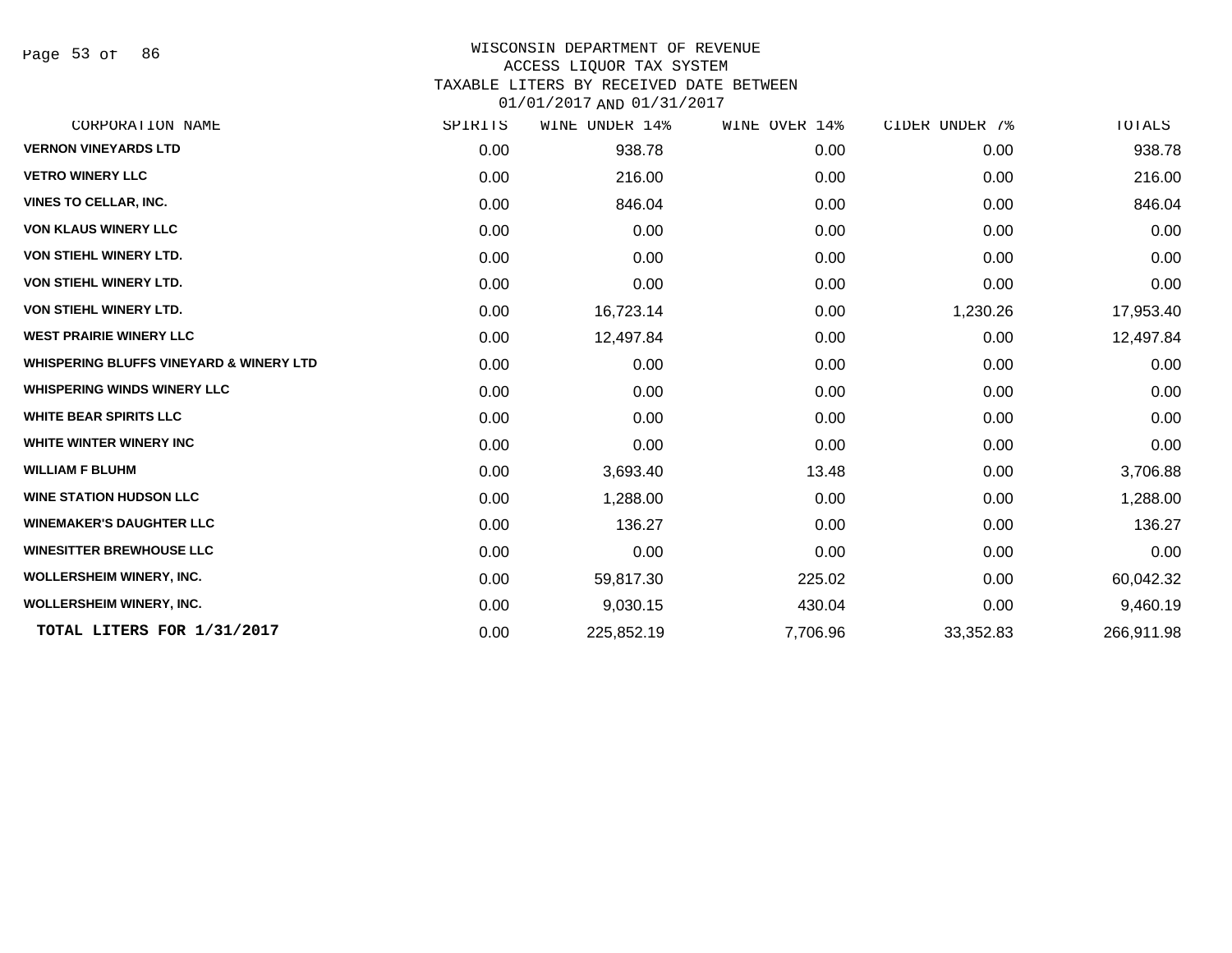# WISCONSIN DEPARTMENT OF REVENUE
## ACCESS LIQUOR TAX SYSTEM
## TAXABLE LITERS BY RECEIVED DATE BETWEEN 01/01/2017 AND 01/31/2017

| CORPORATION NAME | SPIRITS | WINE UNDER 14% | WINE OVER 14% | CIDER UNDER 7% | TOTALS |
|---|---|---|---|---|---|
| VERNON VINEYARDS LTD | 0.00 | 938.78 | 0.00 | 0.00 | 938.78 |
| VETRO WINERY LLC | 0.00 | 216.00 | 0.00 | 0.00 | 216.00 |
| VINES TO CELLAR, INC. | 0.00 | 846.04 | 0.00 | 0.00 | 846.04 |
| VON KLAUS WINERY LLC | 0.00 | 0.00 | 0.00 | 0.00 | 0.00 |
| VON STIEHL WINERY LTD. | 0.00 | 0.00 | 0.00 | 0.00 | 0.00 |
| VON STIEHL WINERY LTD. | 0.00 | 0.00 | 0.00 | 0.00 | 0.00 |
| VON STIEHL WINERY LTD. | 0.00 | 16,723.14 | 0.00 | 1,230.26 | 17,953.40 |
| WEST PRAIRIE WINERY LLC | 0.00 | 12,497.84 | 0.00 | 0.00 | 12,497.84 |
| WHISPERING BLUFFS VINEYARD & WINERY LTD | 0.00 | 0.00 | 0.00 | 0.00 | 0.00 |
| WHISPERING WINDS WINERY LLC | 0.00 | 0.00 | 0.00 | 0.00 | 0.00 |
| WHITE BEAR SPIRITS LLC | 0.00 | 0.00 | 0.00 | 0.00 | 0.00 |
| WHITE WINTER WINERY INC | 0.00 | 0.00 | 0.00 | 0.00 | 0.00 |
| WILLIAM F BLUHM | 0.00 | 3,693.40 | 13.48 | 0.00 | 3,706.88 |
| WINE STATION HUDSON LLC | 0.00 | 1,288.00 | 0.00 | 0.00 | 1,288.00 |
| WINEMAKER'S DAUGHTER LLC | 0.00 | 136.27 | 0.00 | 0.00 | 136.27 |
| WINESITTER BREWHOUSE LLC | 0.00 | 0.00 | 0.00 | 0.00 | 0.00 |
| WOLLERSHEIM WINERY, INC. | 0.00 | 59,817.30 | 225.02 | 0.00 | 60,042.32 |
| WOLLERSHEIM WINERY, INC. | 0.00 | 9,030.15 | 430.04 | 0.00 | 9,460.19 |
| **TOTAL LITERS FOR 1/31/2017** | 0.00 | 225,852.19 | 7,706.96 | 33,352.83 | 266,911.98 |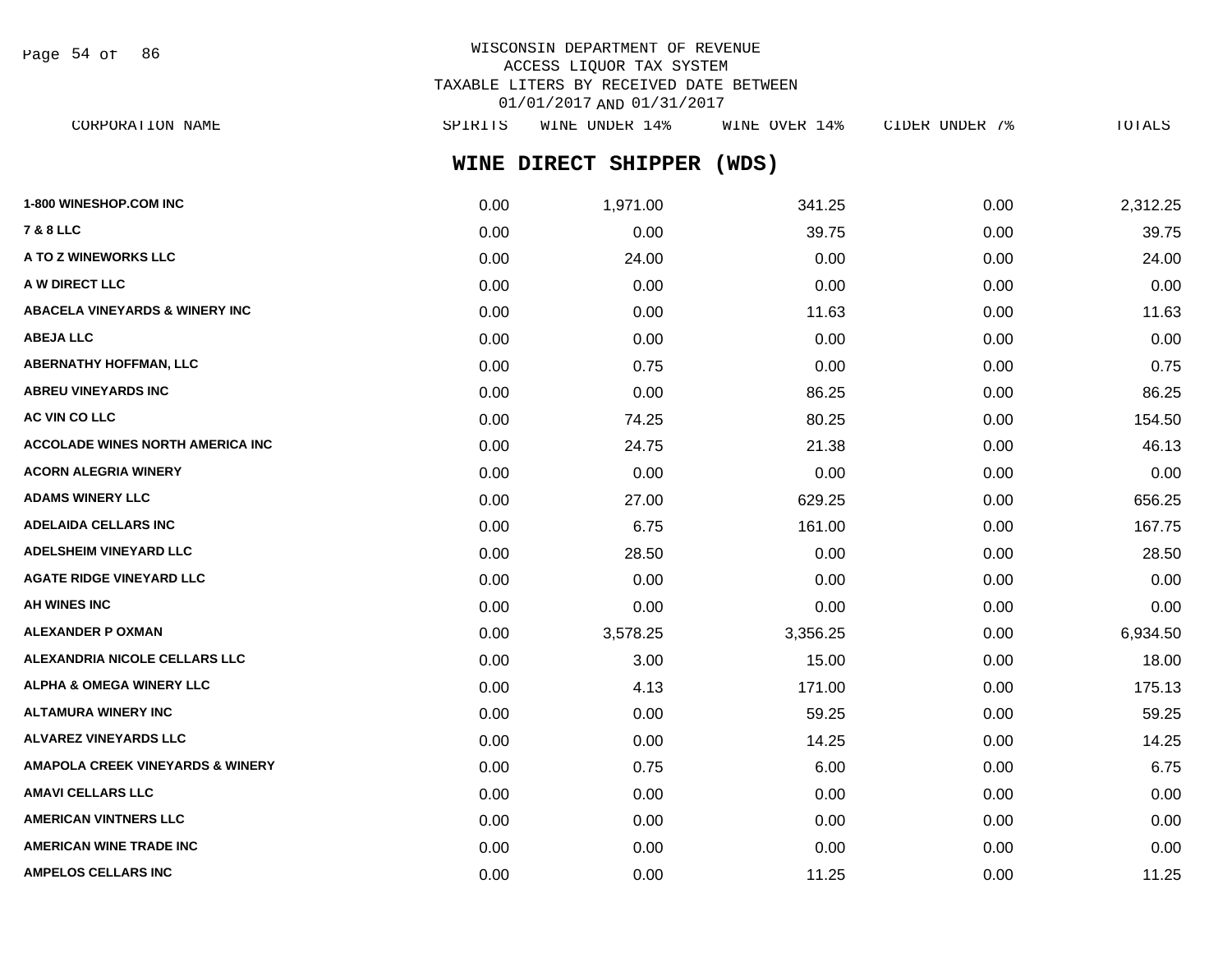WISCONSIN DEPARTMENT OF REVENUE
ACCESS LIQUOR TAX SYSTEM
TAXABLE LITERS BY RECEIVED DATE BETWEEN
01/01/2017 AND 01/31/2017

## WINE DIRECT SHIPPER (WDS)

| CORPORATION NAME | SPIRITS | WINE UNDER 14% | WINE OVER 14% | CIDER UNDER 7% | TOTALS |
|---|---|---|---|---|---|
| 1-800 WINESHOP.COM INC | 0.00 | 1,971.00 | 341.25 | 0.00 | 2,312.25 |
| 7 & 8 LLC | 0.00 | 0.00 | 39.75 | 0.00 | 39.75 |
| A TO Z WINEWORKS LLC | 0.00 | 24.00 | 0.00 | 0.00 | 24.00 |
| A W DIRECT LLC | 0.00 | 0.00 | 0.00 | 0.00 | 0.00 |
| ABACELA VINEYARDS & WINERY INC | 0.00 | 0.00 | 11.63 | 0.00 | 11.63 |
| ABEJA LLC | 0.00 | 0.00 | 0.00 | 0.00 | 0.00 |
| ABERNATHY HOFFMAN, LLC | 0.00 | 0.75 | 0.00 | 0.00 | 0.75 |
| ABREU VINEYARDS INC | 0.00 | 0.00 | 86.25 | 0.00 | 86.25 |
| AC VIN CO LLC | 0.00 | 74.25 | 80.25 | 0.00 | 154.50 |
| ACCOLADE WINES NORTH AMERICA INC | 0.00 | 24.75 | 21.38 | 0.00 | 46.13 |
| ACORN ALEGRIA WINERY | 0.00 | 0.00 | 0.00 | 0.00 | 0.00 |
| ADAMS WINERY LLC | 0.00 | 27.00 | 629.25 | 0.00 | 656.25 |
| ADELAIDA CELLARS INC | 0.00 | 6.75 | 161.00 | 0.00 | 167.75 |
| ADELSHEIM VINEYARD LLC | 0.00 | 28.50 | 0.00 | 0.00 | 28.50 |
| AGATE RIDGE VINEYARD LLC | 0.00 | 0.00 | 0.00 | 0.00 | 0.00 |
| AH WINES INC | 0.00 | 0.00 | 0.00 | 0.00 | 0.00 |
| ALEXANDER P OXMAN | 0.00 | 3,578.25 | 3,356.25 | 0.00 | 6,934.50 |
| ALEXANDRIA NICOLE CELLARS LLC | 0.00 | 3.00 | 15.00 | 0.00 | 18.00 |
| ALPHA & OMEGA WINERY LLC | 0.00 | 4.13 | 171.00 | 0.00 | 175.13 |
| ALTAMURA WINERY INC | 0.00 | 0.00 | 59.25 | 0.00 | 59.25 |
| ALVAREZ VINEYARDS LLC | 0.00 | 0.00 | 14.25 | 0.00 | 14.25 |
| AMAPOLA CREEK VINEYARDS & WINERY | 0.00 | 0.75 | 6.00 | 0.00 | 6.75 |
| AMAVI CELLARS LLC | 0.00 | 0.00 | 0.00 | 0.00 | 0.00 |
| AMERICAN VINTNERS LLC | 0.00 | 0.00 | 0.00 | 0.00 | 0.00 |
| AMERICAN WINE TRADE INC | 0.00 | 0.00 | 0.00 | 0.00 | 0.00 |
| AMPELOS CELLARS INC | 0.00 | 0.00 | 11.25 | 0.00 | 11.25 |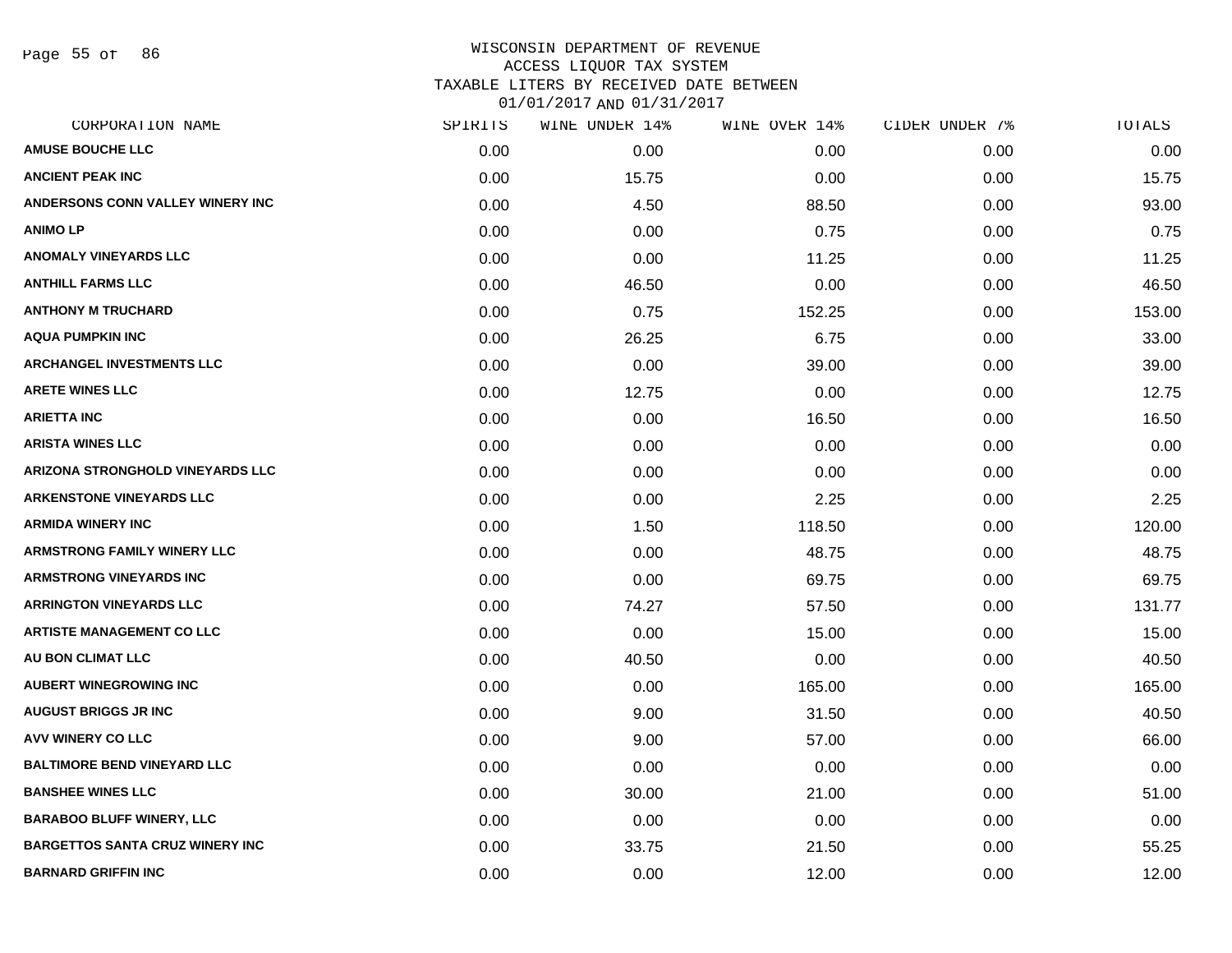# WISCONSIN DEPARTMENT OF REVENUE
## ACCESS LIQUOR TAX SYSTEM
### TAXABLE LITERS BY RECEIVED DATE BETWEEN 01/01/2017 AND 01/31/2017

| CORPORATION NAME | SPIRITS | WINE UNDER 14% | WINE OVER 14% | CIDER UNDER 7% | TOTALS |
|---|---|---|---|---|---|
| AMUSE BOUCHE LLC | 0.00 | 0.00 | 0.00 | 0.00 | 0.00 |
| ANCIENT PEAK INC | 0.00 | 15.75 | 0.00 | 0.00 | 15.75 |
| ANDERSONS CONN VALLEY WINERY INC | 0.00 | 4.50 | 88.50 | 0.00 | 93.00 |
| ANIMO LP | 0.00 | 0.00 | 0.75 | 0.00 | 0.75 |
| ANOMALY VINEYARDS LLC | 0.00 | 0.00 | 11.25 | 0.00 | 11.25 |
| ANTHILL FARMS LLC | 0.00 | 46.50 | 0.00 | 0.00 | 46.50 |
| ANTHONY M TRUCHARD | 0.00 | 0.75 | 152.25 | 0.00 | 153.00 |
| AQUA PUMPKIN INC | 0.00 | 26.25 | 6.75 | 0.00 | 33.00 |
| ARCHANGEL INVESTMENTS LLC | 0.00 | 0.00 | 39.00 | 0.00 | 39.00 |
| ARETE WINES LLC | 0.00 | 12.75 | 0.00 | 0.00 | 12.75 |
| ARIETTA INC | 0.00 | 0.00 | 16.50 | 0.00 | 16.50 |
| ARISTA WINES LLC | 0.00 | 0.00 | 0.00 | 0.00 | 0.00 |
| ARIZONA STRONGHOLD VINEYARDS LLC | 0.00 | 0.00 | 0.00 | 0.00 | 0.00 |
| ARKENSTONE VINEYARDS LLC | 0.00 | 0.00 | 2.25 | 0.00 | 2.25 |
| ARMIDA WINERY INC | 0.00 | 1.50 | 118.50 | 0.00 | 120.00 |
| ARMSTRONG FAMILY WINERY LLC | 0.00 | 0.00 | 48.75 | 0.00 | 48.75 |
| ARMSTRONG VINEYARDS INC | 0.00 | 0.00 | 69.75 | 0.00 | 69.75 |
| ARRINGTON VINEYARDS LLC | 0.00 | 74.27 | 57.50 | 0.00 | 131.77 |
| ARTISTE MANAGEMENT CO LLC | 0.00 | 0.00 | 15.00 | 0.00 | 15.00 |
| AU BON CLIMAT LLC | 0.00 | 40.50 | 0.00 | 0.00 | 40.50 |
| AUBERT WINEGROWING INC | 0.00 | 0.00 | 165.00 | 0.00 | 165.00 |
| AUGUST BRIGGS JR INC | 0.00 | 9.00 | 31.50 | 0.00 | 40.50 |
| AVV WINERY CO LLC | 0.00 | 9.00 | 57.00 | 0.00 | 66.00 |
| BALTIMORE BEND VINEYARD LLC | 0.00 | 0.00 | 0.00 | 0.00 | 0.00 |
| BANSHEE WINES LLC | 0.00 | 30.00 | 21.00 | 0.00 | 51.00 |
| BARABOO BLUFF WINERY, LLC | 0.00 | 0.00 | 0.00 | 0.00 | 0.00 |
| BARGETTOS SANTA CRUZ WINERY INC | 0.00 | 33.75 | 21.50 | 0.00 | 55.25 |
| BARNARD GRIFFIN INC | 0.00 | 0.00 | 12.00 | 0.00 | 12.00 |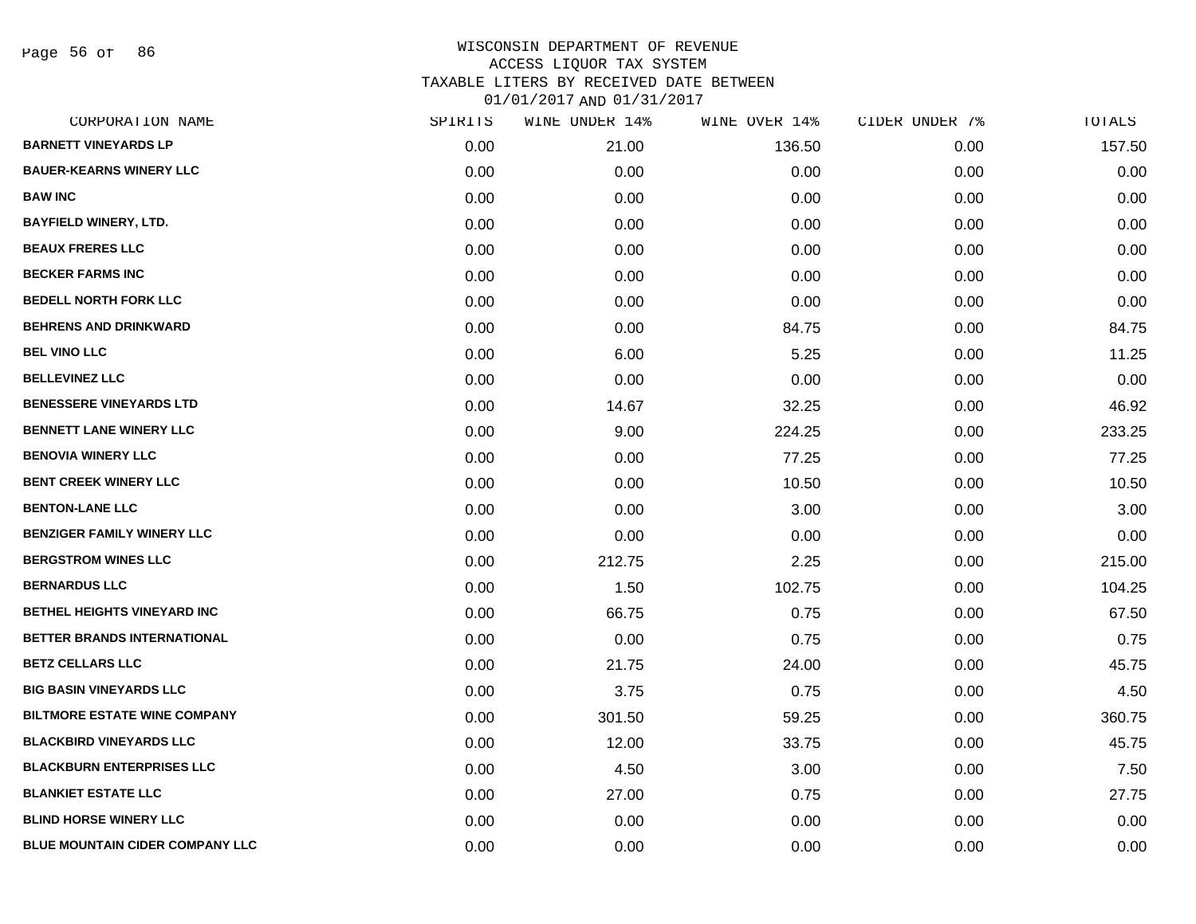# WISCONSIN DEPARTMENT OF REVENUE
## ACCESS LIQUOR TAX SYSTEM
## TAXABLE LITERS BY RECEIVED DATE BETWEEN 01/01/2017 AND 01/31/2017

| CORPORATION NAME | SPIRITS | WINE UNDER 14% | WINE OVER 14% | CIDER UNDER 7% | TOTALS |
|---|---|---|---|---|---|
| BARNETT VINEYARDS LP | 0.00 | 21.00 | 136.50 | 0.00 | 157.50 |
| BAUER-KEARNS WINERY LLC | 0.00 | 0.00 | 0.00 | 0.00 | 0.00 |
| BAW INC | 0.00 | 0.00 | 0.00 | 0.00 | 0.00 |
| BAYFIELD WINERY, LTD. | 0.00 | 0.00 | 0.00 | 0.00 | 0.00 |
| BEAUX FRERES LLC | 0.00 | 0.00 | 0.00 | 0.00 | 0.00 |
| BECKER FARMS INC | 0.00 | 0.00 | 0.00 | 0.00 | 0.00 |
| BEDELL NORTH FORK LLC | 0.00 | 0.00 | 0.00 | 0.00 | 0.00 |
| BEHRENS AND DRINKWARD | 0.00 | 0.00 | 84.75 | 0.00 | 84.75 |
| BEL VINO LLC | 0.00 | 6.00 | 5.25 | 0.00 | 11.25 |
| BELLEVINEZ LLC | 0.00 | 0.00 | 0.00 | 0.00 | 0.00 |
| BENESSERE VINEYARDS LTD | 0.00 | 14.67 | 32.25 | 0.00 | 46.92 |
| BENNETT LANE WINERY LLC | 0.00 | 9.00 | 224.25 | 0.00 | 233.25 |
| BENOVIA WINERY LLC | 0.00 | 0.00 | 77.25 | 0.00 | 77.25 |
| BENT CREEK WINERY LLC | 0.00 | 0.00 | 10.50 | 0.00 | 10.50 |
| BENTON-LANE LLC | 0.00 | 0.00 | 3.00 | 0.00 | 3.00 |
| BENZIGER FAMILY WINERY LLC | 0.00 | 0.00 | 0.00 | 0.00 | 0.00 |
| BERGSTROM WINES LLC | 0.00 | 212.75 | 2.25 | 0.00 | 215.00 |
| BERNARDUS LLC | 0.00 | 1.50 | 102.75 | 0.00 | 104.25 |
| BETHEL HEIGHTS VINEYARD INC | 0.00 | 66.75 | 0.75 | 0.00 | 67.50 |
| BETTER BRANDS INTERNATIONAL | 0.00 | 0.00 | 0.75 | 0.00 | 0.75 |
| BETZ CELLARS LLC | 0.00 | 21.75 | 24.00 | 0.00 | 45.75 |
| BIG BASIN VINEYARDS LLC | 0.00 | 3.75 | 0.75 | 0.00 | 4.50 |
| BILTMORE ESTATE WINE COMPANY | 0.00 | 301.50 | 59.25 | 0.00 | 360.75 |
| BLACKBIRD VINEYARDS LLC | 0.00 | 12.00 | 33.75 | 0.00 | 45.75 |
| BLACKBURN ENTERPRISES LLC | 0.00 | 4.50 | 3.00 | 0.00 | 7.50 |
| BLANKIET ESTATE LLC | 0.00 | 27.00 | 0.75 | 0.00 | 27.75 |
| BLIND HORSE WINERY LLC | 0.00 | 0.00 | 0.00 | 0.00 | 0.00 |
| BLUE MOUNTAIN CIDER COMPANY LLC | 0.00 | 0.00 | 0.00 | 0.00 | 0.00 |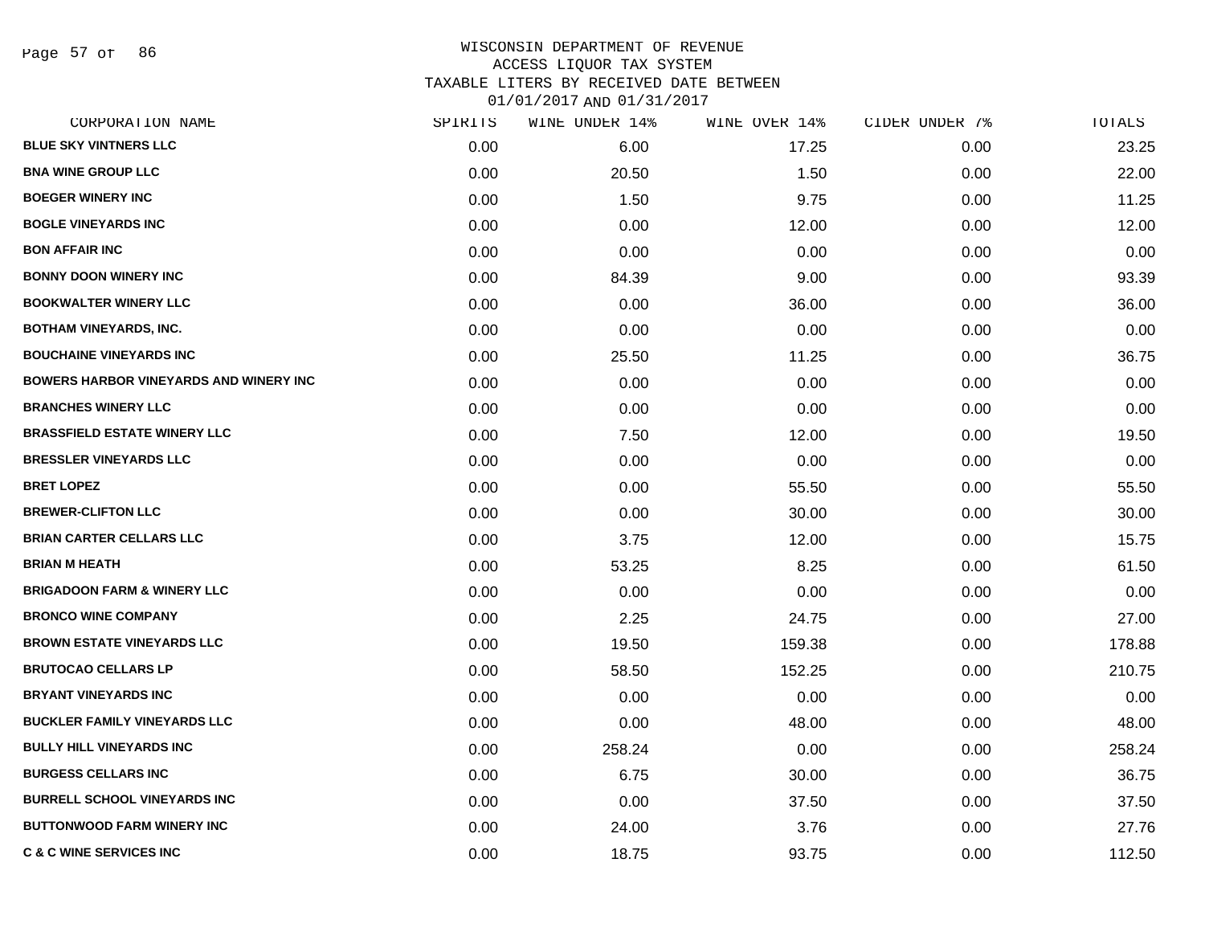WISCONSIN DEPARTMENT OF REVENUE
ACCESS LIQUOR TAX SYSTEM
TAXABLE LITERS BY RECEIVED DATE BETWEEN
01/01/2017 AND 01/31/2017

| CORPORATION NAME | SPIRITS | WINE UNDER 14% | WINE OVER 14% | CIDER UNDER 7% | TOTALS |
|---|---|---|---|---|---|
| BLUE SKY VINTNERS LLC | 0.00 | 6.00 | 17.25 | 0.00 | 23.25 |
| BNA WINE GROUP LLC | 0.00 | 20.50 | 1.50 | 0.00 | 22.00 |
| BOEGER WINERY INC | 0.00 | 1.50 | 9.75 | 0.00 | 11.25 |
| BOGLE VINEYARDS INC | 0.00 | 0.00 | 12.00 | 0.00 | 12.00 |
| BON AFFAIR INC | 0.00 | 0.00 | 0.00 | 0.00 | 0.00 |
| BONNY DOON WINERY INC | 0.00 | 84.39 | 9.00 | 0.00 | 93.39 |
| BOOKWALTER WINERY LLC | 0.00 | 0.00 | 36.00 | 0.00 | 36.00 |
| BOTHAM VINEYARDS, INC. | 0.00 | 0.00 | 0.00 | 0.00 | 0.00 |
| BOUCHAINE VINEYARDS INC | 0.00 | 25.50 | 11.25 | 0.00 | 36.75 |
| BOWERS HARBOR VINEYARDS AND WINERY INC | 0.00 | 0.00 | 0.00 | 0.00 | 0.00 |
| BRANCHES WINERY LLC | 0.00 | 0.00 | 0.00 | 0.00 | 0.00 |
| BRASSFIELD ESTATE WINERY LLC | 0.00 | 7.50 | 12.00 | 0.00 | 19.50 |
| BRESSLER VINEYARDS LLC | 0.00 | 0.00 | 0.00 | 0.00 | 0.00 |
| BRET LOPEZ | 0.00 | 0.00 | 55.50 | 0.00 | 55.50 |
| BREWER-CLIFTON LLC | 0.00 | 0.00 | 30.00 | 0.00 | 30.00 |
| BRIAN CARTER CELLARS LLC | 0.00 | 3.75 | 12.00 | 0.00 | 15.75 |
| BRIAN M HEATH | 0.00 | 53.25 | 8.25 | 0.00 | 61.50 |
| BRIGADOON FARM & WINERY LLC | 0.00 | 0.00 | 0.00 | 0.00 | 0.00 |
| BRONCO WINE COMPANY | 0.00 | 2.25 | 24.75 | 0.00 | 27.00 |
| BROWN ESTATE VINEYARDS LLC | 0.00 | 19.50 | 159.38 | 0.00 | 178.88 |
| BRUTOCAO CELLARS LP | 0.00 | 58.50 | 152.25 | 0.00 | 210.75 |
| BRYANT VINEYARDS INC | 0.00 | 0.00 | 0.00 | 0.00 | 0.00 |
| BUCKLER FAMILY VINEYARDS LLC | 0.00 | 0.00 | 48.00 | 0.00 | 48.00 |
| BULLY HILL VINEYARDS INC | 0.00 | 258.24 | 0.00 | 0.00 | 258.24 |
| BURGESS CELLARS INC | 0.00 | 6.75 | 30.00 | 0.00 | 36.75 |
| BURRELL SCHOOL VINEYARDS INC | 0.00 | 0.00 | 37.50 | 0.00 | 37.50 |
| BUTTONWOOD FARM WINERY INC | 0.00 | 24.00 | 3.76 | 0.00 | 27.76 |
| C & C WINE SERVICES INC | 0.00 | 18.75 | 93.75 | 0.00 | 112.50 |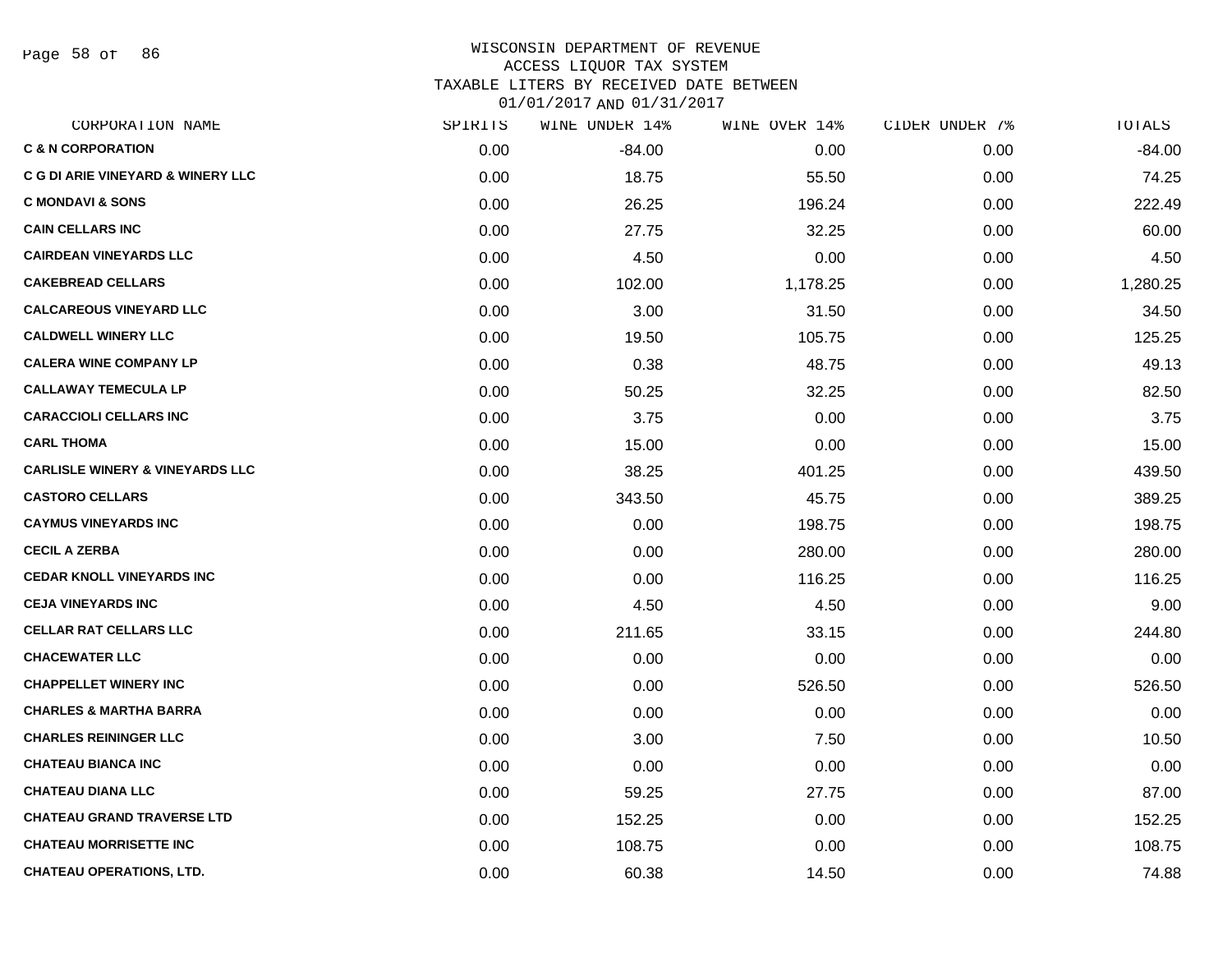WISCONSIN DEPARTMENT OF REVENUE
ACCESS LIQUOR TAX SYSTEM
TAXABLE LITERS BY RECEIVED DATE BETWEEN
01/01/2017 AND 01/31/2017

| CORPORATION NAME | SPIRITS | WINE UNDER 14% | WINE OVER 14% | CIDER UNDER 7% | TOTALS |
|---|---|---|---|---|---|
| C & N CORPORATION | 0.00 | -84.00 | 0.00 | 0.00 | -84.00 |
| C G DI ARIE VINEYARD & WINERY LLC | 0.00 | 18.75 | 55.50 | 0.00 | 74.25 |
| C MONDAVI & SONS | 0.00 | 26.25 | 196.24 | 0.00 | 222.49 |
| CAIN CELLARS INC | 0.00 | 27.75 | 32.25 | 0.00 | 60.00 |
| CAIRDEAN VINEYARDS LLC | 0.00 | 4.50 | 0.00 | 0.00 | 4.50 |
| CAKEBREAD CELLARS | 0.00 | 102.00 | 1,178.25 | 0.00 | 1,280.25 |
| CALCAREOUS VINEYARD LLC | 0.00 | 3.00 | 31.50 | 0.00 | 34.50 |
| CALDWELL WINERY LLC | 0.00 | 19.50 | 105.75 | 0.00 | 125.25 |
| CALERA WINE COMPANY LP | 0.00 | 0.38 | 48.75 | 0.00 | 49.13 |
| CALLAWAY TEMECULA LP | 0.00 | 50.25 | 32.25 | 0.00 | 82.50 |
| CARACCIOLI CELLARS INC | 0.00 | 3.75 | 0.00 | 0.00 | 3.75 |
| CARL THOMA | 0.00 | 15.00 | 0.00 | 0.00 | 15.00 |
| CARLISLE WINERY & VINEYARDS LLC | 0.00 | 38.25 | 401.25 | 0.00 | 439.50 |
| CASTORO CELLARS | 0.00 | 343.50 | 45.75 | 0.00 | 389.25 |
| CAYMUS VINEYARDS INC | 0.00 | 0.00 | 198.75 | 0.00 | 198.75 |
| CECIL A ZERBA | 0.00 | 0.00 | 280.00 | 0.00 | 280.00 |
| CEDAR KNOLL VINEYARDS INC | 0.00 | 0.00 | 116.25 | 0.00 | 116.25 |
| CEJA VINEYARDS INC | 0.00 | 4.50 | 4.50 | 0.00 | 9.00 |
| CELLAR RAT CELLARS LLC | 0.00 | 211.65 | 33.15 | 0.00 | 244.80 |
| CHACEWATER LLC | 0.00 | 0.00 | 0.00 | 0.00 | 0.00 |
| CHAPPELLET WINERY INC | 0.00 | 0.00 | 526.50 | 0.00 | 526.50 |
| CHARLES & MARTHA BARRA | 0.00 | 0.00 | 0.00 | 0.00 | 0.00 |
| CHARLES REININGER LLC | 0.00 | 3.00 | 7.50 | 0.00 | 10.50 |
| CHATEAU BIANCA INC | 0.00 | 0.00 | 0.00 | 0.00 | 0.00 |
| CHATEAU DIANA LLC | 0.00 | 59.25 | 27.75 | 0.00 | 87.00 |
| CHATEAU GRAND TRAVERSE LTD | 0.00 | 152.25 | 0.00 | 0.00 | 152.25 |
| CHATEAU MORRISETTE INC | 0.00 | 108.75 | 0.00 | 0.00 | 108.75 |
| CHATEAU OPERATIONS, LTD. | 0.00 | 60.38 | 14.50 | 0.00 | 74.88 |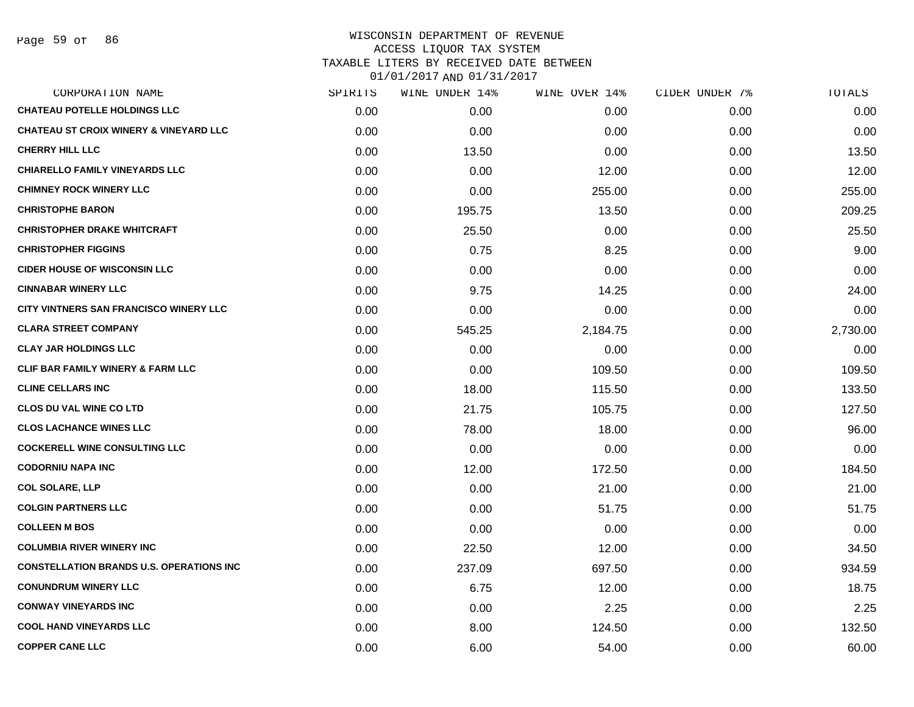# WISCONSIN DEPARTMENT OF REVENUE
## ACCESS LIQUOR TAX SYSTEM
## TAXABLE LITERS BY RECEIVED DATE BETWEEN 01/01/2017 AND 01/31/2017

| CORPORATION NAME | SPIRITS | WINE UNDER 14% | WINE OVER 14% | CIDER UNDER 7% | TOTALS |
|---|---|---|---|---|---|
| CHATEAU POTELLE HOLDINGS LLC | 0.00 | 0.00 | 0.00 | 0.00 | 0.00 |
| CHATEAU ST CROIX WINERY & VINEYARD LLC | 0.00 | 0.00 | 0.00 | 0.00 | 0.00 |
| CHERRY HILL LLC | 0.00 | 13.50 | 0.00 | 0.00 | 13.50 |
| CHIARELLO FAMILY VINEYARDS LLC | 0.00 | 0.00 | 12.00 | 0.00 | 12.00 |
| CHIMNEY ROCK WINERY LLC | 0.00 | 0.00 | 255.00 | 0.00 | 255.00 |
| CHRISTOPHE BARON | 0.00 | 195.75 | 13.50 | 0.00 | 209.25 |
| CHRISTOPHER DRAKE WHITCRAFT | 0.00 | 25.50 | 0.00 | 0.00 | 25.50 |
| CHRISTOPHER FIGGINS | 0.00 | 0.75 | 8.25 | 0.00 | 9.00 |
| CIDER HOUSE OF WISCONSIN LLC | 0.00 | 0.00 | 0.00 | 0.00 | 0.00 |
| CINNABAR WINERY LLC | 0.00 | 9.75 | 14.25 | 0.00 | 24.00 |
| CITY VINTNERS SAN FRANCISCO WINERY LLC | 0.00 | 0.00 | 0.00 | 0.00 | 0.00 |
| CLARA STREET COMPANY | 0.00 | 545.25 | 2,184.75 | 0.00 | 2,730.00 |
| CLAY JAR HOLDINGS LLC | 0.00 | 0.00 | 0.00 | 0.00 | 0.00 |
| CLIF BAR FAMILY WINERY & FARM LLC | 0.00 | 0.00 | 109.50 | 0.00 | 109.50 |
| CLINE CELLARS INC | 0.00 | 18.00 | 115.50 | 0.00 | 133.50 |
| CLOS DU VAL WINE CO LTD | 0.00 | 21.75 | 105.75 | 0.00 | 127.50 |
| CLOS LACHANCE WINES LLC | 0.00 | 78.00 | 18.00 | 0.00 | 96.00 |
| COCKERELL WINE CONSULTING LLC | 0.00 | 0.00 | 0.00 | 0.00 | 0.00 |
| CODORNIU NAPA INC | 0.00 | 12.00 | 172.50 | 0.00 | 184.50 |
| COL SOLARE, LLP | 0.00 | 0.00 | 21.00 | 0.00 | 21.00 |
| COLGIN PARTNERS LLC | 0.00 | 0.00 | 51.75 | 0.00 | 51.75 |
| COLLEEN M BOS | 0.00 | 0.00 | 0.00 | 0.00 | 0.00 |
| COLUMBIA RIVER WINERY INC | 0.00 | 22.50 | 12.00 | 0.00 | 34.50 |
| CONSTELLATION BRANDS U.S. OPERATIONS INC | 0.00 | 237.09 | 697.50 | 0.00 | 934.59 |
| CONUNDRUM WINERY LLC | 0.00 | 6.75 | 12.00 | 0.00 | 18.75 |
| CONWAY VINEYARDS INC | 0.00 | 0.00 | 2.25 | 0.00 | 2.25 |
| COOL HAND VINEYARDS LLC | 0.00 | 8.00 | 124.50 | 0.00 | 132.50 |
| COPPER CANE LLC | 0.00 | 6.00 | 54.00 | 0.00 | 60.00 |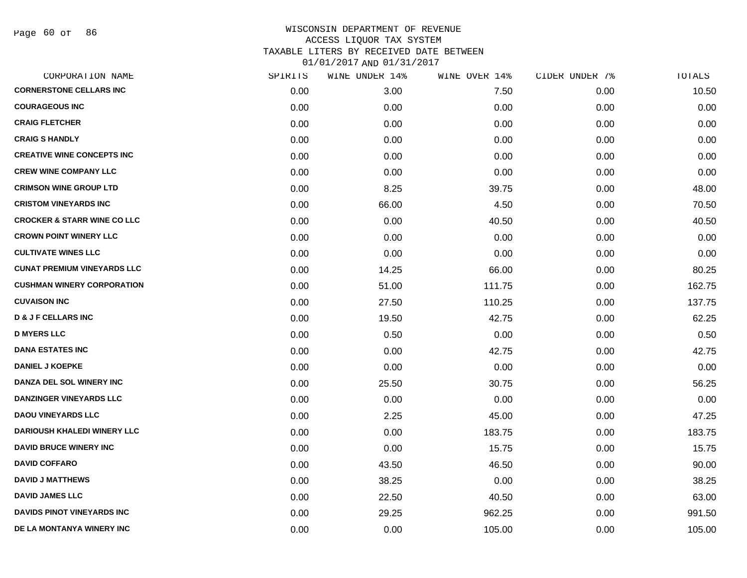WISCONSIN DEPARTMENT OF REVENUE
ACCESS LIQUOR TAX SYSTEM
TAXABLE LITERS BY RECEIVED DATE BETWEEN
01/01/2017 AND 01/31/2017

| CORPORATION NAME | SPIRITS | WINE UNDER 14% | WINE OVER 14% | CIDER UNDER 7% | TOTALS |
|---|---|---|---|---|---|
| CORNERSTONE CELLARS INC | 0.00 | 3.00 | 7.50 | 0.00 | 10.50 |
| COURAGEOUS INC | 0.00 | 0.00 | 0.00 | 0.00 | 0.00 |
| CRAIG FLETCHER | 0.00 | 0.00 | 0.00 | 0.00 | 0.00 |
| CRAIG S HANDLY | 0.00 | 0.00 | 0.00 | 0.00 | 0.00 |
| CREATIVE WINE CONCEPTS INC | 0.00 | 0.00 | 0.00 | 0.00 | 0.00 |
| CREW WINE COMPANY LLC | 0.00 | 0.00 | 0.00 | 0.00 | 0.00 |
| CRIMSON WINE GROUP LTD | 0.00 | 8.25 | 39.75 | 0.00 | 48.00 |
| CRISTOM VINEYARDS INC | 0.00 | 66.00 | 4.50 | 0.00 | 70.50 |
| CROCKER & STARR WINE CO LLC | 0.00 | 0.00 | 40.50 | 0.00 | 40.50 |
| CROWN POINT WINERY LLC | 0.00 | 0.00 | 0.00 | 0.00 | 0.00 |
| CULTIVATE WINES LLC | 0.00 | 0.00 | 0.00 | 0.00 | 0.00 |
| CUNAT PREMIUM VINEYARDS LLC | 0.00 | 14.25 | 66.00 | 0.00 | 80.25 |
| CUSHMAN WINERY CORPORATION | 0.00 | 51.00 | 111.75 | 0.00 | 162.75 |
| CUVAISON INC | 0.00 | 27.50 | 110.25 | 0.00 | 137.75 |
| D & J F CELLARS INC | 0.00 | 19.50 | 42.75 | 0.00 | 62.25 |
| D MYERS LLC | 0.00 | 0.50 | 0.00 | 0.00 | 0.50 |
| DANA ESTATES INC | 0.00 | 0.00 | 42.75 | 0.00 | 42.75 |
| DANIEL J KOEPKE | 0.00 | 0.00 | 0.00 | 0.00 | 0.00 |
| DANZA DEL SOL WINERY INC | 0.00 | 25.50 | 30.75 | 0.00 | 56.25 |
| DANZINGER VINEYARDS LLC | 0.00 | 0.00 | 0.00 | 0.00 | 0.00 |
| DAOU VINEYARDS LLC | 0.00 | 2.25 | 45.00 | 0.00 | 47.25 |
| DARIOUSH KHALEDI WINERY LLC | 0.00 | 0.00 | 183.75 | 0.00 | 183.75 |
| DAVID BRUCE WINERY INC | 0.00 | 0.00 | 15.75 | 0.00 | 15.75 |
| DAVID COFFARO | 0.00 | 43.50 | 46.50 | 0.00 | 90.00 |
| DAVID J MATTHEWS | 0.00 | 38.25 | 0.00 | 0.00 | 38.25 |
| DAVID JAMES LLC | 0.00 | 22.50 | 40.50 | 0.00 | 63.00 |
| DAVIDS PINOT VINEYARDS INC | 0.00 | 29.25 | 962.25 | 0.00 | 991.50 |
| DE LA MONTANYA WINERY INC | 0.00 | 0.00 | 105.00 | 0.00 | 105.00 |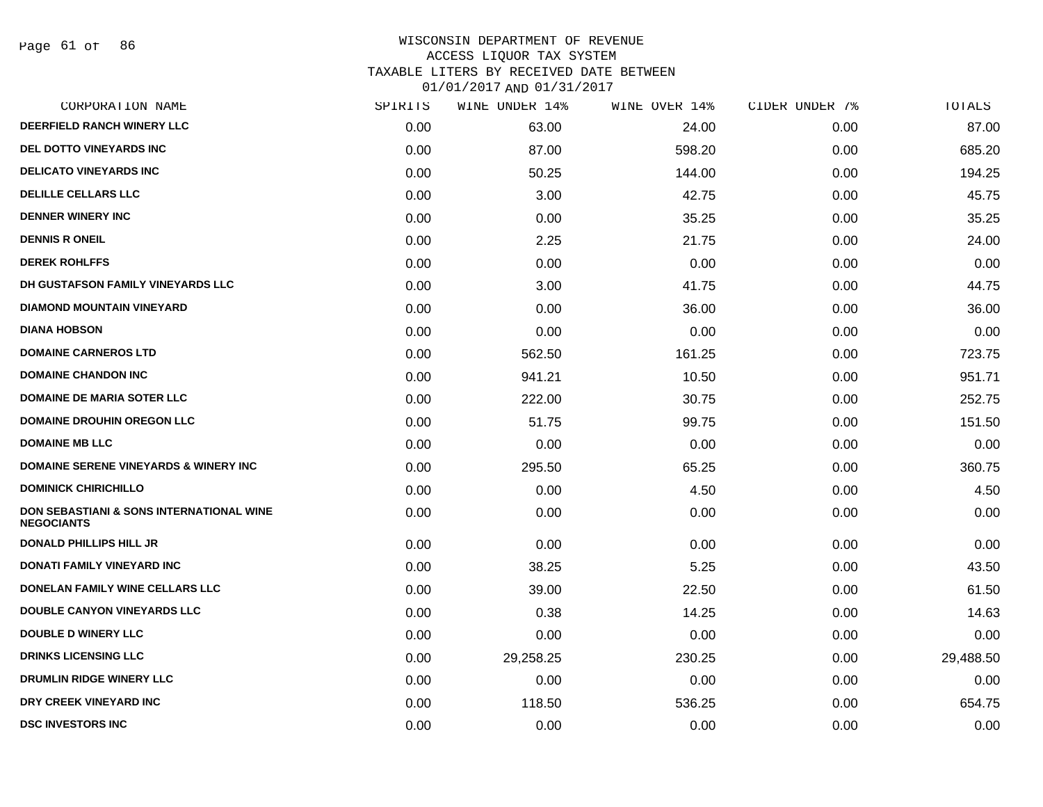WISCONSIN DEPARTMENT OF REVENUE
ACCESS LIQUOR TAX SYSTEM
TAXABLE LITERS BY RECEIVED DATE BETWEEN
01/01/2017 AND 01/31/2017

| CORPORATION NAME | SPIRITS | WINE UNDER 14% | WINE OVER 14% | CIDER UNDER 7% | TOTALS |
|---|---|---|---|---|---|
| DEERFIELD RANCH WINERY LLC | 0.00 | 63.00 | 24.00 | 0.00 | 87.00 |
| DEL DOTTO VINEYARDS INC | 0.00 | 87.00 | 598.20 | 0.00 | 685.20 |
| DELICATO VINEYARDS INC | 0.00 | 50.25 | 144.00 | 0.00 | 194.25 |
| DELILLE CELLARS LLC | 0.00 | 3.00 | 42.75 | 0.00 | 45.75 |
| DENNER WINERY INC | 0.00 | 0.00 | 35.25 | 0.00 | 35.25 |
| DENNIS R ONEIL | 0.00 | 2.25 | 21.75 | 0.00 | 24.00 |
| DEREK ROHLFFS | 0.00 | 0.00 | 0.00 | 0.00 | 0.00 |
| DH GUSTAFSON FAMILY VINEYARDS LLC | 0.00 | 3.00 | 41.75 | 0.00 | 44.75 |
| DIAMOND MOUNTAIN VINEYARD | 0.00 | 0.00 | 36.00 | 0.00 | 36.00 |
| DIANA HOBSON | 0.00 | 0.00 | 0.00 | 0.00 | 0.00 |
| DOMAINE CARNEROS LTD | 0.00 | 562.50 | 161.25 | 0.00 | 723.75 |
| DOMAINE CHANDON INC | 0.00 | 941.21 | 10.50 | 0.00 | 951.71 |
| DOMAINE DE MARIA SOTER LLC | 0.00 | 222.00 | 30.75 | 0.00 | 252.75 |
| DOMAINE DROUHIN OREGON LLC | 0.00 | 51.75 | 99.75 | 0.00 | 151.50 |
| DOMAINE MB LLC | 0.00 | 0.00 | 0.00 | 0.00 | 0.00 |
| DOMAINE SERENE VINEYARDS & WINERY INC | 0.00 | 295.50 | 65.25 | 0.00 | 360.75 |
| DOMINICK CHIRICHILLO | 0.00 | 0.00 | 4.50 | 0.00 | 4.50 |
| DON SEBASTIANI & SONS INTERNATIONAL WINE NEGOCIANTS | 0.00 | 0.00 | 0.00 | 0.00 | 0.00 |
| DONALD PHILLIPS HILL JR | 0.00 | 0.00 | 0.00 | 0.00 | 0.00 |
| DONATI FAMILY VINEYARD INC | 0.00 | 38.25 | 5.25 | 0.00 | 43.50 |
| DONELAN FAMILY WINE CELLARS LLC | 0.00 | 39.00 | 22.50 | 0.00 | 61.50 |
| DOUBLE CANYON VINEYARDS LLC | 0.00 | 0.38 | 14.25 | 0.00 | 14.63 |
| DOUBLE D WINERY LLC | 0.00 | 0.00 | 0.00 | 0.00 | 0.00 |
| DRINKS LICENSING LLC | 0.00 | 29,258.25 | 230.25 | 0.00 | 29,488.50 |
| DRUMLIN RIDGE WINERY LLC | 0.00 | 0.00 | 0.00 | 0.00 | 0.00 |
| DRY CREEK VINEYARD INC | 0.00 | 118.50 | 536.25 | 0.00 | 654.75 |
| DSC INVESTORS INC | 0.00 | 0.00 | 0.00 | 0.00 | 0.00 |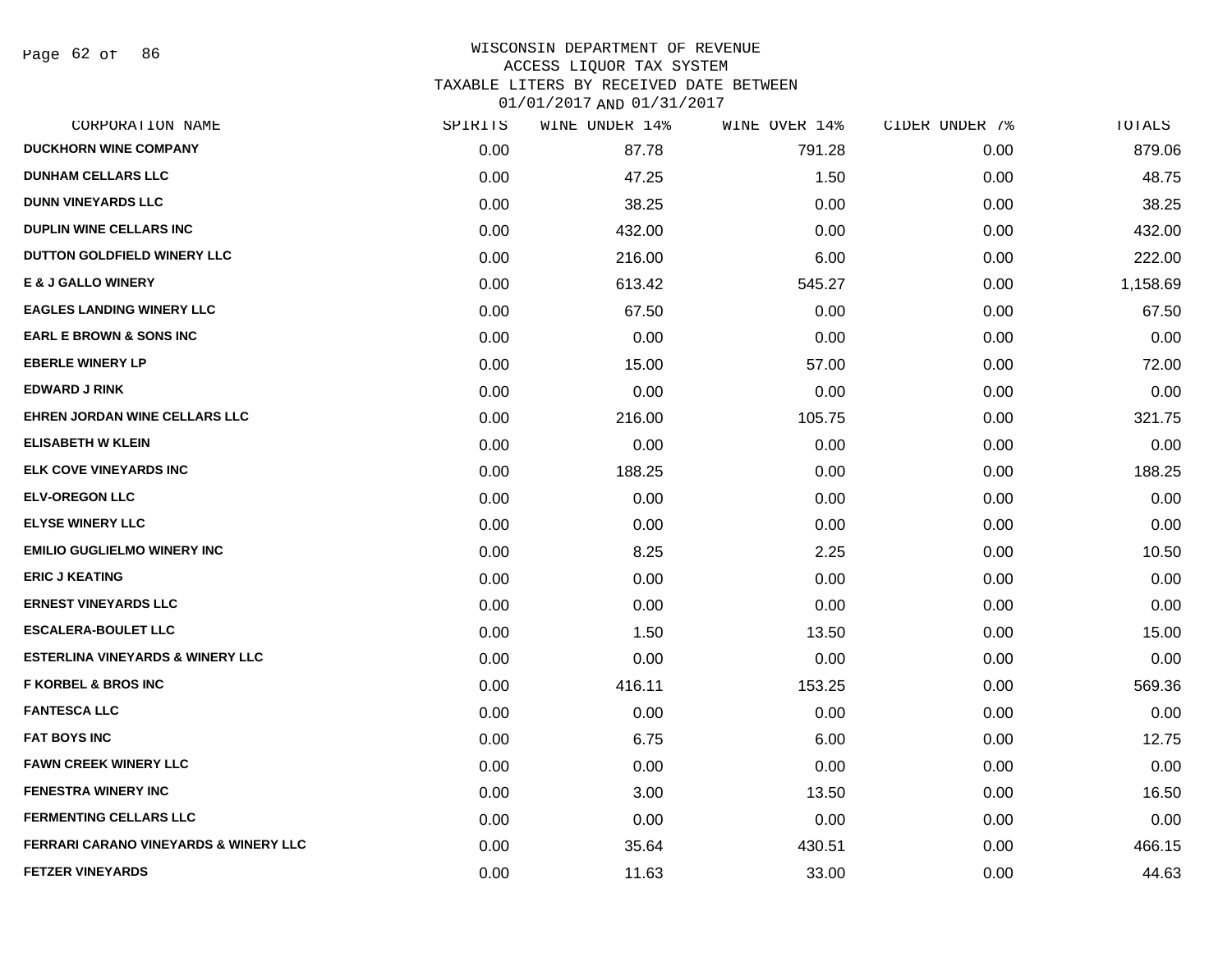WISCONSIN DEPARTMENT OF REVENUE
ACCESS LIQUOR TAX SYSTEM
TAXABLE LITERS BY RECEIVED DATE BETWEEN
01/01/2017 AND 01/31/2017

| CORPORATION NAME | SPIRITS | WINE UNDER 14% | WINE OVER 14% | CIDER UNDER 7% | TOTALS |
|---|---|---|---|---|---|
| DUCKHORN WINE COMPANY | 0.00 | 87.78 | 791.28 | 0.00 | 879.06 |
| DUNHAM CELLARS LLC | 0.00 | 47.25 | 1.50 | 0.00 | 48.75 |
| DUNN VINEYARDS LLC | 0.00 | 38.25 | 0.00 | 0.00 | 38.25 |
| DUPLIN WINE CELLARS INC | 0.00 | 432.00 | 0.00 | 0.00 | 432.00 |
| DUTTON GOLDFIELD WINERY LLC | 0.00 | 216.00 | 6.00 | 0.00 | 222.00 |
| E & J GALLO WINERY | 0.00 | 613.42 | 545.27 | 0.00 | 1,158.69 |
| EAGLES LANDING WINERY LLC | 0.00 | 67.50 | 0.00 | 0.00 | 67.50 |
| EARL E BROWN & SONS INC | 0.00 | 0.00 | 0.00 | 0.00 | 0.00 |
| EBERLE WINERY LP | 0.00 | 15.00 | 57.00 | 0.00 | 72.00 |
| EDWARD J RINK | 0.00 | 0.00 | 0.00 | 0.00 | 0.00 |
| EHREN JORDAN WINE CELLARS LLC | 0.00 | 216.00 | 105.75 | 0.00 | 321.75 |
| ELISABETH W KLEIN | 0.00 | 0.00 | 0.00 | 0.00 | 0.00 |
| ELK COVE VINEYARDS INC | 0.00 | 188.25 | 0.00 | 0.00 | 188.25 |
| ELV-OREGON LLC | 0.00 | 0.00 | 0.00 | 0.00 | 0.00 |
| ELYSE WINERY LLC | 0.00 | 0.00 | 0.00 | 0.00 | 0.00 |
| EMILIO GUGLIELMO WINERY INC | 0.00 | 8.25 | 2.25 | 0.00 | 10.50 |
| ERIC J KEATING | 0.00 | 0.00 | 0.00 | 0.00 | 0.00 |
| ERNEST VINEYARDS LLC | 0.00 | 0.00 | 0.00 | 0.00 | 0.00 |
| ESCALERA-BOULET LLC | 0.00 | 1.50 | 13.50 | 0.00 | 15.00 |
| ESTERLINA VINEYARDS & WINERY LLC | 0.00 | 0.00 | 0.00 | 0.00 | 0.00 |
| F KORBEL & BROS INC | 0.00 | 416.11 | 153.25 | 0.00 | 569.36 |
| FANTESCA LLC | 0.00 | 0.00 | 0.00 | 0.00 | 0.00 |
| FAT BOYS INC | 0.00 | 6.75 | 6.00 | 0.00 | 12.75 |
| FAWN CREEK WINERY LLC | 0.00 | 0.00 | 0.00 | 0.00 | 0.00 |
| FENESTRA WINERY INC | 0.00 | 3.00 | 13.50 | 0.00 | 16.50 |
| FERMENTING CELLARS LLC | 0.00 | 0.00 | 0.00 | 0.00 | 0.00 |
| FERRARI CARANO VINEYARDS & WINERY LLC | 0.00 | 35.64 | 430.51 | 0.00 | 466.15 |
| FETZER VINEYARDS | 0.00 | 11.63 | 33.00 | 0.00 | 44.63 |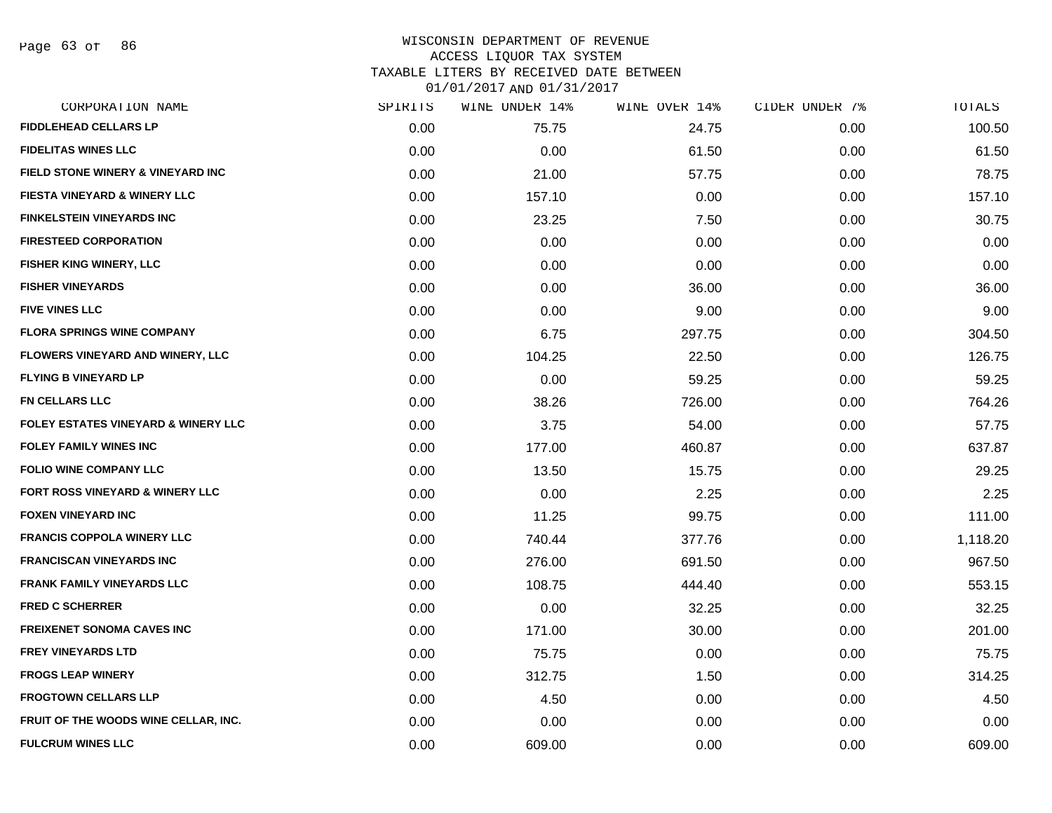WISCONSIN DEPARTMENT OF REVENUE
ACCESS LIQUOR TAX SYSTEM
TAXABLE LITERS BY RECEIVED DATE BETWEEN
01/01/2017 AND 01/31/2017

| CORPORATION NAME | SPIRITS | WINE UNDER 14% | WINE OVER 14% | CIDER UNDER 7% | TOTALS |
|---|---|---|---|---|---|
| FIDDLEHEAD CELLARS LP | 0.00 | 75.75 | 24.75 | 0.00 | 100.50 |
| FIDELITAS WINES LLC | 0.00 | 0.00 | 61.50 | 0.00 | 61.50 |
| FIELD STONE WINERY & VINEYARD INC | 0.00 | 21.00 | 57.75 | 0.00 | 78.75 |
| FIESTA VINEYARD & WINERY LLC | 0.00 | 157.10 | 0.00 | 0.00 | 157.10 |
| FINKELSTEIN VINEYARDS INC | 0.00 | 23.25 | 7.50 | 0.00 | 30.75 |
| FIRESTEED CORPORATION | 0.00 | 0.00 | 0.00 | 0.00 | 0.00 |
| FISHER KING WINERY, LLC | 0.00 | 0.00 | 0.00 | 0.00 | 0.00 |
| FISHER VINEYARDS | 0.00 | 0.00 | 36.00 | 0.00 | 36.00 |
| FIVE VINES LLC | 0.00 | 0.00 | 9.00 | 0.00 | 9.00 |
| FLORA SPRINGS WINE COMPANY | 0.00 | 6.75 | 297.75 | 0.00 | 304.50 |
| FLOWERS VINEYARD AND WINERY, LLC | 0.00 | 104.25 | 22.50 | 0.00 | 126.75 |
| FLYING B VINEYARD LP | 0.00 | 0.00 | 59.25 | 0.00 | 59.25 |
| FN CELLARS LLC | 0.00 | 38.26 | 726.00 | 0.00 | 764.26 |
| FOLEY ESTATES VINEYARD & WINERY LLC | 0.00 | 3.75 | 54.00 | 0.00 | 57.75 |
| FOLEY FAMILY WINES INC | 0.00 | 177.00 | 460.87 | 0.00 | 637.87 |
| FOLIO WINE COMPANY LLC | 0.00 | 13.50 | 15.75 | 0.00 | 29.25 |
| FORT ROSS VINEYARD & WINERY LLC | 0.00 | 0.00 | 2.25 | 0.00 | 2.25 |
| FOXEN VINEYARD INC | 0.00 | 11.25 | 99.75 | 0.00 | 111.00 |
| FRANCIS COPPOLA WINERY LLC | 0.00 | 740.44 | 377.76 | 0.00 | 1,118.20 |
| FRANCISCAN VINEYARDS INC | 0.00 | 276.00 | 691.50 | 0.00 | 967.50 |
| FRANK FAMILY VINEYARDS LLC | 0.00 | 108.75 | 444.40 | 0.00 | 553.15 |
| FRED C SCHERRER | 0.00 | 0.00 | 32.25 | 0.00 | 32.25 |
| FREIXENET SONOMA CAVES INC | 0.00 | 171.00 | 30.00 | 0.00 | 201.00 |
| FREY VINEYARDS LTD | 0.00 | 75.75 | 0.00 | 0.00 | 75.75 |
| FROGS LEAP WINERY | 0.00 | 312.75 | 1.50 | 0.00 | 314.25 |
| FROGTOWN CELLARS LLP | 0.00 | 4.50 | 0.00 | 0.00 | 4.50 |
| FRUIT OF THE WOODS WINE CELLAR, INC. | 0.00 | 0.00 | 0.00 | 0.00 | 0.00 |
| FULCRUM WINES LLC | 0.00 | 609.00 | 0.00 | 0.00 | 609.00 |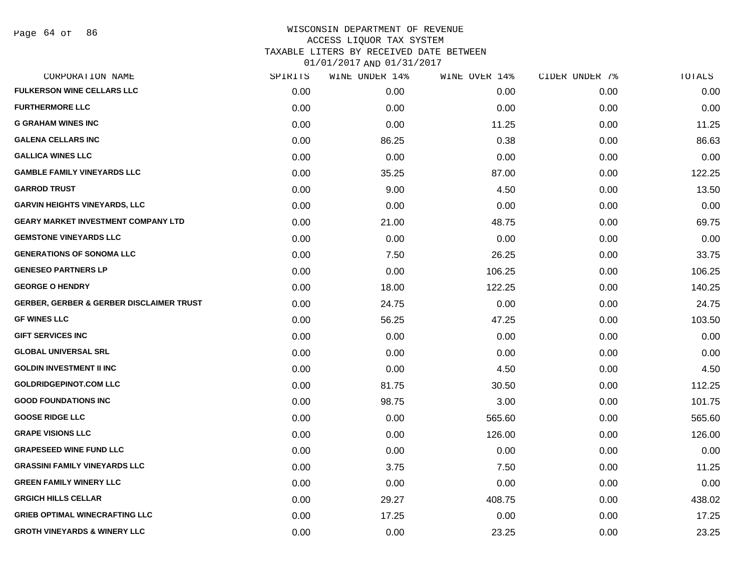WISCONSIN DEPARTMENT OF REVENUE
ACCESS LIQUOR TAX SYSTEM
TAXABLE LITERS BY RECEIVED DATE BETWEEN
01/01/2017 AND 01/31/2017

| CORPORATION NAME | SPIRITS | WINE UNDER 14% | WINE OVER 14% | CIDER UNDER 7% | TOTALS |
|---|---|---|---|---|---|
| FULKERSON WINE CELLARS LLC | 0.00 | 0.00 | 0.00 | 0.00 | 0.00 |
| FURTHERMORE LLC | 0.00 | 0.00 | 0.00 | 0.00 | 0.00 |
| G GRAHAM WINES INC | 0.00 | 0.00 | 11.25 | 0.00 | 11.25 |
| GALENA CELLARS INC | 0.00 | 86.25 | 0.38 | 0.00 | 86.63 |
| GALLICA WINES LLC | 0.00 | 0.00 | 0.00 | 0.00 | 0.00 |
| GAMBLE FAMILY VINEYARDS LLC | 0.00 | 35.25 | 87.00 | 0.00 | 122.25 |
| GARROD TRUST | 0.00 | 9.00 | 4.50 | 0.00 | 13.50 |
| GARVIN HEIGHTS VINEYARDS, LLC | 0.00 | 0.00 | 0.00 | 0.00 | 0.00 |
| GEARY MARKET INVESTMENT COMPANY LTD | 0.00 | 21.00 | 48.75 | 0.00 | 69.75 |
| GEMSTONE VINEYARDS LLC | 0.00 | 0.00 | 0.00 | 0.00 | 0.00 |
| GENERATIONS OF SONOMA LLC | 0.00 | 7.50 | 26.25 | 0.00 | 33.75 |
| GENESEO PARTNERS LP | 0.00 | 0.00 | 106.25 | 0.00 | 106.25 |
| GEORGE O HENDRY | 0.00 | 18.00 | 122.25 | 0.00 | 140.25 |
| GERBER, GERBER & GERBER DISCLAIMER TRUST | 0.00 | 24.75 | 0.00 | 0.00 | 24.75 |
| GF WINES LLC | 0.00 | 56.25 | 47.25 | 0.00 | 103.50 |
| GIFT SERVICES INC | 0.00 | 0.00 | 0.00 | 0.00 | 0.00 |
| GLOBAL UNIVERSAL SRL | 0.00 | 0.00 | 0.00 | 0.00 | 0.00 |
| GOLDIN INVESTMENT II INC | 0.00 | 0.00 | 4.50 | 0.00 | 4.50 |
| GOLDRIDGEPINOT.COM LLC | 0.00 | 81.75 | 30.50 | 0.00 | 112.25 |
| GOOD FOUNDATIONS INC | 0.00 | 98.75 | 3.00 | 0.00 | 101.75 |
| GOOSE RIDGE LLC | 0.00 | 0.00 | 565.60 | 0.00 | 565.60 |
| GRAPE VISIONS LLC | 0.00 | 0.00 | 126.00 | 0.00 | 126.00 |
| GRAPESEED WINE FUND LLC | 0.00 | 0.00 | 0.00 | 0.00 | 0.00 |
| GRASSINI FAMILY VINEYARDS LLC | 0.00 | 3.75 | 7.50 | 0.00 | 11.25 |
| GREEN FAMILY WINERY LLC | 0.00 | 0.00 | 0.00 | 0.00 | 0.00 |
| GRGICH HILLS CELLAR | 0.00 | 29.27 | 408.75 | 0.00 | 438.02 |
| GRIEB OPTIMAL WINECRAFTING LLC | 0.00 | 17.25 | 0.00 | 0.00 | 17.25 |
| GROTH VINEYARDS & WINERY LLC | 0.00 | 0.00 | 23.25 | 0.00 | 23.25 |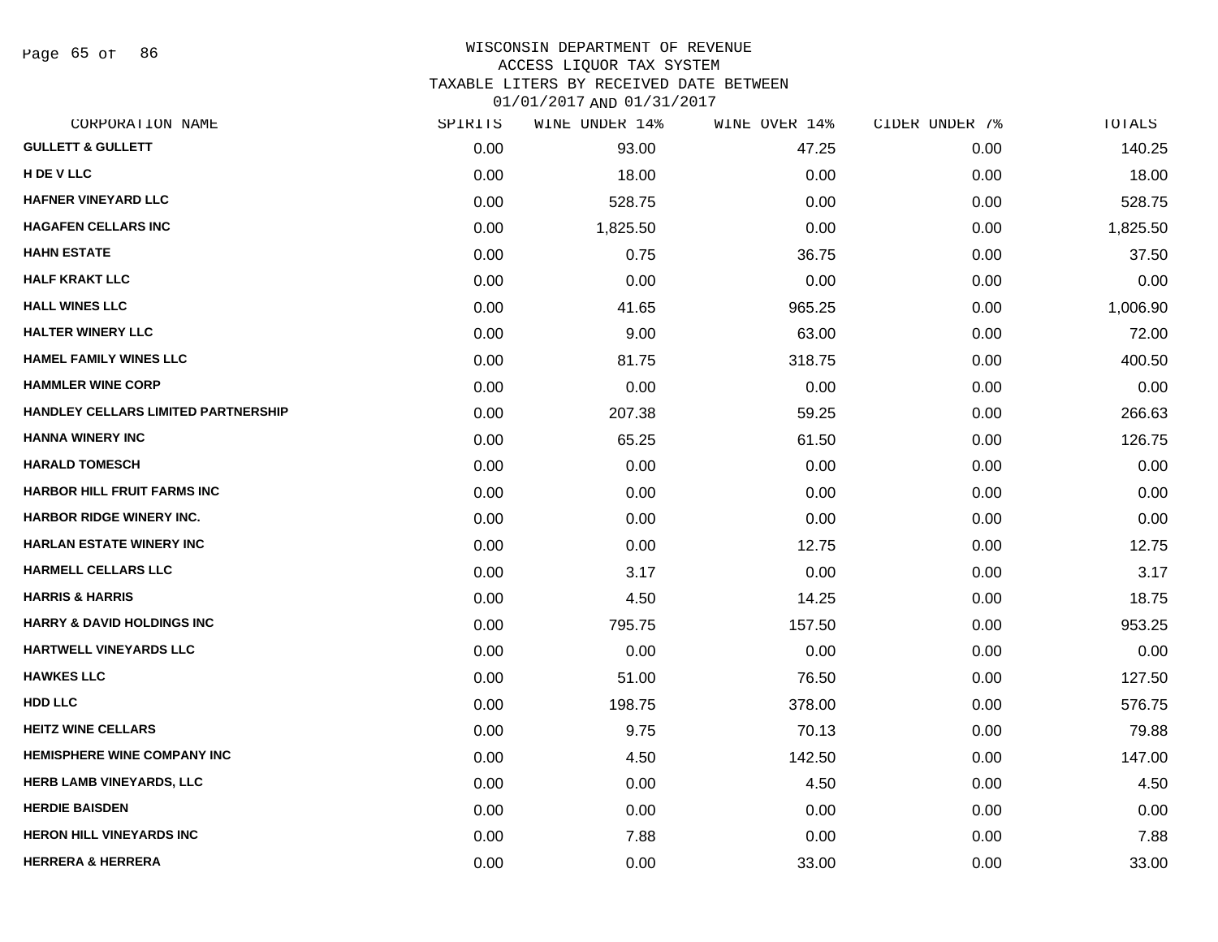# WISCONSIN DEPARTMENT OF REVENUE
## ACCESS LIQUOR TAX SYSTEM
### TAXABLE LITERS BY RECEIVED DATE BETWEEN 01/01/2017 AND 01/31/2017

| CORPORATION NAME | SPIRITS | WINE UNDER 14% | WINE OVER 14% | CIDER UNDER 7% | TOTALS |
|---|---|---|---|---|---|
| GULLETT & GULLETT | 0.00 | 93.00 | 47.25 | 0.00 | 140.25 |
| H DE V LLC | 0.00 | 18.00 | 0.00 | 0.00 | 18.00 |
| HAFNER VINEYARD LLC | 0.00 | 528.75 | 0.00 | 0.00 | 528.75 |
| HAGAFEN CELLARS INC | 0.00 | 1,825.50 | 0.00 | 0.00 | 1,825.50 |
| HAHN ESTATE | 0.00 | 0.75 | 36.75 | 0.00 | 37.50 |
| HALF KRAKT LLC | 0.00 | 0.00 | 0.00 | 0.00 | 0.00 |
| HALL WINES LLC | 0.00 | 41.65 | 965.25 | 0.00 | 1,006.90 |
| HALTER WINERY LLC | 0.00 | 9.00 | 63.00 | 0.00 | 72.00 |
| HAMEL FAMILY WINES LLC | 0.00 | 81.75 | 318.75 | 0.00 | 400.50 |
| HAMMLER WINE CORP | 0.00 | 0.00 | 0.00 | 0.00 | 0.00 |
| HANDLEY CELLARS LIMITED PARTNERSHIP | 0.00 | 207.38 | 59.25 | 0.00 | 266.63 |
| HANNA WINERY INC | 0.00 | 65.25 | 61.50 | 0.00 | 126.75 |
| HARALD TOMESCH | 0.00 | 0.00 | 0.00 | 0.00 | 0.00 |
| HARBOR HILL FRUIT FARMS INC | 0.00 | 0.00 | 0.00 | 0.00 | 0.00 |
| HARBOR RIDGE WINERY INC. | 0.00 | 0.00 | 0.00 | 0.00 | 0.00 |
| HARLAN ESTATE WINERY INC | 0.00 | 0.00 | 12.75 | 0.00 | 12.75 |
| HARMELL CELLARS LLC | 0.00 | 3.17 | 0.00 | 0.00 | 3.17 |
| HARRIS & HARRIS | 0.00 | 4.50 | 14.25 | 0.00 | 18.75 |
| HARRY & DAVID HOLDINGS INC | 0.00 | 795.75 | 157.50 | 0.00 | 953.25 |
| HARTWELL VINEYARDS LLC | 0.00 | 0.00 | 0.00 | 0.00 | 0.00 |
| HAWKES LLC | 0.00 | 51.00 | 76.50 | 0.00 | 127.50 |
| HDD LLC | 0.00 | 198.75 | 378.00 | 0.00 | 576.75 |
| HEITZ WINE CELLARS | 0.00 | 9.75 | 70.13 | 0.00 | 79.88 |
| HEMISPHERE WINE COMPANY INC | 0.00 | 4.50 | 142.50 | 0.00 | 147.00 |
| HERB LAMB VINEYARDS, LLC | 0.00 | 0.00 | 4.50 | 0.00 | 4.50 |
| HERDIE BAISDEN | 0.00 | 0.00 | 0.00 | 0.00 | 0.00 |
| HERON HILL VINEYARDS INC | 0.00 | 7.88 | 0.00 | 0.00 | 7.88 |
| HERRERA & HERRERA | 0.00 | 0.00 | 33.00 | 0.00 | 33.00 |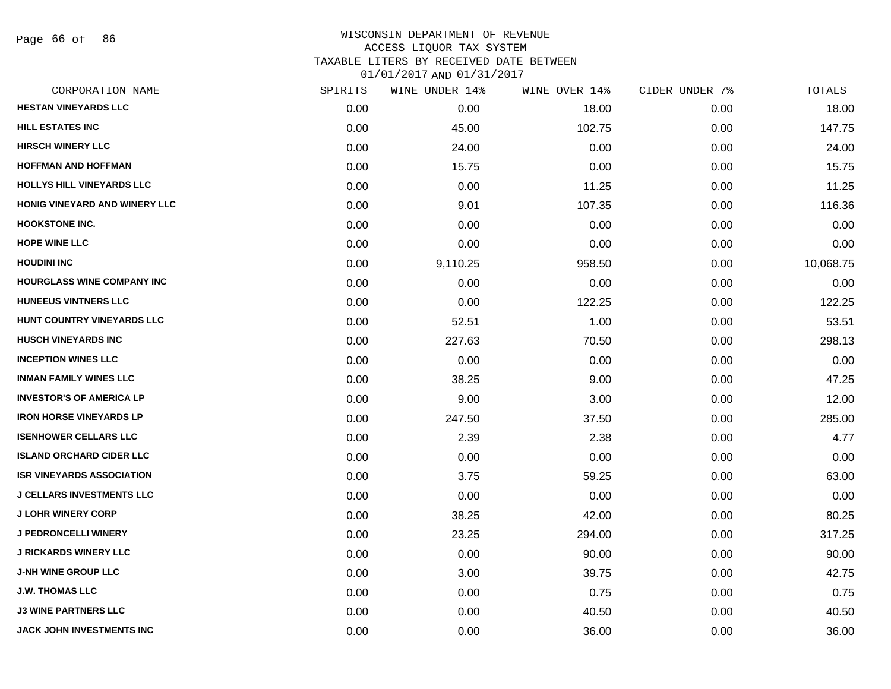# WISCONSIN DEPARTMENT OF REVENUE
## ACCESS LIQUOR TAX SYSTEM
## TAXABLE LITERS BY RECEIVED DATE BETWEEN 01/01/2017 AND 01/31/2017

| CORPORATION NAME | SPIRITS | WINE UNDER 14% | WINE OVER 14% | CIDER UNDER 7% | TOTALS |
|---|---|---|---|---|---|
| HESTAN VINEYARDS LLC | 0.00 | 0.00 | 18.00 | 0.00 | 18.00 |
| HILL ESTATES INC | 0.00 | 45.00 | 102.75 | 0.00 | 147.75 |
| HIRSCH WINERY LLC | 0.00 | 24.00 | 0.00 | 0.00 | 24.00 |
| HOFFMAN AND HOFFMAN | 0.00 | 15.75 | 0.00 | 0.00 | 15.75 |
| HOLLYS HILL VINEYARDS LLC | 0.00 | 0.00 | 11.25 | 0.00 | 11.25 |
| HONIG VINEYARD AND WINERY LLC | 0.00 | 9.01 | 107.35 | 0.00 | 116.36 |
| HOOKSTONE INC. | 0.00 | 0.00 | 0.00 | 0.00 | 0.00 |
| HOPE WINE LLC | 0.00 | 0.00 | 0.00 | 0.00 | 0.00 |
| HOUDINI INC | 0.00 | 9,110.25 | 958.50 | 0.00 | 10,068.75 |
| HOURGLASS WINE COMPANY INC | 0.00 | 0.00 | 0.00 | 0.00 | 0.00 |
| HUNEEUS VINTNERS LLC | 0.00 | 0.00 | 122.25 | 0.00 | 122.25 |
| HUNT COUNTRY VINEYARDS LLC | 0.00 | 52.51 | 1.00 | 0.00 | 53.51 |
| HUSCH VINEYARDS INC | 0.00 | 227.63 | 70.50 | 0.00 | 298.13 |
| INCEPTION WINES LLC | 0.00 | 0.00 | 0.00 | 0.00 | 0.00 |
| INMAN FAMILY WINES LLC | 0.00 | 38.25 | 9.00 | 0.00 | 47.25 |
| INVESTOR'S OF AMERICA LP | 0.00 | 9.00 | 3.00 | 0.00 | 12.00 |
| IRON HORSE VINEYARDS LP | 0.00 | 247.50 | 37.50 | 0.00 | 285.00 |
| ISENHOWER CELLARS LLC | 0.00 | 2.39 | 2.38 | 0.00 | 4.77 |
| ISLAND ORCHARD CIDER LLC | 0.00 | 0.00 | 0.00 | 0.00 | 0.00 |
| ISR VINEYARDS ASSOCIATION | 0.00 | 3.75 | 59.25 | 0.00 | 63.00 |
| J CELLARS INVESTMENTS LLC | 0.00 | 0.00 | 0.00 | 0.00 | 0.00 |
| J LOHR WINERY CORP | 0.00 | 38.25 | 42.00 | 0.00 | 80.25 |
| J PEDRONCELLI WINERY | 0.00 | 23.25 | 294.00 | 0.00 | 317.25 |
| J RICKARDS WINERY LLC | 0.00 | 0.00 | 90.00 | 0.00 | 90.00 |
| J-NH WINE GROUP LLC | 0.00 | 3.00 | 39.75 | 0.00 | 42.75 |
| J.W. THOMAS LLC | 0.00 | 0.00 | 0.75 | 0.00 | 0.75 |
| J3 WINE PARTNERS LLC | 0.00 | 0.00 | 40.50 | 0.00 | 40.50 |
| JACK JOHN INVESTMENTS INC | 0.00 | 0.00 | 36.00 | 0.00 | 36.00 |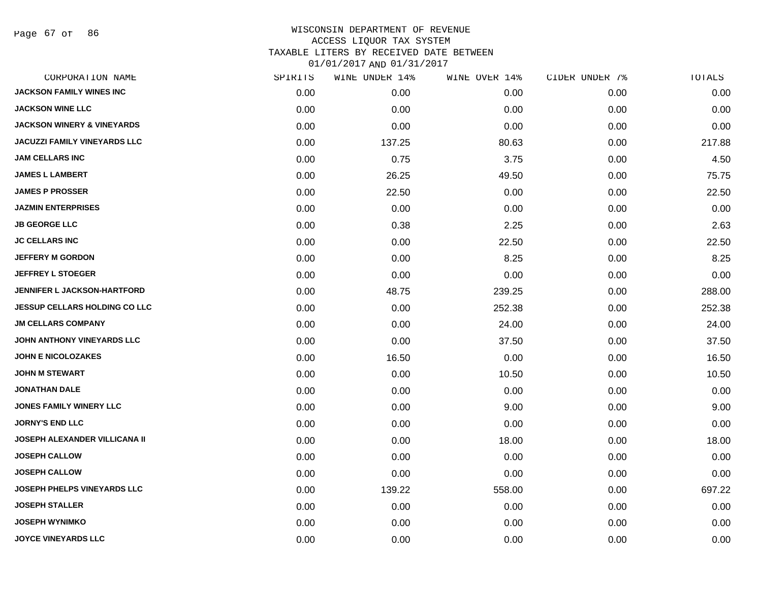WISCONSIN DEPARTMENT OF REVENUE
ACCESS LIQUOR TAX SYSTEM
TAXABLE LITERS BY RECEIVED DATE BETWEEN
01/01/2017 AND 01/31/2017

| CORPORATION NAME | SPIRITS | WINE UNDER 14% | WINE OVER 14% | CIDER UNDER 7% | TOTALS |
|---|---|---|---|---|---|
| JACKSON FAMILY WINES INC | 0.00 | 0.00 | 0.00 | 0.00 | 0.00 |
| JACKSON WINE LLC | 0.00 | 0.00 | 0.00 | 0.00 | 0.00 |
| JACKSON WINERY & VINEYARDS | 0.00 | 0.00 | 0.00 | 0.00 | 0.00 |
| JACUZZI FAMILY VINEYARDS LLC | 0.00 | 137.25 | 80.63 | 0.00 | 217.88 |
| JAM CELLARS INC | 0.00 | 0.75 | 3.75 | 0.00 | 4.50 |
| JAMES L LAMBERT | 0.00 | 26.25 | 49.50 | 0.00 | 75.75 |
| JAMES P PROSSER | 0.00 | 22.50 | 0.00 | 0.00 | 22.50 |
| JAZMIN ENTERPRISES | 0.00 | 0.00 | 0.00 | 0.00 | 0.00 |
| JB GEORGE LLC | 0.00 | 0.38 | 2.25 | 0.00 | 2.63 |
| JC CELLARS INC | 0.00 | 0.00 | 22.50 | 0.00 | 22.50 |
| JEFFERY M GORDON | 0.00 | 0.00 | 8.25 | 0.00 | 8.25 |
| JEFFREY L STOEGER | 0.00 | 0.00 | 0.00 | 0.00 | 0.00 |
| JENNIFER L JACKSON-HARTFORD | 0.00 | 48.75 | 239.25 | 0.00 | 288.00 |
| JESSUP CELLARS HOLDING CO LLC | 0.00 | 0.00 | 252.38 | 0.00 | 252.38 |
| JM CELLARS COMPANY | 0.00 | 0.00 | 24.00 | 0.00 | 24.00 |
| JOHN ANTHONY VINEYARDS LLC | 0.00 | 0.00 | 37.50 | 0.00 | 37.50 |
| JOHN E NICOLOZAKES | 0.00 | 16.50 | 0.00 | 0.00 | 16.50 |
| JOHN M STEWART | 0.00 | 0.00 | 10.50 | 0.00 | 10.50 |
| JONATHAN DALE | 0.00 | 0.00 | 0.00 | 0.00 | 0.00 |
| JONES FAMILY WINERY LLC | 0.00 | 0.00 | 9.00 | 0.00 | 9.00 |
| JORNY'S END LLC | 0.00 | 0.00 | 0.00 | 0.00 | 0.00 |
| JOSEPH ALEXANDER VILLICANA II | 0.00 | 0.00 | 18.00 | 0.00 | 18.00 |
| JOSEPH CALLOW | 0.00 | 0.00 | 0.00 | 0.00 | 0.00 |
| JOSEPH CALLOW | 0.00 | 0.00 | 0.00 | 0.00 | 0.00 |
| JOSEPH PHELPS VINEYARDS LLC | 0.00 | 139.22 | 558.00 | 0.00 | 697.22 |
| JOSEPH STALLER | 0.00 | 0.00 | 0.00 | 0.00 | 0.00 |
| JOSEPH WYNIMKO | 0.00 | 0.00 | 0.00 | 0.00 | 0.00 |
| JOYCE VINEYARDS LLC | 0.00 | 0.00 | 0.00 | 0.00 | 0.00 |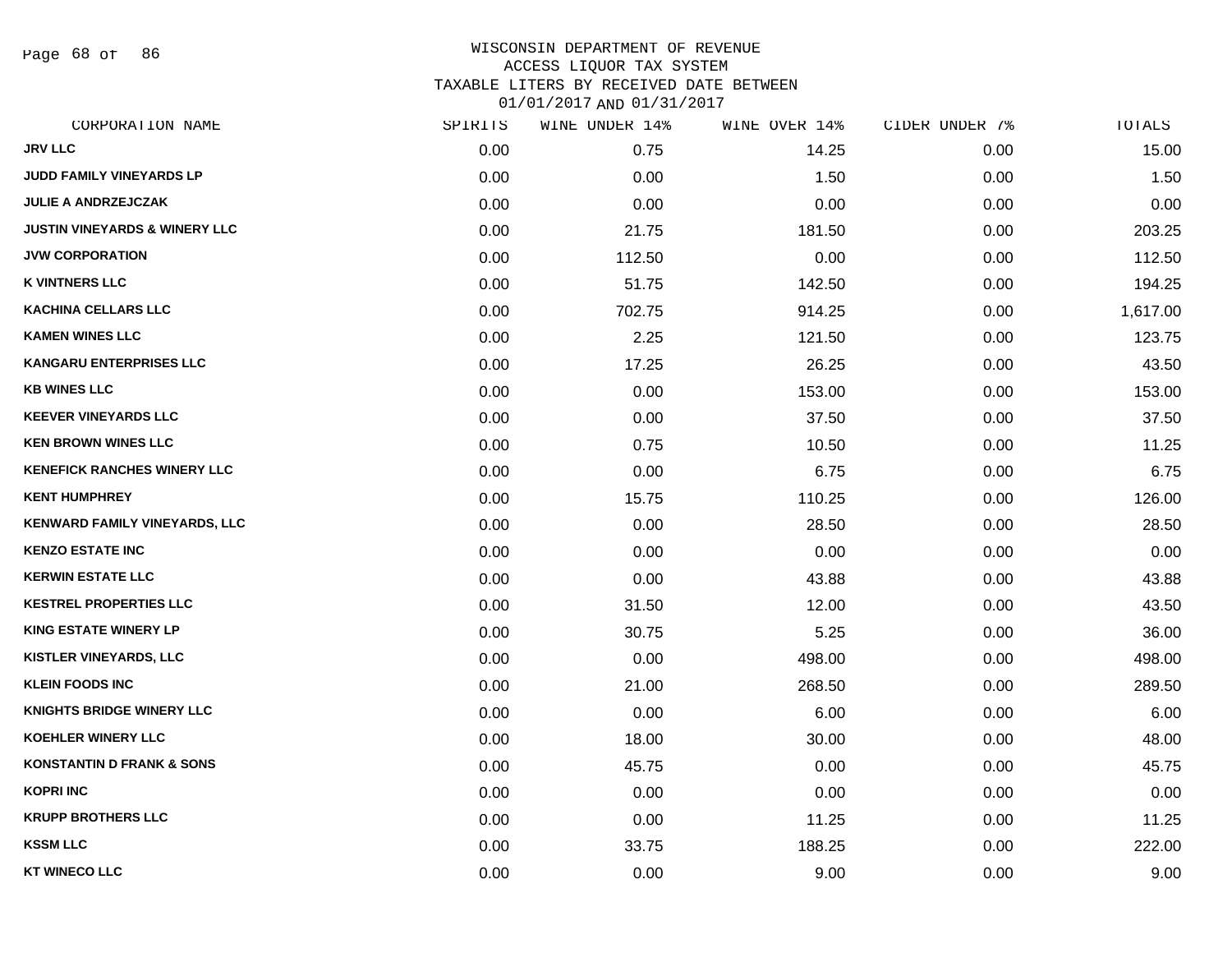WISCONSIN DEPARTMENT OF REVENUE
ACCESS LIQUOR TAX SYSTEM
TAXABLE LITERS BY RECEIVED DATE BETWEEN
01/01/2017 AND 01/31/2017

| CORPORATION NAME | SPIRITS | WINE UNDER 14% | WINE OVER 14% | CIDER UNDER 7% | TOTALS |
|---|---|---|---|---|---|
| JRV LLC | 0.00 | 0.75 | 14.25 | 0.00 | 15.00 |
| JUDD FAMILY VINEYARDS LP | 0.00 | 0.00 | 1.50 | 0.00 | 1.50 |
| JULIE A ANDRZEJCZAK | 0.00 | 0.00 | 0.00 | 0.00 | 0.00 |
| JUSTIN VINEYARDS & WINERY LLC | 0.00 | 21.75 | 181.50 | 0.00 | 203.25 |
| JVW CORPORATION | 0.00 | 112.50 | 0.00 | 0.00 | 112.50 |
| K VINTNERS LLC | 0.00 | 51.75 | 142.50 | 0.00 | 194.25 |
| KACHINA CELLARS LLC | 0.00 | 702.75 | 914.25 | 0.00 | 1,617.00 |
| KAMEN WINES LLC | 0.00 | 2.25 | 121.50 | 0.00 | 123.75 |
| KANGARU ENTERPRISES LLC | 0.00 | 17.25 | 26.25 | 0.00 | 43.50 |
| KB WINES LLC | 0.00 | 0.00 | 153.00 | 0.00 | 153.00 |
| KEEVER VINEYARDS LLC | 0.00 | 0.00 | 37.50 | 0.00 | 37.50 |
| KEN BROWN WINES LLC | 0.00 | 0.75 | 10.50 | 0.00 | 11.25 |
| KENEFICK RANCHES WINERY LLC | 0.00 | 0.00 | 6.75 | 0.00 | 6.75 |
| KENT HUMPHREY | 0.00 | 15.75 | 110.25 | 0.00 | 126.00 |
| KENWARD FAMILY VINEYARDS, LLC | 0.00 | 0.00 | 28.50 | 0.00 | 28.50 |
| KENZO ESTATE INC | 0.00 | 0.00 | 0.00 | 0.00 | 0.00 |
| KERWIN ESTATE LLC | 0.00 | 0.00 | 43.88 | 0.00 | 43.88 |
| KESTREL PROPERTIES LLC | 0.00 | 31.50 | 12.00 | 0.00 | 43.50 |
| KING ESTATE WINERY LP | 0.00 | 30.75 | 5.25 | 0.00 | 36.00 |
| KISTLER VINEYARDS, LLC | 0.00 | 0.00 | 498.00 | 0.00 | 498.00 |
| KLEIN FOODS INC | 0.00 | 21.00 | 268.50 | 0.00 | 289.50 |
| KNIGHTS BRIDGE WINERY LLC | 0.00 | 0.00 | 6.00 | 0.00 | 6.00 |
| KOEHLER WINERY LLC | 0.00 | 18.00 | 30.00 | 0.00 | 48.00 |
| KONSTANTIN D FRANK & SONS | 0.00 | 45.75 | 0.00 | 0.00 | 45.75 |
| KOPRI INC | 0.00 | 0.00 | 0.00 | 0.00 | 0.00 |
| KRUPP BROTHERS LLC | 0.00 | 0.00 | 11.25 | 0.00 | 11.25 |
| KSSM LLC | 0.00 | 33.75 | 188.25 | 0.00 | 222.00 |
| KT WINECO LLC | 0.00 | 0.00 | 9.00 | 0.00 | 9.00 |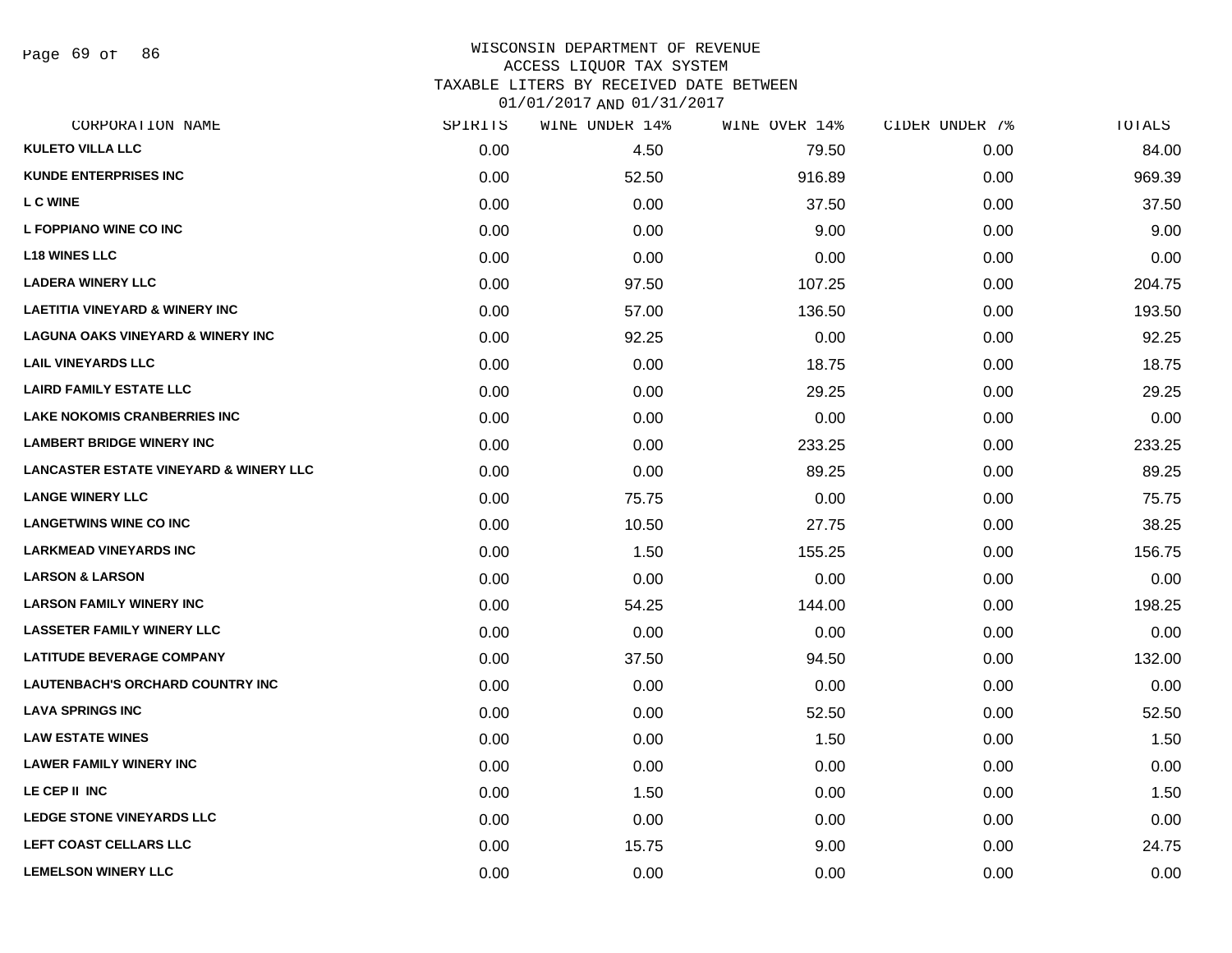# WISCONSIN DEPARTMENT OF REVENUE
## ACCESS LIQUOR TAX SYSTEM
## TAXABLE LITERS BY RECEIVED DATE BETWEEN 01/01/2017 AND 01/31/2017

| CORPORATION NAME | SPIRITS | WINE UNDER 14% | WINE OVER 14% | CIDER UNDER 7% | TOTALS |
|---|---|---|---|---|---|
| KULETO VILLA LLC | 0.00 | 4.50 | 79.50 | 0.00 | 84.00 |
| KUNDE ENTERPRISES INC | 0.00 | 52.50 | 916.89 | 0.00 | 969.39 |
| L C WINE | 0.00 | 0.00 | 37.50 | 0.00 | 37.50 |
| L FOPPIANO WINE CO INC | 0.00 | 0.00 | 9.00 | 0.00 | 9.00 |
| L18 WINES LLC | 0.00 | 0.00 | 0.00 | 0.00 | 0.00 |
| LADERA WINERY LLC | 0.00 | 97.50 | 107.25 | 0.00 | 204.75 |
| LAETITIA VINEYARD & WINERY INC | 0.00 | 57.00 | 136.50 | 0.00 | 193.50 |
| LAGUNA OAKS VINEYARD & WINERY INC | 0.00 | 92.25 | 0.00 | 0.00 | 92.25 |
| LAIL VINEYARDS LLC | 0.00 | 0.00 | 18.75 | 0.00 | 18.75 |
| LAIRD FAMILY ESTATE LLC | 0.00 | 0.00 | 29.25 | 0.00 | 29.25 |
| LAKE NOKOMIS CRANBERRIES INC | 0.00 | 0.00 | 0.00 | 0.00 | 0.00 |
| LAMBERT BRIDGE WINERY INC | 0.00 | 0.00 | 233.25 | 0.00 | 233.25 |
| LANCASTER ESTATE VINEYARD & WINERY LLC | 0.00 | 0.00 | 89.25 | 0.00 | 89.25 |
| LANGE WINERY LLC | 0.00 | 75.75 | 0.00 | 0.00 | 75.75 |
| LANGETWINS WINE CO INC | 0.00 | 10.50 | 27.75 | 0.00 | 38.25 |
| LARKMEAD VINEYARDS INC | 0.00 | 1.50 | 155.25 | 0.00 | 156.75 |
| LARSON & LARSON | 0.00 | 0.00 | 0.00 | 0.00 | 0.00 |
| LARSON FAMILY WINERY INC | 0.00 | 54.25 | 144.00 | 0.00 | 198.25 |
| LASSETER FAMILY WINERY LLC | 0.00 | 0.00 | 0.00 | 0.00 | 0.00 |
| LATITUDE BEVERAGE COMPANY | 0.00 | 37.50 | 94.50 | 0.00 | 132.00 |
| LAUTENBACH'S ORCHARD COUNTRY INC | 0.00 | 0.00 | 0.00 | 0.00 | 0.00 |
| LAVA SPRINGS INC | 0.00 | 0.00 | 52.50 | 0.00 | 52.50 |
| LAW ESTATE WINES | 0.00 | 0.00 | 1.50 | 0.00 | 1.50 |
| LAWER FAMILY WINERY INC | 0.00 | 0.00 | 0.00 | 0.00 | 0.00 |
| LE CEP II INC | 0.00 | 1.50 | 0.00 | 0.00 | 1.50 |
| LEDGE STONE VINEYARDS LLC | 0.00 | 0.00 | 0.00 | 0.00 | 0.00 |
| LEFT COAST CELLARS LLC | 0.00 | 15.75 | 9.00 | 0.00 | 24.75 |
| LEMELSON WINERY LLC | 0.00 | 0.00 | 0.00 | 0.00 | 0.00 |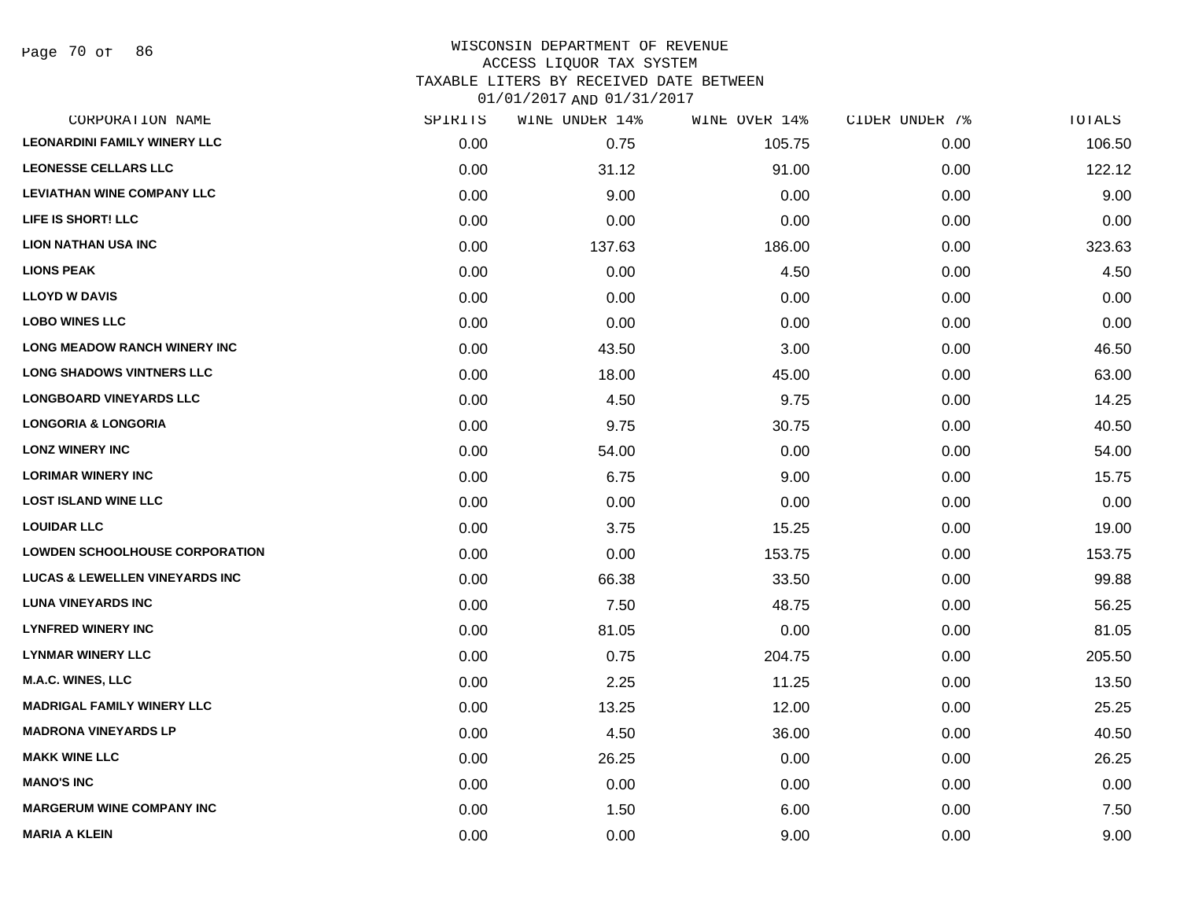# WISCONSIN DEPARTMENT OF REVENUE
## ACCESS LIQUOR TAX SYSTEM
## TAXABLE LITERS BY RECEIVED DATE BETWEEN 01/01/2017 AND 01/31/2017

| CORPORATION NAME | SPIRITS | WINE UNDER 14% | WINE OVER 14% | CIDER UNDER 7% | TOTALS |
|---|---|---|---|---|---|
| LEONARDINI FAMILY WINERY LLC | 0.00 | 0.75 | 105.75 | 0.00 | 106.50 |
| LEONESSE CELLARS LLC | 0.00 | 31.12 | 91.00 | 0.00 | 122.12 |
| LEVIATHAN WINE COMPANY LLC | 0.00 | 9.00 | 0.00 | 0.00 | 9.00 |
| LIFE IS SHORT! LLC | 0.00 | 0.00 | 0.00 | 0.00 | 0.00 |
| LION NATHAN USA INC | 0.00 | 137.63 | 186.00 | 0.00 | 323.63 |
| LIONS PEAK | 0.00 | 0.00 | 4.50 | 0.00 | 4.50 |
| LLOYD W DAVIS | 0.00 | 0.00 | 0.00 | 0.00 | 0.00 |
| LOBO WINES LLC | 0.00 | 0.00 | 0.00 | 0.00 | 0.00 |
| LONG MEADOW RANCH WINERY INC | 0.00 | 43.50 | 3.00 | 0.00 | 46.50 |
| LONG SHADOWS VINTNERS LLC | 0.00 | 18.00 | 45.00 | 0.00 | 63.00 |
| LONGBOARD VINEYARDS LLC | 0.00 | 4.50 | 9.75 | 0.00 | 14.25 |
| LONGORIA & LONGORIA | 0.00 | 9.75 | 30.75 | 0.00 | 40.50 |
| LONZ WINERY INC | 0.00 | 54.00 | 0.00 | 0.00 | 54.00 |
| LORIMAR WINERY INC | 0.00 | 6.75 | 9.00 | 0.00 | 15.75 |
| LOST ISLAND WINE LLC | 0.00 | 0.00 | 0.00 | 0.00 | 0.00 |
| LOUIDAR LLC | 0.00 | 3.75 | 15.25 | 0.00 | 19.00 |
| LOWDEN SCHOOLHOUSE CORPORATION | 0.00 | 0.00 | 153.75 | 0.00 | 153.75 |
| LUCAS & LEWELLEN VINEYARDS INC | 0.00 | 66.38 | 33.50 | 0.00 | 99.88 |
| LUNA VINEYARDS INC | 0.00 | 7.50 | 48.75 | 0.00 | 56.25 |
| LYNFRED WINERY INC | 0.00 | 81.05 | 0.00 | 0.00 | 81.05 |
| LYNMAR WINERY LLC | 0.00 | 0.75 | 204.75 | 0.00 | 205.50 |
| M.A.C. WINES, LLC | 0.00 | 2.25 | 11.25 | 0.00 | 13.50 |
| MADRIGAL FAMILY WINERY LLC | 0.00 | 13.25 | 12.00 | 0.00 | 25.25 |
| MADRONA VINEYARDS LP | 0.00 | 4.50 | 36.00 | 0.00 | 40.50 |
| MAKK WINE LLC | 0.00 | 26.25 | 0.00 | 0.00 | 26.25 |
| MANO'S INC | 0.00 | 0.00 | 0.00 | 0.00 | 0.00 |
| MARGERUM WINE COMPANY INC | 0.00 | 1.50 | 6.00 | 0.00 | 7.50 |
| MARIA A KLEIN | 0.00 | 0.00 | 9.00 | 0.00 | 9.00 |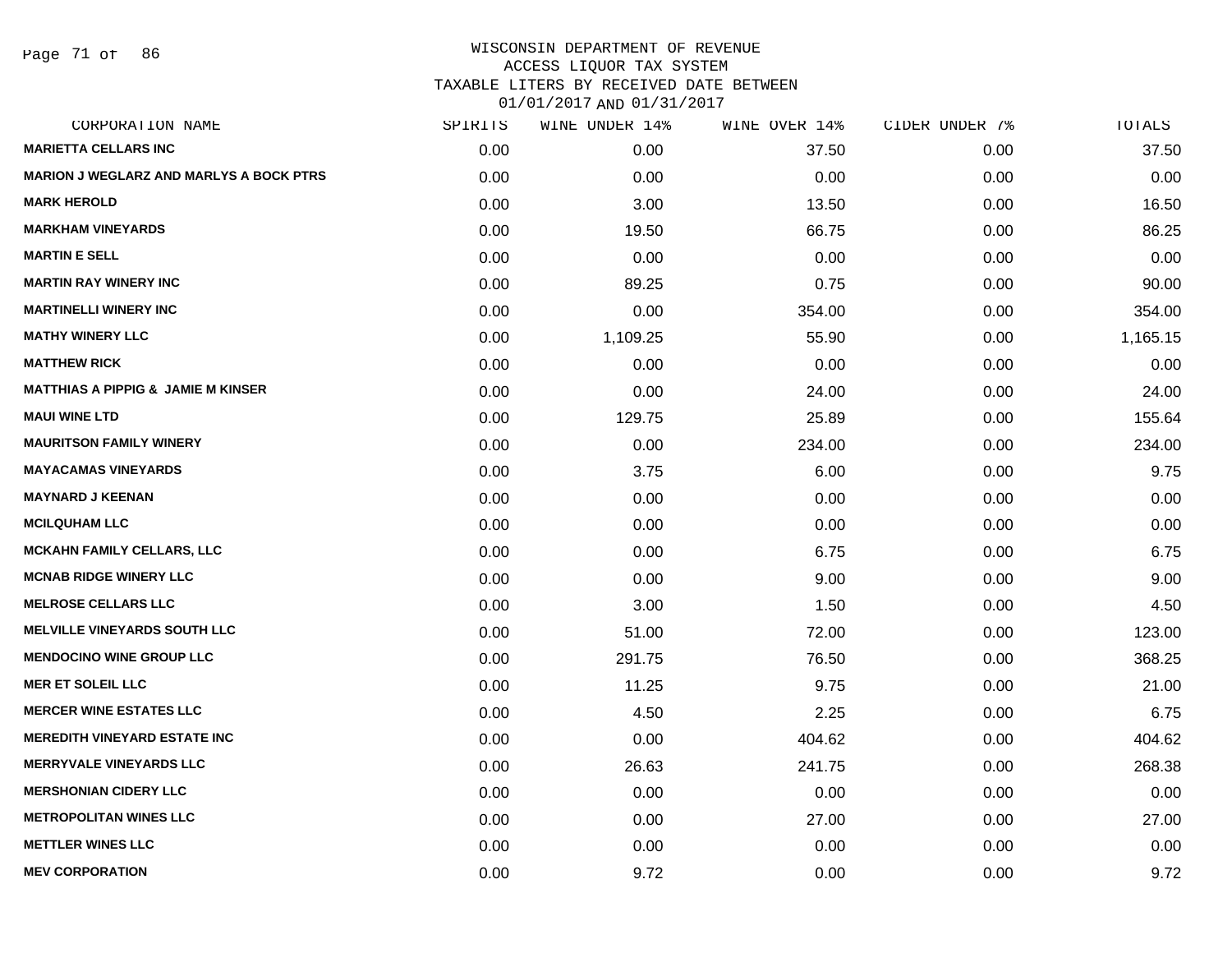# WISCONSIN DEPARTMENT OF REVENUE
## ACCESS LIQUOR TAX SYSTEM
### TAXABLE LITERS BY RECEIVED DATE BETWEEN 01/01/2017 AND 01/31/2017

| CORPORATION NAME | SPIRITS | WINE UNDER 14% | WINE OVER 14% | CIDER UNDER 7% | TOTALS |
|---|---|---|---|---|---|
| MARIETTA CELLARS INC | 0.00 | 0.00 | 37.50 | 0.00 | 37.50 |
| MARION J WEGLARZ AND MARLYS A BOCK PTRS | 0.00 | 0.00 | 0.00 | 0.00 | 0.00 |
| MARK HEROLD | 0.00 | 3.00 | 13.50 | 0.00 | 16.50 |
| MARKHAM VINEYARDS | 0.00 | 19.50 | 66.75 | 0.00 | 86.25 |
| MARTIN E SELL | 0.00 | 0.00 | 0.00 | 0.00 | 0.00 |
| MARTIN RAY WINERY INC | 0.00 | 89.25 | 0.75 | 0.00 | 90.00 |
| MARTINELLI WINERY INC | 0.00 | 0.00 | 354.00 | 0.00 | 354.00 |
| MATHY WINERY LLC | 0.00 | 1,109.25 | 55.90 | 0.00 | 1,165.15 |
| MATTHEW RICK | 0.00 | 0.00 | 0.00 | 0.00 | 0.00 |
| MATTHIAS A PIPPIG & JAMIE M KINSER | 0.00 | 0.00 | 24.00 | 0.00 | 24.00 |
| MAUI WINE LTD | 0.00 | 129.75 | 25.89 | 0.00 | 155.64 |
| MAURITSON FAMILY WINERY | 0.00 | 0.00 | 234.00 | 0.00 | 234.00 |
| MAYACAMAS VINEYARDS | 0.00 | 3.75 | 6.00 | 0.00 | 9.75 |
| MAYNARD J KEENAN | 0.00 | 0.00 | 0.00 | 0.00 | 0.00 |
| MCILQUHAM LLC | 0.00 | 0.00 | 0.00 | 0.00 | 0.00 |
| MCKAHN FAMILY CELLARS, LLC | 0.00 | 0.00 | 6.75 | 0.00 | 6.75 |
| MCNAB RIDGE WINERY LLC | 0.00 | 0.00 | 9.00 | 0.00 | 9.00 |
| MELROSE CELLARS LLC | 0.00 | 3.00 | 1.50 | 0.00 | 4.50 |
| MELVILLE VINEYARDS SOUTH LLC | 0.00 | 51.00 | 72.00 | 0.00 | 123.00 |
| MENDOCINO WINE GROUP LLC | 0.00 | 291.75 | 76.50 | 0.00 | 368.25 |
| MER ET SOLEIL LLC | 0.00 | 11.25 | 9.75 | 0.00 | 21.00 |
| MERCER WINE ESTATES LLC | 0.00 | 4.50 | 2.25 | 0.00 | 6.75 |
| MEREDITH VINEYARD ESTATE INC | 0.00 | 0.00 | 404.62 | 0.00 | 404.62 |
| MERRYVALE VINEYARDS LLC | 0.00 | 26.63 | 241.75 | 0.00 | 268.38 |
| MERSHONIAN CIDERY LLC | 0.00 | 0.00 | 0.00 | 0.00 | 0.00 |
| METROPOLITAN WINES LLC | 0.00 | 0.00 | 27.00 | 0.00 | 27.00 |
| METTLER WINES LLC | 0.00 | 0.00 | 0.00 | 0.00 | 0.00 |
| MEV CORPORATION | 0.00 | 9.72 | 0.00 | 0.00 | 9.72 |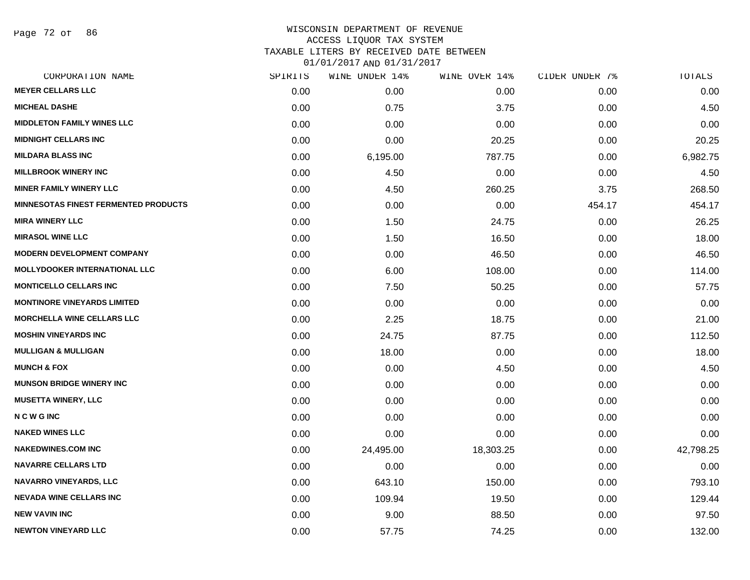WISCONSIN DEPARTMENT OF REVENUE
ACCESS LIQUOR TAX SYSTEM
TAXABLE LITERS BY RECEIVED DATE BETWEEN
01/01/2017 AND 01/31/2017

| CORPORATION NAME | SPIRITS | WINE UNDER 14% | WINE OVER 14% | CIDER UNDER 7% | TOTALS |
|---|---|---|---|---|---|
| MEYER CELLARS LLC | 0.00 | 0.00 | 0.00 | 0.00 | 0.00 |
| MICHEAL DASHE | 0.00 | 0.75 | 3.75 | 0.00 | 4.50 |
| MIDDLETON FAMILY WINES LLC | 0.00 | 0.00 | 0.00 | 0.00 | 0.00 |
| MIDNIGHT CELLARS INC | 0.00 | 0.00 | 20.25 | 0.00 | 20.25 |
| MILDARA BLASS INC | 0.00 | 6,195.00 | 787.75 | 0.00 | 6,982.75 |
| MILLBROOK WINERY INC | 0.00 | 4.50 | 0.00 | 0.00 | 4.50 |
| MINER FAMILY WINERY LLC | 0.00 | 4.50 | 260.25 | 3.75 | 268.50 |
| MINNESOTAS FINEST FERMENTED PRODUCTS | 0.00 | 0.00 | 0.00 | 454.17 | 454.17 |
| MIRA WINERY LLC | 0.00 | 1.50 | 24.75 | 0.00 | 26.25 |
| MIRASOL WINE LLC | 0.00 | 1.50 | 16.50 | 0.00 | 18.00 |
| MODERN DEVELOPMENT COMPANY | 0.00 | 0.00 | 46.50 | 0.00 | 46.50 |
| MOLLYDOOKER INTERNATIONAL LLC | 0.00 | 6.00 | 108.00 | 0.00 | 114.00 |
| MONTICELLO CELLARS INC | 0.00 | 7.50 | 50.25 | 0.00 | 57.75 |
| MONTINORE VINEYARDS LIMITED | 0.00 | 0.00 | 0.00 | 0.00 | 0.00 |
| MORCHELLA WINE CELLARS LLC | 0.00 | 2.25 | 18.75 | 0.00 | 21.00 |
| MOSHIN VINEYARDS INC | 0.00 | 24.75 | 87.75 | 0.00 | 112.50 |
| MULLIGAN & MULLIGAN | 0.00 | 18.00 | 0.00 | 0.00 | 18.00 |
| MUNCH & FOX | 0.00 | 0.00 | 4.50 | 0.00 | 4.50 |
| MUNSON BRIDGE WINERY INC | 0.00 | 0.00 | 0.00 | 0.00 | 0.00 |
| MUSETTA WINERY, LLC | 0.00 | 0.00 | 0.00 | 0.00 | 0.00 |
| N C W G INC | 0.00 | 0.00 | 0.00 | 0.00 | 0.00 |
| NAKED WINES LLC | 0.00 | 0.00 | 0.00 | 0.00 | 0.00 |
| NAKEDWINES.COM INC | 0.00 | 24,495.00 | 18,303.25 | 0.00 | 42,798.25 |
| NAVARRE CELLARS LTD | 0.00 | 0.00 | 0.00 | 0.00 | 0.00 |
| NAVARRO VINEYARDS, LLC | 0.00 | 643.10 | 150.00 | 0.00 | 793.10 |
| NEVADA WINE CELLARS INC | 0.00 | 109.94 | 19.50 | 0.00 | 129.44 |
| NEW VAVIN INC | 0.00 | 9.00 | 88.50 | 0.00 | 97.50 |
| NEWTON VINEYARD LLC | 0.00 | 57.75 | 74.25 | 0.00 | 132.00 |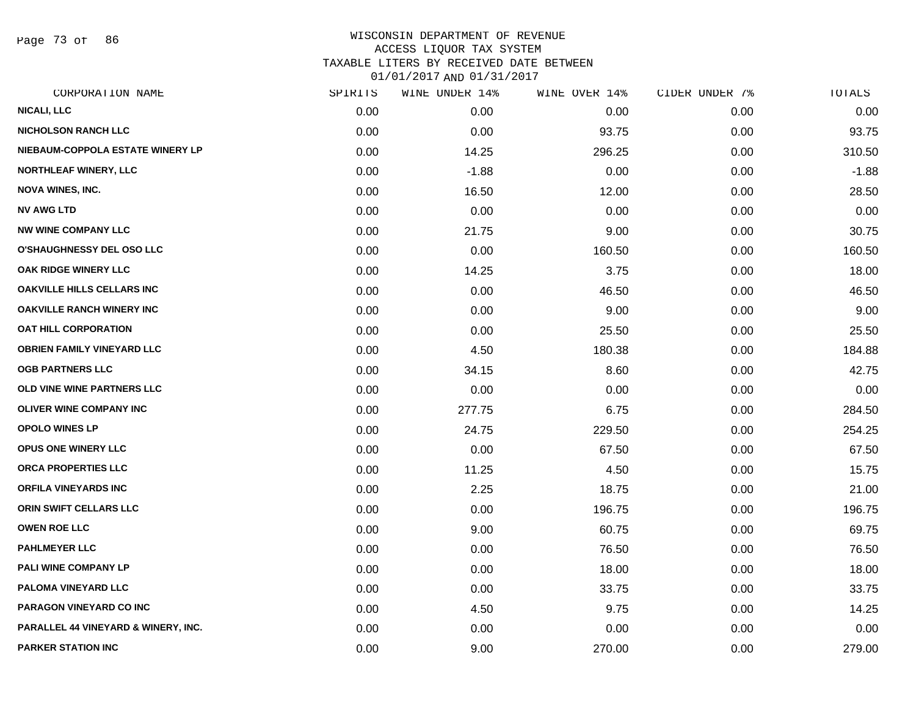# WISCONSIN DEPARTMENT OF REVENUE
## ACCESS LIQUOR TAX SYSTEM
### TAXABLE LITERS BY RECEIVED DATE BETWEEN 01/01/2017 AND 01/31/2017

| CORPORATION NAME | SPIRITS | WINE UNDER 14% | WINE OVER 14% | CIDER UNDER 7% | TOTALS |
|---|---|---|---|---|---|
| NICALI, LLC | 0.00 | 0.00 | 0.00 | 0.00 | 0.00 |
| NICHOLSON RANCH LLC | 0.00 | 0.00 | 93.75 | 0.00 | 93.75 |
| NIEBAUM-COPPOLA ESTATE WINERY LP | 0.00 | 14.25 | 296.25 | 0.00 | 310.50 |
| NORTHLEAF WINERY, LLC | 0.00 | -1.88 | 0.00 | 0.00 | -1.88 |
| NOVA WINES, INC. | 0.00 | 16.50 | 12.00 | 0.00 | 28.50 |
| NV AWG LTD | 0.00 | 0.00 | 0.00 | 0.00 | 0.00 |
| NW WINE COMPANY LLC | 0.00 | 21.75 | 9.00 | 0.00 | 30.75 |
| O'SHAUGHNESSY DEL OSO LLC | 0.00 | 0.00 | 160.50 | 0.00 | 160.50 |
| OAK RIDGE WINERY LLC | 0.00 | 14.25 | 3.75 | 0.00 | 18.00 |
| OAKVILLE HILLS CELLARS INC | 0.00 | 0.00 | 46.50 | 0.00 | 46.50 |
| OAKVILLE RANCH WINERY INC | 0.00 | 0.00 | 9.00 | 0.00 | 9.00 |
| OAT HILL CORPORATION | 0.00 | 0.00 | 25.50 | 0.00 | 25.50 |
| OBRIEN FAMILY VINEYARD LLC | 0.00 | 4.50 | 180.38 | 0.00 | 184.88 |
| OGB PARTNERS LLC | 0.00 | 34.15 | 8.60 | 0.00 | 42.75 |
| OLD VINE WINE PARTNERS LLC | 0.00 | 0.00 | 0.00 | 0.00 | 0.00 |
| OLIVER WINE COMPANY INC | 0.00 | 277.75 | 6.75 | 0.00 | 284.50 |
| OPOLO WINES LP | 0.00 | 24.75 | 229.50 | 0.00 | 254.25 |
| OPUS ONE WINERY LLC | 0.00 | 0.00 | 67.50 | 0.00 | 67.50 |
| ORCA PROPERTIES LLC | 0.00 | 11.25 | 4.50 | 0.00 | 15.75 |
| ORFILA VINEYARDS INC | 0.00 | 2.25 | 18.75 | 0.00 | 21.00 |
| ORIN SWIFT CELLARS LLC | 0.00 | 0.00 | 196.75 | 0.00 | 196.75 |
| OWEN ROE LLC | 0.00 | 9.00 | 60.75 | 0.00 | 69.75 |
| PAHLMEYER LLC | 0.00 | 0.00 | 76.50 | 0.00 | 76.50 |
| PALI WINE COMPANY LP | 0.00 | 0.00 | 18.00 | 0.00 | 18.00 |
| PALOMA VINEYARD LLC | 0.00 | 0.00 | 33.75 | 0.00 | 33.75 |
| PARAGON VINEYARD CO INC | 0.00 | 4.50 | 9.75 | 0.00 | 14.25 |
| PARALLEL 44 VINEYARD & WINERY, INC. | 0.00 | 0.00 | 0.00 | 0.00 | 0.00 |
| PARKER STATION INC | 0.00 | 9.00 | 270.00 | 0.00 | 279.00 |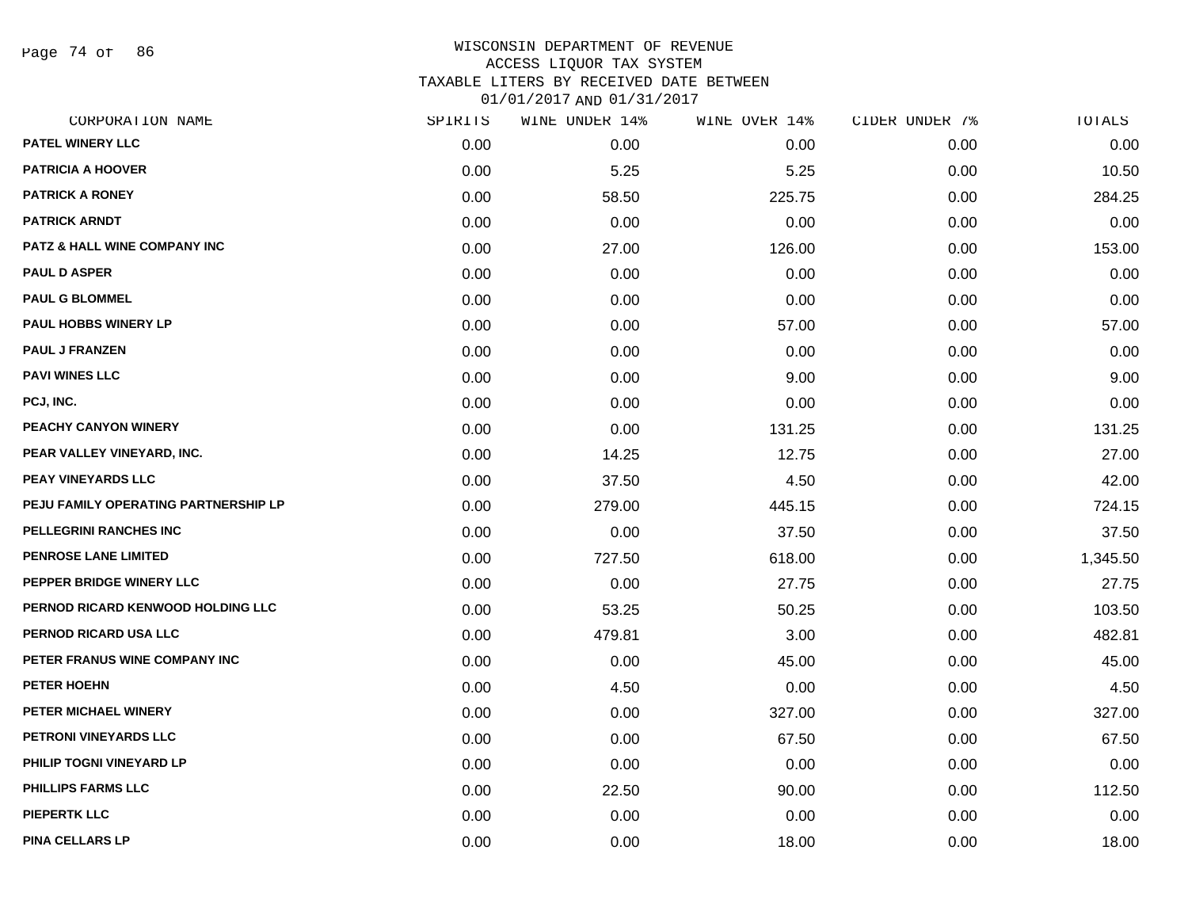# WISCONSIN DEPARTMENT OF REVENUE
## ACCESS LIQUOR TAX SYSTEM
## TAXABLE LITERS BY RECEIVED DATE BETWEEN 01/01/2017 AND 01/31/2017

| CORPORATION NAME | SPIRITS | WINE UNDER 14% | WINE OVER 14% | CIDER UNDER 7% | TOTALS |
|---|---|---|---|---|---|
| PATEL WINERY LLC | 0.00 | 0.00 | 0.00 | 0.00 | 0.00 |
| PATRICIA A HOOVER | 0.00 | 5.25 | 5.25 | 0.00 | 10.50 |
| PATRICK A RONEY | 0.00 | 58.50 | 225.75 | 0.00 | 284.25 |
| PATRICK ARNDT | 0.00 | 0.00 | 0.00 | 0.00 | 0.00 |
| PATZ & HALL WINE COMPANY INC | 0.00 | 27.00 | 126.00 | 0.00 | 153.00 |
| PAUL D ASPER | 0.00 | 0.00 | 0.00 | 0.00 | 0.00 |
| PAUL G BLOMMEL | 0.00 | 0.00 | 0.00 | 0.00 | 0.00 |
| PAUL HOBBS WINERY LP | 0.00 | 0.00 | 57.00 | 0.00 | 57.00 |
| PAUL J FRANZEN | 0.00 | 0.00 | 0.00 | 0.00 | 0.00 |
| PAVI WINES LLC | 0.00 | 0.00 | 9.00 | 0.00 | 9.00 |
| PCJ, INC. | 0.00 | 0.00 | 0.00 | 0.00 | 0.00 |
| PEACHY CANYON WINERY | 0.00 | 0.00 | 131.25 | 0.00 | 131.25 |
| PEAR VALLEY VINEYARD, INC. | 0.00 | 14.25 | 12.75 | 0.00 | 27.00 |
| PEAY VINEYARDS LLC | 0.00 | 37.50 | 4.50 | 0.00 | 42.00 |
| PEJU FAMILY OPERATING PARTNERSHIP LP | 0.00 | 279.00 | 445.15 | 0.00 | 724.15 |
| PELLEGRINI RANCHES INC | 0.00 | 0.00 | 37.50 | 0.00 | 37.50 |
| PENROSE LANE LIMITED | 0.00 | 727.50 | 618.00 | 0.00 | 1,345.50 |
| PEPPER BRIDGE WINERY LLC | 0.00 | 0.00 | 27.75 | 0.00 | 27.75 |
| PERNOD RICARD KENWOOD HOLDING LLC | 0.00 | 53.25 | 50.25 | 0.00 | 103.50 |
| PERNOD RICARD USA LLC | 0.00 | 479.81 | 3.00 | 0.00 | 482.81 |
| PETER FRANUS WINE COMPANY INC | 0.00 | 0.00 | 45.00 | 0.00 | 45.00 |
| PETER HOEHN | 0.00 | 4.50 | 0.00 | 0.00 | 4.50 |
| PETER MICHAEL WINERY | 0.00 | 0.00 | 327.00 | 0.00 | 327.00 |
| PETRONI VINEYARDS LLC | 0.00 | 0.00 | 67.50 | 0.00 | 67.50 |
| PHILIP TOGNI VINEYARD LP | 0.00 | 0.00 | 0.00 | 0.00 | 0.00 |
| PHILLIPS FARMS LLC | 0.00 | 22.50 | 90.00 | 0.00 | 112.50 |
| PIEPERTK LLC | 0.00 | 0.00 | 0.00 | 0.00 | 0.00 |
| PINA CELLARS LP | 0.00 | 0.00 | 18.00 | 0.00 | 18.00 |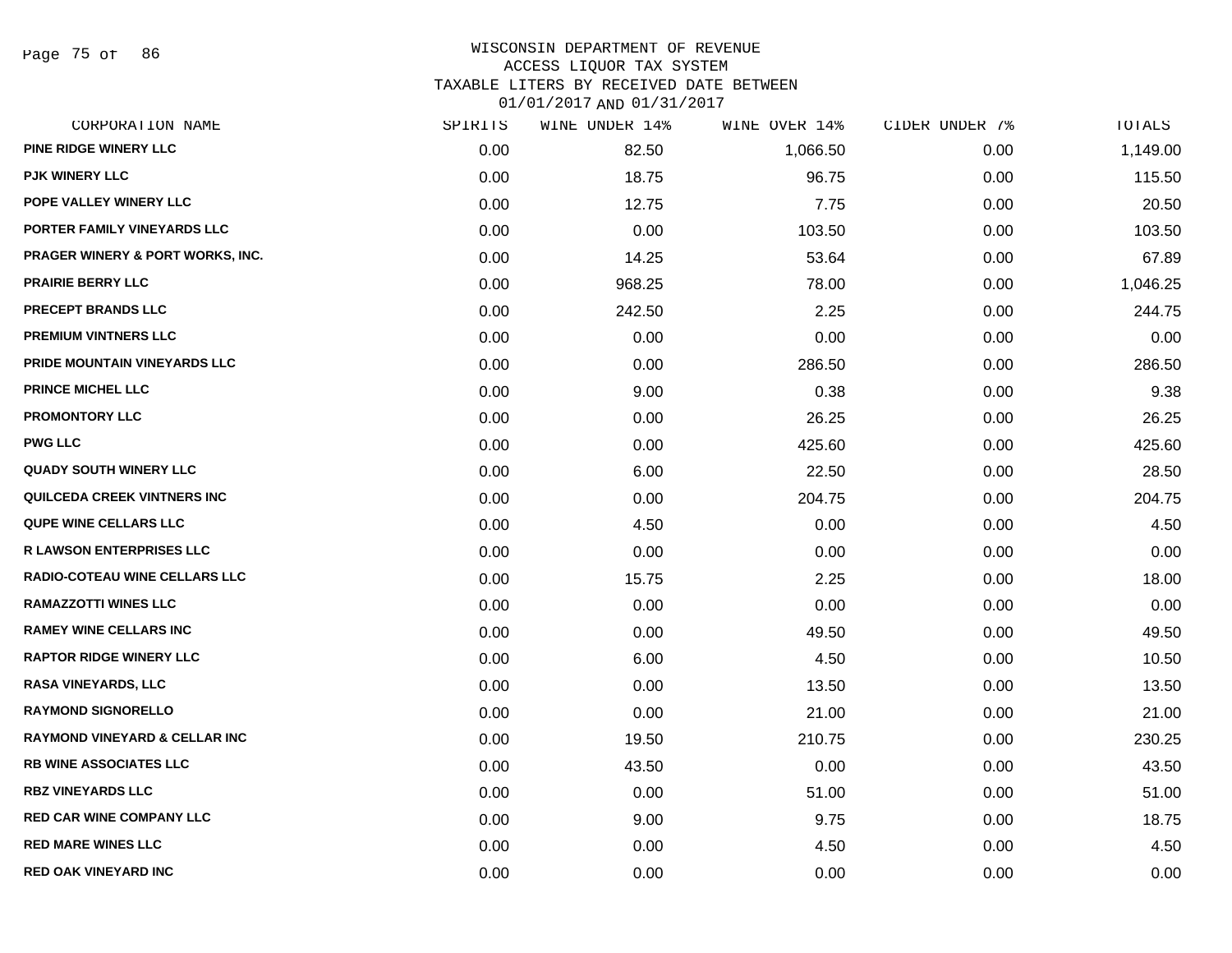WISCONSIN DEPARTMENT OF REVENUE
ACCESS LIQUOR TAX SYSTEM
TAXABLE LITERS BY RECEIVED DATE BETWEEN
01/01/2017 AND 01/31/2017

| CORPORATION NAME | SPIRITS | WINE UNDER 14% | WINE OVER 14% | CIDER UNDER 7% | TOTALS |
|---|---|---|---|---|---|
| PINE RIDGE WINERY LLC | 0.00 | 82.50 | 1,066.50 | 0.00 | 1,149.00 |
| PJK WINERY LLC | 0.00 | 18.75 | 96.75 | 0.00 | 115.50 |
| POPE VALLEY WINERY LLC | 0.00 | 12.75 | 7.75 | 0.00 | 20.50 |
| PORTER FAMILY VINEYARDS LLC | 0.00 | 0.00 | 103.50 | 0.00 | 103.50 |
| PRAGER WINERY & PORT WORKS, INC. | 0.00 | 14.25 | 53.64 | 0.00 | 67.89 |
| PRAIRIE BERRY LLC | 0.00 | 968.25 | 78.00 | 0.00 | 1,046.25 |
| PRECEPT BRANDS LLC | 0.00 | 242.50 | 2.25 | 0.00 | 244.75 |
| PREMIUM VINTNERS LLC | 0.00 | 0.00 | 0.00 | 0.00 | 0.00 |
| PRIDE MOUNTAIN VINEYARDS LLC | 0.00 | 0.00 | 286.50 | 0.00 | 286.50 |
| PRINCE MICHEL LLC | 0.00 | 9.00 | 0.38 | 0.00 | 9.38 |
| PROMONTORY LLC | 0.00 | 0.00 | 26.25 | 0.00 | 26.25 |
| PWG LLC | 0.00 | 0.00 | 425.60 | 0.00 | 425.60 |
| QUADY SOUTH WINERY LLC | 0.00 | 6.00 | 22.50 | 0.00 | 28.50 |
| QUILCEDA CREEK VINTNERS INC | 0.00 | 0.00 | 204.75 | 0.00 | 204.75 |
| QUPE WINE CELLARS LLC | 0.00 | 4.50 | 0.00 | 0.00 | 4.50 |
| R LAWSON ENTERPRISES LLC | 0.00 | 0.00 | 0.00 | 0.00 | 0.00 |
| RADIO-COTEAU WINE CELLARS LLC | 0.00 | 15.75 | 2.25 | 0.00 | 18.00 |
| RAMAZZOTTI WINES LLC | 0.00 | 0.00 | 0.00 | 0.00 | 0.00 |
| RAMEY WINE CELLARS INC | 0.00 | 0.00 | 49.50 | 0.00 | 49.50 |
| RAPTOR RIDGE WINERY LLC | 0.00 | 6.00 | 4.50 | 0.00 | 10.50 |
| RASA VINEYARDS, LLC | 0.00 | 0.00 | 13.50 | 0.00 | 13.50 |
| RAYMOND SIGNORELLO | 0.00 | 0.00 | 21.00 | 0.00 | 21.00 |
| RAYMOND VINEYARD & CELLAR INC | 0.00 | 19.50 | 210.75 | 0.00 | 230.25 |
| RB WINE ASSOCIATES LLC | 0.00 | 43.50 | 0.00 | 0.00 | 43.50 |
| RBZ VINEYARDS LLC | 0.00 | 0.00 | 51.00 | 0.00 | 51.00 |
| RED CAR WINE COMPANY LLC | 0.00 | 9.00 | 9.75 | 0.00 | 18.75 |
| RED MARE WINES LLC | 0.00 | 0.00 | 4.50 | 0.00 | 4.50 |
| RED OAK VINEYARD INC | 0.00 | 0.00 | 0.00 | 0.00 | 0.00 |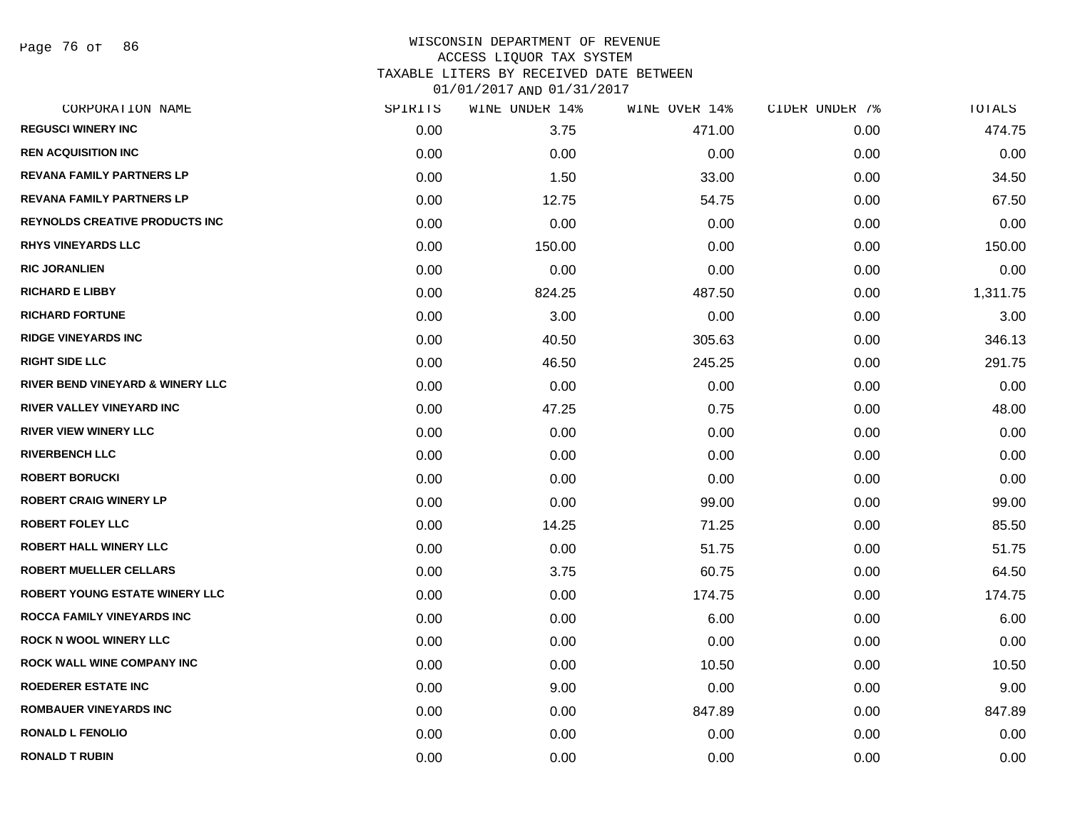# WISCONSIN DEPARTMENT OF REVENUE
## ACCESS LIQUOR TAX SYSTEM
## TAXABLE LITERS BY RECEIVED DATE BETWEEN 01/01/2017 AND 01/31/2017

| CORPORATION NAME | SPIRITS | WINE UNDER 14% | WINE OVER 14% | CIDER UNDER 7% | TOTALS |
|---|---|---|---|---|---|
| REGUSCI WINERY INC | 0.00 | 3.75 | 471.00 | 0.00 | 474.75 |
| REN ACQUISITION INC | 0.00 | 0.00 | 0.00 | 0.00 | 0.00 |
| REVANA FAMILY PARTNERS LP | 0.00 | 1.50 | 33.00 | 0.00 | 34.50 |
| REVANA FAMILY PARTNERS LP | 0.00 | 12.75 | 54.75 | 0.00 | 67.50 |
| REYNOLDS CREATIVE PRODUCTS INC | 0.00 | 0.00 | 0.00 | 0.00 | 0.00 |
| RHYS VINEYARDS LLC | 0.00 | 150.00 | 0.00 | 0.00 | 150.00 |
| RIC JORANLIEN | 0.00 | 0.00 | 0.00 | 0.00 | 0.00 |
| RICHARD E LIBBY | 0.00 | 824.25 | 487.50 | 0.00 | 1,311.75 |
| RICHARD FORTUNE | 0.00 | 3.00 | 0.00 | 0.00 | 3.00 |
| RIDGE VINEYARDS INC | 0.00 | 40.50 | 305.63 | 0.00 | 346.13 |
| RIGHT SIDE LLC | 0.00 | 46.50 | 245.25 | 0.00 | 291.75 |
| RIVER BEND VINEYARD & WINERY LLC | 0.00 | 0.00 | 0.00 | 0.00 | 0.00 |
| RIVER VALLEY VINEYARD INC | 0.00 | 47.25 | 0.75 | 0.00 | 48.00 |
| RIVER VIEW WINERY LLC | 0.00 | 0.00 | 0.00 | 0.00 | 0.00 |
| RIVERBENCH LLC | 0.00 | 0.00 | 0.00 | 0.00 | 0.00 |
| ROBERT BORUCKI | 0.00 | 0.00 | 0.00 | 0.00 | 0.00 |
| ROBERT CRAIG WINERY LP | 0.00 | 0.00 | 99.00 | 0.00 | 99.00 |
| ROBERT FOLEY LLC | 0.00 | 14.25 | 71.25 | 0.00 | 85.50 |
| ROBERT HALL WINERY LLC | 0.00 | 0.00 | 51.75 | 0.00 | 51.75 |
| ROBERT MUELLER CELLARS | 0.00 | 3.75 | 60.75 | 0.00 | 64.50 |
| ROBERT YOUNG ESTATE WINERY LLC | 0.00 | 0.00 | 174.75 | 0.00 | 174.75 |
| ROCCA FAMILY VINEYARDS INC | 0.00 | 0.00 | 6.00 | 0.00 | 6.00 |
| ROCK N WOOL WINERY LLC | 0.00 | 0.00 | 0.00 | 0.00 | 0.00 |
| ROCK WALL WINE COMPANY INC | 0.00 | 0.00 | 10.50 | 0.00 | 10.50 |
| ROEDERER ESTATE INC | 0.00 | 9.00 | 0.00 | 0.00 | 9.00 |
| ROMBAUER VINEYARDS INC | 0.00 | 0.00 | 847.89 | 0.00 | 847.89 |
| RONALD L FENOLIO | 0.00 | 0.00 | 0.00 | 0.00 | 0.00 |
| RONALD T RUBIN | 0.00 | 0.00 | 0.00 | 0.00 | 0.00 |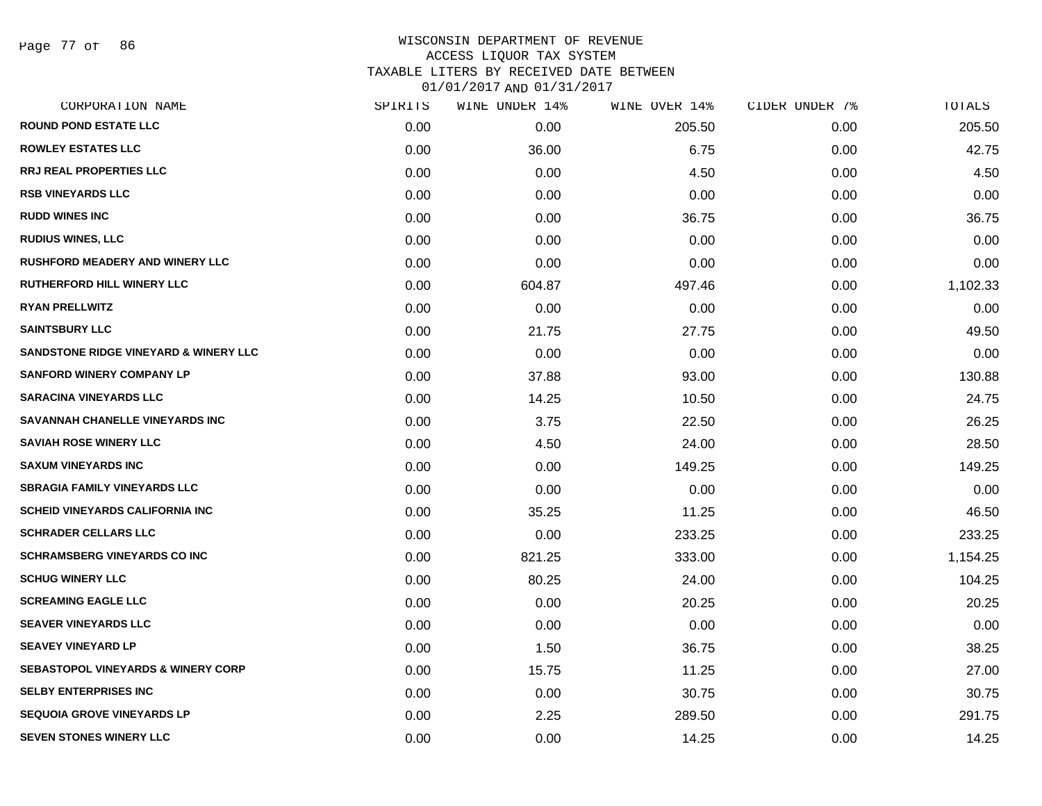# WISCONSIN DEPARTMENT OF REVENUE
## ACCESS LIQUOR TAX SYSTEM
### TAXABLE LITERS BY RECEIVED DATE BETWEEN 01/01/2017 AND 01/31/2017

| CORPORATION NAME | SPIRITS | WINE UNDER 14% | WINE OVER 14% | CIDER UNDER 7% | TOTALS |
|---|---|---|---|---|---|
| ROUND POND ESTATE LLC | 0.00 | 0.00 | 205.50 | 0.00 | 205.50 |
| ROWLEY ESTATES LLC | 0.00 | 36.00 | 6.75 | 0.00 | 42.75 |
| RRJ REAL PROPERTIES LLC | 0.00 | 0.00 | 4.50 | 0.00 | 4.50 |
| RSB VINEYARDS LLC | 0.00 | 0.00 | 0.00 | 0.00 | 0.00 |
| RUDD WINES INC | 0.00 | 0.00 | 36.75 | 0.00 | 36.75 |
| RUDIUS WINES, LLC | 0.00 | 0.00 | 0.00 | 0.00 | 0.00 |
| RUSHFORD MEADERY AND WINERY LLC | 0.00 | 0.00 | 0.00 | 0.00 | 0.00 |
| RUTHERFORD HILL WINERY LLC | 0.00 | 604.87 | 497.46 | 0.00 | 1,102.33 |
| RYAN PRELLWITZ | 0.00 | 0.00 | 0.00 | 0.00 | 0.00 |
| SAINTSBURY LLC | 0.00 | 21.75 | 27.75 | 0.00 | 49.50 |
| SANDSTONE RIDGE VINEYARD & WINERY LLC | 0.00 | 0.00 | 0.00 | 0.00 | 0.00 |
| SANFORD WINERY COMPANY LP | 0.00 | 37.88 | 93.00 | 0.00 | 130.88 |
| SARACINA VINEYARDS LLC | 0.00 | 14.25 | 10.50 | 0.00 | 24.75 |
| SAVANNAH CHANELLE VINEYARDS INC | 0.00 | 3.75 | 22.50 | 0.00 | 26.25 |
| SAVIAH ROSE WINERY LLC | 0.00 | 4.50 | 24.00 | 0.00 | 28.50 |
| SAXUM VINEYARDS INC | 0.00 | 0.00 | 149.25 | 0.00 | 149.25 |
| SBRAGIA FAMILY VINEYARDS LLC | 0.00 | 0.00 | 0.00 | 0.00 | 0.00 |
| SCHEID VINEYARDS CALIFORNIA INC | 0.00 | 35.25 | 11.25 | 0.00 | 46.50 |
| SCHRADER CELLARS LLC | 0.00 | 0.00 | 233.25 | 0.00 | 233.25 |
| SCHRAMSBERG VINEYARDS CO INC | 0.00 | 821.25 | 333.00 | 0.00 | 1,154.25 |
| SCHUG WINERY LLC | 0.00 | 80.25 | 24.00 | 0.00 | 104.25 |
| SCREAMING EAGLE LLC | 0.00 | 0.00 | 20.25 | 0.00 | 20.25 |
| SEAVER VINEYARDS LLC | 0.00 | 0.00 | 0.00 | 0.00 | 0.00 |
| SEAVEY VINEYARD LP | 0.00 | 1.50 | 36.75 | 0.00 | 38.25 |
| SEBASTOPOL VINEYARDS & WINERY CORP | 0.00 | 15.75 | 11.25 | 0.00 | 27.00 |
| SELBY ENTERPRISES INC | 0.00 | 0.00 | 30.75 | 0.00 | 30.75 |
| SEQUOIA GROVE VINEYARDS LP | 0.00 | 2.25 | 289.50 | 0.00 | 291.75 |
| SEVEN STONES WINERY LLC | 0.00 | 0.00 | 14.25 | 0.00 | 14.25 |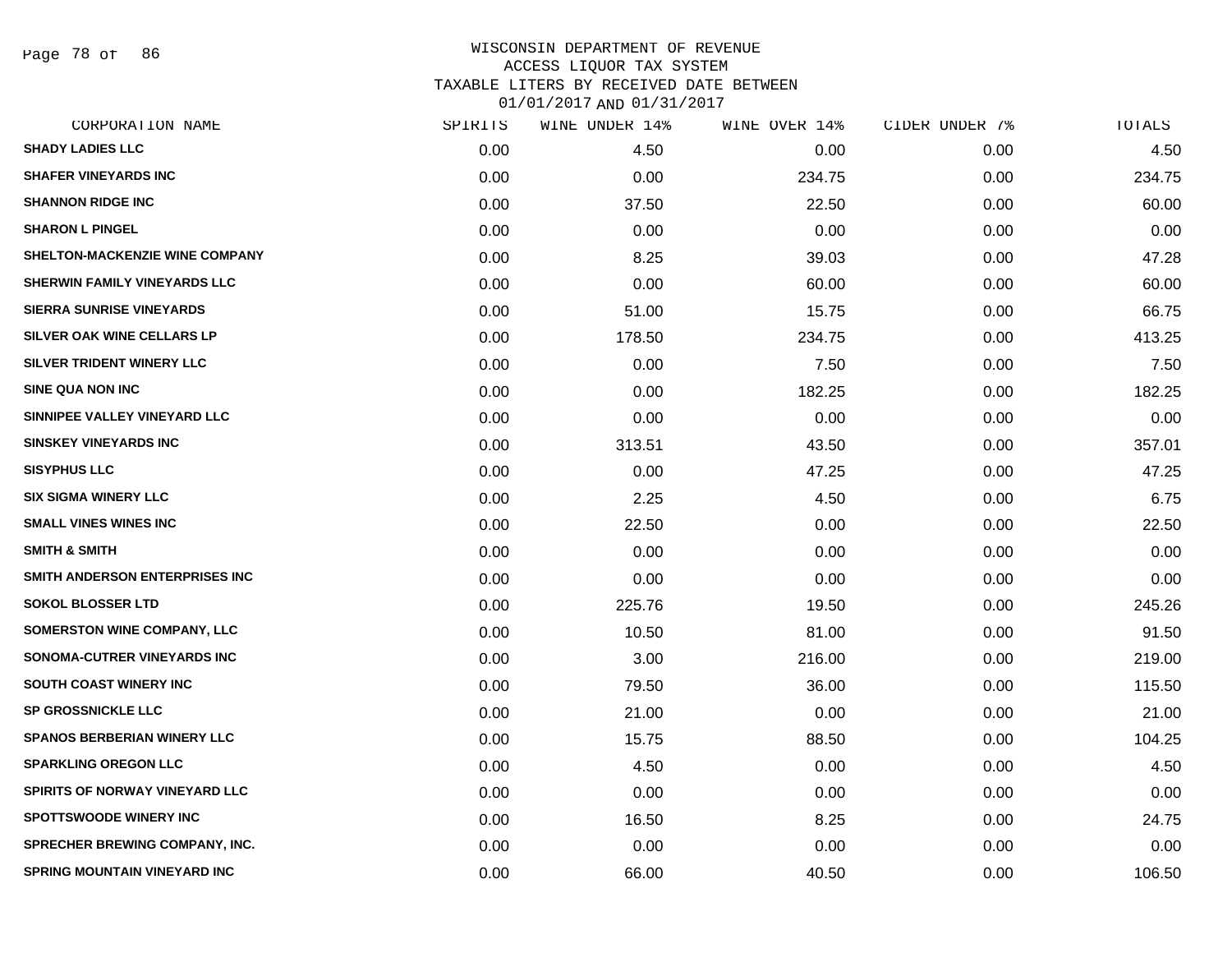WISCONSIN DEPARTMENT OF REVENUE
ACCESS LIQUOR TAX SYSTEM
TAXABLE LITERS BY RECEIVED DATE BETWEEN
01/01/2017 AND 01/31/2017

| CORPORATION NAME | SPIRITS | WINE UNDER 14% | WINE OVER 14% | CIDER UNDER 7% | TOTALS |
|---|---|---|---|---|---|
| SHADY LADIES LLC | 0.00 | 4.50 | 0.00 | 0.00 | 4.50 |
| SHAFER VINEYARDS INC | 0.00 | 0.00 | 234.75 | 0.00 | 234.75 |
| SHANNON RIDGE INC | 0.00 | 37.50 | 22.50 | 0.00 | 60.00 |
| SHARON L PINGEL | 0.00 | 0.00 | 0.00 | 0.00 | 0.00 |
| SHELTON-MACKENZIE WINE COMPANY | 0.00 | 8.25 | 39.03 | 0.00 | 47.28 |
| SHERWIN FAMILY VINEYARDS LLC | 0.00 | 0.00 | 60.00 | 0.00 | 60.00 |
| SIERRA SUNRISE VINEYARDS | 0.00 | 51.00 | 15.75 | 0.00 | 66.75 |
| SILVER OAK WINE CELLARS LP | 0.00 | 178.50 | 234.75 | 0.00 | 413.25 |
| SILVER TRIDENT WINERY LLC | 0.00 | 0.00 | 7.50 | 0.00 | 7.50 |
| SINE QUA NON INC | 0.00 | 0.00 | 182.25 | 0.00 | 182.25 |
| SINNIPEE VALLEY VINEYARD LLC | 0.00 | 0.00 | 0.00 | 0.00 | 0.00 |
| SINSKEY VINEYARDS INC | 0.00 | 313.51 | 43.50 | 0.00 | 357.01 |
| SISYPHUS LLC | 0.00 | 0.00 | 47.25 | 0.00 | 47.25 |
| SIX SIGMA WINERY LLC | 0.00 | 2.25 | 4.50 | 0.00 | 6.75 |
| SMALL VINES WINES INC | 0.00 | 22.50 | 0.00 | 0.00 | 22.50 |
| SMITH & SMITH | 0.00 | 0.00 | 0.00 | 0.00 | 0.00 |
| SMITH ANDERSON ENTERPRISES INC | 0.00 | 0.00 | 0.00 | 0.00 | 0.00 |
| SOKOL BLOSSER LTD | 0.00 | 225.76 | 19.50 | 0.00 | 245.26 |
| SOMERSTON WINE COMPANY, LLC | 0.00 | 10.50 | 81.00 | 0.00 | 91.50 |
| SONOMA-CUTRER VINEYARDS INC | 0.00 | 3.00 | 216.00 | 0.00 | 219.00 |
| SOUTH COAST WINERY INC | 0.00 | 79.50 | 36.00 | 0.00 | 115.50 |
| SP GROSSNICKLE LLC | 0.00 | 21.00 | 0.00 | 0.00 | 21.00 |
| SPANOS BERBERIAN WINERY LLC | 0.00 | 15.75 | 88.50 | 0.00 | 104.25 |
| SPARKLING OREGON LLC | 0.00 | 4.50 | 0.00 | 0.00 | 4.50 |
| SPIRITS OF NORWAY VINEYARD LLC | 0.00 | 0.00 | 0.00 | 0.00 | 0.00 |
| SPOTTSWOODE WINERY INC | 0.00 | 16.50 | 8.25 | 0.00 | 24.75 |
| SPRECHER BREWING COMPANY, INC. | 0.00 | 0.00 | 0.00 | 0.00 | 0.00 |
| SPRING MOUNTAIN VINEYARD INC | 0.00 | 66.00 | 40.50 | 0.00 | 106.50 |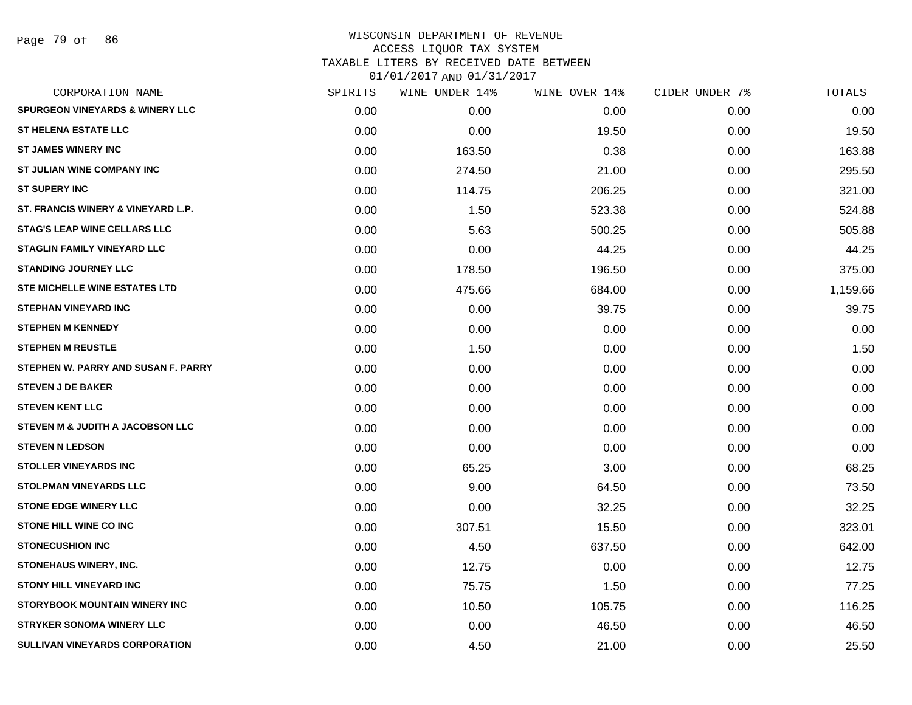# WISCONSIN DEPARTMENT OF REVENUE
## ACCESS LIQUOR TAX SYSTEM
## TAXABLE LITERS BY RECEIVED DATE BETWEEN 01/01/2017 AND 01/31/2017

| CORPORATION NAME | SPIRITS | WINE UNDER 14% | WINE OVER 14% | CIDER UNDER 7% | TOTALS |
|---|---|---|---|---|---|
| SPURGEON VINEYARDS & WINERY LLC | 0.00 | 0.00 | 0.00 | 0.00 | 0.00 |
| ST HELENA ESTATE LLC | 0.00 | 0.00 | 19.50 | 0.00 | 19.50 |
| ST JAMES WINERY INC | 0.00 | 163.50 | 0.38 | 0.00 | 163.88 |
| ST JULIAN WINE COMPANY INC | 0.00 | 274.50 | 21.00 | 0.00 | 295.50 |
| ST SUPERY INC | 0.00 | 114.75 | 206.25 | 0.00 | 321.00 |
| ST. FRANCIS WINERY & VINEYARD L.P. | 0.00 | 1.50 | 523.38 | 0.00 | 524.88 |
| STAG'S LEAP WINE CELLARS LLC | 0.00 | 5.63 | 500.25 | 0.00 | 505.88 |
| STAGLIN FAMILY VINEYARD LLC | 0.00 | 0.00 | 44.25 | 0.00 | 44.25 |
| STANDING JOURNEY LLC | 0.00 | 178.50 | 196.50 | 0.00 | 375.00 |
| STE MICHELLE WINE ESTATES LTD | 0.00 | 475.66 | 684.00 | 0.00 | 1,159.66 |
| STEPHAN VINEYARD INC | 0.00 | 0.00 | 39.75 | 0.00 | 39.75 |
| STEPHEN M KENNEDY | 0.00 | 0.00 | 0.00 | 0.00 | 0.00 |
| STEPHEN M REUSTLE | 0.00 | 1.50 | 0.00 | 0.00 | 1.50 |
| STEPHEN W. PARRY AND SUSAN F. PARRY | 0.00 | 0.00 | 0.00 | 0.00 | 0.00 |
| STEVEN J DE BAKER | 0.00 | 0.00 | 0.00 | 0.00 | 0.00 |
| STEVEN KENT LLC | 0.00 | 0.00 | 0.00 | 0.00 | 0.00 |
| STEVEN M & JUDITH A JACOBSON LLC | 0.00 | 0.00 | 0.00 | 0.00 | 0.00 |
| STEVEN N LEDSON | 0.00 | 0.00 | 0.00 | 0.00 | 0.00 |
| STOLLER VINEYARDS INC | 0.00 | 65.25 | 3.00 | 0.00 | 68.25 |
| STOLPMAN VINEYARDS LLC | 0.00 | 9.00 | 64.50 | 0.00 | 73.50 |
| STONE EDGE WINERY LLC | 0.00 | 0.00 | 32.25 | 0.00 | 32.25 |
| STONE HILL WINE CO INC | 0.00 | 307.51 | 15.50 | 0.00 | 323.01 |
| STONECUSHION INC | 0.00 | 4.50 | 637.50 | 0.00 | 642.00 |
| STONEHAUS WINERY, INC. | 0.00 | 12.75 | 0.00 | 0.00 | 12.75 |
| STONY HILL VINEYARD INC | 0.00 | 75.75 | 1.50 | 0.00 | 77.25 |
| STORYBOOK MOUNTAIN WINERY INC | 0.00 | 10.50 | 105.75 | 0.00 | 116.25 |
| STRYKER SONOMA WINERY LLC | 0.00 | 0.00 | 46.50 | 0.00 | 46.50 |
| SULLIVAN VINEYARDS CORPORATION | 0.00 | 4.50 | 21.00 | 0.00 | 25.50 |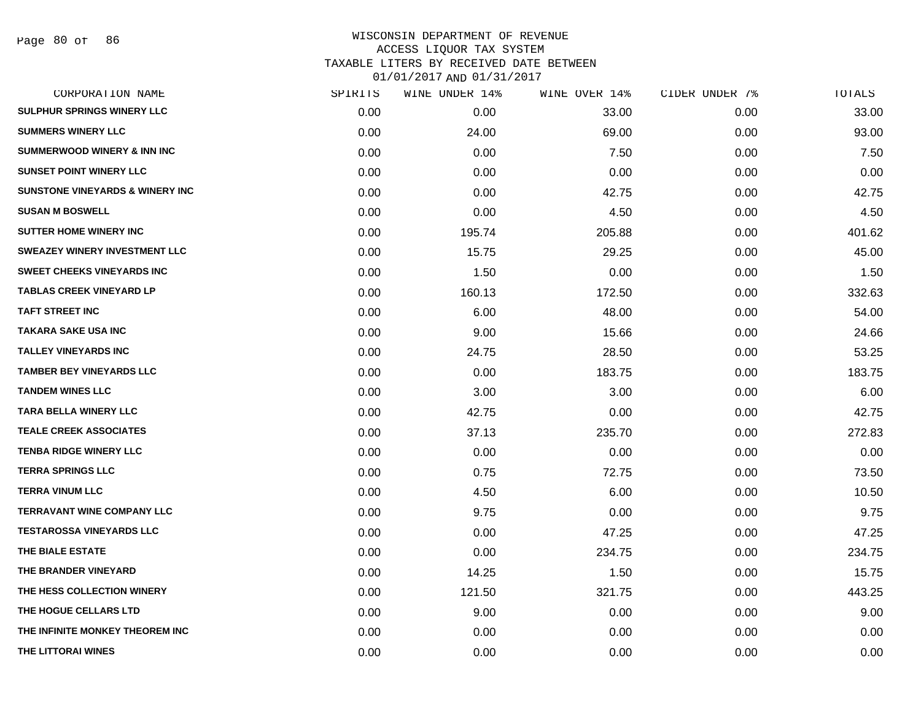# WISCONSIN DEPARTMENT OF REVENUE
## ACCESS LIQUOR TAX SYSTEM
## TAXABLE LITERS BY RECEIVED DATE BETWEEN 01/01/2017 AND 01/31/2017

| CORPORATION NAME | SPIRITS | WINE UNDER 14% | WINE OVER 14% | CIDER UNDER 7% | TOTALS |
|---|---|---|---|---|---|
| SULPHUR SPRINGS WINERY LLC | 0.00 | 0.00 | 33.00 | 0.00 | 33.00 |
| SUMMERS WINERY LLC | 0.00 | 24.00 | 69.00 | 0.00 | 93.00 |
| SUMMERWOOD WINERY & INN INC | 0.00 | 0.00 | 7.50 | 0.00 | 7.50 |
| SUNSET POINT WINERY LLC | 0.00 | 0.00 | 0.00 | 0.00 | 0.00 |
| SUNSTONE VINEYARDS & WINERY INC | 0.00 | 0.00 | 42.75 | 0.00 | 42.75 |
| SUSAN M BOSWELL | 0.00 | 0.00 | 4.50 | 0.00 | 4.50 |
| SUTTER HOME WINERY INC | 0.00 | 195.74 | 205.88 | 0.00 | 401.62 |
| SWEAZEY WINERY INVESTMENT LLC | 0.00 | 15.75 | 29.25 | 0.00 | 45.00 |
| SWEET CHEEKS VINEYARDS INC | 0.00 | 1.50 | 0.00 | 0.00 | 1.50 |
| TABLAS CREEK VINEYARD LP | 0.00 | 160.13 | 172.50 | 0.00 | 332.63 |
| TAFT STREET INC | 0.00 | 6.00 | 48.00 | 0.00 | 54.00 |
| TAKARA SAKE USA INC | 0.00 | 9.00 | 15.66 | 0.00 | 24.66 |
| TALLEY VINEYARDS INC | 0.00 | 24.75 | 28.50 | 0.00 | 53.25 |
| TAMBER BEY VINEYARDS LLC | 0.00 | 0.00 | 183.75 | 0.00 | 183.75 |
| TANDEM WINES LLC | 0.00 | 3.00 | 3.00 | 0.00 | 6.00 |
| TARA BELLA WINERY LLC | 0.00 | 42.75 | 0.00 | 0.00 | 42.75 |
| TEALE CREEK ASSOCIATES | 0.00 | 37.13 | 235.70 | 0.00 | 272.83 |
| TENBA RIDGE WINERY LLC | 0.00 | 0.00 | 0.00 | 0.00 | 0.00 |
| TERRA SPRINGS LLC | 0.00 | 0.75 | 72.75 | 0.00 | 73.50 |
| TERRA VINUM LLC | 0.00 | 4.50 | 6.00 | 0.00 | 10.50 |
| TERRAVANT WINE COMPANY LLC | 0.00 | 9.75 | 0.00 | 0.00 | 9.75 |
| TESTAROSSA VINEYARDS LLC | 0.00 | 0.00 | 47.25 | 0.00 | 47.25 |
| THE BIALE ESTATE | 0.00 | 0.00 | 234.75 | 0.00 | 234.75 |
| THE BRANDER VINEYARD | 0.00 | 14.25 | 1.50 | 0.00 | 15.75 |
| THE HESS COLLECTION WINERY | 0.00 | 121.50 | 321.75 | 0.00 | 443.25 |
| THE HOGUE CELLARS LTD | 0.00 | 9.00 | 0.00 | 0.00 | 9.00 |
| THE INFINITE MONKEY THEOREM INC | 0.00 | 0.00 | 0.00 | 0.00 | 0.00 |
| THE LITTORAI WINES | 0.00 | 0.00 | 0.00 | 0.00 | 0.00 |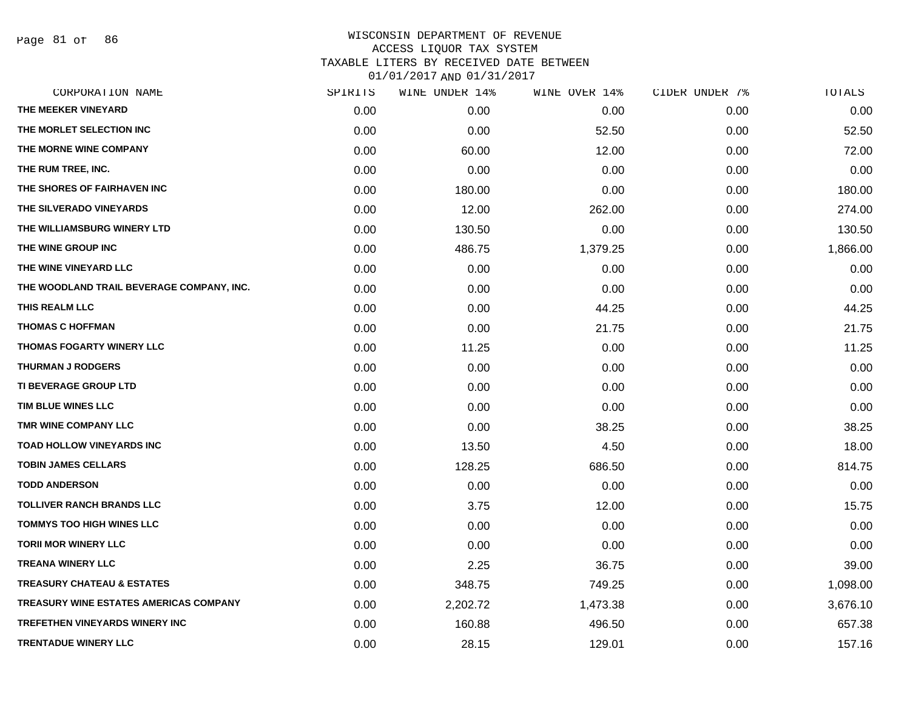# WISCONSIN DEPARTMENT OF REVENUE
## ACCESS LIQUOR TAX SYSTEM
## TAXABLE LITERS BY RECEIVED DATE BETWEEN 01/01/2017 AND 01/31/2017

| CORPORATION NAME | SPIRITS | WINE UNDER 14% | WINE OVER 14% | CIDER UNDER 7% | TOTALS |
|---|---|---|---|---|---|
| THE MEEKER VINEYARD | 0.00 | 0.00 | 0.00 | 0.00 | 0.00 |
| THE MORLET SELECTION INC | 0.00 | 0.00 | 52.50 | 0.00 | 52.50 |
| THE MORNE WINE COMPANY | 0.00 | 60.00 | 12.00 | 0.00 | 72.00 |
| THE RUM TREE, INC. | 0.00 | 0.00 | 0.00 | 0.00 | 0.00 |
| THE SHORES OF FAIRHAVEN INC | 0.00 | 180.00 | 0.00 | 0.00 | 180.00 |
| THE SILVERADO VINEYARDS | 0.00 | 12.00 | 262.00 | 0.00 | 274.00 |
| THE WILLIAMSBURG WINERY LTD | 0.00 | 130.50 | 0.00 | 0.00 | 130.50 |
| THE WINE GROUP INC | 0.00 | 486.75 | 1,379.25 | 0.00 | 1,866.00 |
| THE WINE VINEYARD LLC | 0.00 | 0.00 | 0.00 | 0.00 | 0.00 |
| THE WOODLAND TRAIL BEVERAGE COMPANY, INC. | 0.00 | 0.00 | 0.00 | 0.00 | 0.00 |
| THIS REALM LLC | 0.00 | 0.00 | 44.25 | 0.00 | 44.25 |
| THOMAS C HOFFMAN | 0.00 | 0.00 | 21.75 | 0.00 | 21.75 |
| THOMAS FOGARTY WINERY LLC | 0.00 | 11.25 | 0.00 | 0.00 | 11.25 |
| THURMAN J RODGERS | 0.00 | 0.00 | 0.00 | 0.00 | 0.00 |
| TI BEVERAGE GROUP LTD | 0.00 | 0.00 | 0.00 | 0.00 | 0.00 |
| TIM BLUE WINES LLC | 0.00 | 0.00 | 0.00 | 0.00 | 0.00 |
| TMR WINE COMPANY LLC | 0.00 | 0.00 | 38.25 | 0.00 | 38.25 |
| TOAD HOLLOW VINEYARDS INC | 0.00 | 13.50 | 4.50 | 0.00 | 18.00 |
| TOBIN JAMES CELLARS | 0.00 | 128.25 | 686.50 | 0.00 | 814.75 |
| TODD ANDERSON | 0.00 | 0.00 | 0.00 | 0.00 | 0.00 |
| TOLLIVER RANCH BRANDS LLC | 0.00 | 3.75 | 12.00 | 0.00 | 15.75 |
| TOMMYS TOO HIGH WINES LLC | 0.00 | 0.00 | 0.00 | 0.00 | 0.00 |
| TORII MOR WINERY LLC | 0.00 | 0.00 | 0.00 | 0.00 | 0.00 |
| TREANA WINERY LLC | 0.00 | 2.25 | 36.75 | 0.00 | 39.00 |
| TREASURY CHATEAU & ESTATES | 0.00 | 348.75 | 749.25 | 0.00 | 1,098.00 |
| TREASURY WINE ESTATES AMERICAS COMPANY | 0.00 | 2,202.72 | 1,473.38 | 0.00 | 3,676.10 |
| TREFETHEN VINEYARDS WINERY INC | 0.00 | 160.88 | 496.50 | 0.00 | 657.38 |
| TRENTADUE WINERY LLC | 0.00 | 28.15 | 129.01 | 0.00 | 157.16 |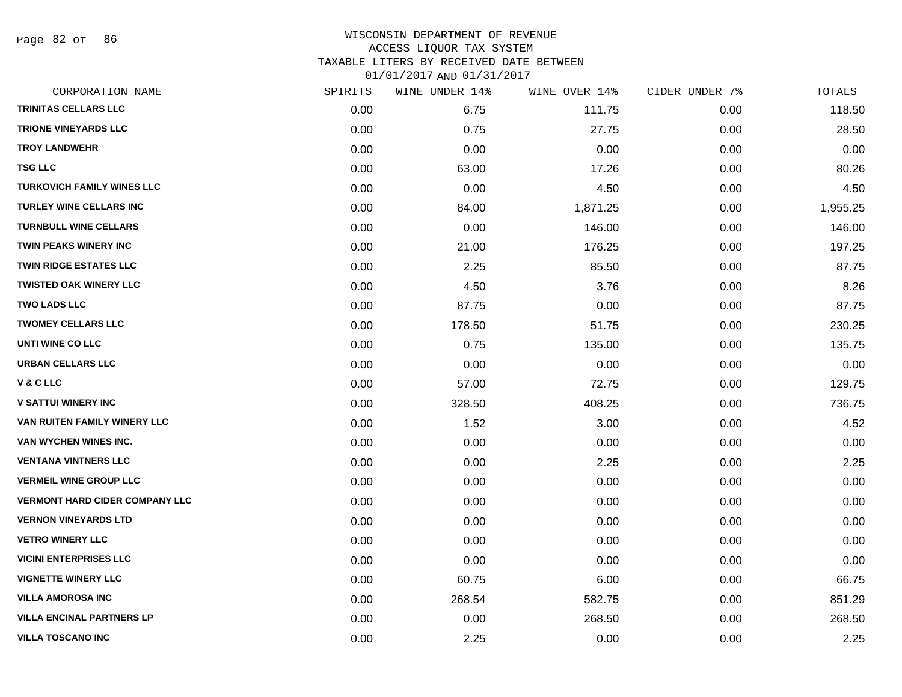WISCONSIN DEPARTMENT OF REVENUE
ACCESS LIQUOR TAX SYSTEM
TAXABLE LITERS BY RECEIVED DATE BETWEEN
01/01/2017 AND 01/31/2017

| CORPORATION NAME | SPIRITS | WINE UNDER 14% | WINE OVER 14% | CIDER UNDER 7% | TOTALS |
|---|---|---|---|---|---|
| TRINITAS CELLARS LLC | 0.00 | 6.75 | 111.75 | 0.00 | 118.50 |
| TRIONE VINEYARDS LLC | 0.00 | 0.75 | 27.75 | 0.00 | 28.50 |
| TROY LANDWEHR | 0.00 | 0.00 | 0.00 | 0.00 | 0.00 |
| TSG LLC | 0.00 | 63.00 | 17.26 | 0.00 | 80.26 |
| TURKOVICH FAMILY WINES LLC | 0.00 | 0.00 | 4.50 | 0.00 | 4.50 |
| TURLEY WINE CELLARS INC | 0.00 | 84.00 | 1,871.25 | 0.00 | 1,955.25 |
| TURNBULL WINE CELLARS | 0.00 | 0.00 | 146.00 | 0.00 | 146.00 |
| TWIN PEAKS WINERY INC | 0.00 | 21.00 | 176.25 | 0.00 | 197.25 |
| TWIN RIDGE ESTATES LLC | 0.00 | 2.25 | 85.50 | 0.00 | 87.75 |
| TWISTED OAK WINERY LLC | 0.00 | 4.50 | 3.76 | 0.00 | 8.26 |
| TWO LADS LLC | 0.00 | 87.75 | 0.00 | 0.00 | 87.75 |
| TWOMEY CELLARS LLC | 0.00 | 178.50 | 51.75 | 0.00 | 230.25 |
| UNTI WINE CO LLC | 0.00 | 0.75 | 135.00 | 0.00 | 135.75 |
| URBAN CELLARS LLC | 0.00 | 0.00 | 0.00 | 0.00 | 0.00 |
| V & C LLC | 0.00 | 57.00 | 72.75 | 0.00 | 129.75 |
| V SATTUI WINERY INC | 0.00 | 328.50 | 408.25 | 0.00 | 736.75 |
| VAN RUITEN FAMILY WINERY LLC | 0.00 | 1.52 | 3.00 | 0.00 | 4.52 |
| VAN WYCHEN WINES INC. | 0.00 | 0.00 | 0.00 | 0.00 | 0.00 |
| VENTANA VINTNERS LLC | 0.00 | 0.00 | 2.25 | 0.00 | 2.25 |
| VERMEIL WINE GROUP LLC | 0.00 | 0.00 | 0.00 | 0.00 | 0.00 |
| VERMONT HARD CIDER COMPANY LLC | 0.00 | 0.00 | 0.00 | 0.00 | 0.00 |
| VERNON VINEYARDS LTD | 0.00 | 0.00 | 0.00 | 0.00 | 0.00 |
| VETRO WINERY LLC | 0.00 | 0.00 | 0.00 | 0.00 | 0.00 |
| VICINI ENTERPRISES LLC | 0.00 | 0.00 | 0.00 | 0.00 | 0.00 |
| VIGNETTE WINERY LLC | 0.00 | 60.75 | 6.00 | 0.00 | 66.75 |
| VILLA AMOROSA INC | 0.00 | 268.54 | 582.75 | 0.00 | 851.29 |
| VILLA ENCINAL PARTNERS LP | 0.00 | 0.00 | 268.50 | 0.00 | 268.50 |
| VILLA TOSCANO INC | 0.00 | 2.25 | 0.00 | 0.00 | 2.25 |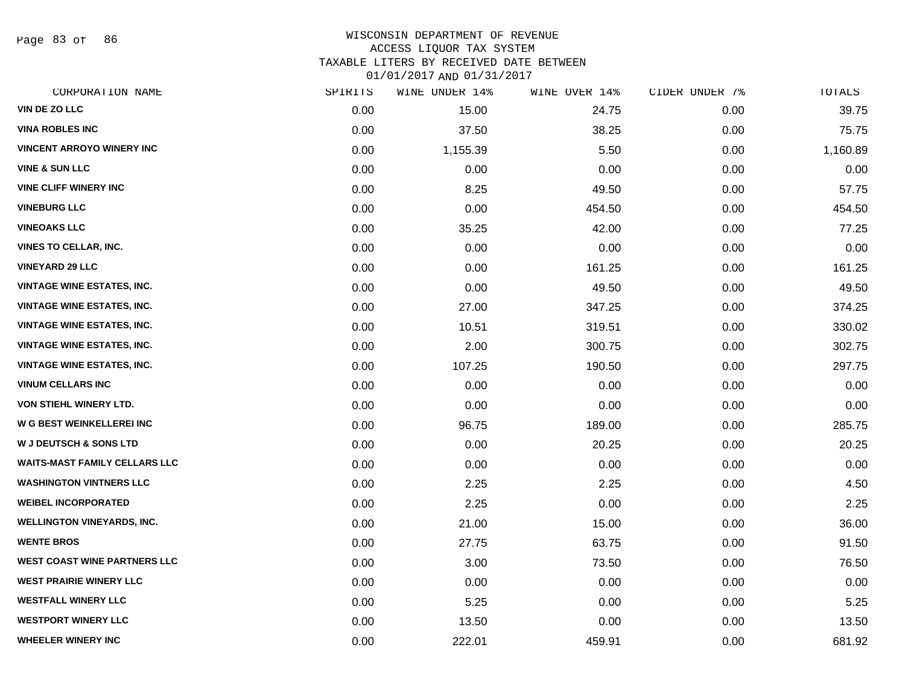WISCONSIN DEPARTMENT OF REVENUE
ACCESS LIQUOR TAX SYSTEM
TAXABLE LITERS BY RECEIVED DATE BETWEEN
01/01/2017 AND 01/31/2017

| CORPORATION NAME | SPIRITS | WINE UNDER 14% | WINE OVER 14% | CIDER UNDER 7% | TOTALS |
|---|---|---|---|---|---|
| VIN DE ZO LLC | 0.00 | 15.00 | 24.75 | 0.00 | 39.75 |
| VINA ROBLES INC | 0.00 | 37.50 | 38.25 | 0.00 | 75.75 |
| VINCENT ARROYO WINERY INC | 0.00 | 1,155.39 | 5.50 | 0.00 | 1,160.89 |
| VINE & SUN LLC | 0.00 | 0.00 | 0.00 | 0.00 | 0.00 |
| VINE CLIFF WINERY INC | 0.00 | 8.25 | 49.50 | 0.00 | 57.75 |
| VINEBURG LLC | 0.00 | 0.00 | 454.50 | 0.00 | 454.50 |
| VINEOAKS LLC | 0.00 | 35.25 | 42.00 | 0.00 | 77.25 |
| VINES TO CELLAR, INC. | 0.00 | 0.00 | 0.00 | 0.00 | 0.00 |
| VINEYARD 29 LLC | 0.00 | 0.00 | 161.25 | 0.00 | 161.25 |
| VINTAGE WINE ESTATES, INC. | 0.00 | 0.00 | 49.50 | 0.00 | 49.50 |
| VINTAGE WINE ESTATES, INC. | 0.00 | 27.00 | 347.25 | 0.00 | 374.25 |
| VINTAGE WINE ESTATES, INC. | 0.00 | 10.51 | 319.51 | 0.00 | 330.02 |
| VINTAGE WINE ESTATES, INC. | 0.00 | 2.00 | 300.75 | 0.00 | 302.75 |
| VINTAGE WINE ESTATES, INC. | 0.00 | 107.25 | 190.50 | 0.00 | 297.75 |
| VINUM CELLARS INC | 0.00 | 0.00 | 0.00 | 0.00 | 0.00 |
| VON STIEHL WINERY LTD. | 0.00 | 0.00 | 0.00 | 0.00 | 0.00 |
| W G BEST WEINKELLEREI INC | 0.00 | 96.75 | 189.00 | 0.00 | 285.75 |
| W J DEUTSCH & SONS LTD | 0.00 | 0.00 | 20.25 | 0.00 | 20.25 |
| WAITS-MAST FAMILY CELLARS LLC | 0.00 | 0.00 | 0.00 | 0.00 | 0.00 |
| WASHINGTON VINTNERS LLC | 0.00 | 2.25 | 2.25 | 0.00 | 4.50 |
| WEIBEL INCORPORATED | 0.00 | 2.25 | 0.00 | 0.00 | 2.25 |
| WELLINGTON VINEYARDS, INC. | 0.00 | 21.00 | 15.00 | 0.00 | 36.00 |
| WENTE BROS | 0.00 | 27.75 | 63.75 | 0.00 | 91.50 |
| WEST COAST WINE PARTNERS LLC | 0.00 | 3.00 | 73.50 | 0.00 | 76.50 |
| WEST PRAIRIE WINERY LLC | 0.00 | 0.00 | 0.00 | 0.00 | 0.00 |
| WESTFALL WINERY LLC | 0.00 | 5.25 | 0.00 | 0.00 | 5.25 |
| WESTPORT WINERY LLC | 0.00 | 13.50 | 0.00 | 0.00 | 13.50 |
| WHEELER WINERY INC | 0.00 | 222.01 | 459.91 | 0.00 | 681.92 |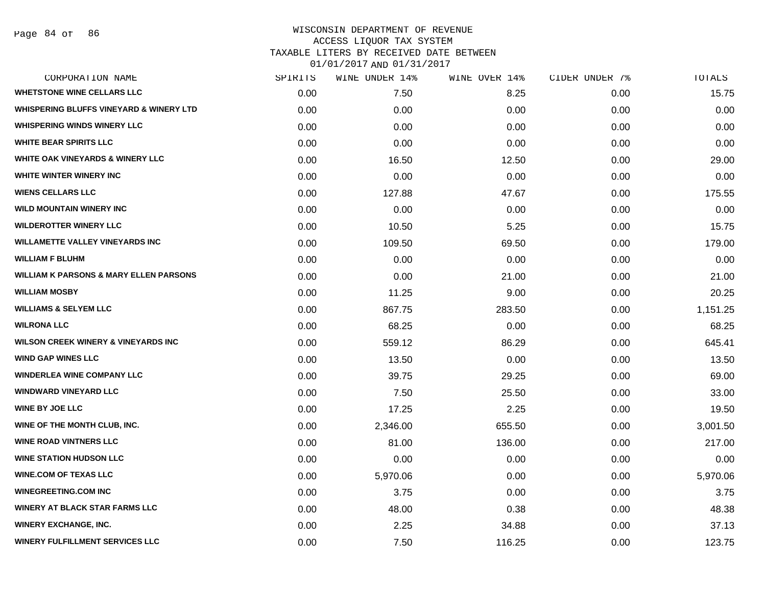# WISCONSIN DEPARTMENT OF REVENUE
## ACCESS LIQUOR TAX SYSTEM
## TAXABLE LITERS BY RECEIVED DATE BETWEEN 01/01/2017 AND 01/31/2017

| CORPORATION NAME | SPIRITS | WINE UNDER 14% | WINE OVER 14% | CIDER UNDER 7% | TOTALS |
|---|---|---|---|---|---|
| WHETSTONE WINE CELLARS LLC | 0.00 | 7.50 | 8.25 | 0.00 | 15.75 |
| WHISPERING BLUFFS VINEYARD & WINERY LTD | 0.00 | 0.00 | 0.00 | 0.00 | 0.00 |
| WHISPERING WINDS WINERY LLC | 0.00 | 0.00 | 0.00 | 0.00 | 0.00 |
| WHITE BEAR SPIRITS LLC | 0.00 | 0.00 | 0.00 | 0.00 | 0.00 |
| WHITE OAK VINEYARDS & WINERY LLC | 0.00 | 16.50 | 12.50 | 0.00 | 29.00 |
| WHITE WINTER WINERY INC | 0.00 | 0.00 | 0.00 | 0.00 | 0.00 |
| WIENS CELLARS LLC | 0.00 | 127.88 | 47.67 | 0.00 | 175.55 |
| WILD MOUNTAIN WINERY INC | 0.00 | 0.00 | 0.00 | 0.00 | 0.00 |
| WILDEROTTER WINERY LLC | 0.00 | 10.50 | 5.25 | 0.00 | 15.75 |
| WILLAMETTE VALLEY VINEYARDS INC | 0.00 | 109.50 | 69.50 | 0.00 | 179.00 |
| WILLIAM F BLUHM | 0.00 | 0.00 | 0.00 | 0.00 | 0.00 |
| WILLIAM K PARSONS & MARY ELLEN PARSONS | 0.00 | 0.00 | 21.00 | 0.00 | 21.00 |
| WILLIAM MOSBY | 0.00 | 11.25 | 9.00 | 0.00 | 20.25 |
| WILLIAMS & SELYEM LLC | 0.00 | 867.75 | 283.50 | 0.00 | 1,151.25 |
| WILRONA LLC | 0.00 | 68.25 | 0.00 | 0.00 | 68.25 |
| WILSON CREEK WINERY & VINEYARDS INC | 0.00 | 559.12 | 86.29 | 0.00 | 645.41 |
| WIND GAP WINES LLC | 0.00 | 13.50 | 0.00 | 0.00 | 13.50 |
| WINDERLEA WINE COMPANY LLC | 0.00 | 39.75 | 29.25 | 0.00 | 69.00 |
| WINDWARD VINEYARD LLC | 0.00 | 7.50 | 25.50 | 0.00 | 33.00 |
| WINE BY JOE LLC | 0.00 | 17.25 | 2.25 | 0.00 | 19.50 |
| WINE OF THE MONTH CLUB, INC. | 0.00 | 2,346.00 | 655.50 | 0.00 | 3,001.50 |
| WINE ROAD VINTNERS LLC | 0.00 | 81.00 | 136.00 | 0.00 | 217.00 |
| WINE STATION HUDSON LLC | 0.00 | 0.00 | 0.00 | 0.00 | 0.00 |
| WINE.COM OF TEXAS LLC | 0.00 | 5,970.06 | 0.00 | 0.00 | 5,970.06 |
| WINEGREETING.COM INC | 0.00 | 3.75 | 0.00 | 0.00 | 3.75 |
| WINERY AT BLACK STAR FARMS LLC | 0.00 | 48.00 | 0.38 | 0.00 | 48.38 |
| WINERY EXCHANGE, INC. | 0.00 | 2.25 | 34.88 | 0.00 | 37.13 |
| WINERY FULFILLMENT SERVICES LLC | 0.00 | 7.50 | 116.25 | 0.00 | 123.75 |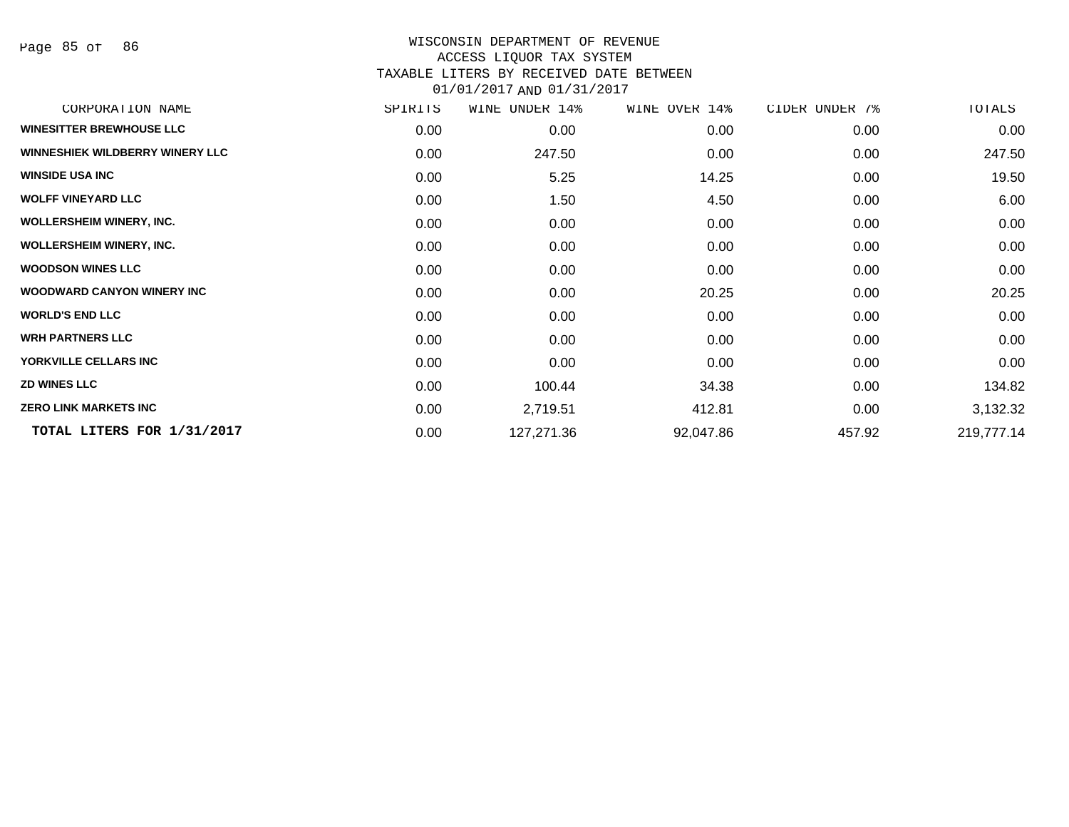WISCONSIN DEPARTMENT OF REVENUE
ACCESS LIQUOR TAX SYSTEM
TAXABLE LITERS BY RECEIVED DATE BETWEEN
01/01/2017 AND 01/31/2017

| CORPORATION NAME | SPIRITS | WINE UNDER 14% | WINE OVER 14% | CIDER UNDER 7% | TOTALS |
|---|---|---|---|---|---|
| WINESITTER BREWHOUSE LLC | 0.00 | 0.00 | 0.00 | 0.00 | 0.00 |
| WINNESHIEK WILDBERRY WINERY LLC | 0.00 | 247.50 | 0.00 | 0.00 | 247.50 |
| WINSIDE USA INC | 0.00 | 5.25 | 14.25 | 0.00 | 19.50 |
| WOLFF VINEYARD LLC | 0.00 | 1.50 | 4.50 | 0.00 | 6.00 |
| WOLLERSHEIM WINERY, INC. | 0.00 | 0.00 | 0.00 | 0.00 | 0.00 |
| WOLLERSHEIM WINERY, INC. | 0.00 | 0.00 | 0.00 | 0.00 | 0.00 |
| WOODSON WINES LLC | 0.00 | 0.00 | 0.00 | 0.00 | 0.00 |
| WOODWARD CANYON WINERY INC | 0.00 | 0.00 | 20.25 | 0.00 | 20.25 |
| WORLD'S END LLC | 0.00 | 0.00 | 0.00 | 0.00 | 0.00 |
| WRH PARTNERS LLC | 0.00 | 0.00 | 0.00 | 0.00 | 0.00 |
| YORKVILLE CELLARS INC | 0.00 | 0.00 | 0.00 | 0.00 | 0.00 |
| ZD WINES LLC | 0.00 | 100.44 | 34.38 | 0.00 | 134.82 |
| ZERO LINK MARKETS INC | 0.00 | 2,719.51 | 412.81 | 0.00 | 3,132.32 |
| **TOTAL LITERS FOR 1/31/2017** | 0.00 | 127,271.36 | 92,047.86 | 457.92 | 219,777.14 |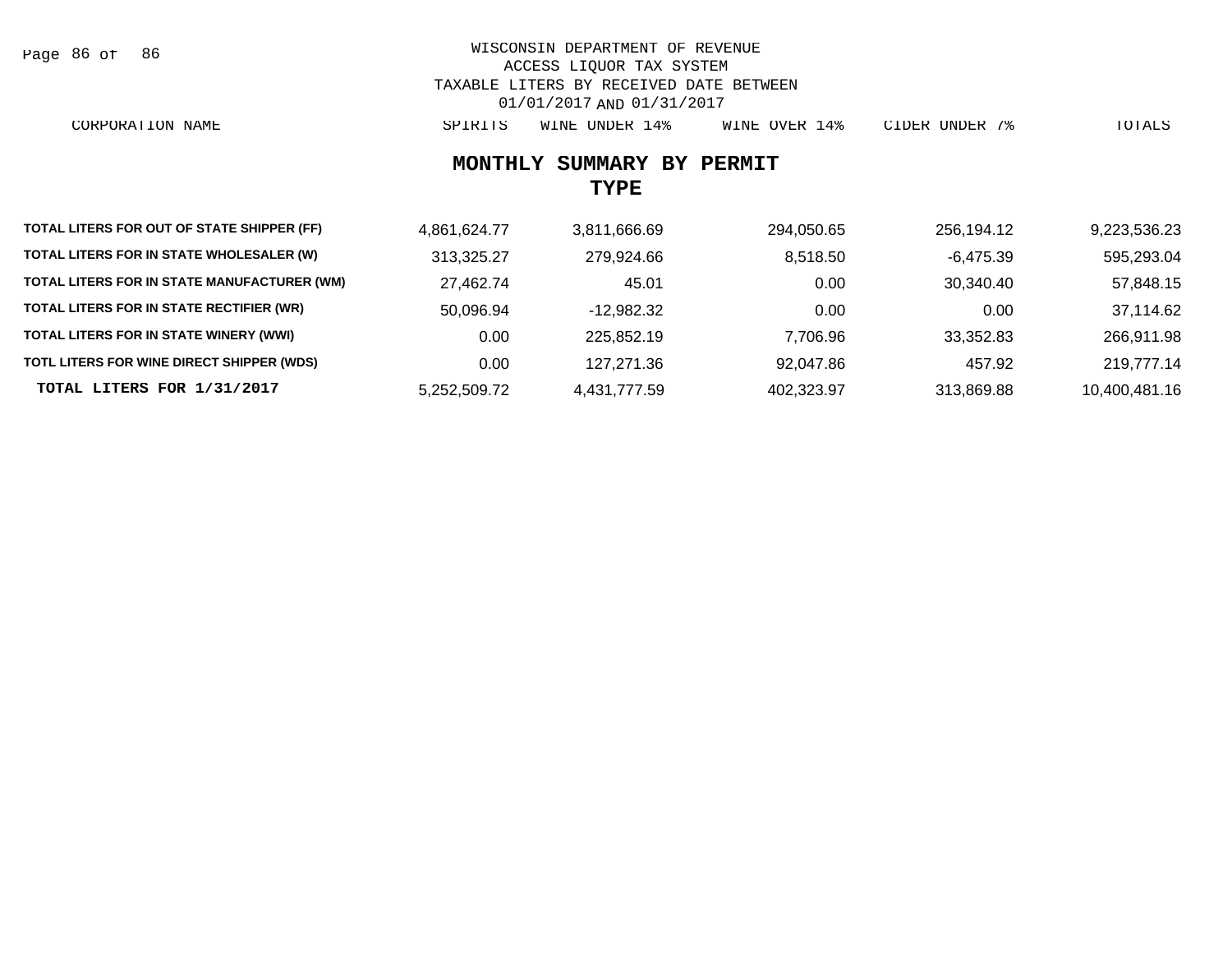WISCONSIN DEPARTMENT OF REVENUE
ACCESS LIQUOR TAX SYSTEM
TAXABLE LITERS BY RECEIVED DATE BETWEEN
01/01/2017 AND 01/31/2017

## MONTHLY SUMMARY BY PERMIT TYPE

| CORPORATION NAME | SPIRITS | WINE UNDER 14% | WINE OVER 14% | CIDER UNDER 7% | TOTALS |
|---|---|---|---|---|---|
| TOTAL LITERS FOR OUT OF STATE SHIPPER (FF) | 4,861,624.77 | 3,811,666.69 | 294,050.65 | 256,194.12 | 9,223,536.23 |
| TOTAL LITERS FOR IN STATE WHOLESALER (W) | 313,325.27 | 279,924.66 | 8,518.50 | -6,475.39 | 595,293.04 |
| TOTAL LITERS FOR IN STATE MANUFACTURER (WM) | 27,462.74 | 45.01 | 0.00 | 30,340.40 | 57,848.15 |
| TOTAL LITERS FOR IN STATE RECTIFIER (WR) | 50,096.94 | -12,982.32 | 0.00 | 0.00 | 37,114.62 |
| TOTAL LITERS FOR IN STATE WINERY (WWI) | 0.00 | 225,852.19 | 7,706.96 | 33,352.83 | 266,911.98 |
| TOTL LITERS FOR WINE DIRECT SHIPPER (WDS) | 0.00 | 127,271.36 | 92,047.86 | 457.92 | 219,777.14 |
| **TOTAL LITERS FOR 1/31/2017** | 5,252,509.72 | 4,431,777.59 | 402,323.97 | 313,869.88 | 10,400,481.16 |